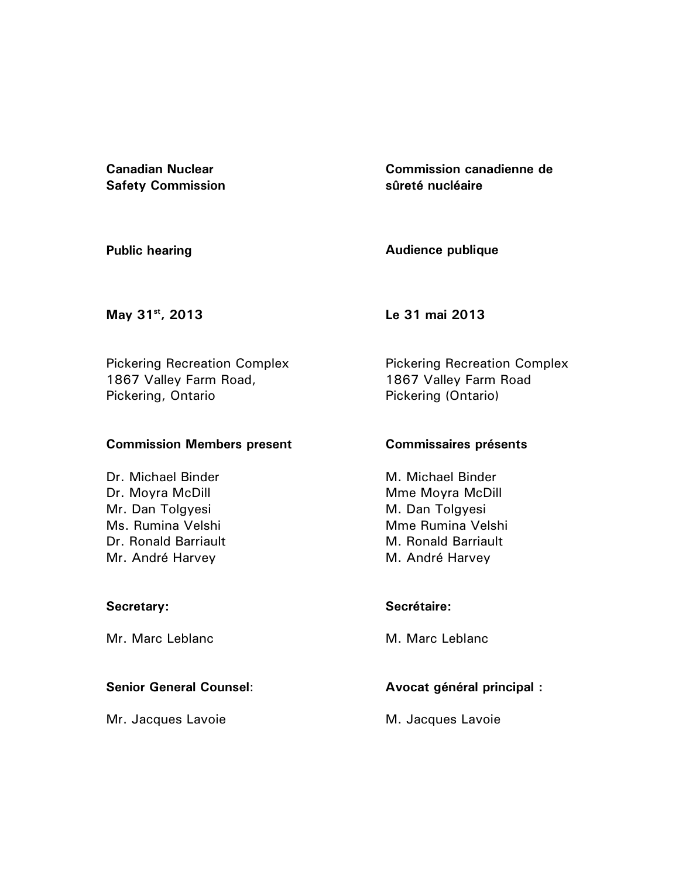**Canadian Nuclear Safety Commission**

**Commission canadienne de sûreté nucléaire**

**Public hearing**

**Audience publique**

**May 31st, 2013**

**Le 31 mai 2013**

Pickering Recreation Complex
1867 Valley Farm Road,
Pickering, Ontario

Pickering Recreation Complex
1867 Valley Farm Road
Pickering (Ontario)

**Commission Members present**

Dr. Michael Binder
Dr. Moyra McDill
Mr. Dan Tolgyesi
Ms. Rumina Velshi
Dr. Ronald Barriault
Mr. André Harvey

**Commissaires présents**

M. Michael Binder
Mme Moyra McDill
M. Dan Tolgyesi
Mme Rumina Velshi
M. Ronald Barriault
M. André Harvey

**Secretary:**

Mr. Marc Leblanc

**Secrétaire:**

M. Marc Leblanc

**Senior General Counsel**:

Mr. Jacques Lavoie

**Avocat général principal :**

M. Jacques Lavoie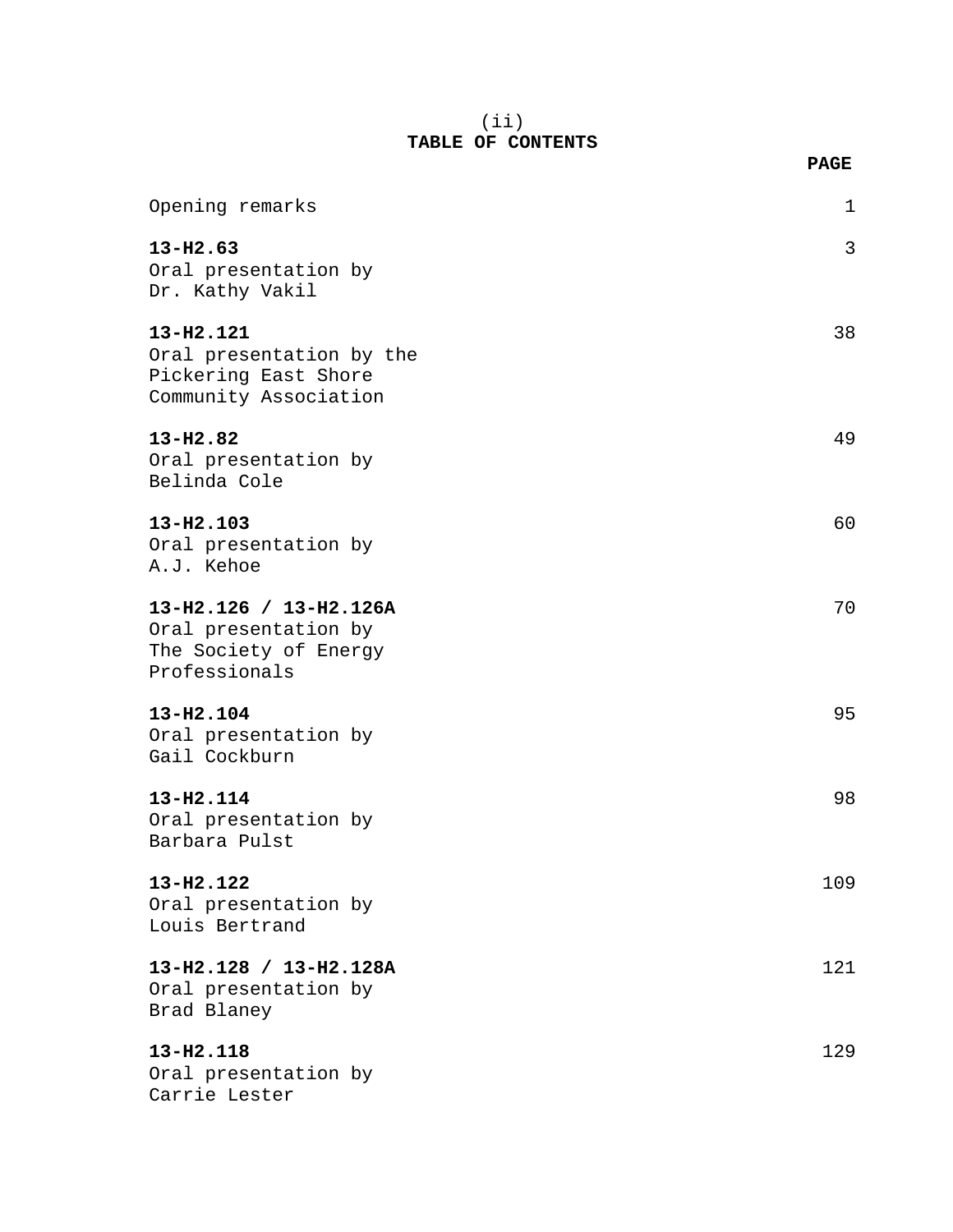# TABLE OF CONTENTS

| | PAGE |
|---|---|
| Opening remarks | 1 |
| **13-H2.63**<br>Oral presentation by<br>Dr. Kathy Vakil | 3 |
| **13-H2.121**<br>Oral presentation by the<br>Pickering East Shore<br>Community Association | 38 |
| **13-H2.82**<br>Oral presentation by<br>Belinda Cole | 49 |
| **13-H2.103**<br>Oral presentation by<br>A.J. Kehoe | 60 |
| **13-H2.126 / 13-H2.126A**<br>Oral presentation by<br>The Society of Energy<br>Professionals | 70 |
| **13-H2.104**<br>Oral presentation by<br>Gail Cockburn | 95 |
| **13-H2.114**<br>Oral presentation by<br>Barbara Pulst | 98 |
| **13-H2.122**<br>Oral presentation by<br>Louis Bertrand | 109 |
| **13-H2.128 / 13-H2.128A**<br>Oral presentation by<br>Brad Blaney | 121 |
| **13-H2.118**<br>Oral presentation by<br>Carrie Lester | 129 |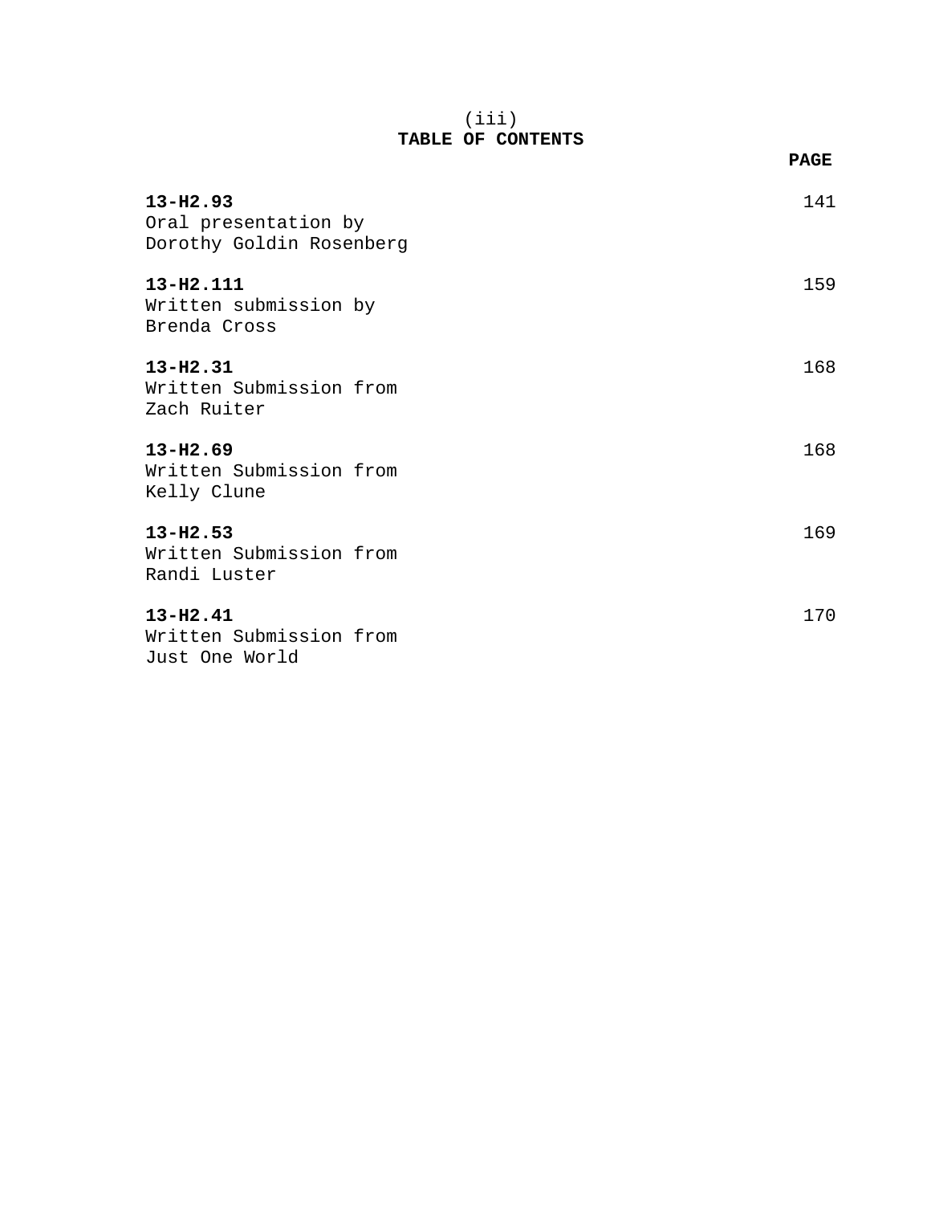(iii)

# TABLE OF CONTENTS

| | PAGE |
|---|---|
| **13-H2.93**<br>Oral presentation by<br>Dorothy Goldin Rosenberg | 141 |
| **13-H2.111**<br>Written submission by<br>Brenda Cross | 159 |
| **13-H2.31**<br>Written Submission from<br>Zach Ruiter | 168 |
| **13-H2.69**<br>Written Submission from<br>Kelly Clune | 168 |
| **13-H2.53**<br>Written Submission from<br>Randi Luster | 169 |
| **13-H2.41**<br>Written Submission from<br>Just One World | 170 |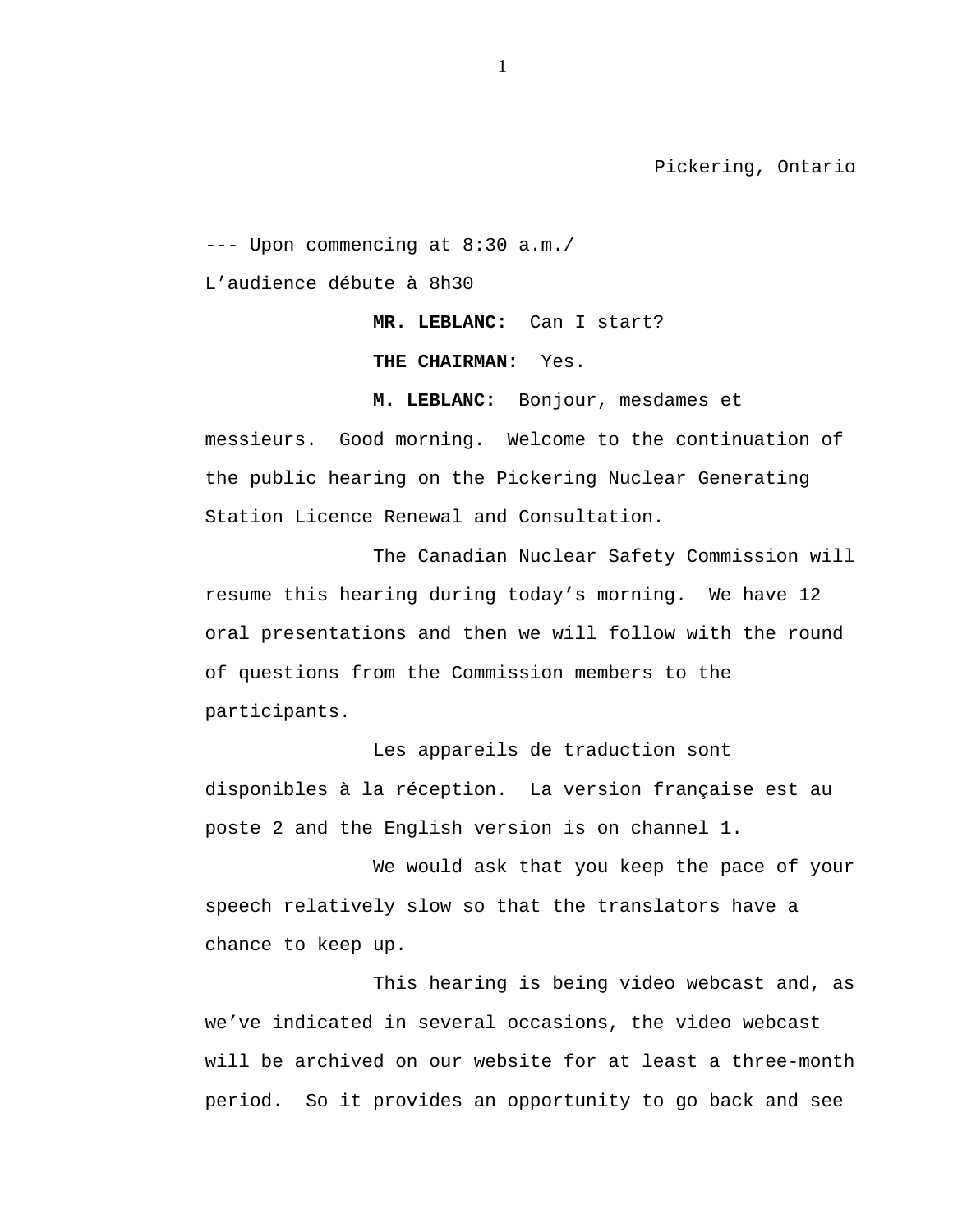Pickering, Ontario

--- Upon commencing at 8:30 a.m./
L'audience débute à 8h30

**MR. LEBLANC:** Can I start?

**THE CHAIRMAN:** Yes.

**M. LEBLANC:** Bonjour, mesdames et messieurs. Good morning. Welcome to the continuation of the public hearing on the Pickering Nuclear Generating Station Licence Renewal and Consultation.

The Canadian Nuclear Safety Commission will resume this hearing during today's morning. We have 12 oral presentations and then we will follow with the round of questions from the Commission members to the participants.

Les appareils de traduction sont disponibles à la réception. La version française est au poste 2 and the English version is on channel 1.

We would ask that you keep the pace of your speech relatively slow so that the translators have a chance to keep up.

This hearing is being video webcast and, as we've indicated in several occasions, the video webcast will be archived on our website for at least a three-month period. So it provides an opportunity to go back and see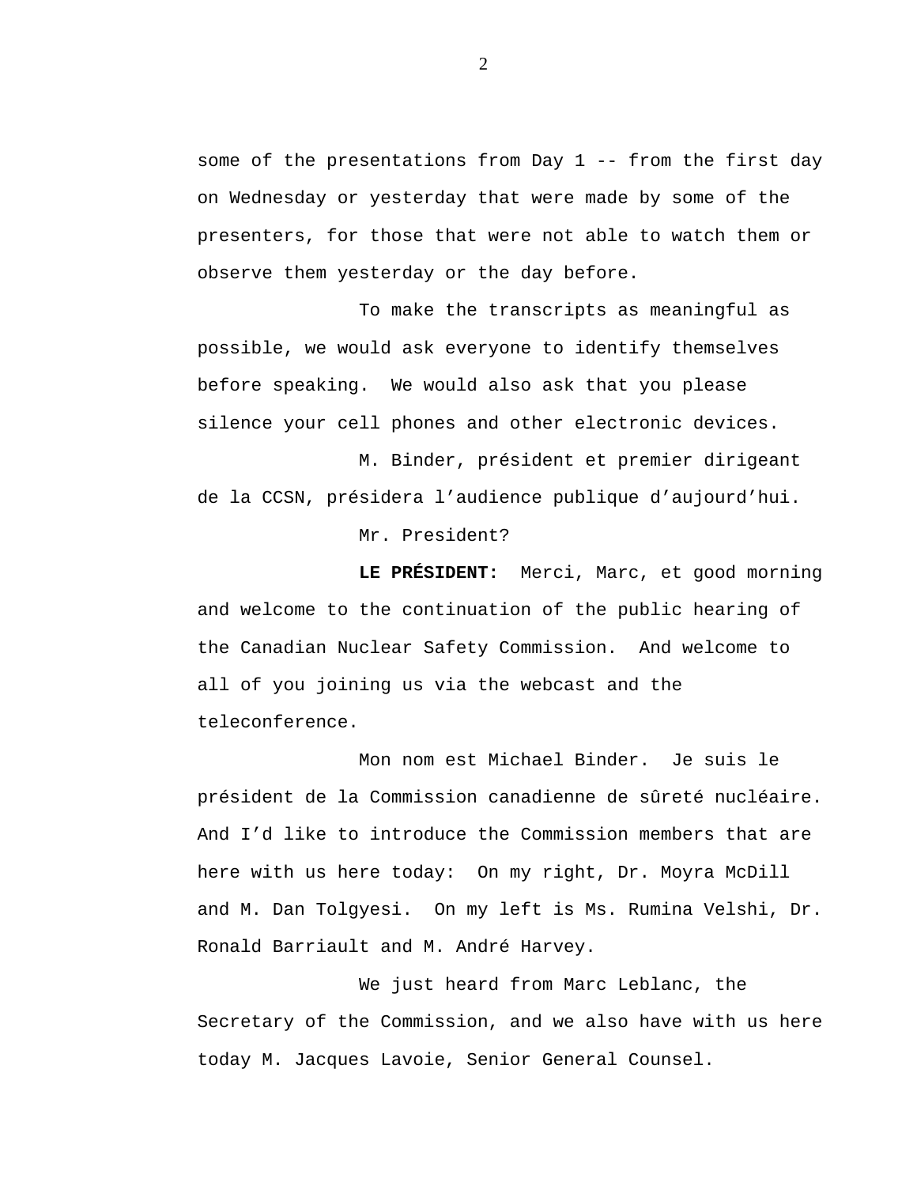some of the presentations from Day 1 -- from the first day on Wednesday or yesterday that were made by some of the presenters, for those that were not able to watch them or observe them yesterday or the day before.

To make the transcripts as meaningful as possible, we would ask everyone to identify themselves before speaking. We would also ask that you please silence your cell phones and other electronic devices.

M. Binder, président et premier dirigeant de la CCSN, présidera l'audience publique d'aujourd'hui.

Mr. President?

**LE PRÉSIDENT:** Merci, Marc, et good morning and welcome to the continuation of the public hearing of the Canadian Nuclear Safety Commission. And welcome to all of you joining us via the webcast and the teleconference.

Mon nom est Michael Binder. Je suis le président de la Commission canadienne de sûreté nucléaire. And I'd like to introduce the Commission members that are here with us here today: On my right, Dr. Moyra McDill and M. Dan Tolgyesi. On my left is Ms. Rumina Velshi, Dr. Ronald Barriault and M. André Harvey.

We just heard from Marc Leblanc, the Secretary of the Commission, and we also have with us here today M. Jacques Lavoie, Senior General Counsel.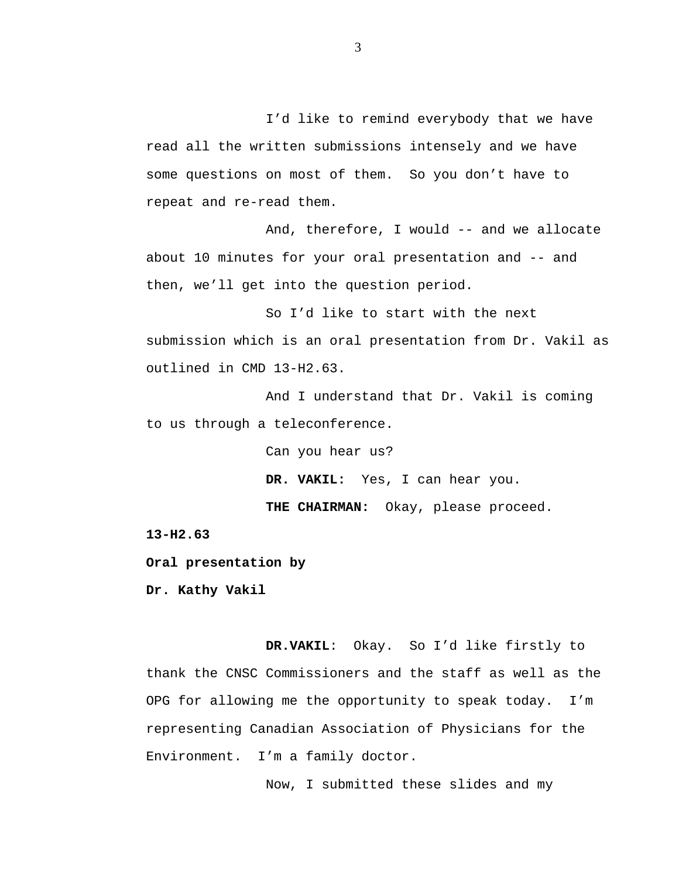I'd like to remind everybody that we have read all the written submissions intensely and we have some questions on most of them. So you don't have to repeat and re-read them.

And, therefore, I would -- and we allocate about 10 minutes for your oral presentation and -- and then, we'll get into the question period.

So I'd like to start with the next submission which is an oral presentation from Dr. Vakil as outlined in CMD 13-H2.63.

And I understand that Dr. Vakil is coming to us through a teleconference.

Can you hear us?

**DR. VAKIL:** Yes, I can hear you.

**THE CHAIRMAN:** Okay, please proceed.

**13-H2.63**

**Oral presentation by**

**Dr. Kathy Vakil**

**DR.VAKIL**: Okay. So I'd like firstly to thank the CNSC Commissioners and the staff as well as the OPG for allowing me the opportunity to speak today. I'm representing Canadian Association of Physicians for the Environment. I'm a family doctor.

Now, I submitted these slides and my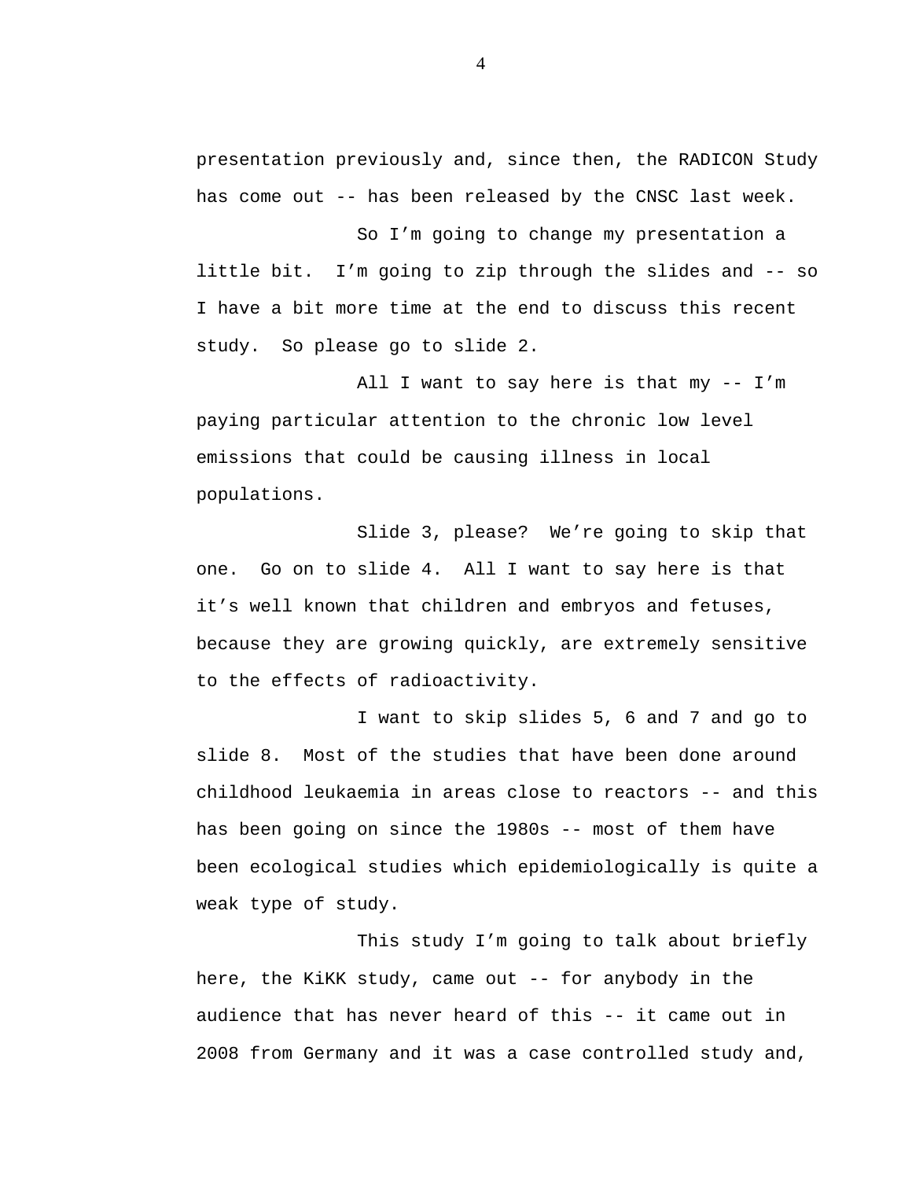presentation previously and, since then, the RADICON Study has come out -- has been released by the CNSC last week.

So I'm going to change my presentation a little bit. I'm going to zip through the slides and -- so I have a bit more time at the end to discuss this recent study. So please go to slide 2.

All I want to say here is that my -- I'm paying particular attention to the chronic low level emissions that could be causing illness in local populations.

Slide 3, please? We're going to skip that one. Go on to slide 4. All I want to say here is that it's well known that children and embryos and fetuses, because they are growing quickly, are extremely sensitive to the effects of radioactivity.

I want to skip slides 5, 6 and 7 and go to slide 8. Most of the studies that have been done around childhood leukaemia in areas close to reactors -- and this has been going on since the 1980s -- most of them have been ecological studies which epidemiologically is quite a weak type of study.

This study I'm going to talk about briefly here, the KiKK study, came out -- for anybody in the audience that has never heard of this -- it came out in 2008 from Germany and it was a case controlled study and,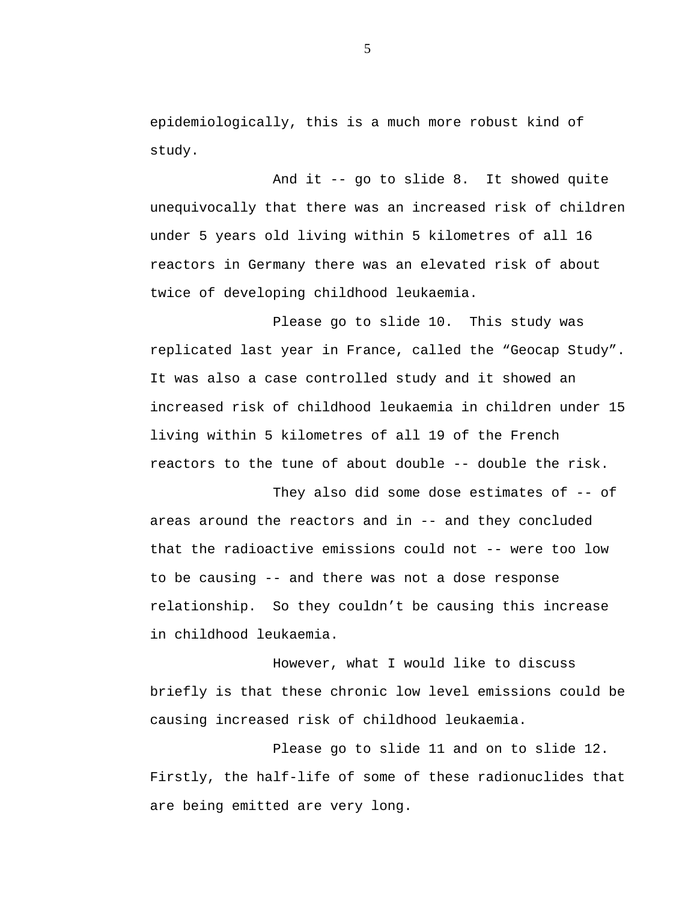epidemiologically, this is a much more robust kind of study.

And it -- go to slide 8. It showed quite unequivocally that there was an increased risk of children under 5 years old living within 5 kilometres of all 16 reactors in Germany there was an elevated risk of about twice of developing childhood leukaemia.

Please go to slide 10. This study was replicated last year in France, called the “Geocap Study”. It was also a case controlled study and it showed an increased risk of childhood leukaemia in children under 15 living within 5 kilometres of all 19 of the French reactors to the tune of about double -- double the risk.

They also did some dose estimates of -- of areas around the reactors and in -- and they concluded that the radioactive emissions could not -- were too low to be causing -- and there was not a dose response relationship. So they couldn’t be causing this increase in childhood leukaemia.

However, what I would like to discuss briefly is that these chronic low level emissions could be causing increased risk of childhood leukaemia.

Please go to slide 11 and on to slide 12. Firstly, the half-life of some of these radionuclides that are being emitted are very long.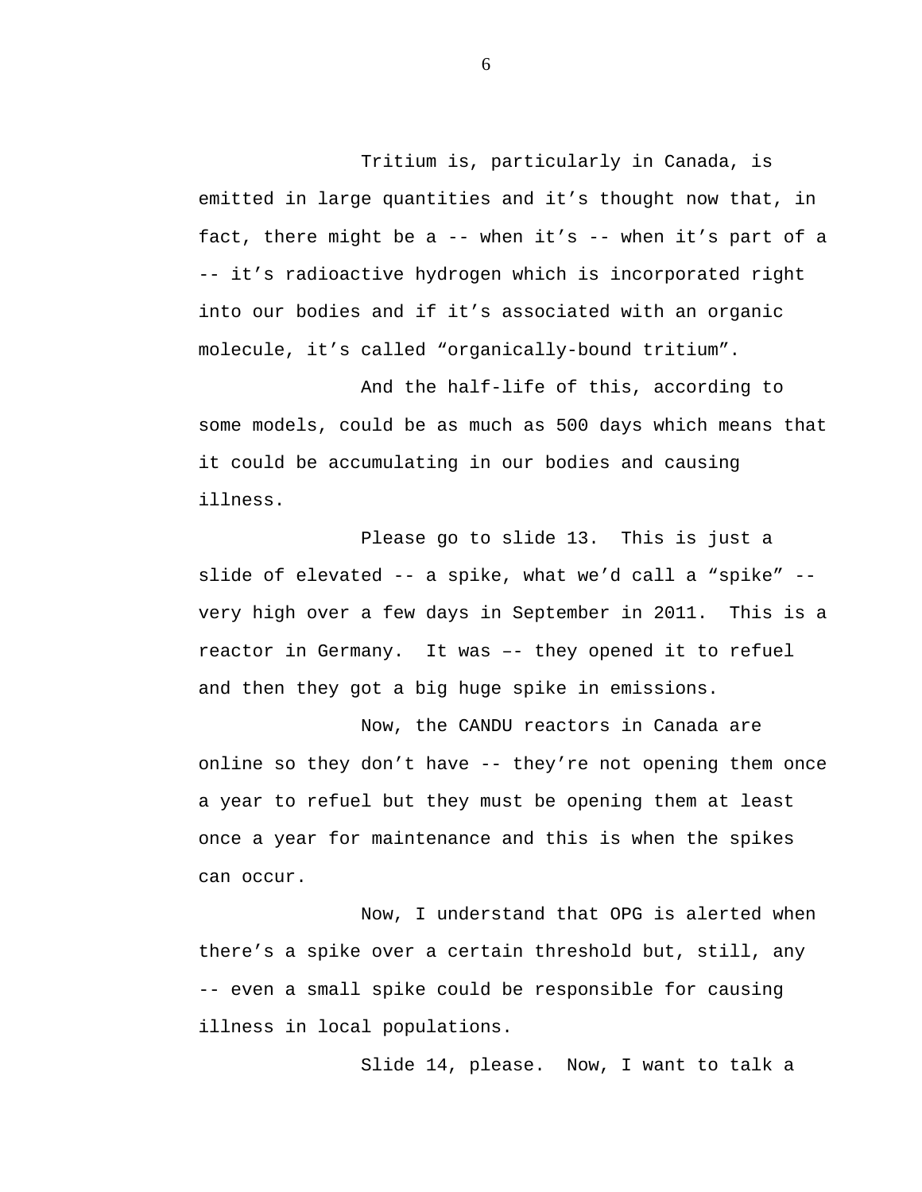Tritium is, particularly in Canada, is emitted in large quantities and it's thought now that, in fact, there might be a -- when it's -- when it's part of a -- it's radioactive hydrogen which is incorporated right into our bodies and if it's associated with an organic molecule, it's called "organically-bound tritium".

And the half-life of this, according to some models, could be as much as 500 days which means that it could be accumulating in our bodies and causing illness.

Please go to slide 13. This is just a slide of elevated -- a spike, what we'd call a "spike" -- very high over a few days in September in 2011. This is a reactor in Germany. It was –- they opened it to refuel and then they got a big huge spike in emissions.

Now, the CANDU reactors in Canada are online so they don't have -- they're not opening them once a year to refuel but they must be opening them at least once a year for maintenance and this is when the spikes can occur.

Now, I understand that OPG is alerted when there's a spike over a certain threshold but, still, any -- even a small spike could be responsible for causing illness in local populations.

Slide 14, please. Now, I want to talk a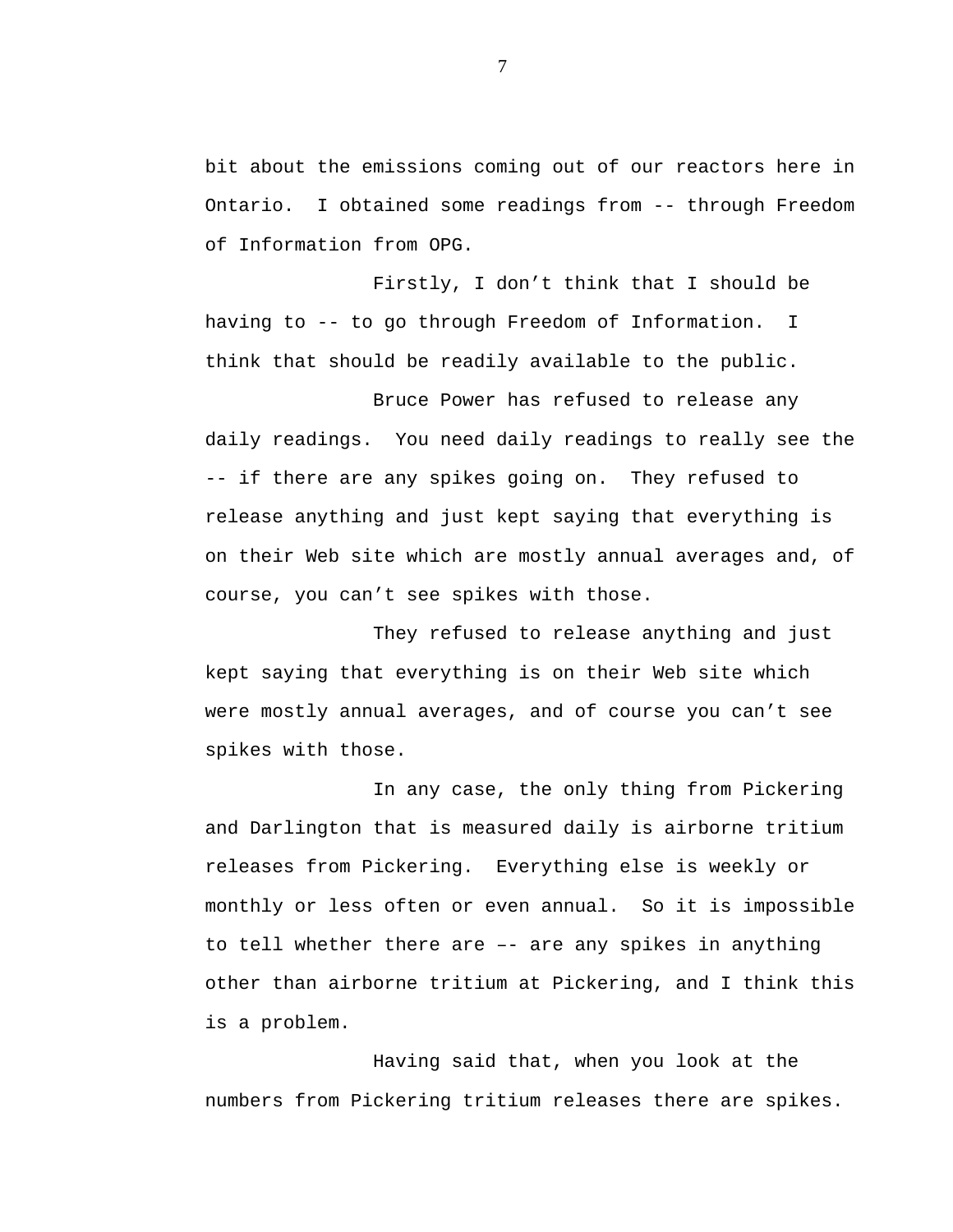bit about the emissions coming out of our reactors here in Ontario. I obtained some readings from -- through Freedom of Information from OPG.

Firstly, I don’t think that I should be having to -- to go through Freedom of Information. I think that should be readily available to the public.

Bruce Power has refused to release any daily readings. You need daily readings to really see the -- if there are any spikes going on. They refused to release anything and just kept saying that everything is on their Web site which are mostly annual averages and, of course, you can’t see spikes with those.

They refused to release anything and just kept saying that everything is on their Web site which were mostly annual averages, and of course you can’t see spikes with those.

In any case, the only thing from Pickering and Darlington that is measured daily is airborne tritium releases from Pickering. Everything else is weekly or monthly or less often or even annual. So it is impossible to tell whether there are –- are any spikes in anything other than airborne tritium at Pickering, and I think this is a problem.

Having said that, when you look at the numbers from Pickering tritium releases there are spikes.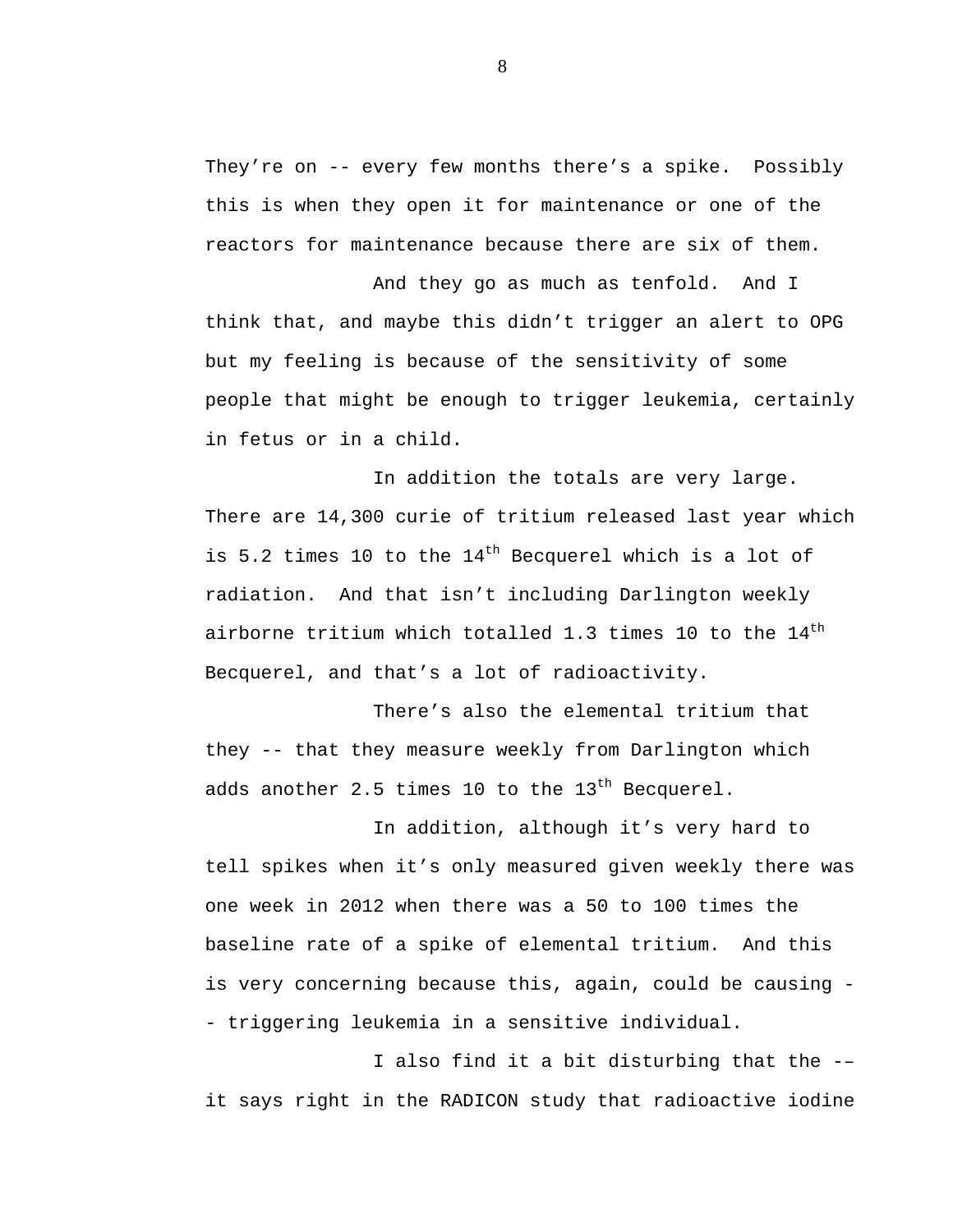They're on -- every few months there's a spike. Possibly this is when they open it for maintenance or one of the reactors for maintenance because there are six of them.

And they go as much as tenfold. And I think that, and maybe this didn't trigger an alert to OPG but my feeling is because of the sensitivity of some people that might be enough to trigger leukemia, certainly in fetus or in a child.

In addition the totals are very large. There are 14,300 curie of tritium released last year which is 5.2 times 10 to the $14^{th}$ Becquerel which is a lot of radiation. And that isn't including Darlington weekly airborne tritium which totalled 1.3 times 10 to the $14^{th}$ Becquerel, and that's a lot of radioactivity.

There's also the elemental tritium that they -- that they measure weekly from Darlington which adds another 2.5 times 10 to the $13^{th}$ Becquerel.

In addition, although it's very hard to tell spikes when it's only measured given weekly there was one week in 2012 when there was a 50 to 100 times the baseline rate of a spike of elemental tritium. And this is very concerning because this, again, could be causing -- triggering leukemia in a sensitive individual.

I also find it a bit disturbing that the -– it says right in the RADICON study that radioactive iodine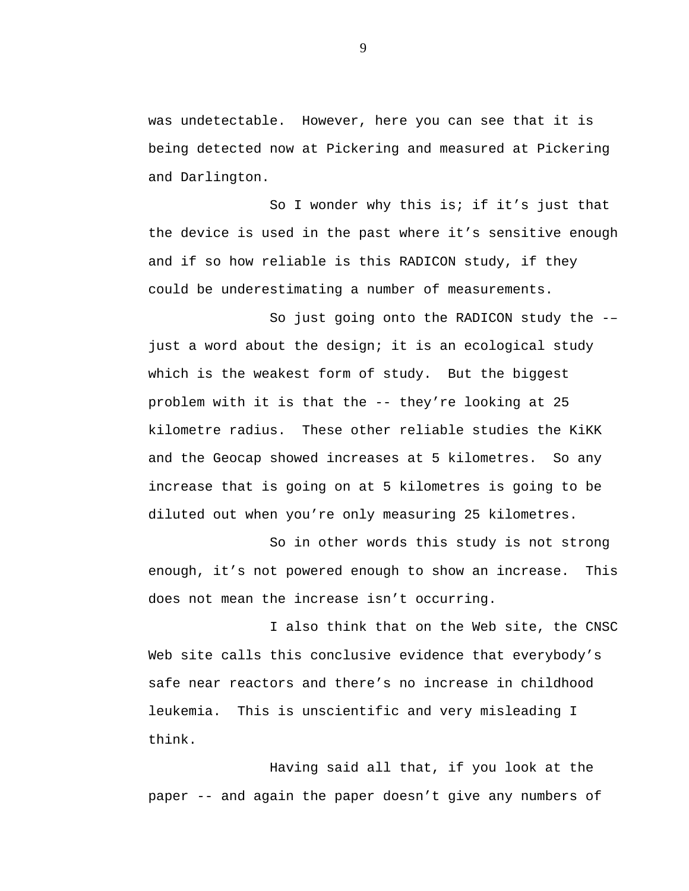was undetectable. However, here you can see that it is being detected now at Pickering and measured at Pickering and Darlington.

So I wonder why this is; if it's just that the device is used in the past where it's sensitive enough and if so how reliable is this RADICON study, if they could be underestimating a number of measurements.

So just going onto the RADICON study the -– just a word about the design; it is an ecological study which is the weakest form of study. But the biggest problem with it is that the -- they're looking at 25 kilometre radius. These other reliable studies the KiKK and the Geocap showed increases at 5 kilometres. So any increase that is going on at 5 kilometres is going to be diluted out when you're only measuring 25 kilometres.

So in other words this study is not strong enough, it's not powered enough to show an increase. This does not mean the increase isn't occurring.

I also think that on the Web site, the CNSC Web site calls this conclusive evidence that everybody's safe near reactors and there's no increase in childhood leukemia. This is unscientific and very misleading I think.

Having said all that, if you look at the paper -- and again the paper doesn't give any numbers of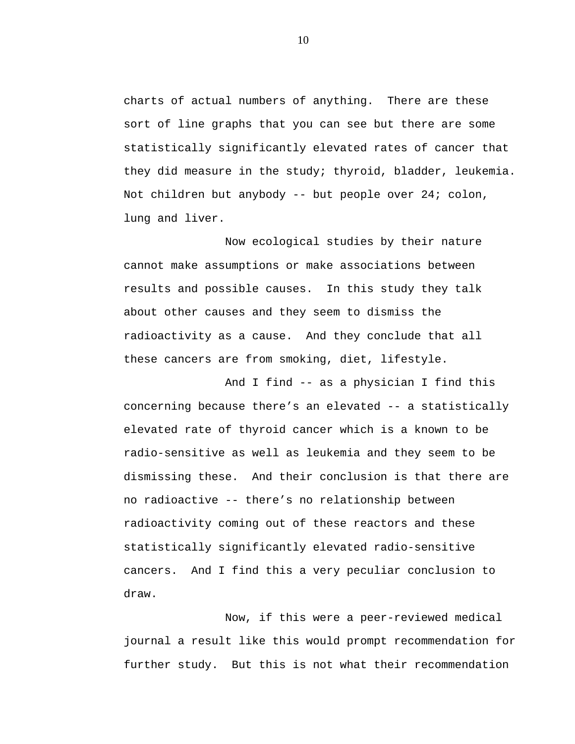charts of actual numbers of anything. There are these sort of line graphs that you can see but there are some statistically significantly elevated rates of cancer that they did measure in the study; thyroid, bladder, leukemia. Not children but anybody -- but people over 24; colon, lung and liver.

Now ecological studies by their nature cannot make assumptions or make associations between results and possible causes. In this study they talk about other causes and they seem to dismiss the radioactivity as a cause. And they conclude that all these cancers are from smoking, diet, lifestyle.

And I find -- as a physician I find this concerning because there's an elevated -- a statistically elevated rate of thyroid cancer which is a known to be radio-sensitive as well as leukemia and they seem to be dismissing these. And their conclusion is that there are no radioactive -- there's no relationship between radioactivity coming out of these reactors and these statistically significantly elevated radio-sensitive cancers. And I find this a very peculiar conclusion to draw.

Now, if this were a peer-reviewed medical journal a result like this would prompt recommendation for further study. But this is not what their recommendation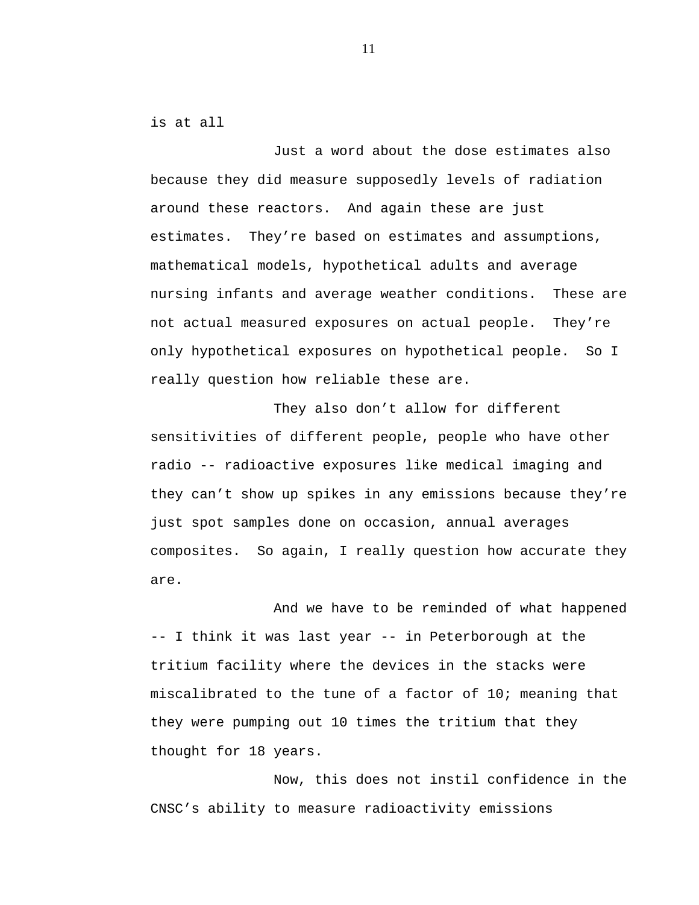is at all

Just a word about the dose estimates also because they did measure supposedly levels of radiation around these reactors. And again these are just estimates. They're based on estimates and assumptions, mathematical models, hypothetical adults and average nursing infants and average weather conditions. These are not actual measured exposures on actual people. They're only hypothetical exposures on hypothetical people. So I really question how reliable these are.

They also don't allow for different sensitivities of different people, people who have other radio -- radioactive exposures like medical imaging and they can't show up spikes in any emissions because they're just spot samples done on occasion, annual averages composites. So again, I really question how accurate they are.

And we have to be reminded of what happened -- I think it was last year -- in Peterborough at the tritium facility where the devices in the stacks were miscalibrated to the tune of a factor of 10; meaning that they were pumping out 10 times the tritium that they thought for 18 years.

Now, this does not instil confidence in the CNSC's ability to measure radioactivity emissions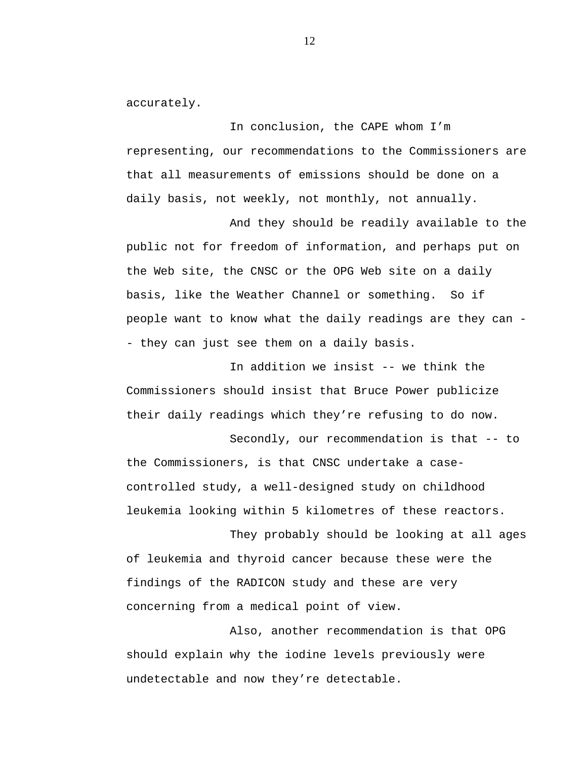accurately.

In conclusion, the CAPE whom I'm representing, our recommendations to the Commissioners are that all measurements of emissions should be done on a daily basis, not weekly, not monthly, not annually.

And they should be readily available to the public not for freedom of information, and perhaps put on the Web site, the CNSC or the OPG Web site on a daily basis, like the Weather Channel or something. So if people want to know what the daily readings are they can -- they can just see them on a daily basis.

In addition we insist -- we think the Commissioners should insist that Bruce Power publicize their daily readings which they're refusing to do now.

Secondly, our recommendation is that -- to the Commissioners, is that CNSC undertake a case-controlled study, a well-designed study on childhood leukemia looking within 5 kilometres of these reactors.

They probably should be looking at all ages of leukemia and thyroid cancer because these were the findings of the RADICON study and these are very concerning from a medical point of view.

Also, another recommendation is that OPG should explain why the iodine levels previously were undetectable and now they're detectable.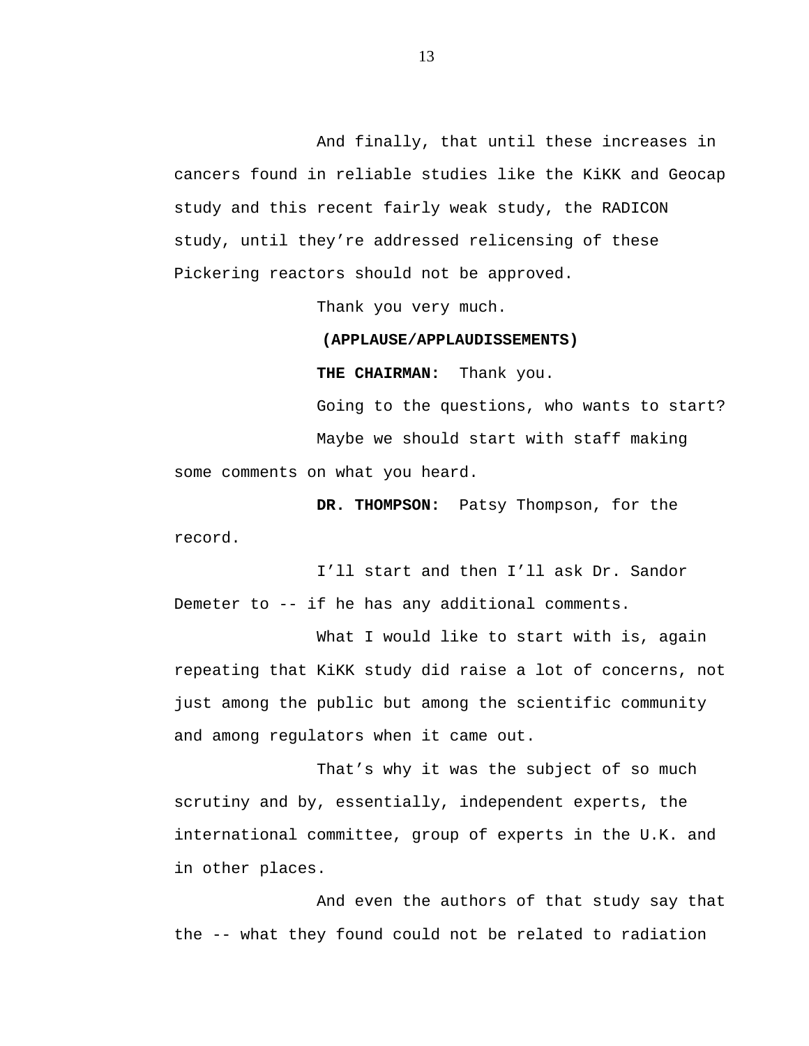And finally, that until these increases in cancers found in reliable studies like the KiKK and Geocap study and this recent fairly weak study, the RADICON study, until they're addressed relicensing of these Pickering reactors should not be approved.

Thank you very much.

**(APPLAUSE/APPLAUDISSEMENTS)**

**THE CHAIRMAN:** Thank you.

Going to the questions, who wants to start?

Maybe we should start with staff making some comments on what you heard.

**DR. THOMPSON:** Patsy Thompson, for the record.

I'll start and then I'll ask Dr. Sandor Demeter to -- if he has any additional comments.

What I would like to start with is, again repeating that KiKK study did raise a lot of concerns, not just among the public but among the scientific community and among regulators when it came out.

That's why it was the subject of so much scrutiny and by, essentially, independent experts, the international committee, group of experts in the U.K. and in other places.

And even the authors of that study say that the -- what they found could not be related to radiation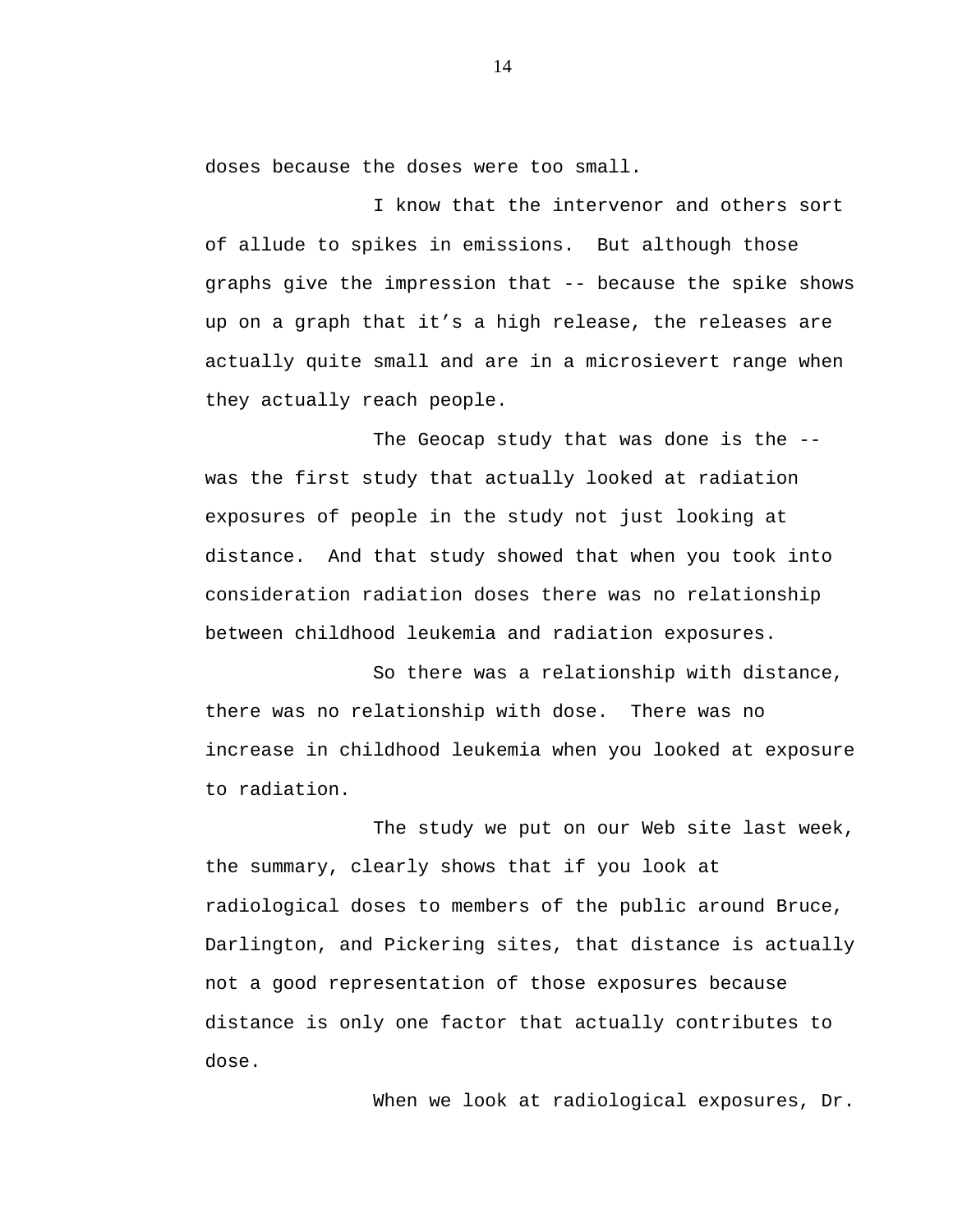doses because the doses were too small.

I know that the intervenor and others sort of allude to spikes in emissions. But although those graphs give the impression that -- because the spike shows up on a graph that it's a high release, the releases are actually quite small and are in a microsievert range when they actually reach people.

The Geocap study that was done is the -- was the first study that actually looked at radiation exposures of people in the study not just looking at distance. And that study showed that when you took into consideration radiation doses there was no relationship between childhood leukemia and radiation exposures.

So there was a relationship with distance, there was no relationship with dose. There was no increase in childhood leukemia when you looked at exposure to radiation.

The study we put on our Web site last week, the summary, clearly shows that if you look at radiological doses to members of the public around Bruce, Darlington, and Pickering sites, that distance is actually not a good representation of those exposures because distance is only one factor that actually contributes to dose.

When we look at radiological exposures, Dr.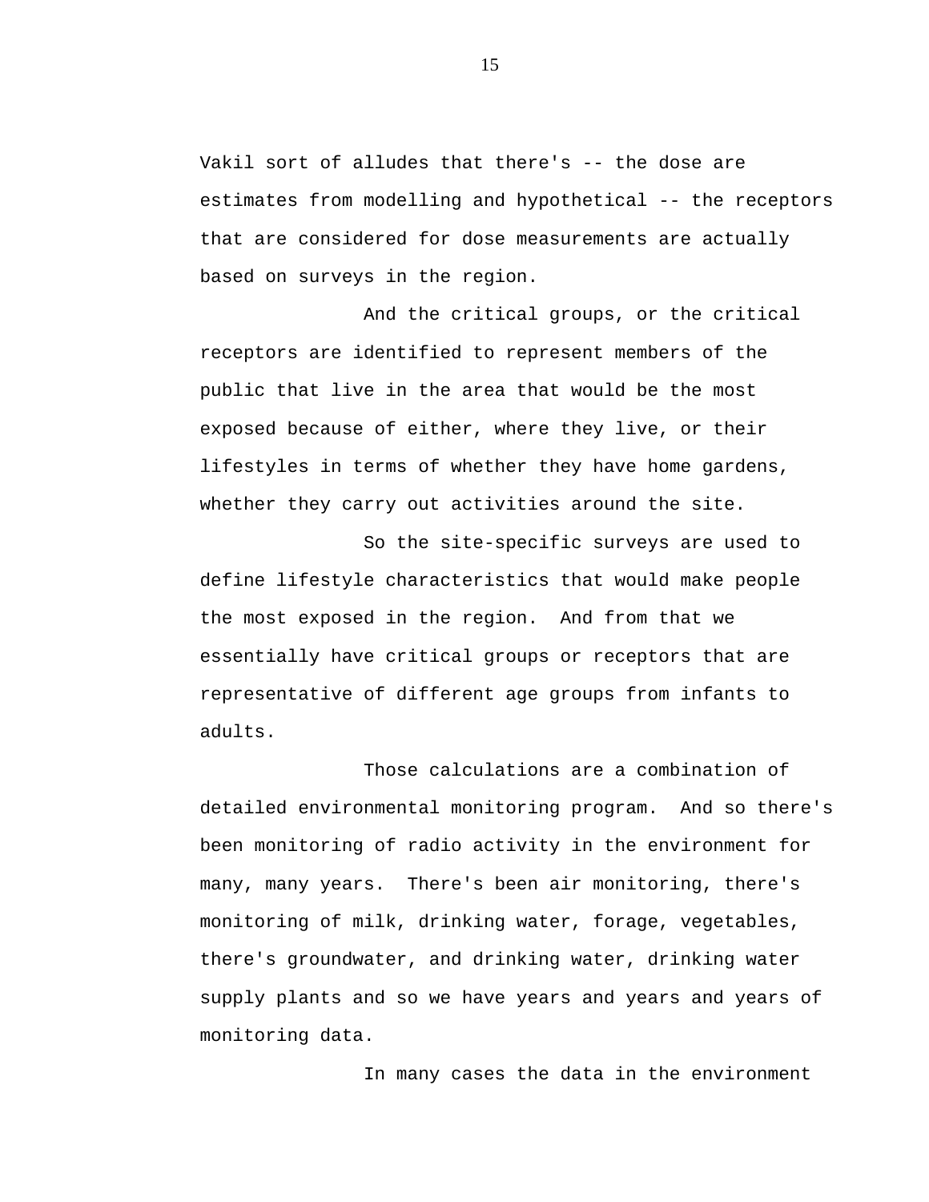Vakil sort of alludes that there's -- the dose are estimates from modelling and hypothetical -- the receptors that are considered for dose measurements are actually based on surveys in the region.

And the critical groups, or the critical receptors are identified to represent members of the public that live in the area that would be the most exposed because of either, where they live, or their lifestyles in terms of whether they have home gardens, whether they carry out activities around the site.

So the site-specific surveys are used to define lifestyle characteristics that would make people the most exposed in the region. And from that we essentially have critical groups or receptors that are representative of different age groups from infants to adults.

Those calculations are a combination of detailed environmental monitoring program. And so there's been monitoring of radio activity in the environment for many, many years. There's been air monitoring, there's monitoring of milk, drinking water, forage, vegetables, there's groundwater, and drinking water, drinking water supply plants and so we have years and years and years of monitoring data.

In many cases the data in the environment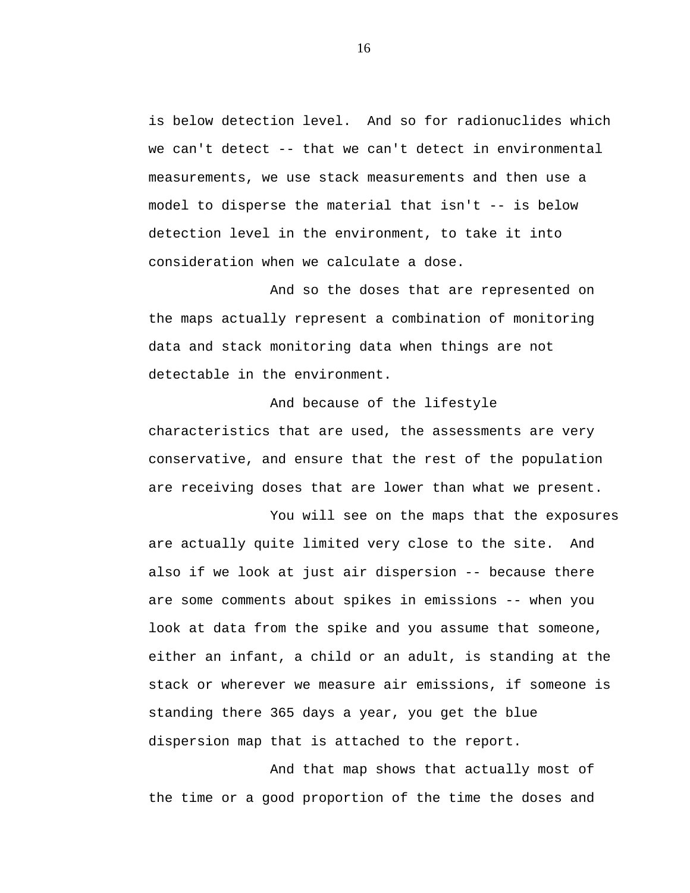is below detection level. And so for radionuclides which we can't detect -- that we can't detect in environmental measurements, we use stack measurements and then use a model to disperse the material that isn't -- is below detection level in the environment, to take it into consideration when we calculate a dose.

And so the doses that are represented on the maps actually represent a combination of monitoring data and stack monitoring data when things are not detectable in the environment.

And because of the lifestyle characteristics that are used, the assessments are very conservative, and ensure that the rest of the population are receiving doses that are lower than what we present.

You will see on the maps that the exposures are actually quite limited very close to the site. And also if we look at just air dispersion -- because there are some comments about spikes in emissions -- when you look at data from the spike and you assume that someone, either an infant, a child or an adult, is standing at the stack or wherever we measure air emissions, if someone is standing there 365 days a year, you get the blue dispersion map that is attached to the report.

And that map shows that actually most of the time or a good proportion of the time the doses and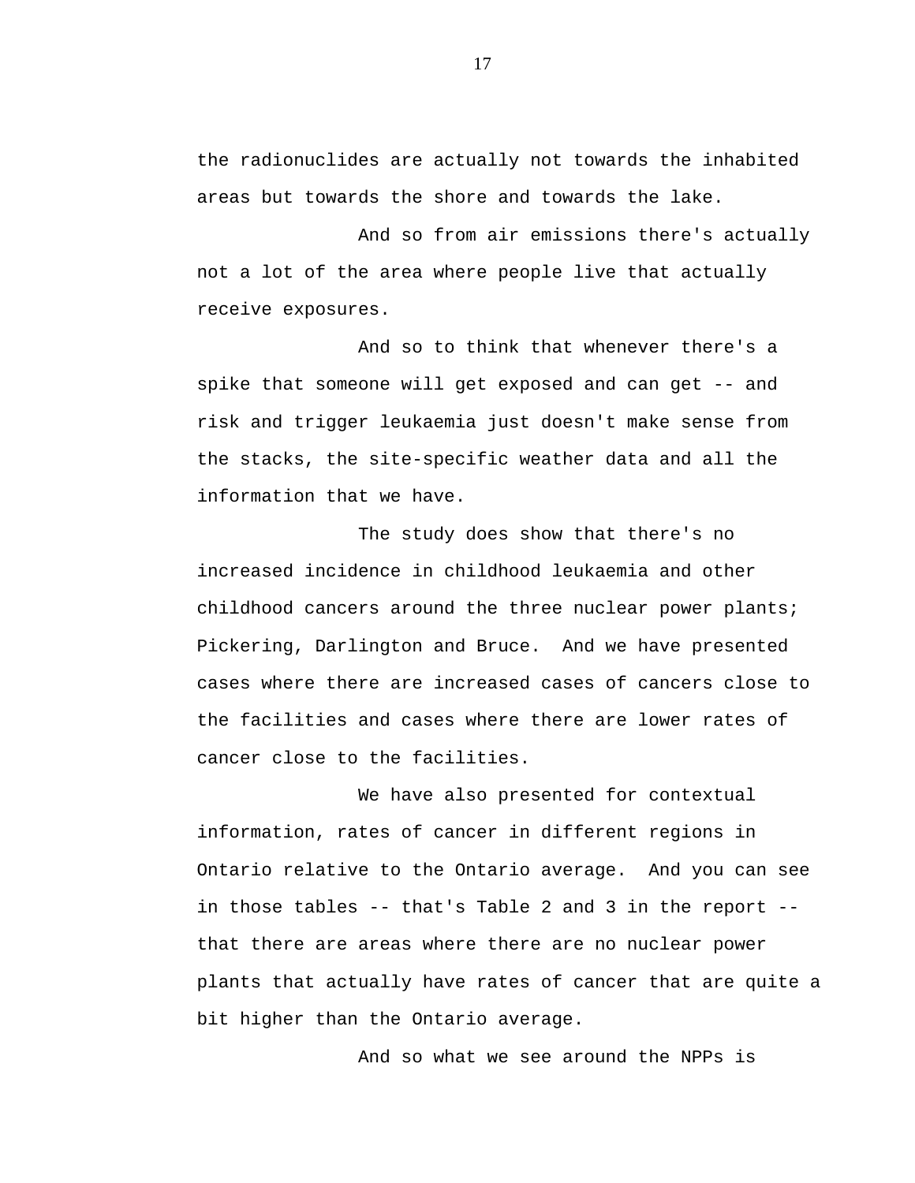the radionuclides are actually not towards the inhabited areas but towards the shore and towards the lake.

And so from air emissions there's actually not a lot of the area where people live that actually receive exposures.

And so to think that whenever there's a spike that someone will get exposed and can get -- and risk and trigger leukaemia just doesn't make sense from the stacks, the site-specific weather data and all the information that we have.

The study does show that there's no increased incidence in childhood leukaemia and other childhood cancers around the three nuclear power plants; Pickering, Darlington and Bruce. And we have presented cases where there are increased cases of cancers close to the facilities and cases where there are lower rates of cancer close to the facilities.

We have also presented for contextual information, rates of cancer in different regions in Ontario relative to the Ontario average. And you can see in those tables -- that's Table 2 and 3 in the report -- that there are areas where there are no nuclear power plants that actually have rates of cancer that are quite a bit higher than the Ontario average.

And so what we see around the NPPs is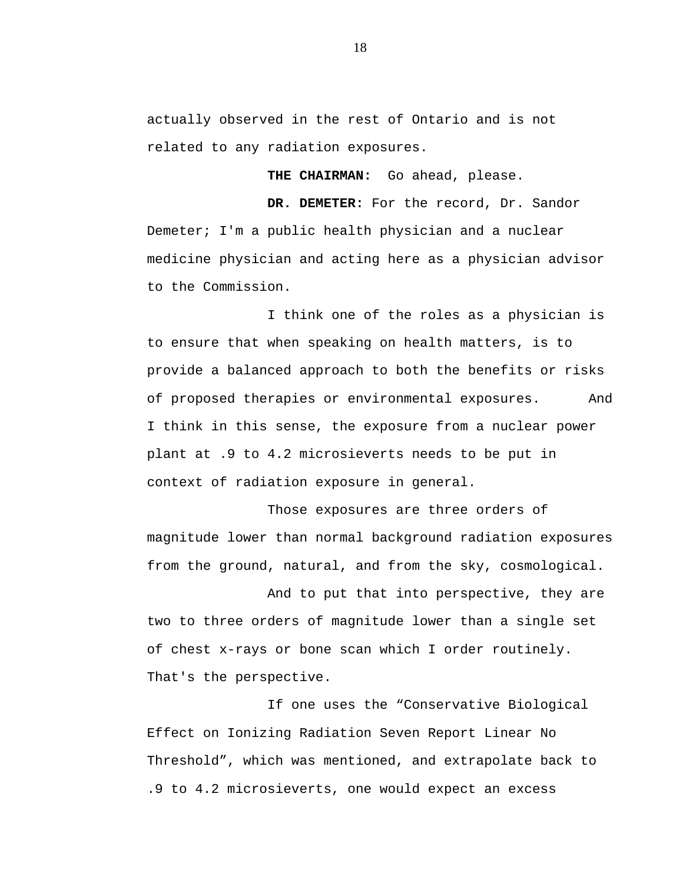actually observed in the rest of Ontario and is not related to any radiation exposures.

**THE CHAIRMAN:** Go ahead, please.

**DR. DEMETER:** For the record, Dr. Sandor Demeter; I'm a public health physician and a nuclear medicine physician and acting here as a physician advisor to the Commission.

I think one of the roles as a physician is to ensure that when speaking on health matters, is to provide a balanced approach to both the benefits or risks of proposed therapies or environmental exposures. And I think in this sense, the exposure from a nuclear power plant at .9 to 4.2 microsieverts needs to be put in context of radiation exposure in general.

Those exposures are three orders of magnitude lower than normal background radiation exposures from the ground, natural, and from the sky, cosmological.

And to put that into perspective, they are two to three orders of magnitude lower than a single set of chest x-rays or bone scan which I order routinely. That's the perspective.

If one uses the “Conservative Biological Effect on Ionizing Radiation Seven Report Linear No Threshold”, which was mentioned, and extrapolate back to .9 to 4.2 microsieverts, one would expect an excess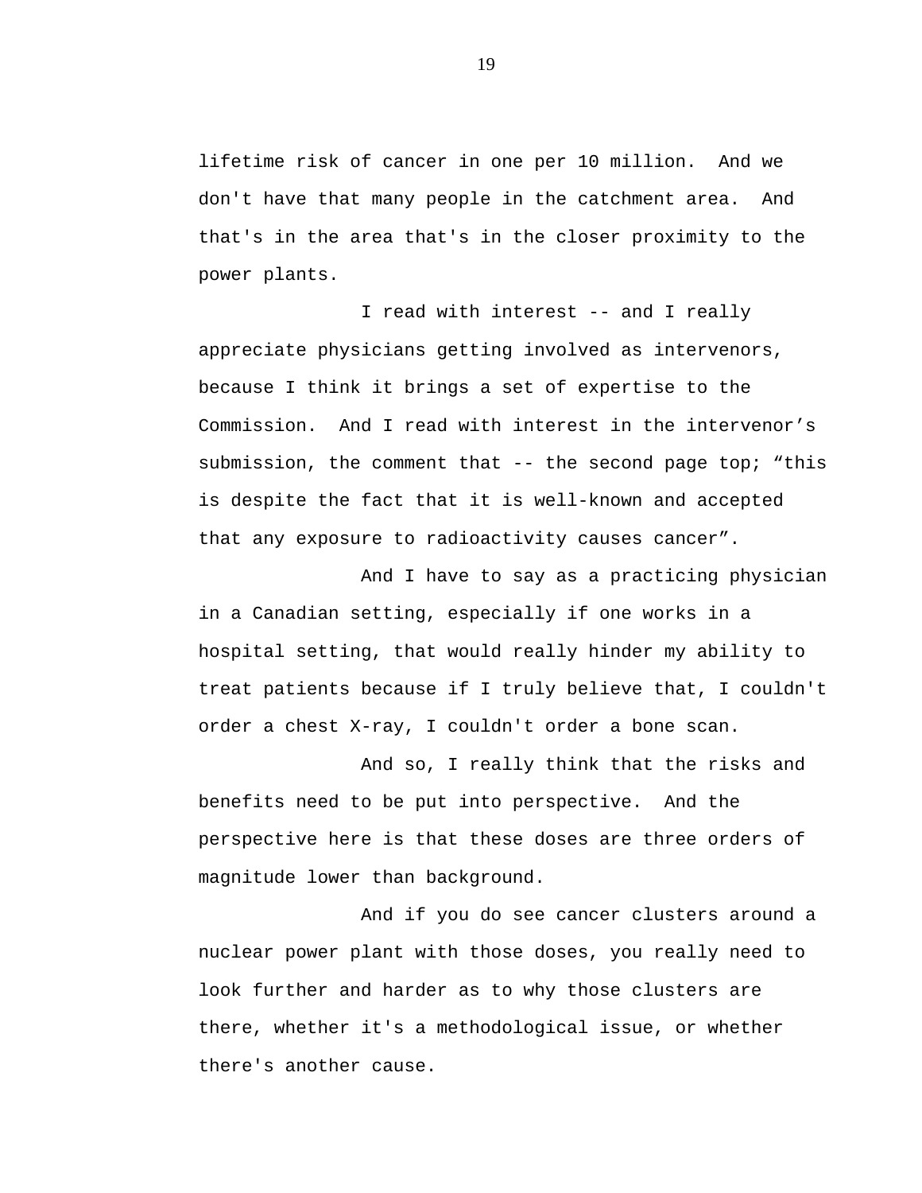lifetime risk of cancer in one per 10 million. And we don't have that many people in the catchment area. And that's in the area that's in the closer proximity to the power plants.

I read with interest -- and I really appreciate physicians getting involved as intervenors, because I think it brings a set of expertise to the Commission. And I read with interest in the intervenor’s submission, the comment that -- the second page top; “this is despite the fact that it is well-known and accepted that any exposure to radioactivity causes cancer”.

And I have to say as a practicing physician in a Canadian setting, especially if one works in a hospital setting, that would really hinder my ability to treat patients because if I truly believe that, I couldn't order a chest X-ray, I couldn't order a bone scan.

And so, I really think that the risks and benefits need to be put into perspective. And the perspective here is that these doses are three orders of magnitude lower than background.

And if you do see cancer clusters around a nuclear power plant with those doses, you really need to look further and harder as to why those clusters are there, whether it's a methodological issue, or whether there's another cause.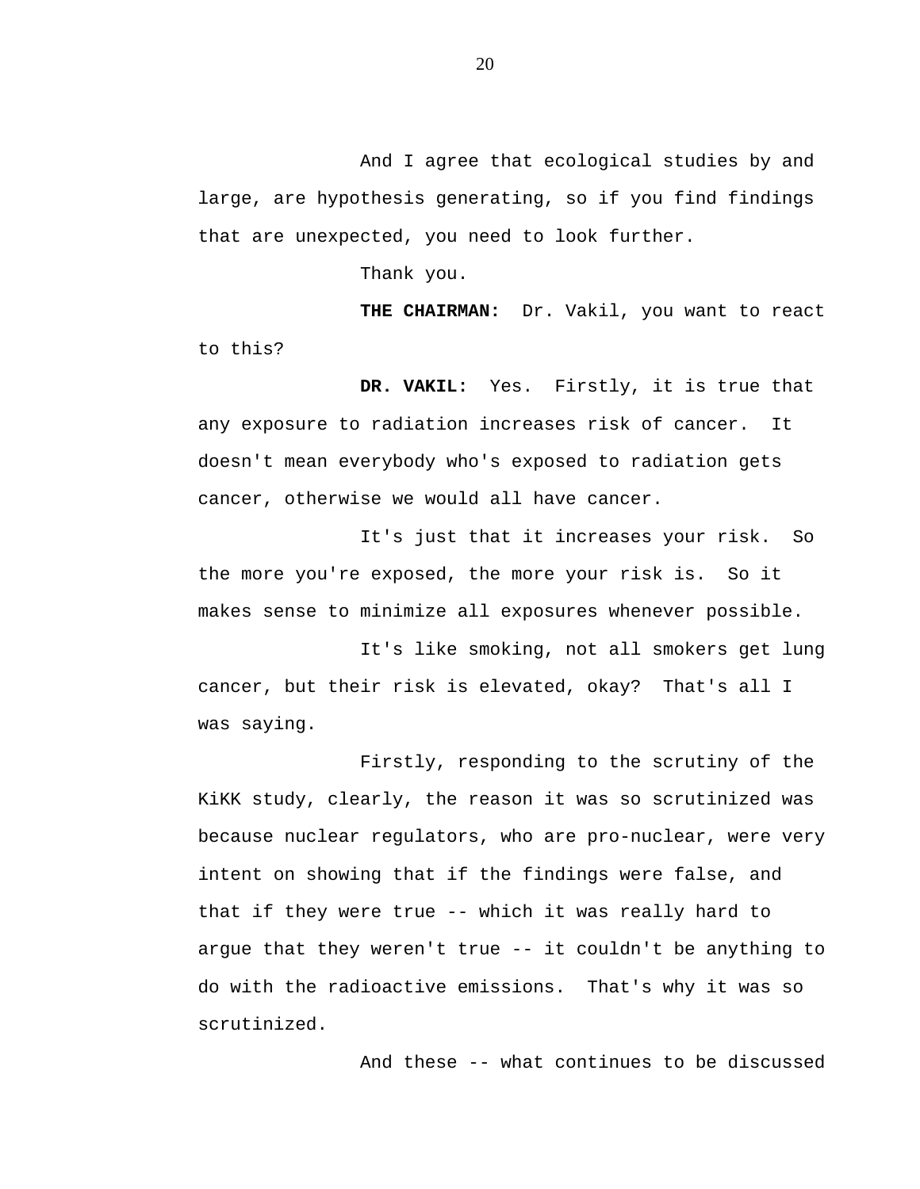And I agree that ecological studies by and large, are hypothesis generating, so if you find findings that are unexpected, you need to look further.

Thank you.

**THE CHAIRMAN:** Dr. Vakil, you want to react to this?

**DR. VAKIL:** Yes. Firstly, it is true that any exposure to radiation increases risk of cancer. It doesn't mean everybody who's exposed to radiation gets cancer, otherwise we would all have cancer.

It's just that it increases your risk. So the more you're exposed, the more your risk is. So it makes sense to minimize all exposures whenever possible.

It's like smoking, not all smokers get lung cancer, but their risk is elevated, okay? That's all I was saying.

Firstly, responding to the scrutiny of the KiKK study, clearly, the reason it was so scrutinized was because nuclear regulators, who are pro-nuclear, were very intent on showing that if the findings were false, and that if they were true -- which it was really hard to argue that they weren't true -- it couldn't be anything to do with the radioactive emissions. That's why it was so scrutinized.

And these -- what continues to be discussed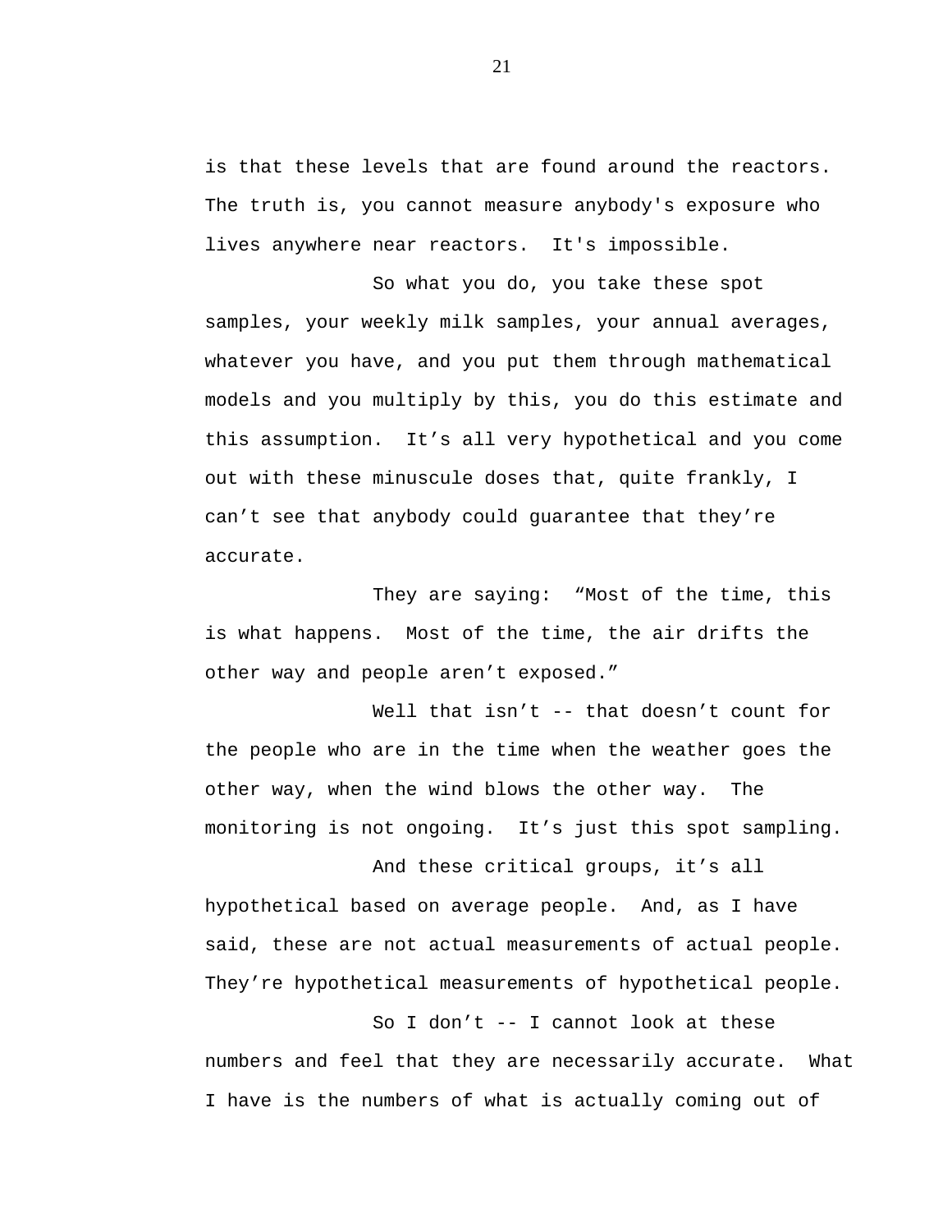is that these levels that are found around the reactors. The truth is, you cannot measure anybody's exposure who lives anywhere near reactors. It's impossible.

So what you do, you take these spot samples, your weekly milk samples, your annual averages, whatever you have, and you put them through mathematical models and you multiply by this, you do this estimate and this assumption. It’s all very hypothetical and you come out with these minuscule doses that, quite frankly, I can’t see that anybody could guarantee that they’re accurate.

They are saying: “Most of the time, this is what happens. Most of the time, the air drifts the other way and people aren’t exposed.”

Well that isn’t -- that doesn’t count for the people who are in the time when the weather goes the other way, when the wind blows the other way. The monitoring is not ongoing. It’s just this spot sampling.

And these critical groups, it’s all hypothetical based on average people. And, as I have said, these are not actual measurements of actual people. They’re hypothetical measurements of hypothetical people.

So I don’t -- I cannot look at these numbers and feel that they are necessarily accurate. What I have is the numbers of what is actually coming out of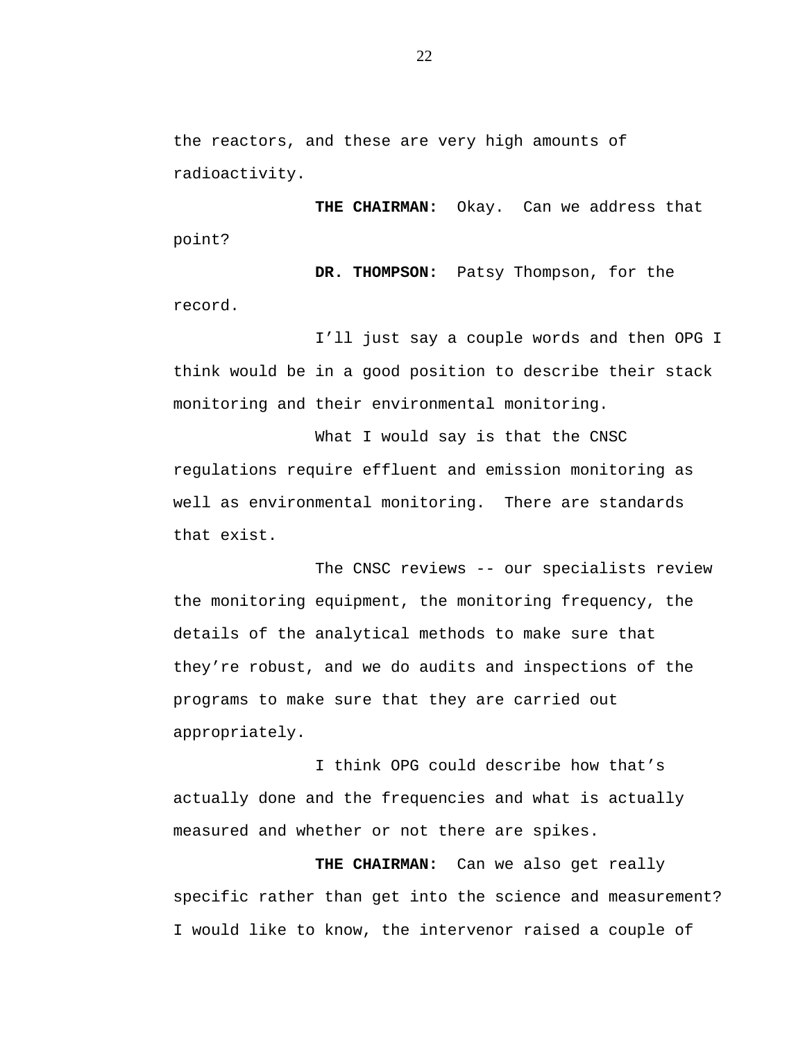the reactors, and these are very high amounts of radioactivity.

**THE CHAIRMAN:** Okay. Can we address that point?

**DR. THOMPSON:** Patsy Thompson, for the record.

I'll just say a couple words and then OPG I think would be in a good position to describe their stack monitoring and their environmental monitoring.

What I would say is that the CNSC regulations require effluent and emission monitoring as well as environmental monitoring. There are standards that exist.

The CNSC reviews -- our specialists review the monitoring equipment, the monitoring frequency, the details of the analytical methods to make sure that they're robust, and we do audits and inspections of the programs to make sure that they are carried out appropriately.

I think OPG could describe how that's actually done and the frequencies and what is actually measured and whether or not there are spikes.

**THE CHAIRMAN:** Can we also get really specific rather than get into the science and measurement? I would like to know, the intervenor raised a couple of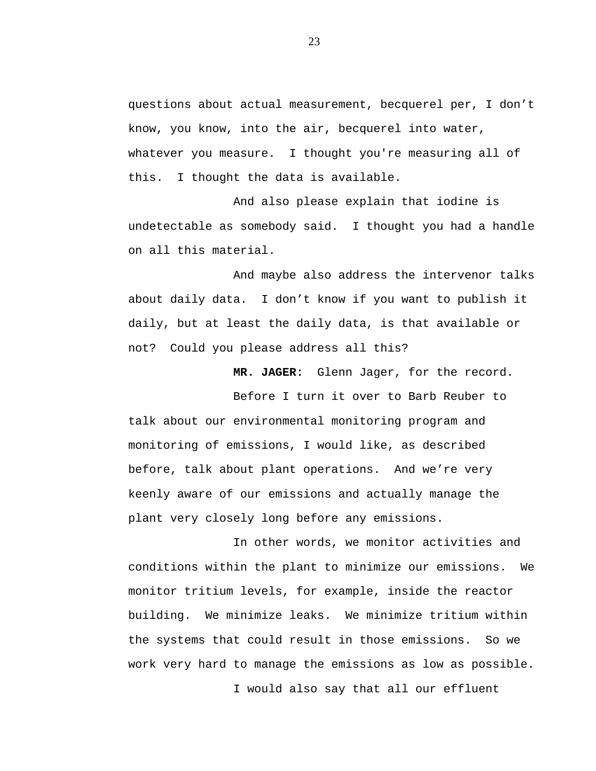questions about actual measurement, becquerel per, I don't know, you know, into the air, becquerel into water, whatever you measure. I thought you're measuring all of this. I thought the data is available.

And also please explain that iodine is undetectable as somebody said. I thought you had a handle on all this material.

And maybe also address the intervenor talks about daily data. I don't know if you want to publish it daily, but at least the daily data, is that available or not? Could you please address all this?

**MR. JAGER:** Glenn Jager, for the record.

Before I turn it over to Barb Reuber to talk about our environmental monitoring program and monitoring of emissions, I would like, as described before, talk about plant operations. And we're very keenly aware of our emissions and actually manage the plant very closely long before any emissions.

In other words, we monitor activities and conditions within the plant to minimize our emissions. We monitor tritium levels, for example, inside the reactor building. We minimize leaks. We minimize tritium within the systems that could result in those emissions. So we work very hard to manage the emissions as low as possible.

I would also say that all our effluent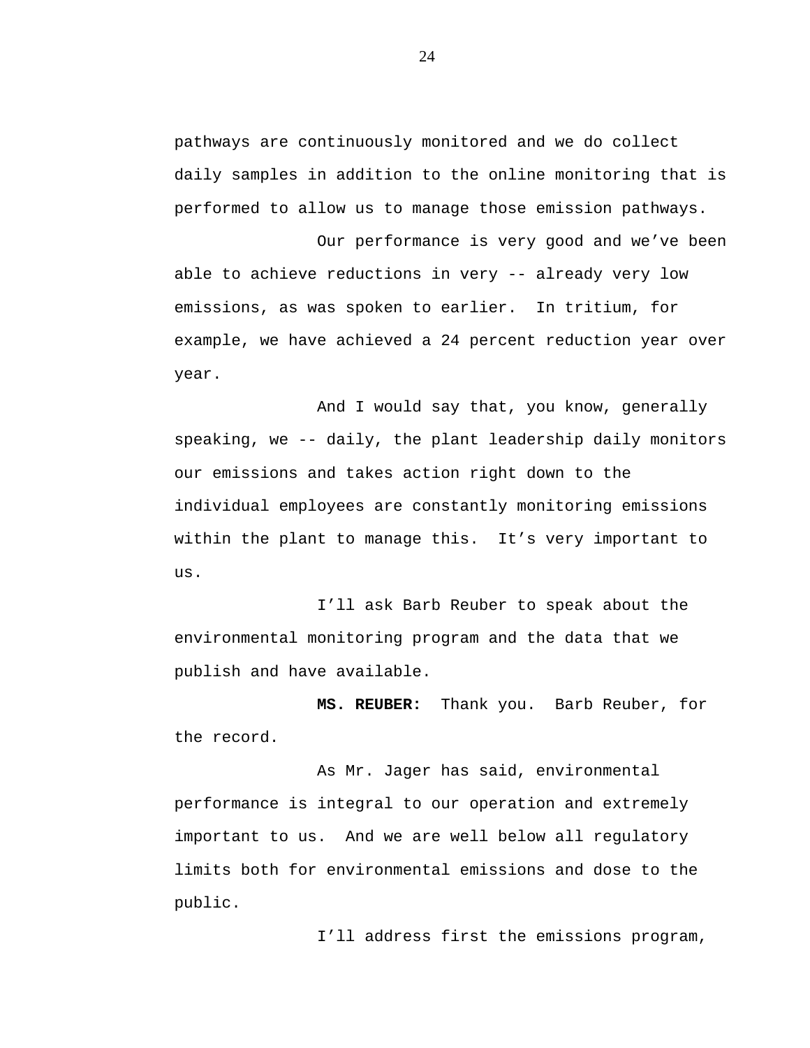pathways are continuously monitored and we do collect daily samples in addition to the online monitoring that is performed to allow us to manage those emission pathways.

Our performance is very good and we've been able to achieve reductions in very -- already very low emissions, as was spoken to earlier. In tritium, for example, we have achieved a 24 percent reduction year over year.

And I would say that, you know, generally speaking, we -- daily, the plant leadership daily monitors our emissions and takes action right down to the individual employees are constantly monitoring emissions within the plant to manage this. It's very important to us.

I'll ask Barb Reuber to speak about the environmental monitoring program and the data that we publish and have available.

**MS. REUBER:** Thank you. Barb Reuber, for the record.

As Mr. Jager has said, environmental performance is integral to our operation and extremely important to us. And we are well below all regulatory limits both for environmental emissions and dose to the public.

I'll address first the emissions program,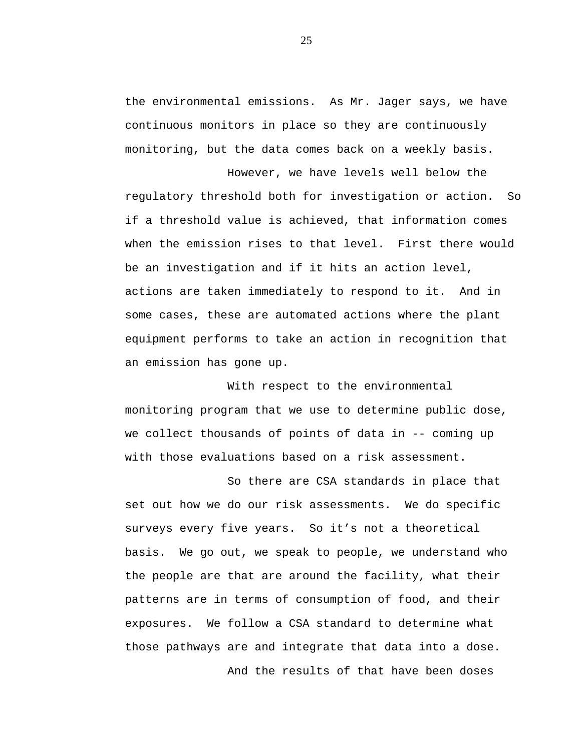the environmental emissions. As Mr. Jager says, we have continuous monitors in place so they are continuously monitoring, but the data comes back on a weekly basis.

However, we have levels well below the regulatory threshold both for investigation or action. So if a threshold value is achieved, that information comes when the emission rises to that level. First there would be an investigation and if it hits an action level, actions are taken immediately to respond to it. And in some cases, these are automated actions where the plant equipment performs to take an action in recognition that an emission has gone up.

With respect to the environmental monitoring program that we use to determine public dose, we collect thousands of points of data in -- coming up with those evaluations based on a risk assessment.

So there are CSA standards in place that set out how we do our risk assessments. We do specific surveys every five years. So it’s not a theoretical basis. We go out, we speak to people, we understand who the people are that are around the facility, what their patterns are in terms of consumption of food, and their exposures. We follow a CSA standard to determine what those pathways are and integrate that data into a dose.

And the results of that have been doses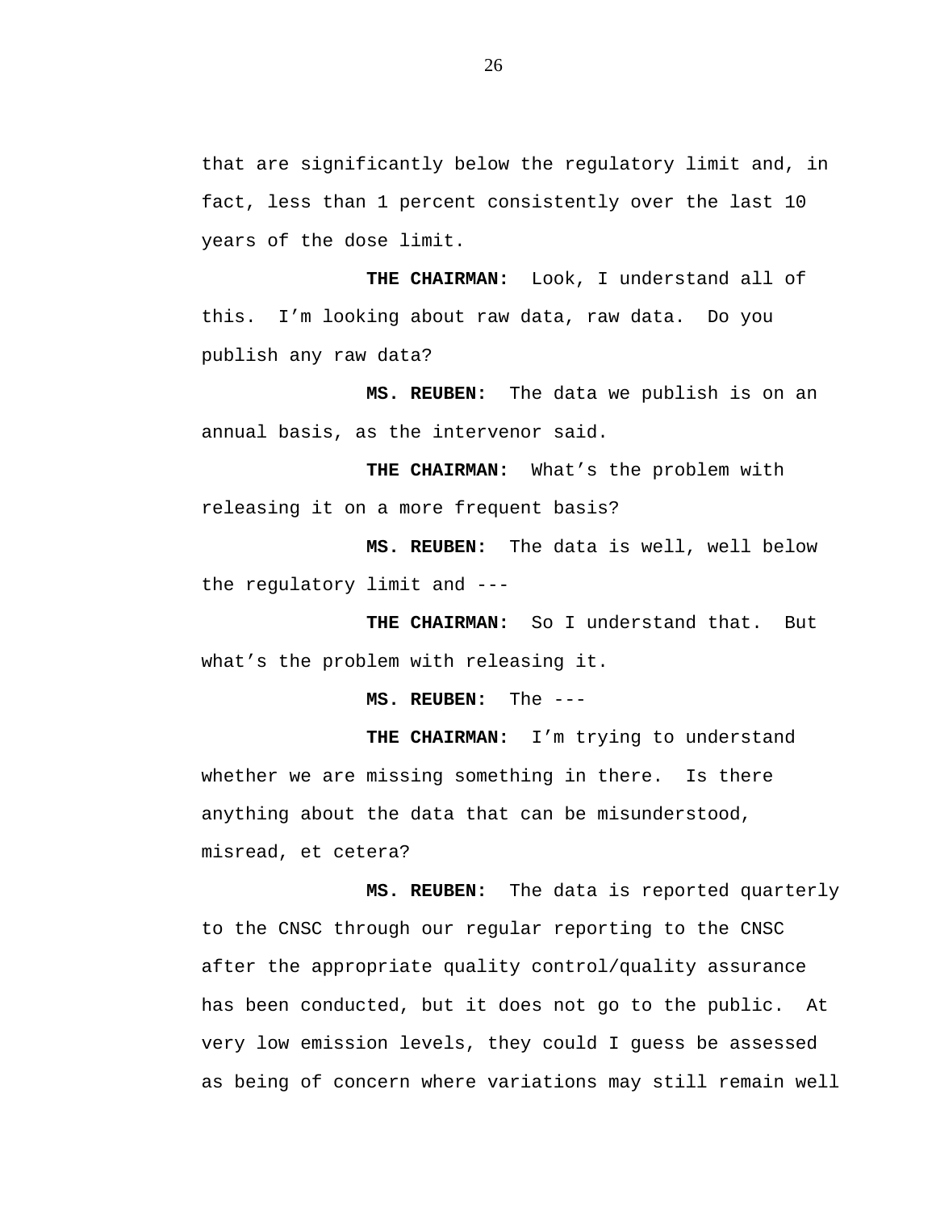that are significantly below the regulatory limit and, in fact, less than 1 percent consistently over the last 10 years of the dose limit.

**THE CHAIRMAN:** Look, I understand all of this. I'm looking about raw data, raw data. Do you publish any raw data?

**MS. REUBEN:** The data we publish is on an annual basis, as the intervenor said.

**THE CHAIRMAN:** What's the problem with releasing it on a more frequent basis?

**MS. REUBEN:** The data is well, well below the regulatory limit and ---

**THE CHAIRMAN:** So I understand that. But what's the problem with releasing it.

**MS. REUBEN:** The ---

**THE CHAIRMAN:** I'm trying to understand whether we are missing something in there. Is there anything about the data that can be misunderstood, misread, et cetera?

**MS. REUBEN:** The data is reported quarterly to the CNSC through our regular reporting to the CNSC after the appropriate quality control/quality assurance has been conducted, but it does not go to the public. At very low emission levels, they could I guess be assessed as being of concern where variations may still remain well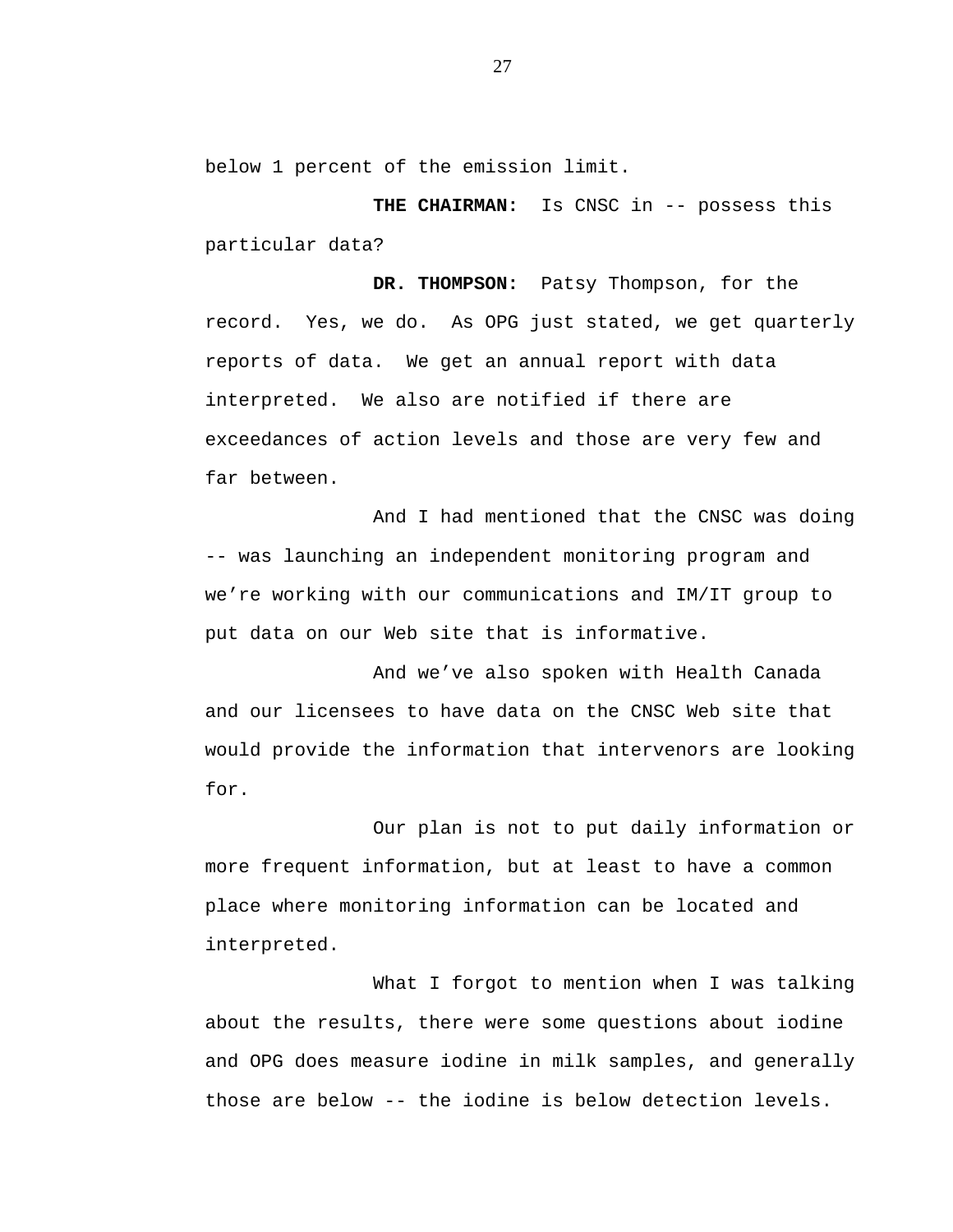below 1 percent of the emission limit.

**THE CHAIRMAN:** Is CNSC in -- possess this particular data?

**DR. THOMPSON:** Patsy Thompson, for the record. Yes, we do. As OPG just stated, we get quarterly reports of data. We get an annual report with data interpreted. We also are notified if there are exceedances of action levels and those are very few and far between.

And I had mentioned that the CNSC was doing -- was launching an independent monitoring program and we're working with our communications and IM/IT group to put data on our Web site that is informative.

And we've also spoken with Health Canada and our licensees to have data on the CNSC Web site that would provide the information that intervenors are looking for.

Our plan is not to put daily information or more frequent information, but at least to have a common place where monitoring information can be located and interpreted.

What I forgot to mention when I was talking about the results, there were some questions about iodine and OPG does measure iodine in milk samples, and generally those are below -- the iodine is below detection levels.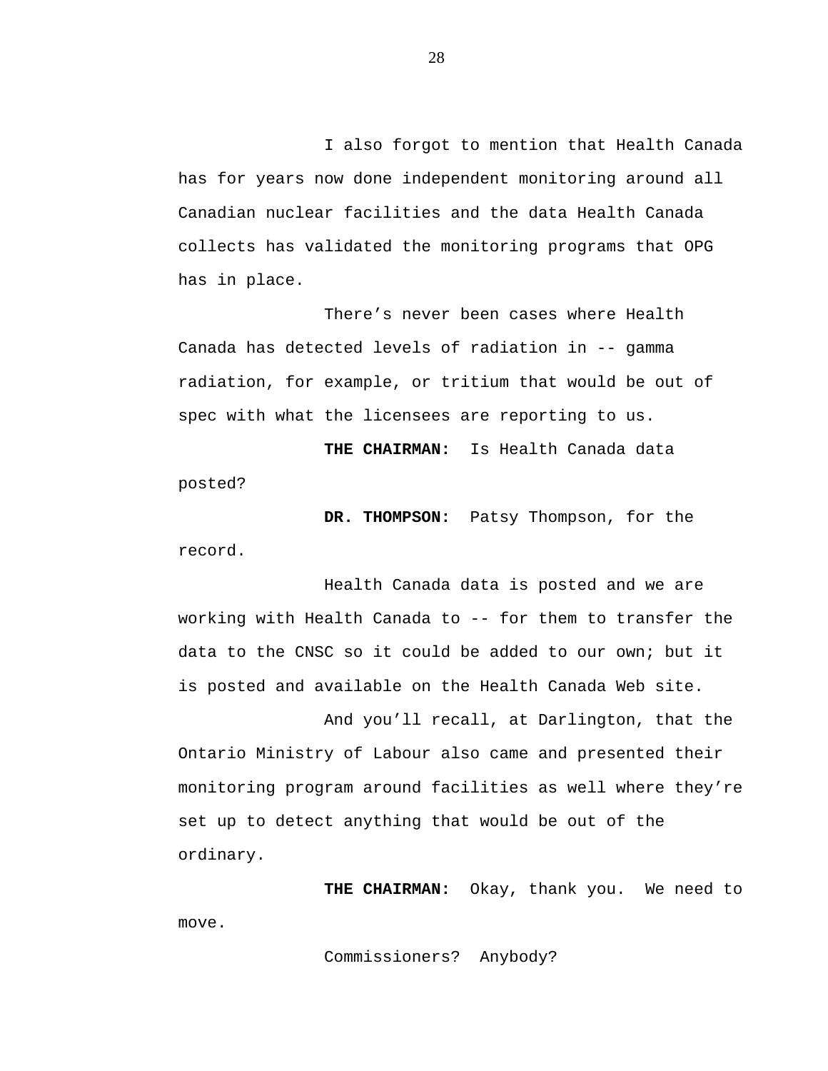I also forgot to mention that Health Canada has for years now done independent monitoring around all Canadian nuclear facilities and the data Health Canada collects has validated the monitoring programs that OPG has in place.

There's never been cases where Health Canada has detected levels of radiation in -- gamma radiation, for example, or tritium that would be out of spec with what the licensees are reporting to us.

**THE CHAIRMAN:** Is Health Canada data posted?

**DR. THOMPSON:** Patsy Thompson, for the record.

Health Canada data is posted and we are working with Health Canada to -- for them to transfer the data to the CNSC so it could be added to our own; but it is posted and available on the Health Canada Web site.

And you'll recall, at Darlington, that the Ontario Ministry of Labour also came and presented their monitoring program around facilities as well where they're set up to detect anything that would be out of the ordinary.

**THE CHAIRMAN:** Okay, thank you. We need to move.

Commissioners? Anybody?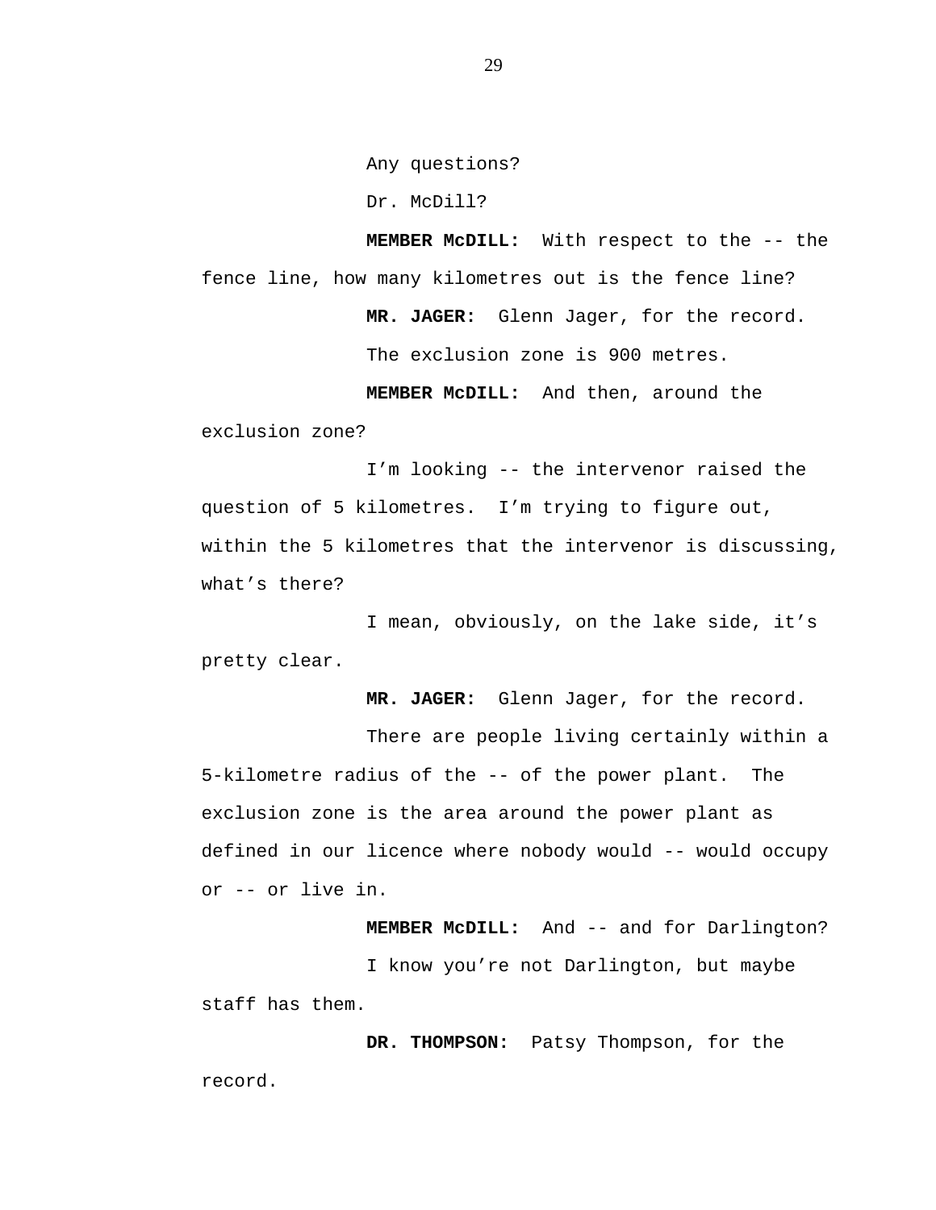Any questions?

Dr. McDill?

**MEMBER McDILL:** With respect to the -- the fence line, how many kilometres out is the fence line?

**MR. JAGER:** Glenn Jager, for the record.

The exclusion zone is 900 metres.

**MEMBER McDILL:** And then, around the exclusion zone?

I'm looking -- the intervenor raised the question of 5 kilometres. I'm trying to figure out, within the 5 kilometres that the intervenor is discussing, what's there?

I mean, obviously, on the lake side, it's pretty clear.

**MR. JAGER:** Glenn Jager, for the record.

There are people living certainly within a 5-kilometre radius of the -- of the power plant. The exclusion zone is the area around the power plant as defined in our licence where nobody would -- would occupy or -- or live in.

**MEMBER McDILL:** And -- and for Darlington?

I know you're not Darlington, but maybe staff has them.

**DR. THOMPSON:** Patsy Thompson, for the record.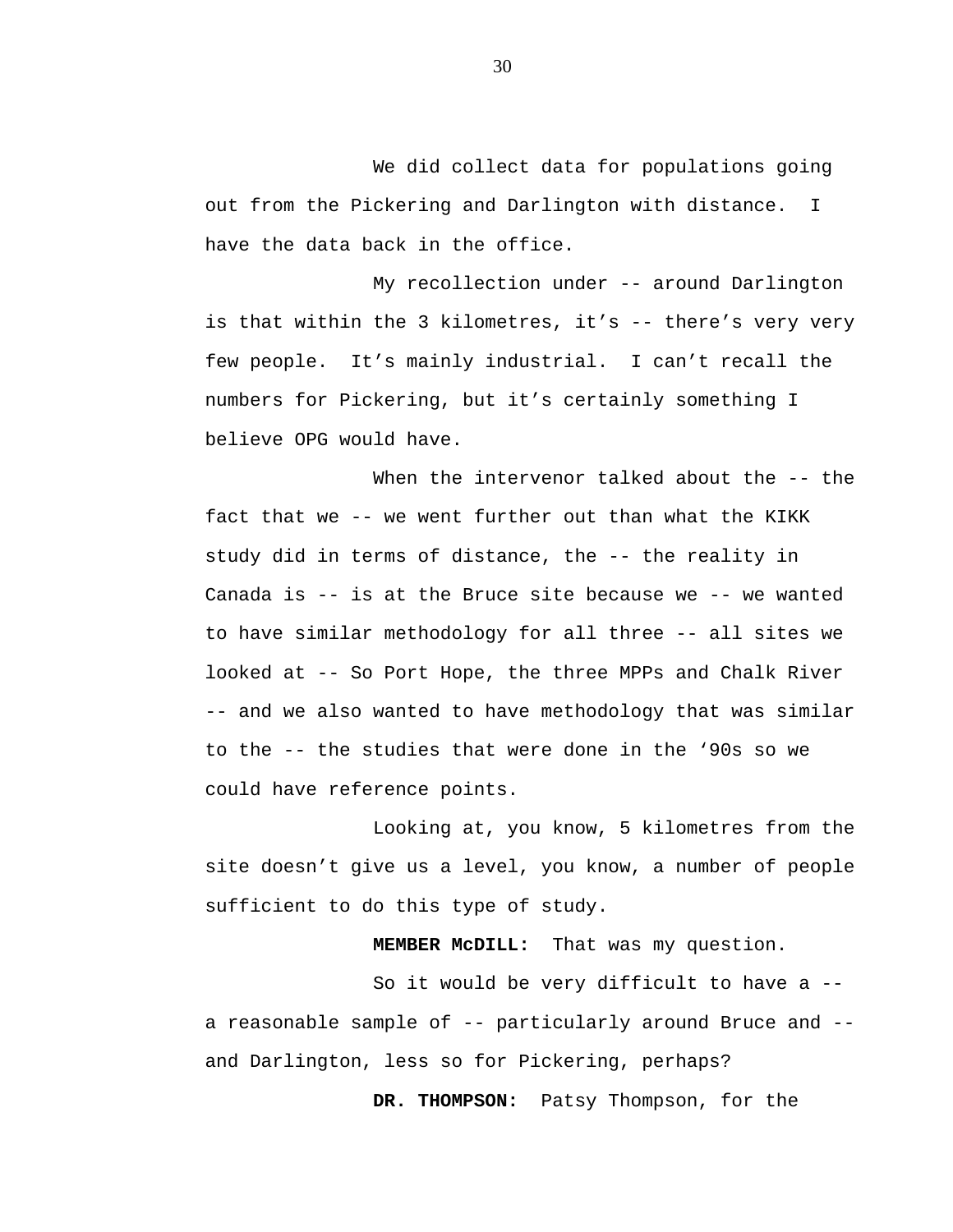We did collect data for populations going out from the Pickering and Darlington with distance. I have the data back in the office.

My recollection under -- around Darlington is that within the 3 kilometres, it's -- there's very very few people. It's mainly industrial. I can't recall the numbers for Pickering, but it's certainly something I believe OPG would have.

When the intervenor talked about the -- the fact that we -- we went further out than what the KIKK study did in terms of distance, the -- the reality in Canada is -- is at the Bruce site because we -- we wanted to have similar methodology for all three -- all sites we looked at -- So Port Hope, the three MPPs and Chalk River -- and we also wanted to have methodology that was similar to the -- the studies that were done in the '90s so we could have reference points.

Looking at, you know, 5 kilometres from the site doesn't give us a level, you know, a number of people sufficient to do this type of study.

**MEMBER McDILL:** That was my question.

So it would be very difficult to have a -- a reasonable sample of -- particularly around Bruce and -- and Darlington, less so for Pickering, perhaps?

**DR. THOMPSON:** Patsy Thompson, for the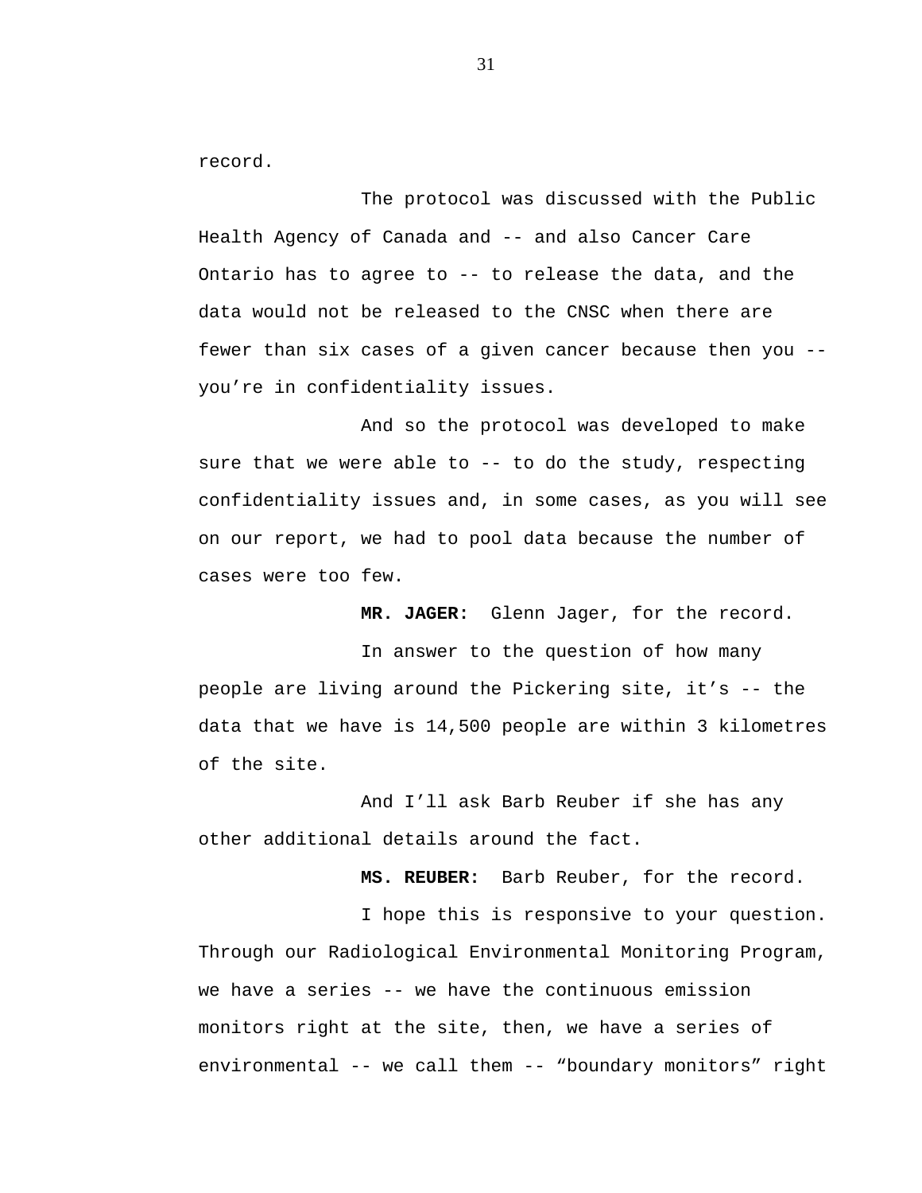record.

The protocol was discussed with the Public Health Agency of Canada and -- and also Cancer Care Ontario has to agree to -- to release the data, and the data would not be released to the CNSC when there are fewer than six cases of a given cancer because then you -- you’re in confidentiality issues.

And so the protocol was developed to make sure that we were able to -- to do the study, respecting confidentiality issues and, in some cases, as you will see on our report, we had to pool data because the number of cases were too few.

**MR. JAGER:** Glenn Jager, for the record.

In answer to the question of how many people are living around the Pickering site, it’s -- the data that we have is 14,500 people are within 3 kilometres of the site.

And I’ll ask Barb Reuber if she has any other additional details around the fact.

**MS. REUBER:** Barb Reuber, for the record.

I hope this is responsive to your question. Through our Radiological Environmental Monitoring Program, we have a series -- we have the continuous emission monitors right at the site, then, we have a series of environmental -- we call them -- “boundary monitors” right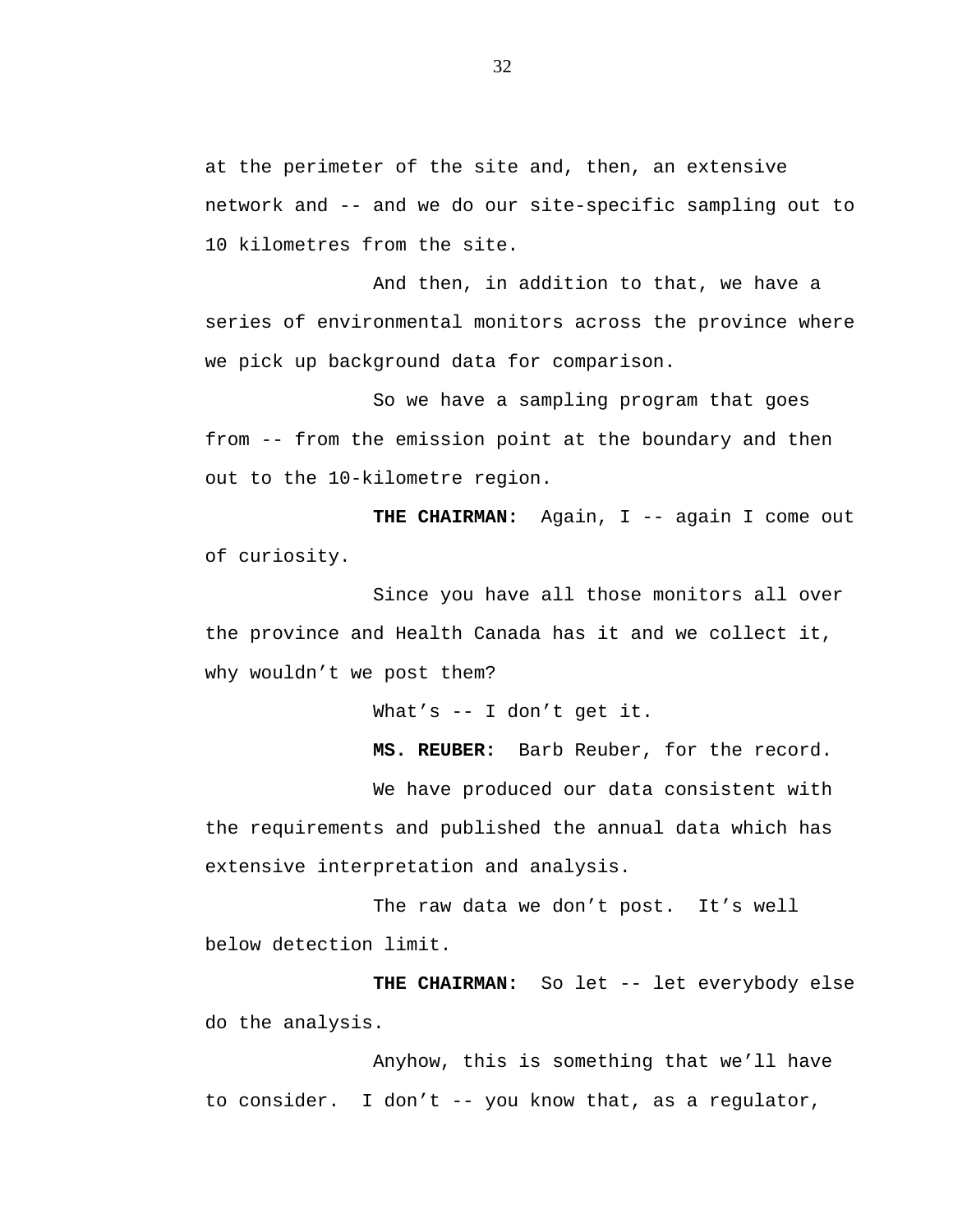at the perimeter of the site and, then, an extensive network and -- and we do our site-specific sampling out to 10 kilometres from the site.

And then, in addition to that, we have a series of environmental monitors across the province where we pick up background data for comparison.

So we have a sampling program that goes from -- from the emission point at the boundary and then out to the 10-kilometre region.

**THE CHAIRMAN:** Again, I -- again I come out of curiosity.

Since you have all those monitors all over the province and Health Canada has it and we collect it, why wouldn't we post them?

What's -- I don't get it.

**MS. REUBER:** Barb Reuber, for the record.

We have produced our data consistent with the requirements and published the annual data which has extensive interpretation and analysis.

The raw data we don't post. It's well below detection limit.

**THE CHAIRMAN:** So let -- let everybody else do the analysis.

Anyhow, this is something that we'll have to consider. I don't -- you know that, as a regulator,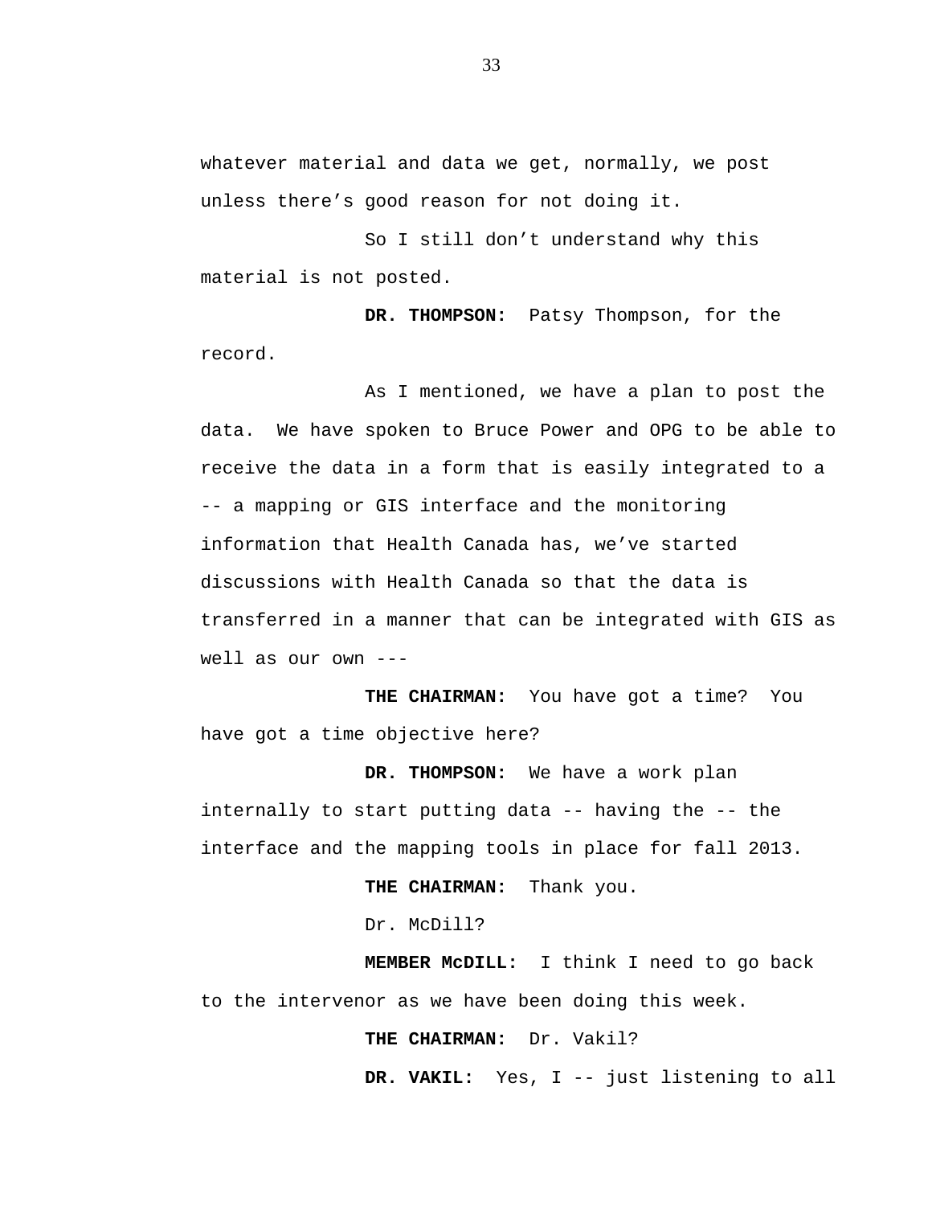whatever material and data we get, normally, we post unless there's good reason for not doing it.

So I still don't understand why this material is not posted.

**DR. THOMPSON:** Patsy Thompson, for the record.

As I mentioned, we have a plan to post the data. We have spoken to Bruce Power and OPG to be able to receive the data in a form that is easily integrated to a -- a mapping or GIS interface and the monitoring information that Health Canada has, we've started discussions with Health Canada so that the data is transferred in a manner that can be integrated with GIS as well as our own ---

**THE CHAIRMAN:** You have got a time? You have got a time objective here?

**DR. THOMPSON:** We have a work plan internally to start putting data -- having the -- the interface and the mapping tools in place for fall 2013.

**THE CHAIRMAN:** Thank you.

Dr. McDill?

**MEMBER McDILL:** I think I need to go back to the intervenor as we have been doing this week.

**THE CHAIRMAN:** Dr. Vakil?

**DR. VAKIL:** Yes, I -- just listening to all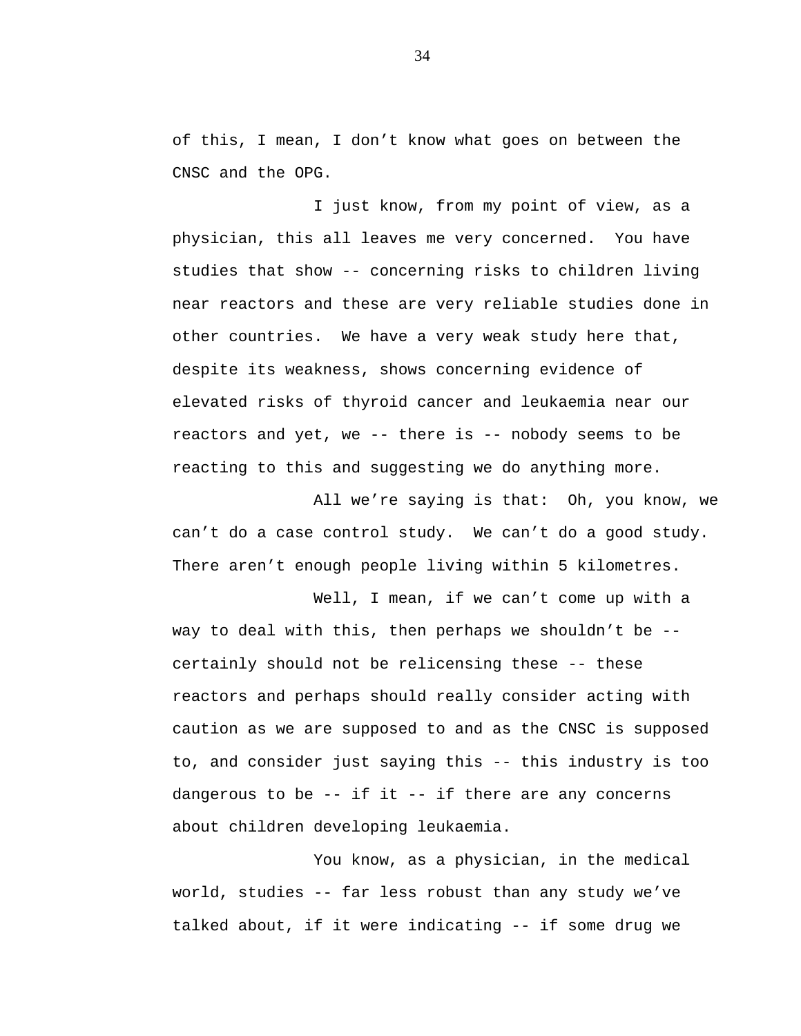of this, I mean, I don't know what goes on between the CNSC and the OPG.

I just know, from my point of view, as a physician, this all leaves me very concerned. You have studies that show -- concerning risks to children living near reactors and these are very reliable studies done in other countries. We have a very weak study here that, despite its weakness, shows concerning evidence of elevated risks of thyroid cancer and leukaemia near our reactors and yet, we -- there is -- nobody seems to be reacting to this and suggesting we do anything more.

All we're saying is that: Oh, you know, we can't do a case control study. We can't do a good study. There aren't enough people living within 5 kilometres.

Well, I mean, if we can't come up with a way to deal with this, then perhaps we shouldn't be -- certainly should not be relicensing these -- these reactors and perhaps should really consider acting with caution as we are supposed to and as the CNSC is supposed to, and consider just saying this -- this industry is too dangerous to be -- if it -- if there are any concerns about children developing leukaemia.

You know, as a physician, in the medical world, studies -- far less robust than any study we've talked about, if it were indicating -- if some drug we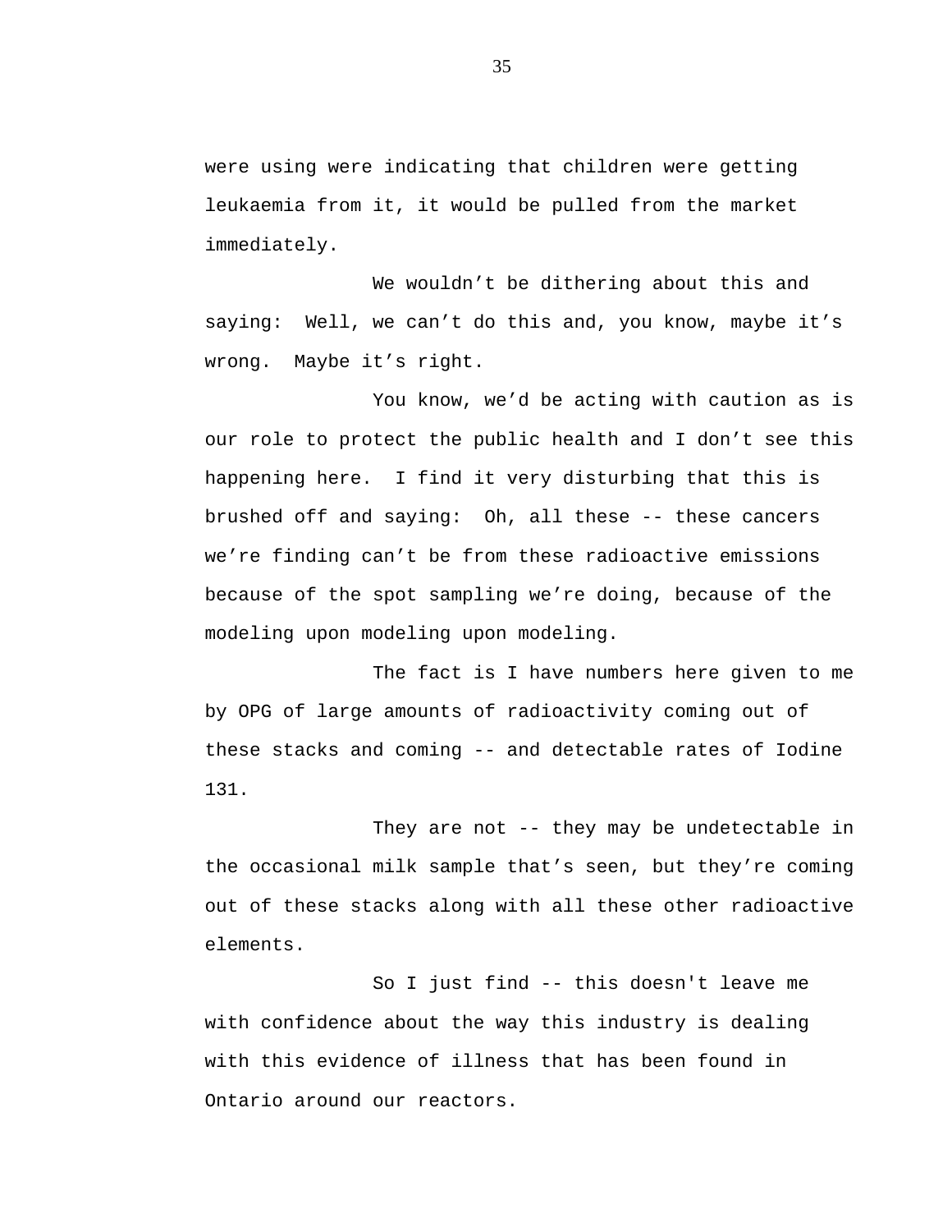were using were indicating that children were getting leukaemia from it, it would be pulled from the market immediately.

We wouldn't be dithering about this and saying:  Well, we can't do this and, you know, maybe it's wrong.  Maybe it's right.

You know, we'd be acting with caution as is our role to protect the public health and I don't see this happening here.  I find it very disturbing that this is brushed off and saying:  Oh, all these -- these cancers we're finding can't be from these radioactive emissions because of the spot sampling we're doing, because of the modeling upon modeling upon modeling.

The fact is I have numbers here given to me by OPG of large amounts of radioactivity coming out of these stacks and coming -- and detectable rates of Iodine 131.

They are not -- they may be undetectable in the occasional milk sample that's seen, but they're coming out of these stacks along with all these other radioactive elements.

So I just find -- this doesn't leave me with confidence about the way this industry is dealing with this evidence of illness that has been found in Ontario around our reactors.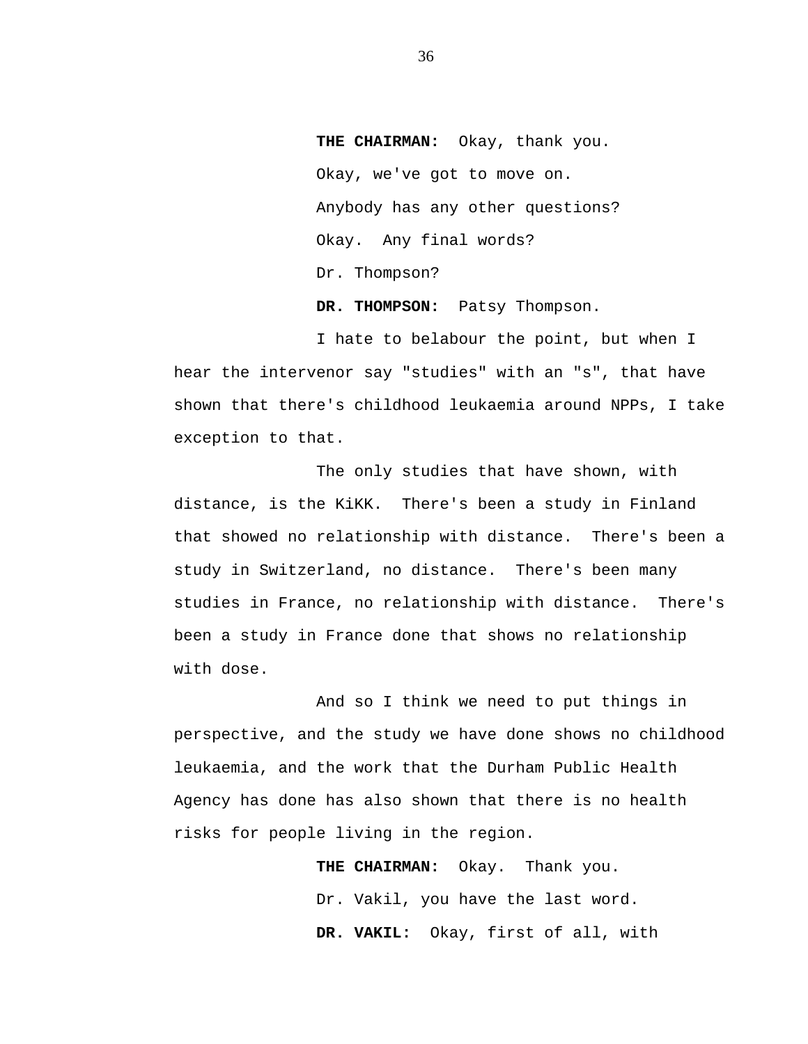**THE CHAIRMAN:** Okay, thank you.

Okay, we've got to move on.

Anybody has any other questions?

Okay. Any final words?

Dr. Thompson?

**DR. THOMPSON:** Patsy Thompson.

I hate to belabour the point, but when I hear the intervenor say "studies" with an "s", that have shown that there's childhood leukaemia around NPPs, I take exception to that.

The only studies that have shown, with distance, is the KiKK. There's been a study in Finland that showed no relationship with distance. There's been a study in Switzerland, no distance. There's been many studies in France, no relationship with distance. There's been a study in France done that shows no relationship with dose.

And so I think we need to put things in perspective, and the study we have done shows no childhood leukaemia, and the work that the Durham Public Health Agency has done has also shown that there is no health risks for people living in the region.

**THE CHAIRMAN:** Okay. Thank you.

Dr. Vakil, you have the last word.

**DR. VAKIL:** Okay, first of all, with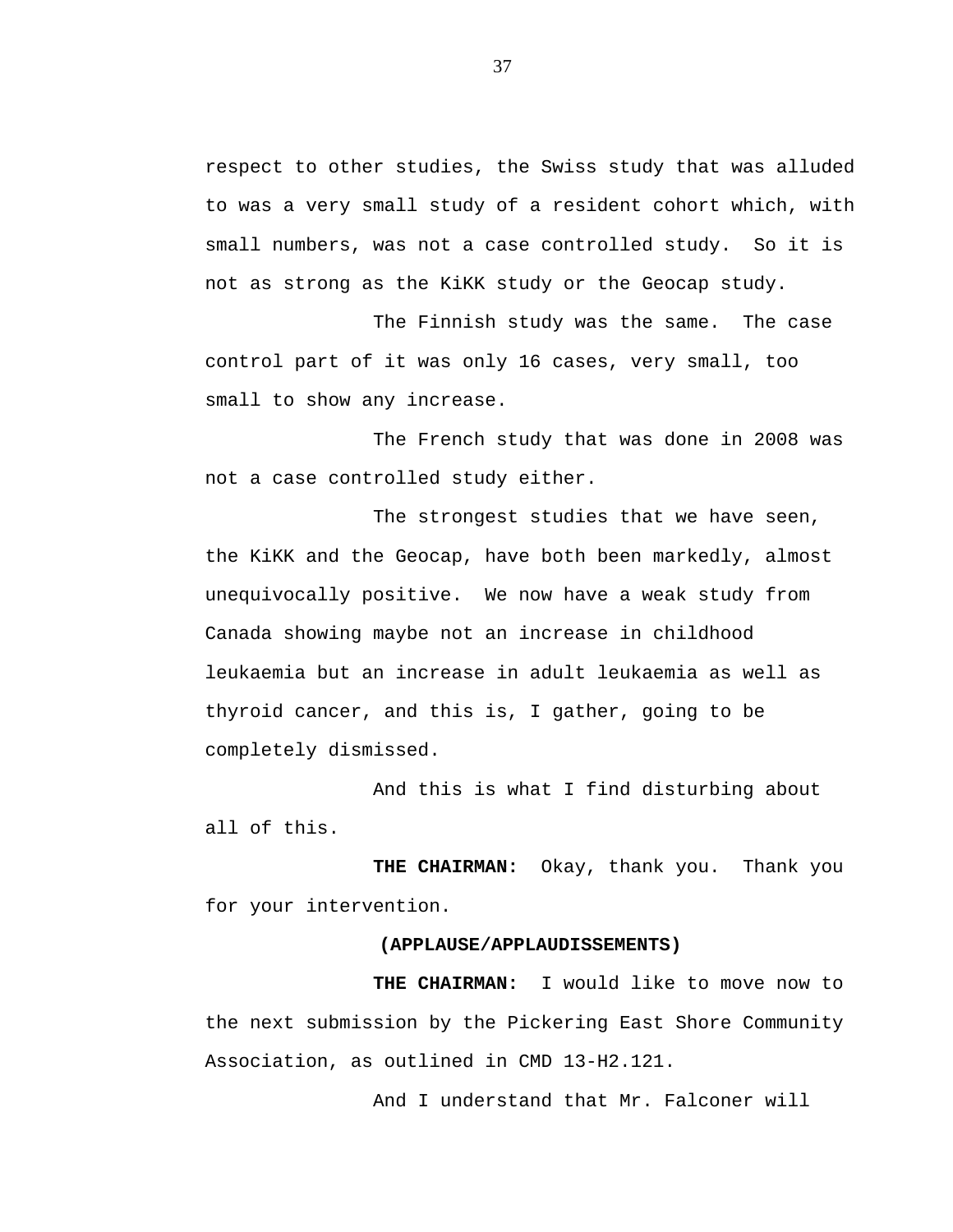respect to other studies, the Swiss study that was alluded to was a very small study of a resident cohort which, with small numbers, was not a case controlled study.  So it is not as strong as the KiKK study or the Geocap study.

The Finnish study was the same.  The case control part of it was only 16 cases, very small, too small to show any increase.

The French study that was done in 2008 was not a case controlled study either.

The strongest studies that we have seen, the KiKK and the Geocap, have both been markedly, almost unequivocally positive.  We now have a weak study from Canada showing maybe not an increase in childhood leukaemia but an increase in adult leukaemia as well as thyroid cancer, and this is, I gather, going to be completely dismissed.

And this is what I find disturbing about all of this.

**THE CHAIRMAN:**  Okay, thank you.  Thank you for your intervention.

**(APPLAUSE/APPLAUDISSEMENTS)**

**THE CHAIRMAN:**  I would like to move now to the next submission by the Pickering East Shore Community Association, as outlined in CMD 13-H2.121.

And I understand that Mr. Falconer will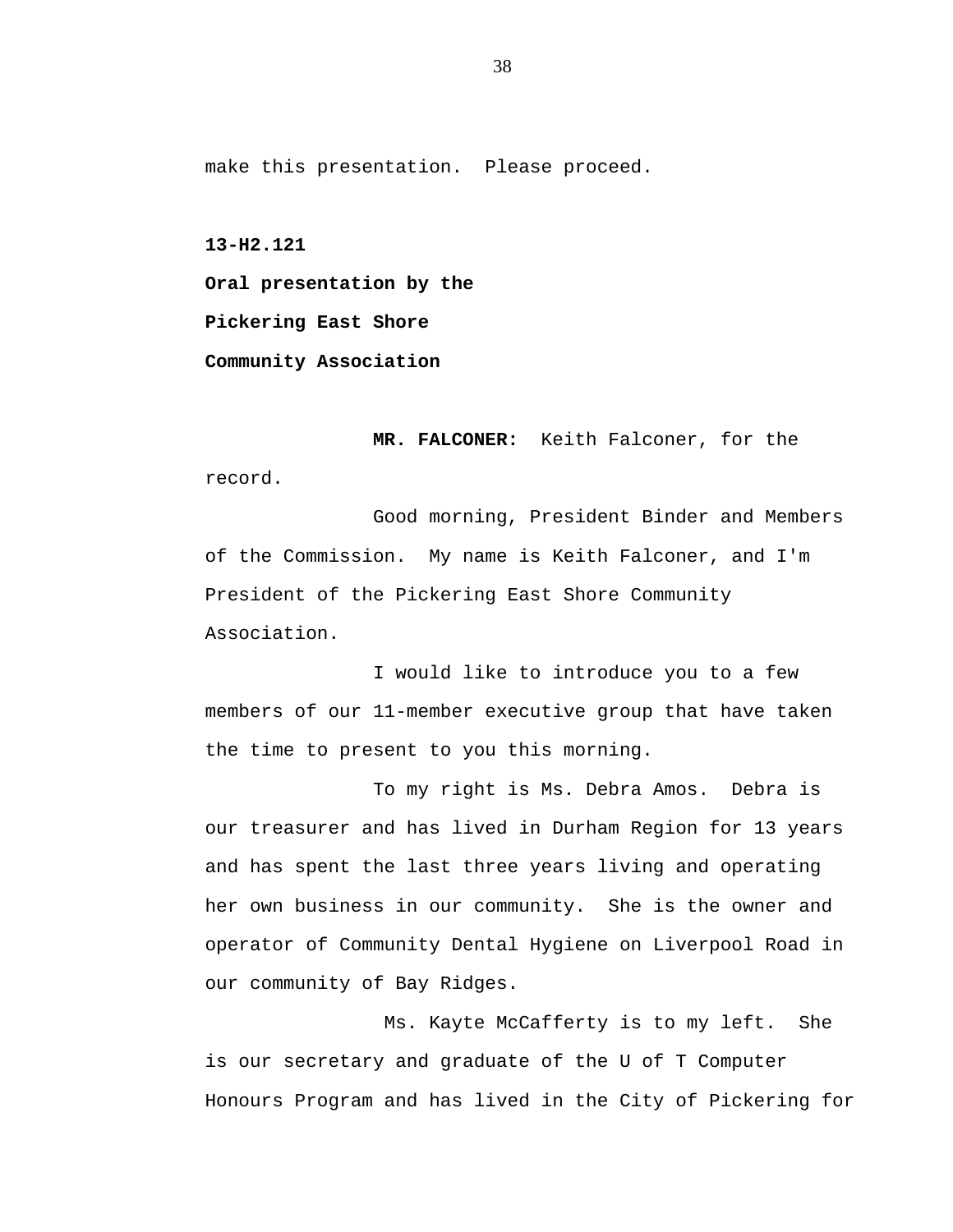make this presentation. Please proceed.

**13-H2.121**

**Oral presentation by the**

**Pickering East Shore**

**Community Association**

**MR. FALCONER:** Keith Falconer, for the record.

Good morning, President Binder and Members of the Commission. My name is Keith Falconer, and I'm President of the Pickering East Shore Community Association.

I would like to introduce you to a few members of our 11-member executive group that have taken the time to present to you this morning.

To my right is Ms. Debra Amos. Debra is our treasurer and has lived in Durham Region for 13 years and has spent the last three years living and operating her own business in our community. She is the owner and operator of Community Dental Hygiene on Liverpool Road in our community of Bay Ridges.

Ms. Kayte McCafferty is to my left. She is our secretary and graduate of the U of T Computer Honours Program and has lived in the City of Pickering for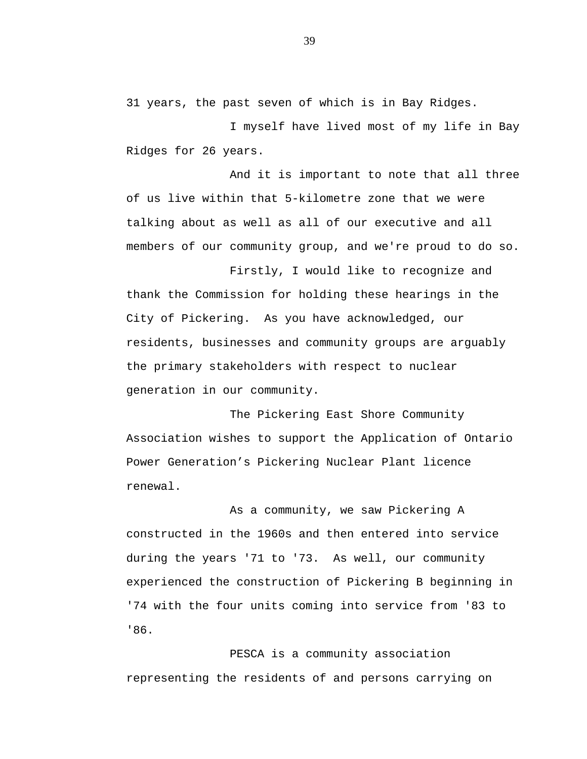31 years, the past seven of which is in Bay Ridges.

I myself have lived most of my life in Bay Ridges for 26 years.

And it is important to note that all three of us live within that 5-kilometre zone that we were talking about as well as all of our executive and all members of our community group, and we're proud to do so.

Firstly, I would like to recognize and thank the Commission for holding these hearings in the City of Pickering. As you have acknowledged, our residents, businesses and community groups are arguably the primary stakeholders with respect to nuclear generation in our community.

The Pickering East Shore Community Association wishes to support the Application of Ontario Power Generation's Pickering Nuclear Plant licence renewal.

As a community, we saw Pickering A constructed in the 1960s and then entered into service during the years '71 to '73. As well, our community experienced the construction of Pickering B beginning in '74 with the four units coming into service from '83 to '86.

PESCA is a community association representing the residents of and persons carrying on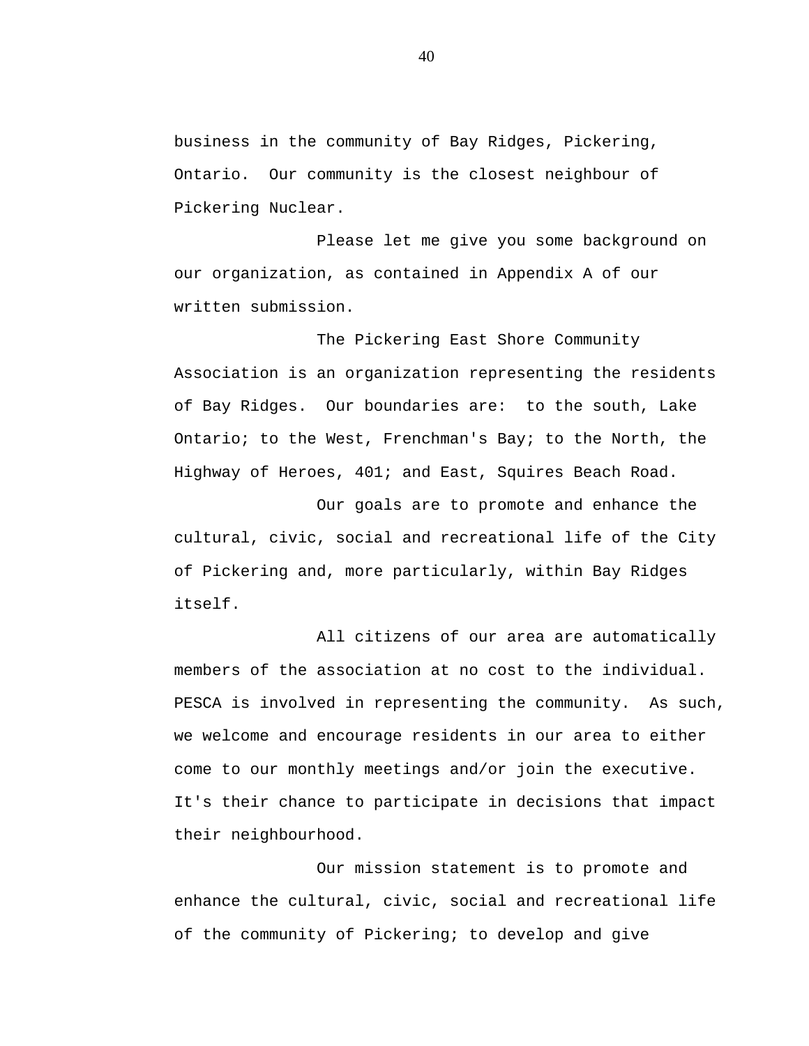business in the community of Bay Ridges, Pickering, Ontario. Our community is the closest neighbour of Pickering Nuclear.

Please let me give you some background on our organization, as contained in Appendix A of our written submission.

The Pickering East Shore Community Association is an organization representing the residents of Bay Ridges. Our boundaries are: to the south, Lake Ontario; to the West, Frenchman's Bay; to the North, the Highway of Heroes, 401; and East, Squires Beach Road.

Our goals are to promote and enhance the cultural, civic, social and recreational life of the City of Pickering and, more particularly, within Bay Ridges itself.

All citizens of our area are automatically members of the association at no cost to the individual. PESCA is involved in representing the community. As such, we welcome and encourage residents in our area to either come to our monthly meetings and/or join the executive. It's their chance to participate in decisions that impact their neighbourhood.

Our mission statement is to promote and enhance the cultural, civic, social and recreational life of the community of Pickering; to develop and give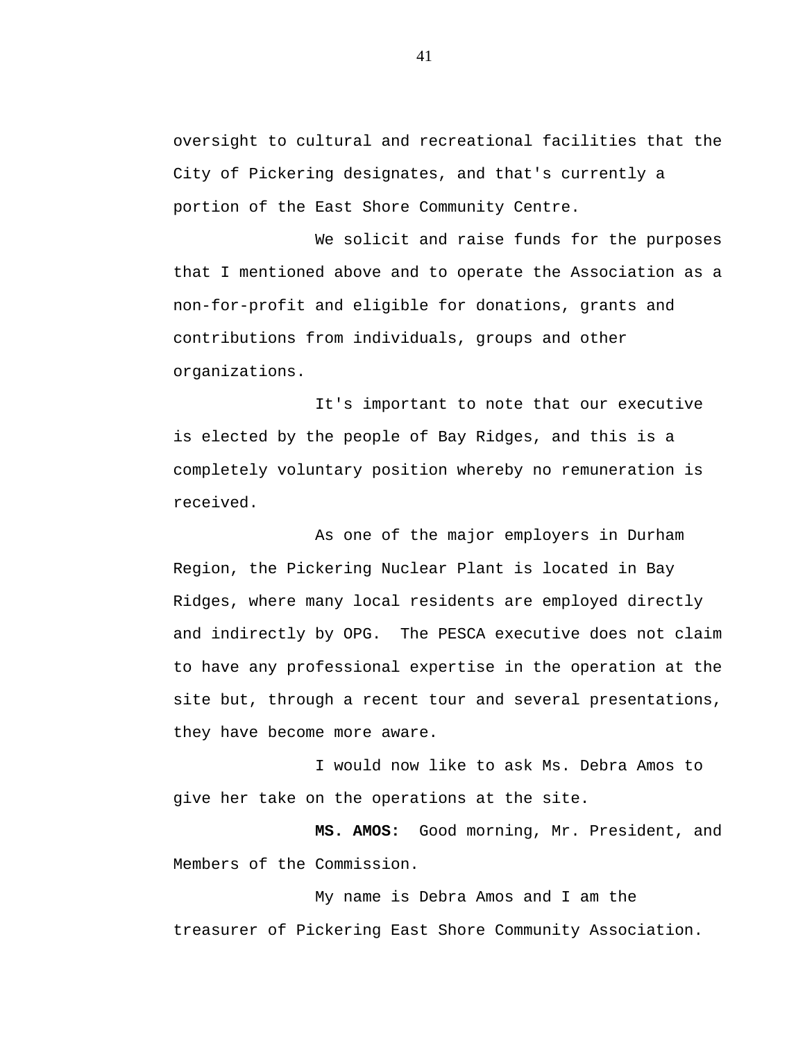oversight to cultural and recreational facilities that the City of Pickering designates, and that's currently a portion of the East Shore Community Centre.

We solicit and raise funds for the purposes that I mentioned above and to operate the Association as a non-for-profit and eligible for donations, grants and contributions from individuals, groups and other organizations.

It's important to note that our executive is elected by the people of Bay Ridges, and this is a completely voluntary position whereby no remuneration is received.

As one of the major employers in Durham Region, the Pickering Nuclear Plant is located in Bay Ridges, where many local residents are employed directly and indirectly by OPG. The PESCA executive does not claim to have any professional expertise in the operation at the site but, through a recent tour and several presentations, they have become more aware.

I would now like to ask Ms. Debra Amos to give her take on the operations at the site.

**MS. AMOS:** Good morning, Mr. President, and Members of the Commission.

My name is Debra Amos and I am the treasurer of Pickering East Shore Community Association.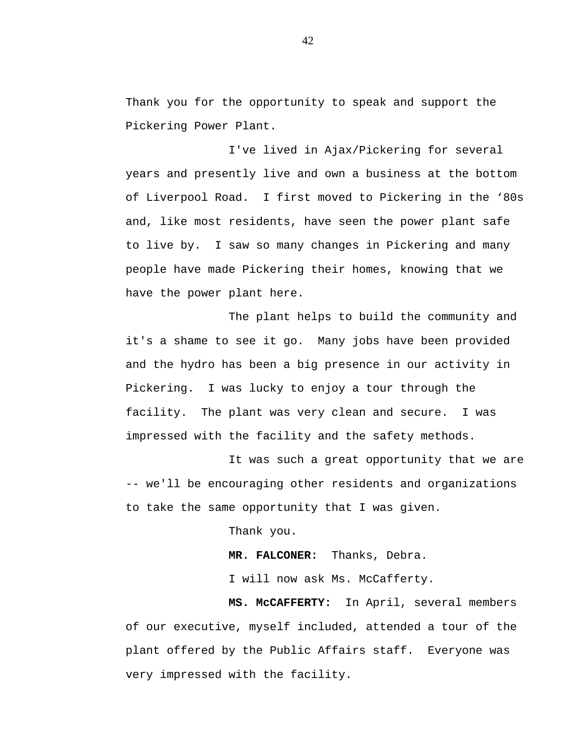Thank you for the opportunity to speak and support the Pickering Power Plant.

I've lived in Ajax/Pickering for several years and presently live and own a business at the bottom of Liverpool Road. I first moved to Pickering in the ‘80s and, like most residents, have seen the power plant safe to live by. I saw so many changes in Pickering and many people have made Pickering their homes, knowing that we have the power plant here.

The plant helps to build the community and it's a shame to see it go. Many jobs have been provided and the hydro has been a big presence in our activity in Pickering. I was lucky to enjoy a tour through the facility. The plant was very clean and secure. I was impressed with the facility and the safety methods.

It was such a great opportunity that we are -- we'll be encouraging other residents and organizations to take the same opportunity that I was given.

Thank you.

**MR. FALCONER:** Thanks, Debra.

I will now ask Ms. McCafferty.

**MS. McCAFFERTY:** In April, several members of our executive, myself included, attended a tour of the plant offered by the Public Affairs staff. Everyone was very impressed with the facility.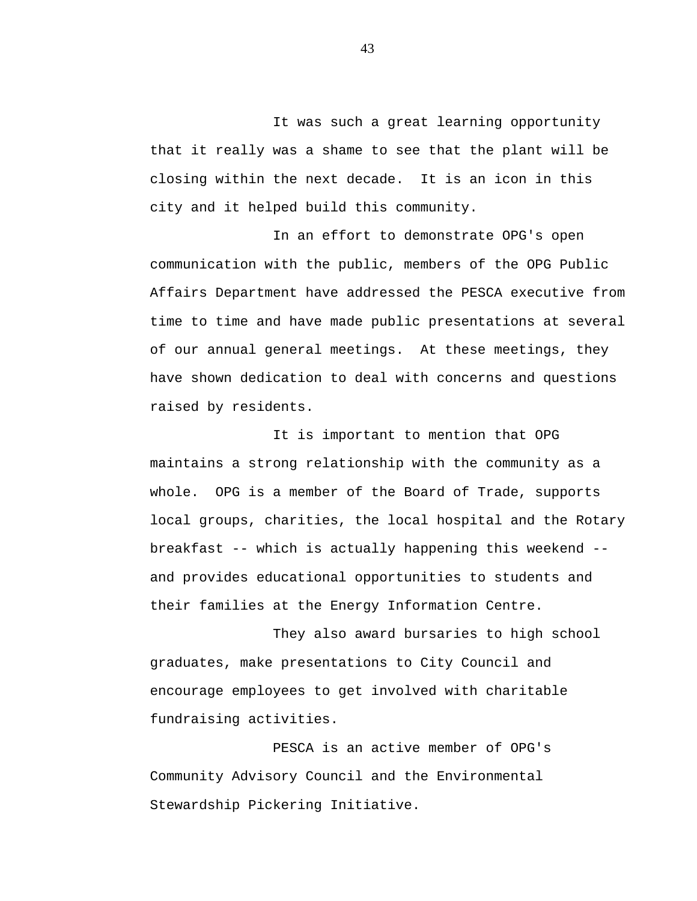It was such a great learning opportunity that it really was a shame to see that the plant will be closing within the next decade.  It is an icon in this city and it helped build this community.

In an effort to demonstrate OPG's open communication with the public, members of the OPG Public Affairs Department have addressed the PESCA executive from time to time and have made public presentations at several of our annual general meetings.  At these meetings, they have shown dedication to deal with concerns and questions raised by residents.

It is important to mention that OPG maintains a strong relationship with the community as a whole.  OPG is a member of the Board of Trade, supports local groups, charities, the local hospital and the Rotary breakfast -- which is actually happening this weekend -- and provides educational opportunities to students and their families at the Energy Information Centre.

They also award bursaries to high school graduates, make presentations to City Council and encourage employees to get involved with charitable fundraising activities.

PESCA is an active member of OPG's Community Advisory Council and the Environmental Stewardship Pickering Initiative.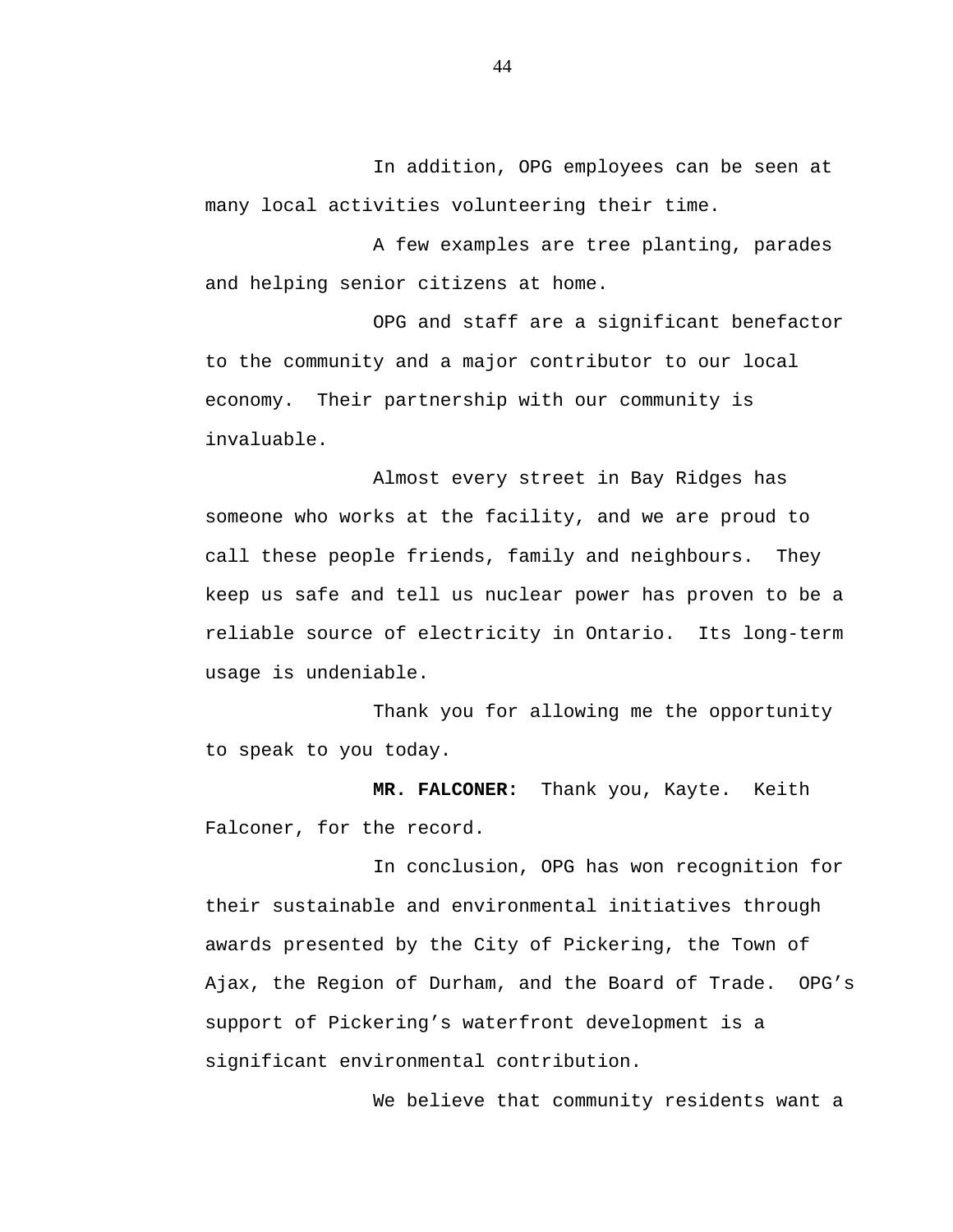In addition, OPG employees can be seen at many local activities volunteering their time.

A few examples are tree planting, parades and helping senior citizens at home.

OPG and staff are a significant benefactor to the community and a major contributor to our local economy.  Their partnership with our community is invaluable.

Almost every street in Bay Ridges has someone who works at the facility, and we are proud to call these people friends, family and neighbours.  They keep us safe and tell us nuclear power has proven to be a reliable source of electricity in Ontario.  Its long-term usage is undeniable.

Thank you for allowing me the opportunity to speak to you today.

**MR. FALCONER:**  Thank you, Kayte.  Keith Falconer, for the record.

In conclusion, OPG has won recognition for their sustainable and environmental initiatives through awards presented by the City of Pickering, the Town of Ajax, the Region of Durham, and the Board of Trade.  OPG's support of Pickering's waterfront development is a significant environmental contribution.

We believe that community residents want a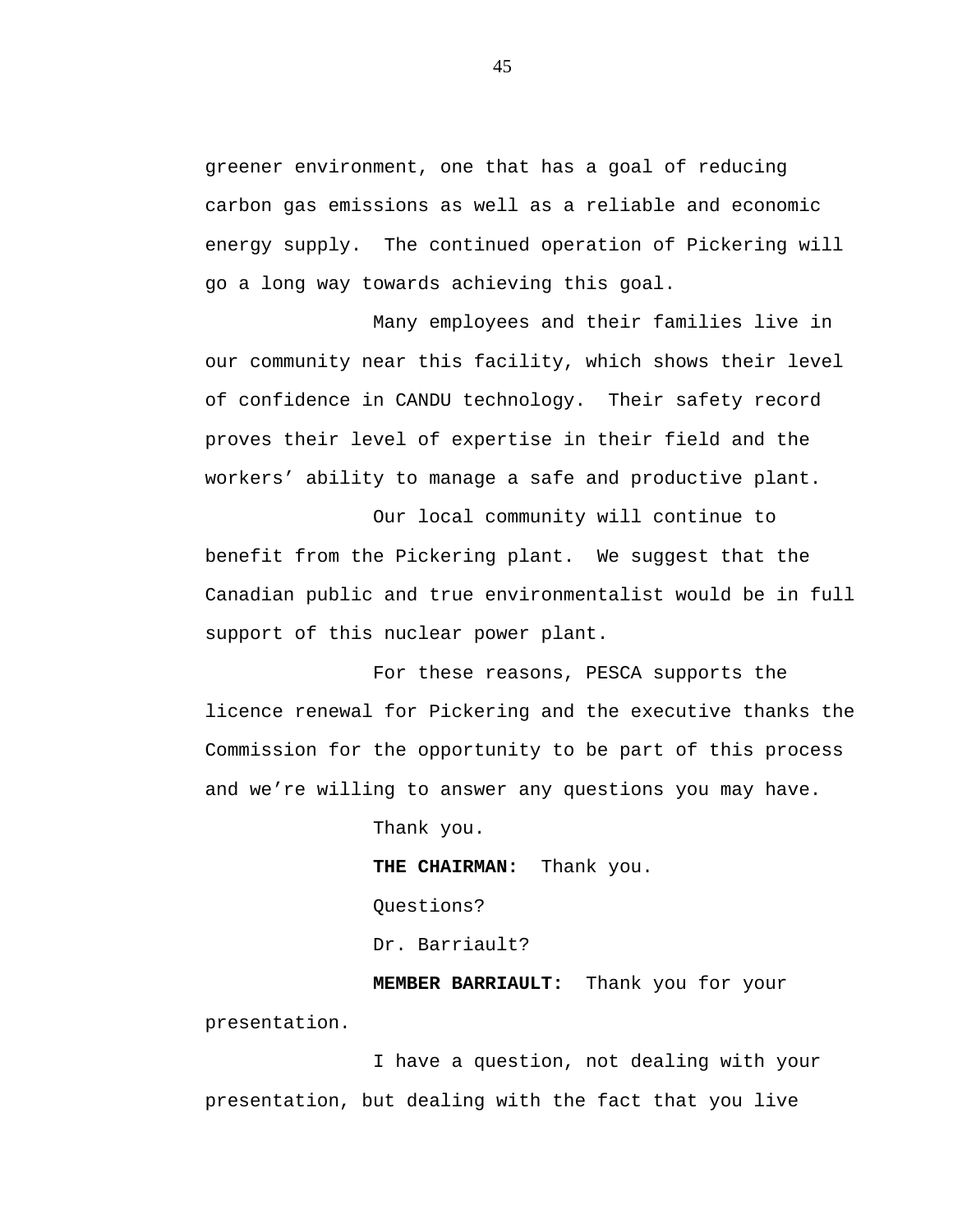greener environment, one that has a goal of reducing carbon gas emissions as well as a reliable and economic energy supply. The continued operation of Pickering will go a long way towards achieving this goal.

Many employees and their families live in our community near this facility, which shows their level of confidence in CANDU technology. Their safety record proves their level of expertise in their field and the workers' ability to manage a safe and productive plant.

Our local community will continue to benefit from the Pickering plant. We suggest that the Canadian public and true environmentalist would be in full support of this nuclear power plant.

For these reasons, PESCA supports the licence renewal for Pickering and the executive thanks the Commission for the opportunity to be part of this process and we're willing to answer any questions you may have.

Thank you.

**THE CHAIRMAN:** Thank you.

Questions?

Dr. Barriault?

**MEMBER BARRIAULT:** Thank you for your presentation.

I have a question, not dealing with your presentation, but dealing with the fact that you live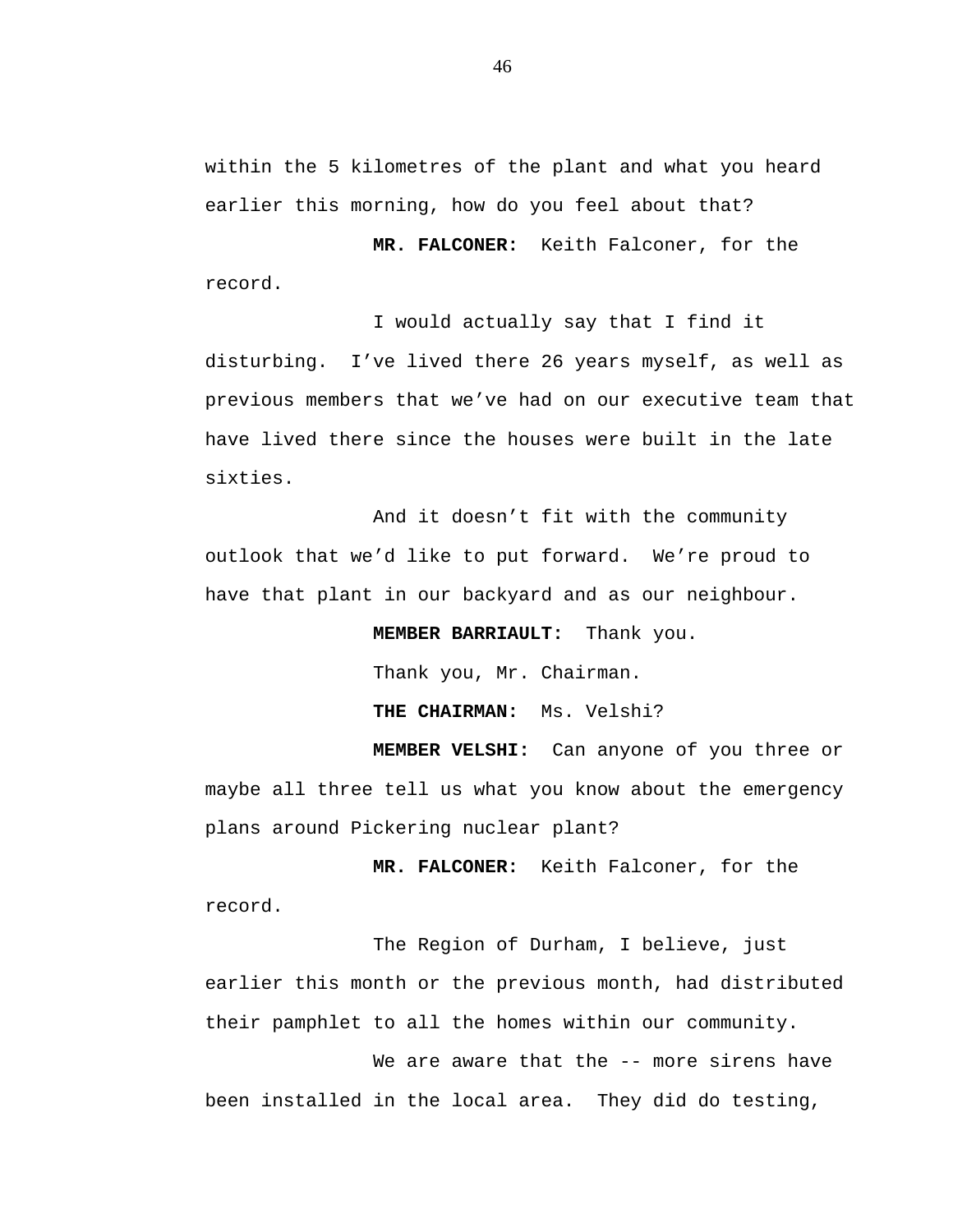within the 5 kilometres of the plant and what you heard earlier this morning, how do you feel about that?

**MR. FALCONER:** Keith Falconer, for the record.

I would actually say that I find it disturbing. I've lived there 26 years myself, as well as previous members that we've had on our executive team that have lived there since the houses were built in the late sixties.

And it doesn't fit with the community outlook that we'd like to put forward. We're proud to have that plant in our backyard and as our neighbour.

**MEMBER BARRIAULT:** Thank you.

Thank you, Mr. Chairman.

**THE CHAIRMAN:** Ms. Velshi?

**MEMBER VELSHI:** Can anyone of you three or maybe all three tell us what you know about the emergency plans around Pickering nuclear plant?

**MR. FALCONER:** Keith Falconer, for the record.

The Region of Durham, I believe, just earlier this month or the previous month, had distributed their pamphlet to all the homes within our community.

We are aware that the -- more sirens have been installed in the local area. They did do testing,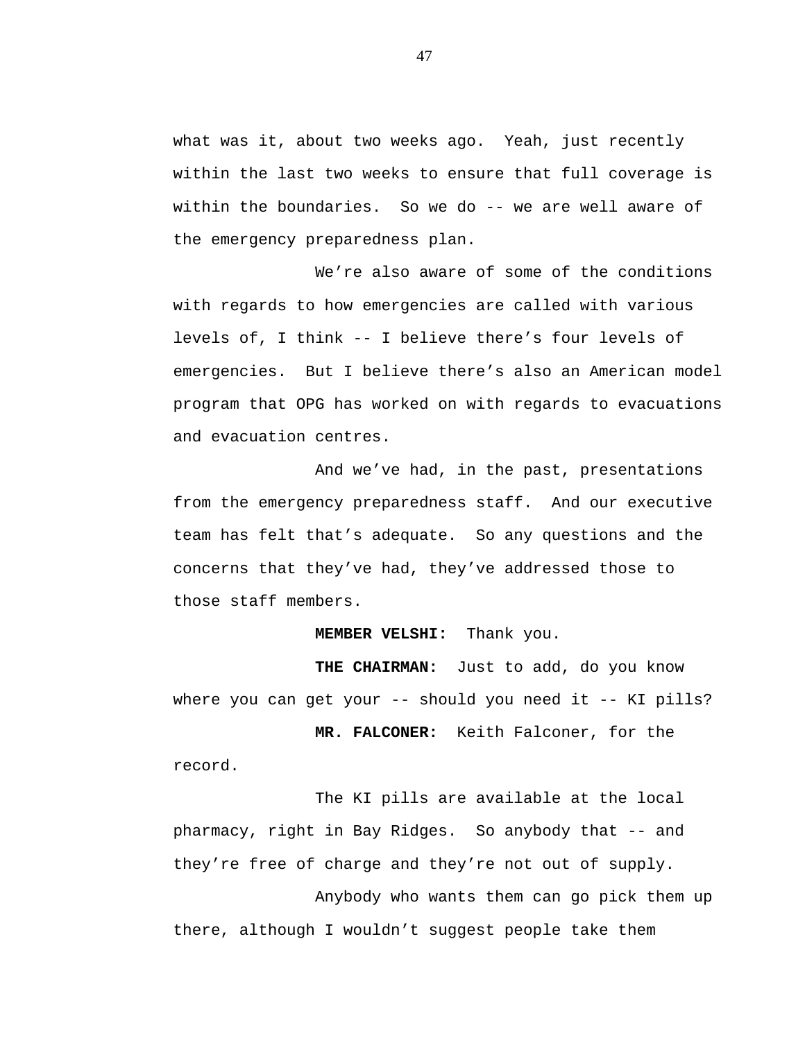what was it, about two weeks ago. Yeah, just recently within the last two weeks to ensure that full coverage is within the boundaries. So we do -- we are well aware of the emergency preparedness plan.

We're also aware of some of the conditions with regards to how emergencies are called with various levels of, I think -- I believe there's four levels of emergencies. But I believe there's also an American model program that OPG has worked on with regards to evacuations and evacuation centres.

And we've had, in the past, presentations from the emergency preparedness staff. And our executive team has felt that's adequate. So any questions and the concerns that they've had, they've addressed those to those staff members.

**MEMBER VELSHI:** Thank you.

**THE CHAIRMAN:** Just to add, do you know where you can get your -- should you need it -- KI pills?

**MR. FALCONER:** Keith Falconer, for the record.

The KI pills are available at the local pharmacy, right in Bay Ridges. So anybody that -- and they're free of charge and they're not out of supply.

Anybody who wants them can go pick them up there, although I wouldn't suggest people take them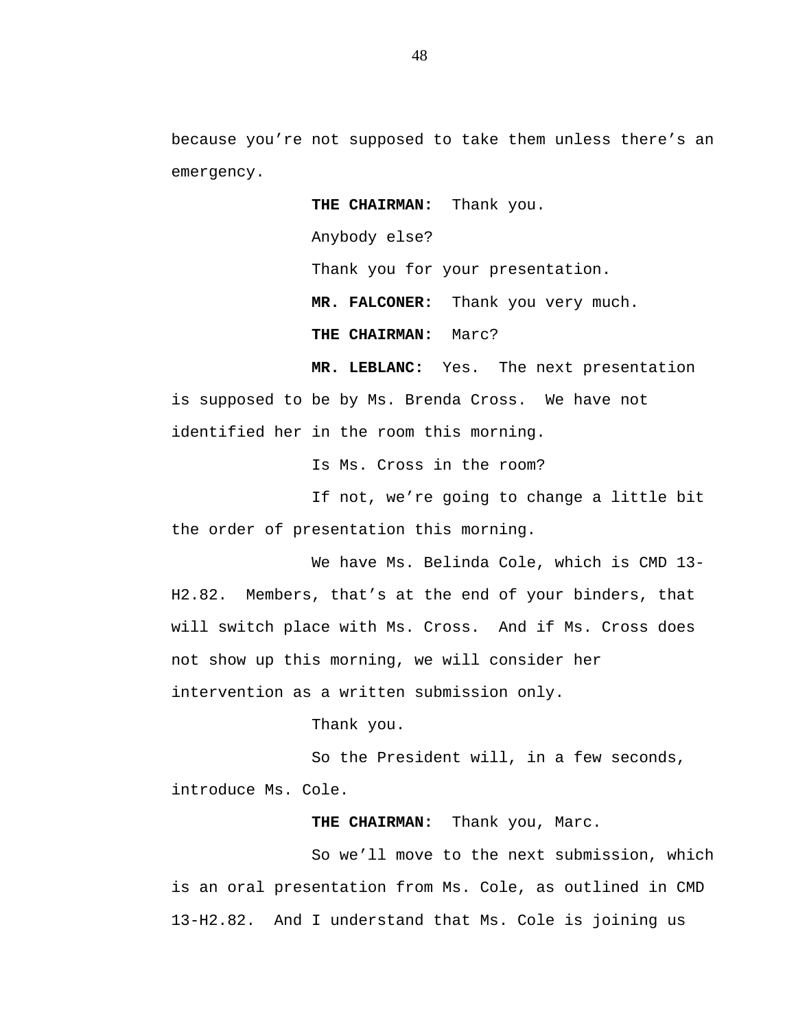because you’re not supposed to take them unless there’s an emergency.

**THE CHAIRMAN:** Thank you.

Anybody else?

Thank you for your presentation.

**MR. FALCONER:** Thank you very much.

**THE CHAIRMAN:** Marc?

**MR. LEBLANC:** Yes. The next presentation is supposed to be by Ms. Brenda Cross. We have not identified her in the room this morning.

Is Ms. Cross in the room?

If not, we’re going to change a little bit the order of presentation this morning.

We have Ms. Belinda Cole, which is CMD 13-H2.82. Members, that’s at the end of your binders, that will switch place with Ms. Cross. And if Ms. Cross does not show up this morning, we will consider her intervention as a written submission only.

Thank you.

So the President will, in a few seconds, introduce Ms. Cole.

**THE CHAIRMAN:** Thank you, Marc.

So we’ll move to the next submission, which is an oral presentation from Ms. Cole, as outlined in CMD 13-H2.82. And I understand that Ms. Cole is joining us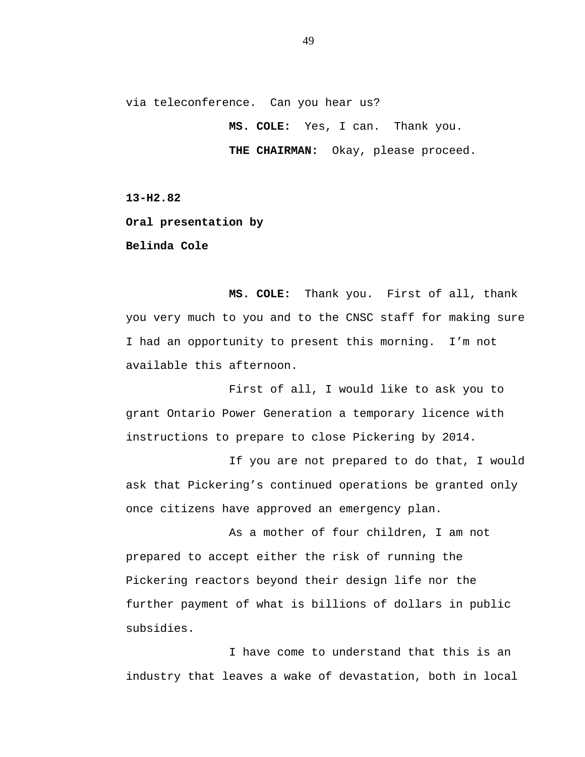via teleconference. Can you hear us?

**MS. COLE:** Yes, I can. Thank you.

**THE CHAIRMAN:** Okay, please proceed.

**13-H2.82**

**Oral presentation by**

**Belinda Cole**

**MS. COLE:** Thank you. First of all, thank you very much to you and to the CNSC staff for making sure I had an opportunity to present this morning. I'm not available this afternoon.

First of all, I would like to ask you to grant Ontario Power Generation a temporary licence with instructions to prepare to close Pickering by 2014.

If you are not prepared to do that, I would ask that Pickering's continued operations be granted only once citizens have approved an emergency plan.

As a mother of four children, I am not prepared to accept either the risk of running the Pickering reactors beyond their design life nor the further payment of what is billions of dollars in public subsidies.

I have come to understand that this is an industry that leaves a wake of devastation, both in local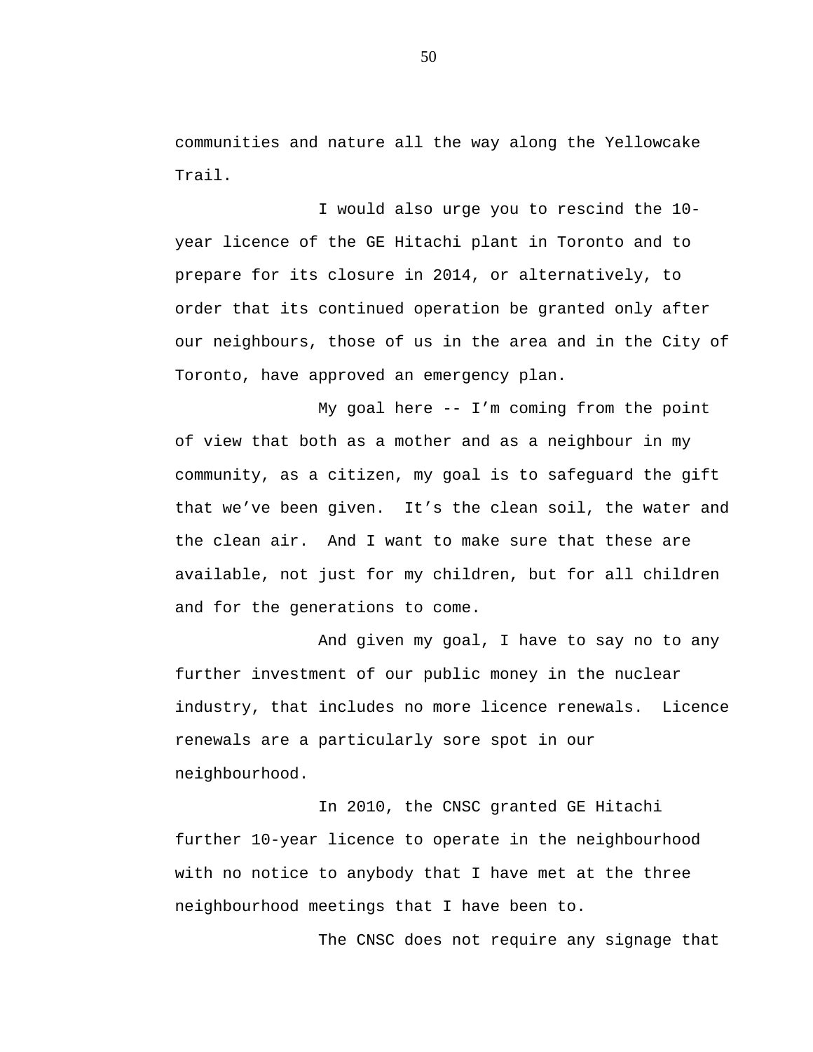communities and nature all the way along the Yellowcake Trail.

I would also urge you to rescind the 10-year licence of the GE Hitachi plant in Toronto and to prepare for its closure in 2014, or alternatively, to order that its continued operation be granted only after our neighbours, those of us in the area and in the City of Toronto, have approved an emergency plan.

My goal here -- I'm coming from the point of view that both as a mother and as a neighbour in my community, as a citizen, my goal is to safeguard the gift that we've been given. It's the clean soil, the water and the clean air. And I want to make sure that these are available, not just for my children, but for all children and for the generations to come.

And given my goal, I have to say no to any further investment of our public money in the nuclear industry, that includes no more licence renewals. Licence renewals are a particularly sore spot in our neighbourhood.

In 2010, the CNSC granted GE Hitachi further 10-year licence to operate in the neighbourhood with no notice to anybody that I have met at the three neighbourhood meetings that I have been to.

The CNSC does not require any signage that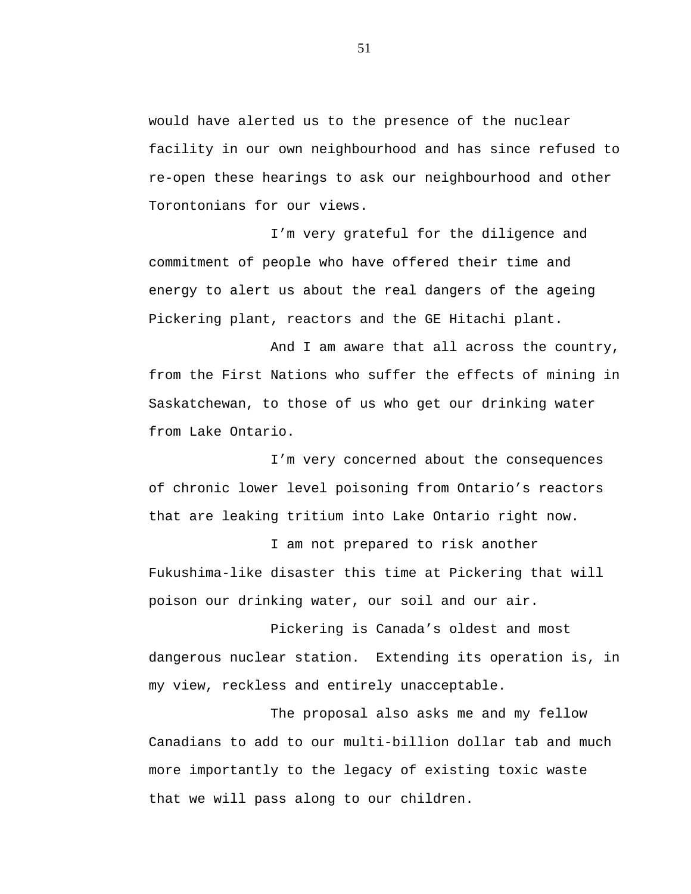would have alerted us to the presence of the nuclear facility in our own neighbourhood and has since refused to re-open these hearings to ask our neighbourhood and other Torontonians for our views.

I'm very grateful for the diligence and commitment of people who have offered their time and energy to alert us about the real dangers of the ageing Pickering plant, reactors and the GE Hitachi plant.

And I am aware that all across the country, from the First Nations who suffer the effects of mining in Saskatchewan, to those of us who get our drinking water from Lake Ontario.

I'm very concerned about the consequences of chronic lower level poisoning from Ontario's reactors that are leaking tritium into Lake Ontario right now.

I am not prepared to risk another Fukushima-like disaster this time at Pickering that will poison our drinking water, our soil and our air.

Pickering is Canada's oldest and most dangerous nuclear station. Extending its operation is, in my view, reckless and entirely unacceptable.

The proposal also asks me and my fellow Canadians to add to our multi-billion dollar tab and much more importantly to the legacy of existing toxic waste that we will pass along to our children.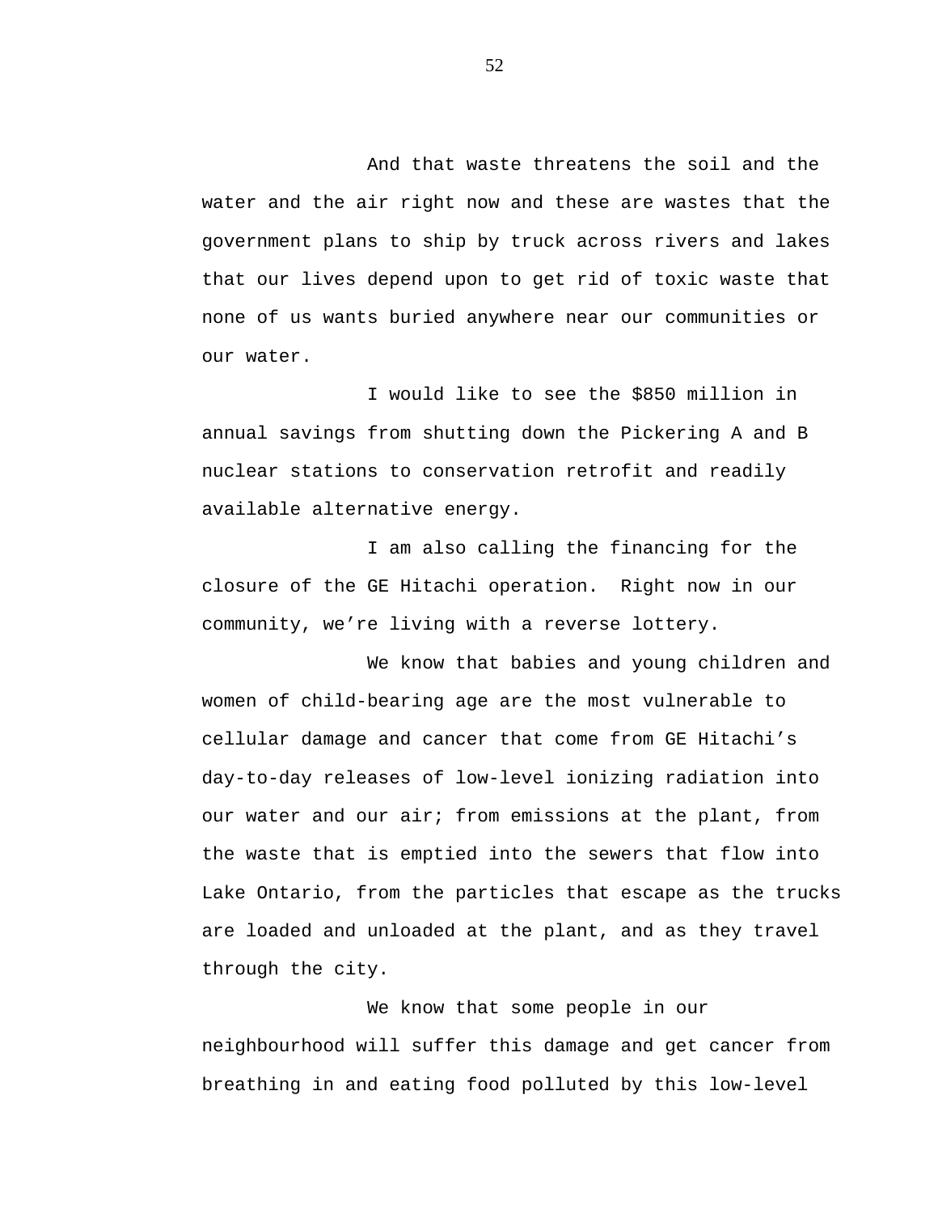And that waste threatens the soil and the water and the air right now and these are wastes that the government plans to ship by truck across rivers and lakes that our lives depend upon to get rid of toxic waste that none of us wants buried anywhere near our communities or our water.

I would like to see the $850 million in annual savings from shutting down the Pickering A and B nuclear stations to conservation retrofit and readily available alternative energy.

I am also calling the financing for the closure of the GE Hitachi operation.  Right now in our community, we’re living with a reverse lottery.

We know that babies and young children and women of child-bearing age are the most vulnerable to cellular damage and cancer that come from GE Hitachi’s day-to-day releases of low-level ionizing radiation into our water and our air; from emissions at the plant, from the waste that is emptied into the sewers that flow into Lake Ontario, from the particles that escape as the trucks are loaded and unloaded at the plant, and as they travel through the city.

We know that some people in our neighbourhood will suffer this damage and get cancer from breathing in and eating food polluted by this low-level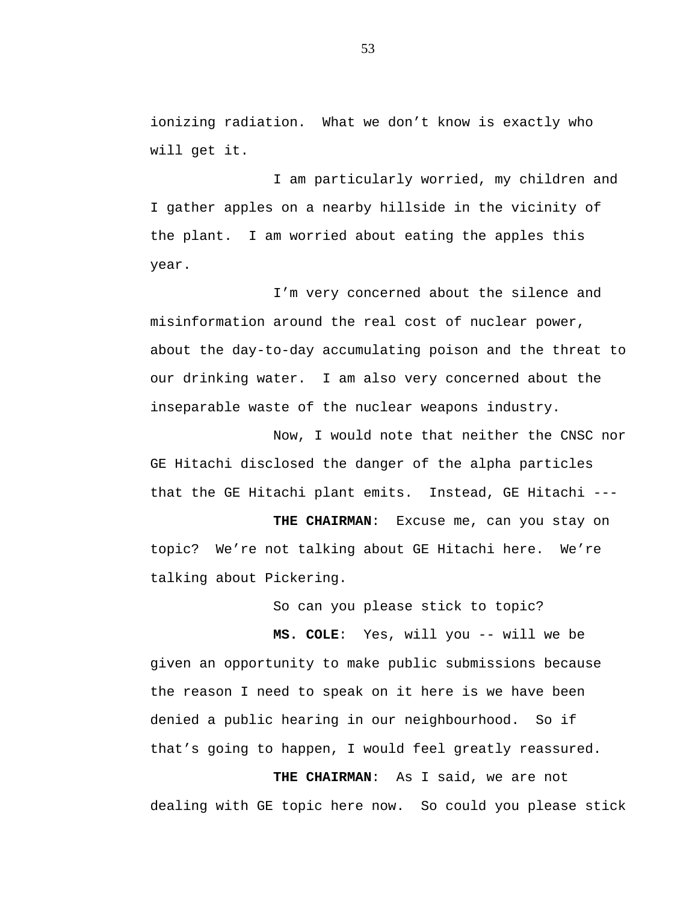ionizing radiation.  What we don't know is exactly who will get it.

I am particularly worried, my children and I gather apples on a nearby hillside in the vicinity of the plant.  I am worried about eating the apples this year.

I'm very concerned about the silence and misinformation around the real cost of nuclear power, about the day-to-day accumulating poison and the threat to our drinking water.  I am also very concerned about the inseparable waste of the nuclear weapons industry.

Now, I would note that neither the CNSC nor GE Hitachi disclosed the danger of the alpha particles that the GE Hitachi plant emits.  Instead, GE Hitachi ---

**THE CHAIRMAN**:  Excuse me, can you stay on topic?  We're not talking about GE Hitachi here.  We're talking about Pickering.

So can you please stick to topic?

**MS. COLE**:  Yes, will you -- will we be given an opportunity to make public submissions because the reason I need to speak on it here is we have been denied a public hearing in our neighbourhood.  So if that's going to happen, I would feel greatly reassured.

**THE CHAIRMAN**:  As I said, we are not dealing with GE topic here now.  So could you please stick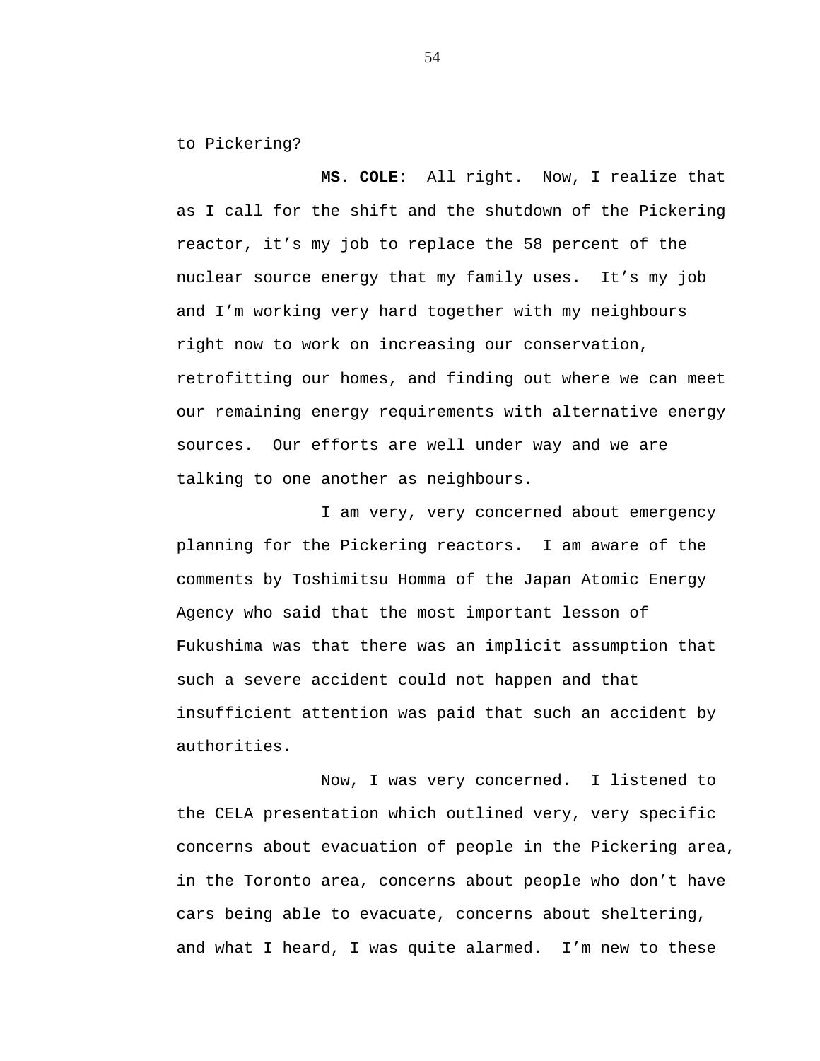to Pickering?

**MS. COLE**: All right. Now, I realize that as I call for the shift and the shutdown of the Pickering reactor, it’s my job to replace the 58 percent of the nuclear source energy that my family uses. It’s my job and I’m working very hard together with my neighbours right now to work on increasing our conservation, retrofitting our homes, and finding out where we can meet our remaining energy requirements with alternative energy sources. Our efforts are well under way and we are talking to one another as neighbours.

I am very, very concerned about emergency planning for the Pickering reactors. I am aware of the comments by Toshimitsu Homma of the Japan Atomic Energy Agency who said that the most important lesson of Fukushima was that there was an implicit assumption that such a severe accident could not happen and that insufficient attention was paid that such an accident by authorities.

Now, I was very concerned. I listened to the CELA presentation which outlined very, very specific concerns about evacuation of people in the Pickering area, in the Toronto area, concerns about people who don’t have cars being able to evacuate, concerns about sheltering, and what I heard, I was quite alarmed. I’m new to these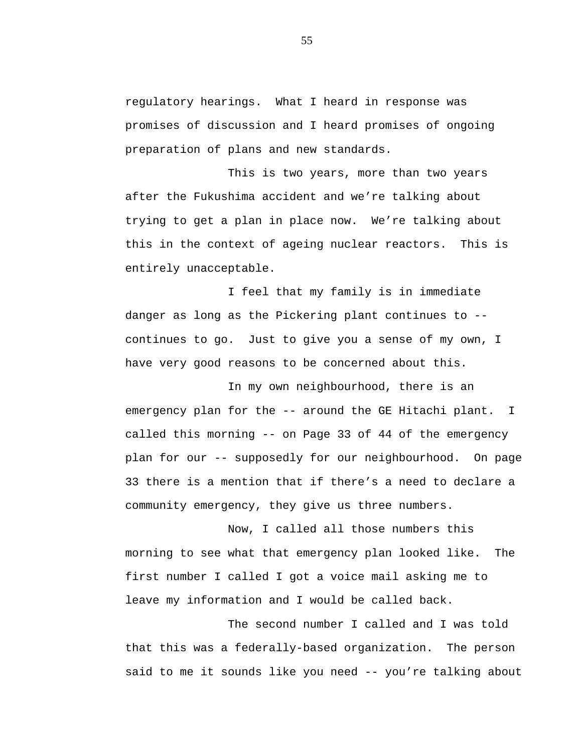regulatory hearings. What I heard in response was promises of discussion and I heard promises of ongoing preparation of plans and new standards.

This is two years, more than two years after the Fukushima accident and we're talking about trying to get a plan in place now. We're talking about this in the context of ageing nuclear reactors. This is entirely unacceptable.

I feel that my family is in immediate danger as long as the Pickering plant continues to -- continues to go. Just to give you a sense of my own, I have very good reasons to be concerned about this.

In my own neighbourhood, there is an emergency plan for the -- around the GE Hitachi plant. I called this morning -- on Page 33 of 44 of the emergency plan for our -- supposedly for our neighbourhood. On page 33 there is a mention that if there's a need to declare a community emergency, they give us three numbers.

Now, I called all those numbers this morning to see what that emergency plan looked like. The first number I called I got a voice mail asking me to leave my information and I would be called back.

The second number I called and I was told that this was a federally-based organization. The person said to me it sounds like you need -- you're talking about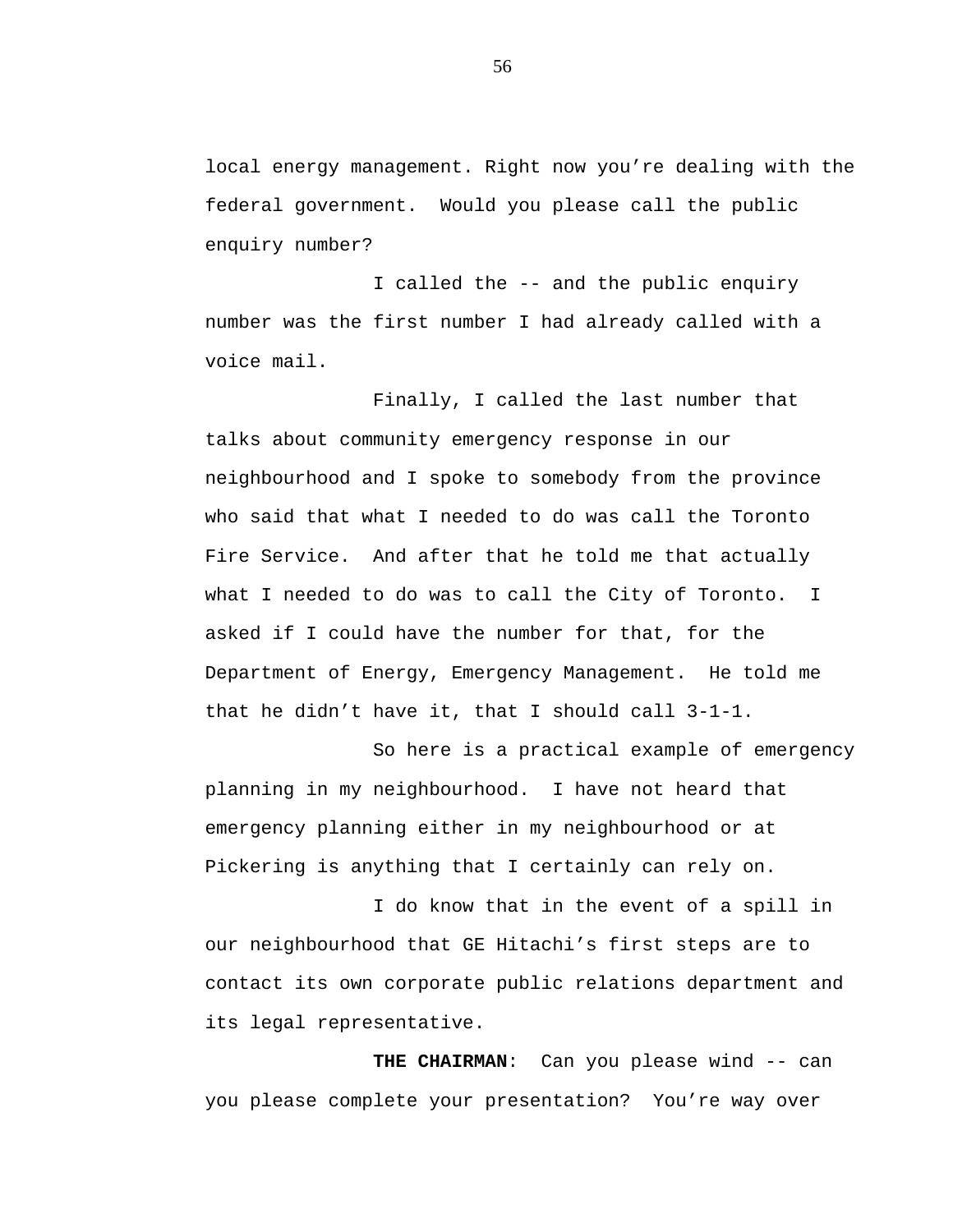local energy management. Right now you’re dealing with the federal government.  Would you please call the public enquiry number?

I called the -- and the public enquiry number was the first number I had already called with a voice mail.

Finally, I called the last number that talks about community emergency response in our neighbourhood and I spoke to somebody from the province who said that what I needed to do was call the Toronto Fire Service.  And after that he told me that actually what I needed to do was to call the City of Toronto.  I asked if I could have the number for that, for the Department of Energy, Emergency Management.  He told me that he didn’t have it, that I should call 3-1-1.

So here is a practical example of emergency planning in my neighbourhood.  I have not heard that emergency planning either in my neighbourhood or at Pickering is anything that I certainly can rely on.

I do know that in the event of a spill in our neighbourhood that GE Hitachi’s first steps are to contact its own corporate public relations department and its legal representative.

**THE CHAIRMAN**:  Can you please wind -- can you please complete your presentation?  You’re way over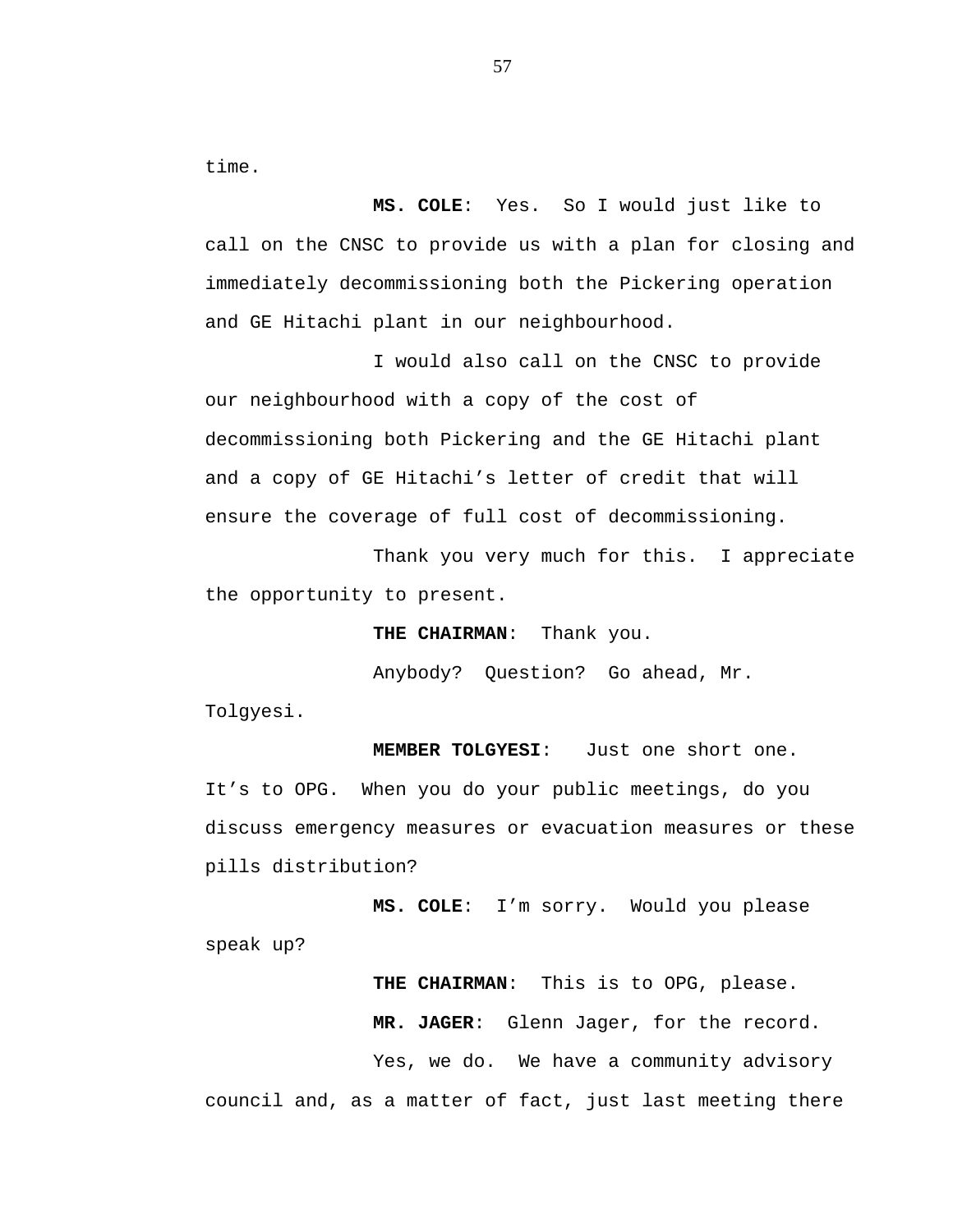time.

**MS. COLE**: Yes. So I would just like to call on the CNSC to provide us with a plan for closing and immediately decommissioning both the Pickering operation and GE Hitachi plant in our neighbourhood.

I would also call on the CNSC to provide our neighbourhood with a copy of the cost of decommissioning both Pickering and the GE Hitachi plant and a copy of GE Hitachi's letter of credit that will ensure the coverage of full cost of decommissioning.

Thank you very much for this. I appreciate the opportunity to present.

**THE CHAIRMAN**: Thank you.

Anybody? Question? Go ahead, Mr. Tolgyesi.

**MEMBER TOLGYESI**: Just one short one. It's to OPG. When you do your public meetings, do you discuss emergency measures or evacuation measures or these pills distribution?

**MS. COLE**: I'm sorry. Would you please speak up?

**THE CHAIRMAN**: This is to OPG, please.

**MR. JAGER**: Glenn Jager, for the record.

Yes, we do. We have a community advisory council and, as a matter of fact, just last meeting there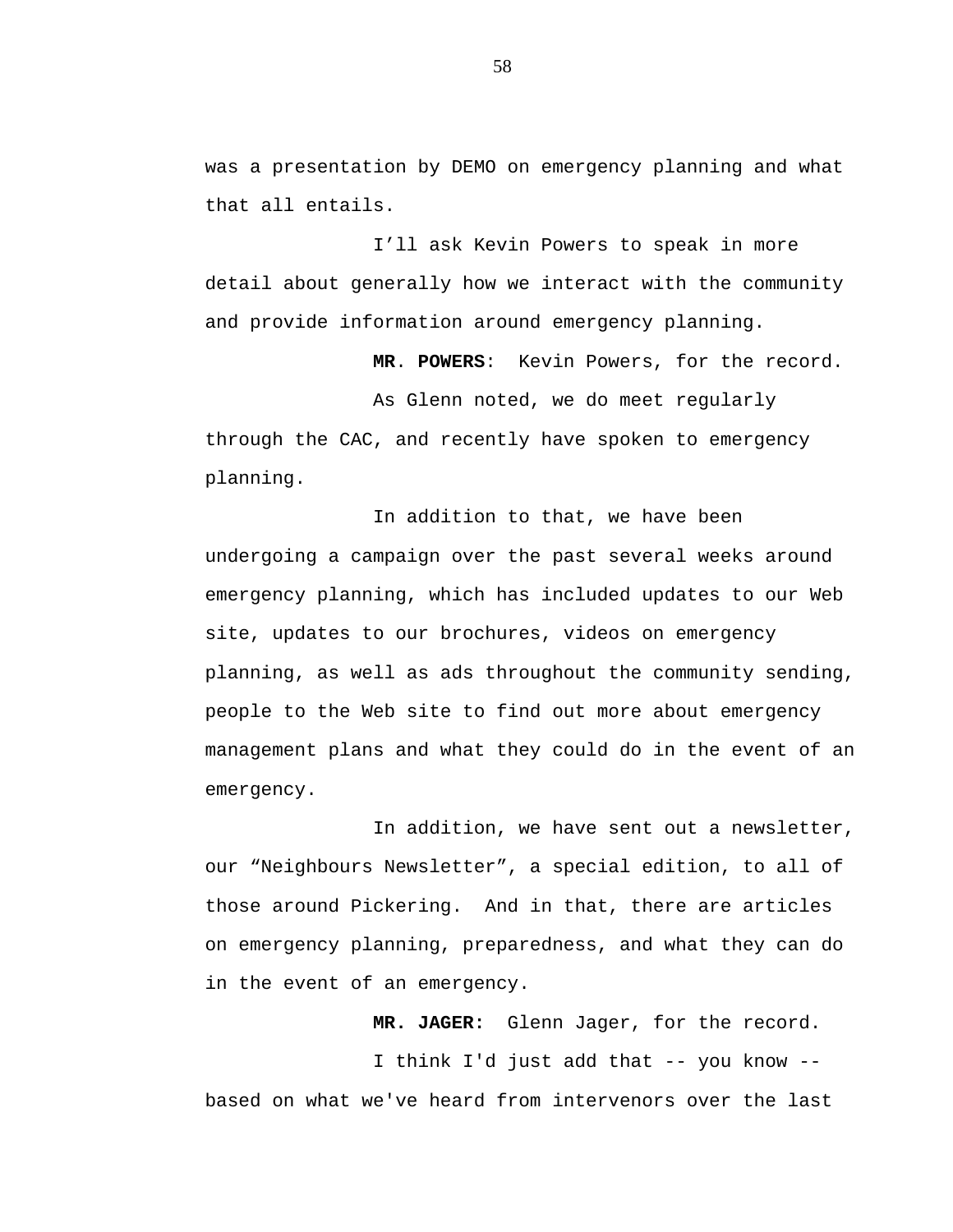was a presentation by DEMO on emergency planning and what that all entails.

I'll ask Kevin Powers to speak in more detail about generally how we interact with the community and provide information around emergency planning.

**MR. POWERS**: Kevin Powers, for the record.

As Glenn noted, we do meet regularly through the CAC, and recently have spoken to emergency planning.

In addition to that, we have been undergoing a campaign over the past several weeks around emergency planning, which has included updates to our Web site, updates to our brochures, videos on emergency planning, as well as ads throughout the community sending, people to the Web site to find out more about emergency management plans and what they could do in the event of an emergency.

In addition, we have sent out a newsletter, our "Neighbours Newsletter", a special edition, to all of those around Pickering. And in that, there are articles on emergency planning, preparedness, and what they can do in the event of an emergency.

**MR. JAGER:** Glenn Jager, for the record.

I think I'd just add that -- you know -- based on what we've heard from intervenors over the last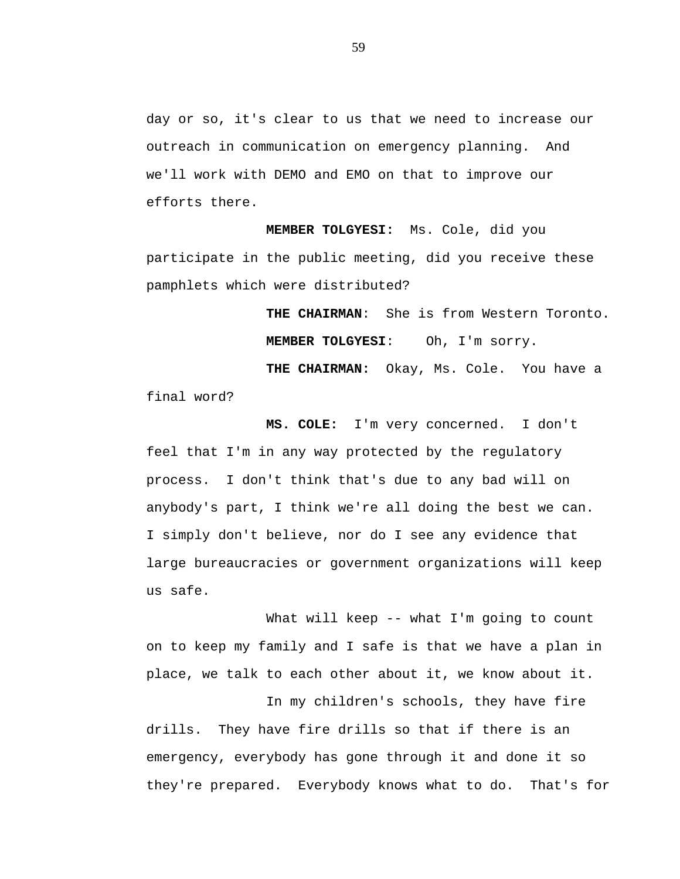day or so, it's clear to us that we need to increase our outreach in communication on emergency planning. And we'll work with DEMO and EMO on that to improve our efforts there.

**MEMBER TOLGYESI:** Ms. Cole, did you participate in the public meeting, did you receive these pamphlets which were distributed?

**THE CHAIRMAN**: She is from Western Toronto.

**MEMBER TOLGYESI**: Oh, I'm sorry.

**THE CHAIRMAN:** Okay, Ms. Cole. You have a final word?

**MS. COLE:** I'm very concerned. I don't feel that I'm in any way protected by the regulatory process. I don't think that's due to any bad will on anybody's part, I think we're all doing the best we can. I simply don't believe, nor do I see any evidence that large bureaucracies or government organizations will keep us safe.

What will keep -- what I'm going to count on to keep my family and I safe is that we have a plan in place, we talk to each other about it, we know about it.

In my children's schools, they have fire drills. They have fire drills so that if there is an emergency, everybody has gone through it and done it so they're prepared. Everybody knows what to do. That's for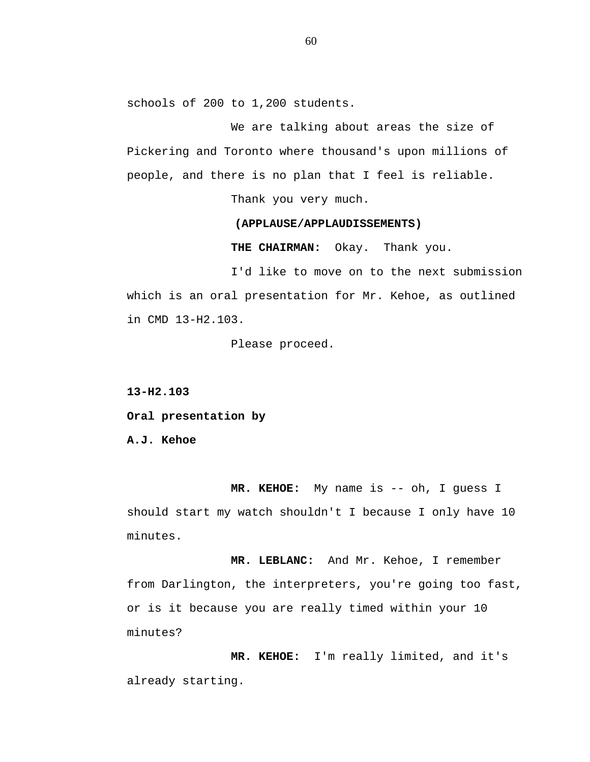schools of 200 to 1,200 students.

We are talking about areas the size of Pickering and Toronto where thousand's upon millions of people, and there is no plan that I feel is reliable.

Thank you very much.

**(APPLAUSE/APPLAUDISSEMENTS)**

**THE CHAIRMAN:** Okay. Thank you.

I'd like to move on to the next submission which is an oral presentation for Mr. Kehoe, as outlined in CMD 13-H2.103.

Please proceed.

**13-H2.103**

**Oral presentation by**

**A.J. Kehoe**

**MR. KEHOE:** My name is -- oh, I guess I should start my watch shouldn't I because I only have 10 minutes.

**MR. LEBLANC:** And Mr. Kehoe, I remember from Darlington, the interpreters, you're going too fast, or is it because you are really timed within your 10 minutes?

**MR. KEHOE:** I'm really limited, and it's already starting.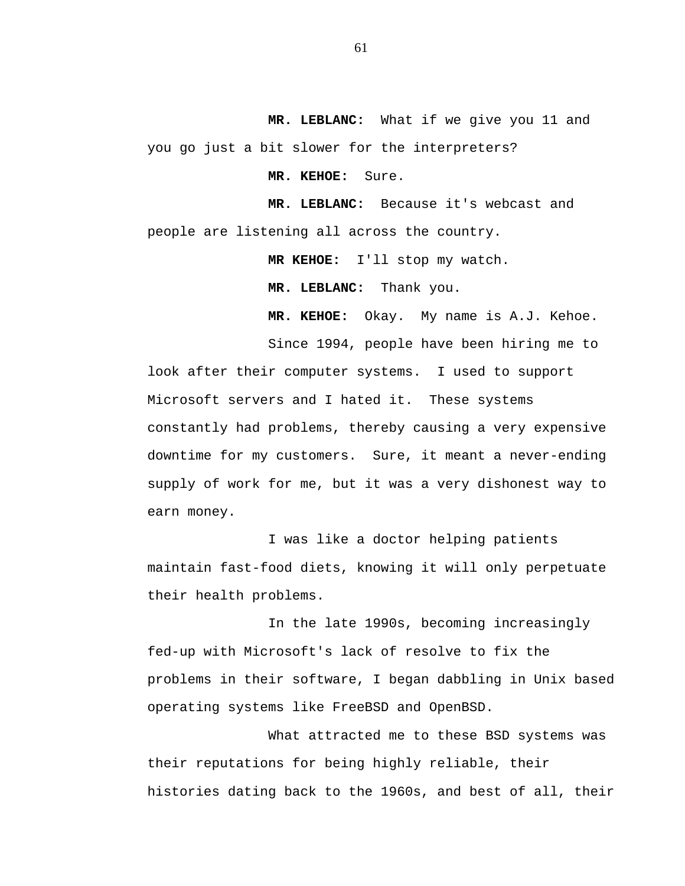**MR. LEBLANC:** What if we give you 11 and you go just a bit slower for the interpreters?

**MR. KEHOE:** Sure.

**MR. LEBLANC:** Because it's webcast and people are listening all across the country.

**MR KEHOE:** I'll stop my watch.

**MR. LEBLANC:** Thank you.

**MR. KEHOE:** Okay. My name is A.J. Kehoe.

Since 1994, people have been hiring me to look after their computer systems. I used to support Microsoft servers and I hated it. These systems constantly had problems, thereby causing a very expensive downtime for my customers. Sure, it meant a never-ending supply of work for me, but it was a very dishonest way to earn money.

I was like a doctor helping patients maintain fast-food diets, knowing it will only perpetuate their health problems.

In the late 1990s, becoming increasingly fed-up with Microsoft's lack of resolve to fix the problems in their software, I began dabbling in Unix based operating systems like FreeBSD and OpenBSD.

What attracted me to these BSD systems was their reputations for being highly reliable, their histories dating back to the 1960s, and best of all, their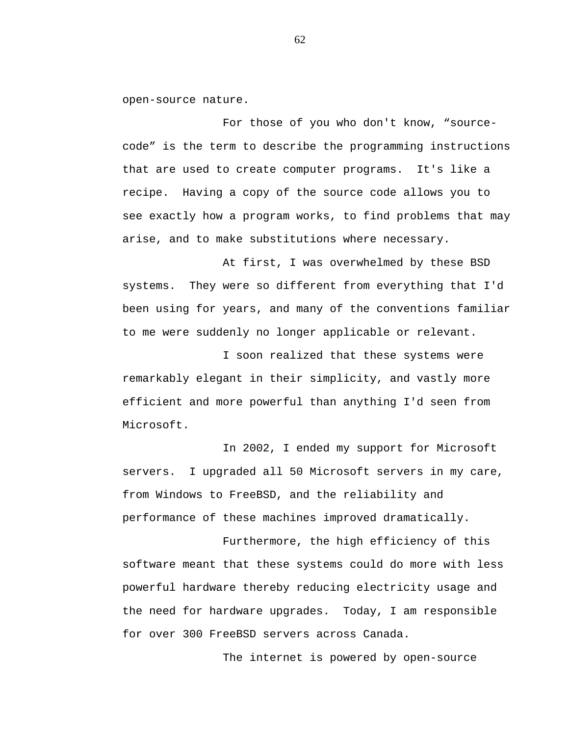open-source nature.

For those of you who don't know, “source-code” is the term to describe the programming instructions that are used to create computer programs. It's like a recipe. Having a copy of the source code allows you to see exactly how a program works, to find problems that may arise, and to make substitutions where necessary.

At first, I was overwhelmed by these BSD systems. They were so different from everything that I'd been using for years, and many of the conventions familiar to me were suddenly no longer applicable or relevant.

I soon realized that these systems were remarkably elegant in their simplicity, and vastly more efficient and more powerful than anything I'd seen from Microsoft.

In 2002, I ended my support for Microsoft servers. I upgraded all 50 Microsoft servers in my care, from Windows to FreeBSD, and the reliability and performance of these machines improved dramatically.

Furthermore, the high efficiency of this software meant that these systems could do more with less powerful hardware thereby reducing electricity usage and the need for hardware upgrades. Today, I am responsible for over 300 FreeBSD servers across Canada.

The internet is powered by open-source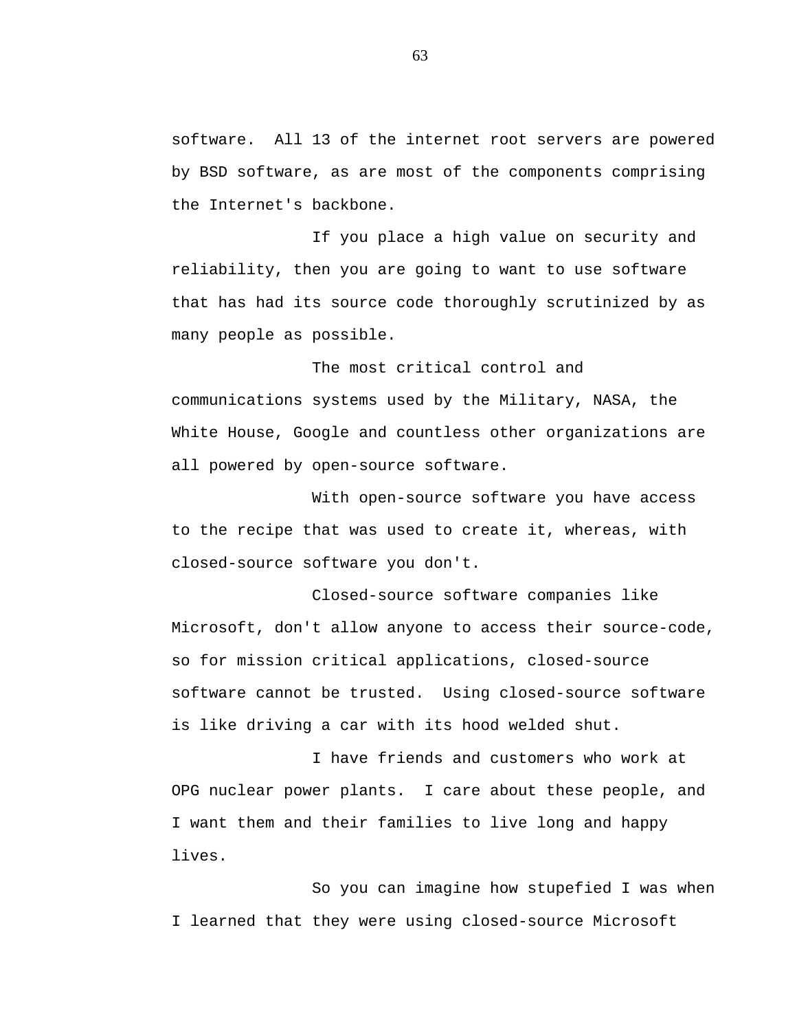software. All 13 of the internet root servers are powered by BSD software, as are most of the components comprising the Internet's backbone.

If you place a high value on security and reliability, then you are going to want to use software that has had its source code thoroughly scrutinized by as many people as possible.

The most critical control and communications systems used by the Military, NASA, the White House, Google and countless other organizations are all powered by open-source software.

With open-source software you have access to the recipe that was used to create it, whereas, with closed-source software you don't.

Closed-source software companies like Microsoft, don't allow anyone to access their source-code, so for mission critical applications, closed-source software cannot be trusted. Using closed-source software is like driving a car with its hood welded shut.

I have friends and customers who work at OPG nuclear power plants. I care about these people, and I want them and their families to live long and happy lives.

So you can imagine how stupefied I was when I learned that they were using closed-source Microsoft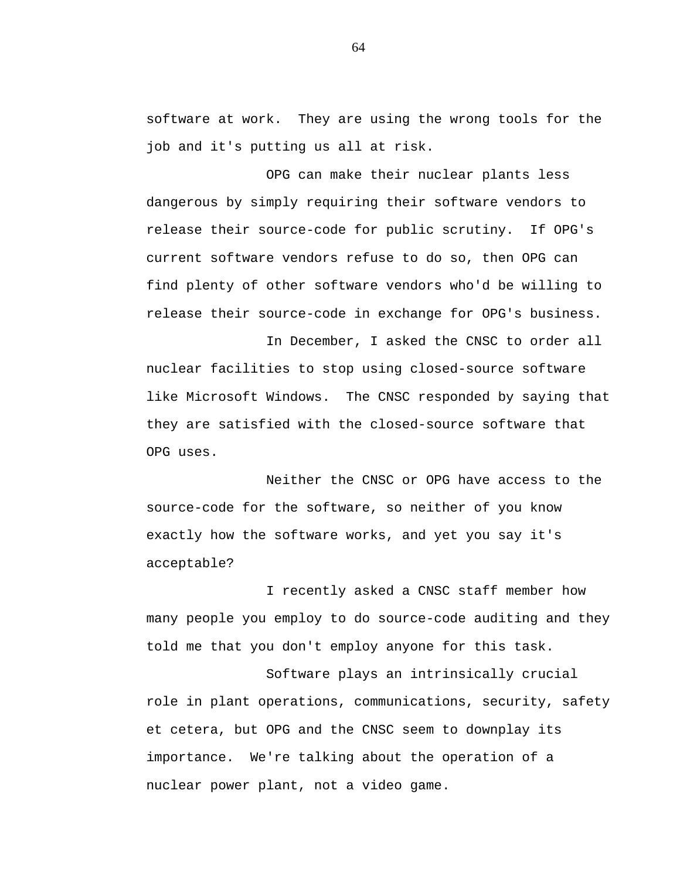software at work. They are using the wrong tools for the job and it's putting us all at risk.

OPG can make their nuclear plants less dangerous by simply requiring their software vendors to release their source-code for public scrutiny. If OPG's current software vendors refuse to do so, then OPG can find plenty of other software vendors who'd be willing to release their source-code in exchange for OPG's business.

In December, I asked the CNSC to order all nuclear facilities to stop using closed-source software like Microsoft Windows. The CNSC responded by saying that they are satisfied with the closed-source software that OPG uses.

Neither the CNSC or OPG have access to the source-code for the software, so neither of you know exactly how the software works, and yet you say it's acceptable?

I recently asked a CNSC staff member how many people you employ to do source-code auditing and they told me that you don't employ anyone for this task.

Software plays an intrinsically crucial role in plant operations, communications, security, safety et cetera, but OPG and the CNSC seem to downplay its importance. We're talking about the operation of a nuclear power plant, not a video game.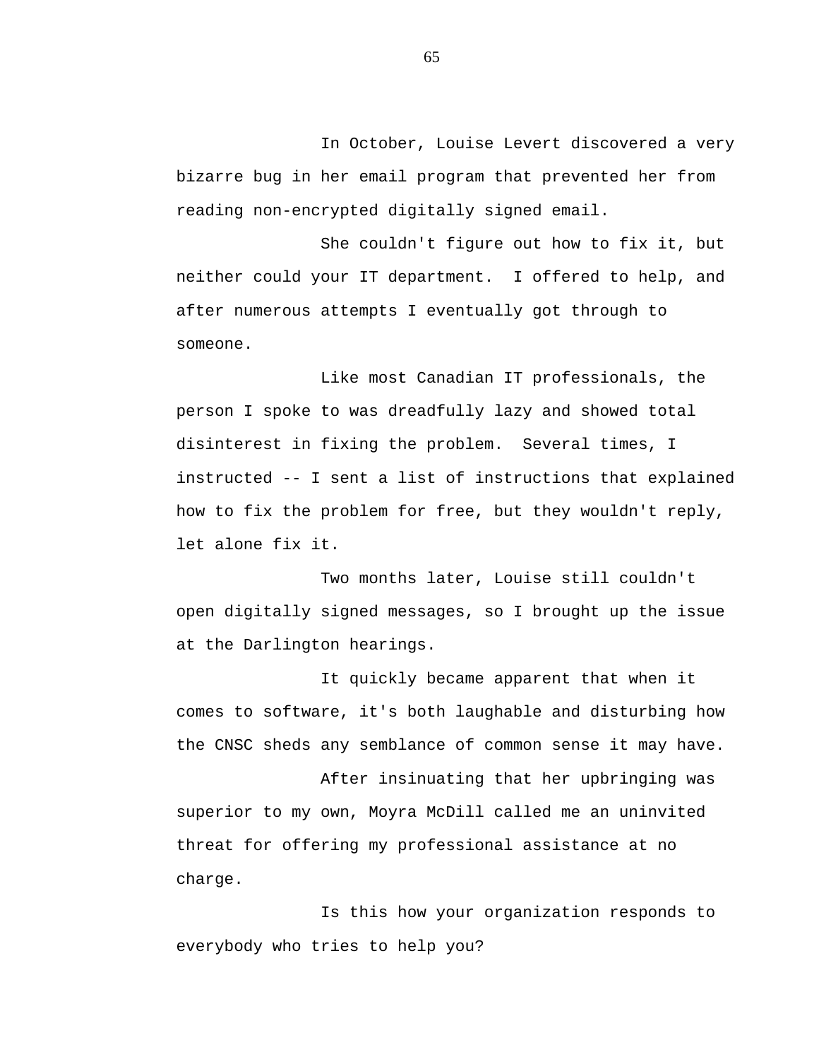In October, Louise Levert discovered a very bizarre bug in her email program that prevented her from reading non-encrypted digitally signed email.

She couldn't figure out how to fix it, but neither could your IT department. I offered to help, and after numerous attempts I eventually got through to someone.

Like most Canadian IT professionals, the person I spoke to was dreadfully lazy and showed total disinterest in fixing the problem. Several times, I instructed -- I sent a list of instructions that explained how to fix the problem for free, but they wouldn't reply, let alone fix it.

Two months later, Louise still couldn't open digitally signed messages, so I brought up the issue at the Darlington hearings.

It quickly became apparent that when it comes to software, it's both laughable and disturbing how the CNSC sheds any semblance of common sense it may have.

After insinuating that her upbringing was superior to my own, Moyra McDill called me an uninvited threat for offering my professional assistance at no charge.

Is this how your organization responds to everybody who tries to help you?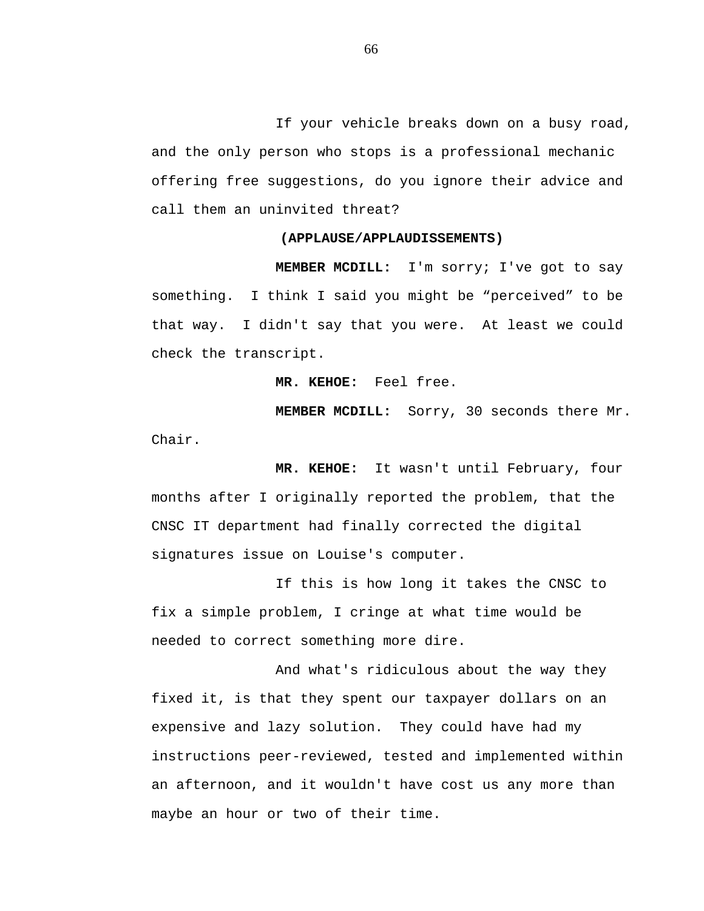If your vehicle breaks down on a busy road, and the only person who stops is a professional mechanic offering free suggestions, do you ignore their advice and call them an uninvited threat?

**(APPLAUSE/APPLAUDISSEMENTS)**

**MEMBER MCDILL:** I'm sorry; I've got to say something. I think I said you might be “perceived” to be that way. I didn't say that you were. At least we could check the transcript.

**MR. KEHOE:** Feel free.

**MEMBER MCDILL:** Sorry, 30 seconds there Mr. Chair.

**MR. KEHOE:** It wasn't until February, four months after I originally reported the problem, that the CNSC IT department had finally corrected the digital signatures issue on Louise's computer.

If this is how long it takes the CNSC to fix a simple problem, I cringe at what time would be needed to correct something more dire.

And what's ridiculous about the way they fixed it, is that they spent our taxpayer dollars on an expensive and lazy solution. They could have had my instructions peer-reviewed, tested and implemented within an afternoon, and it wouldn't have cost us any more than maybe an hour or two of their time.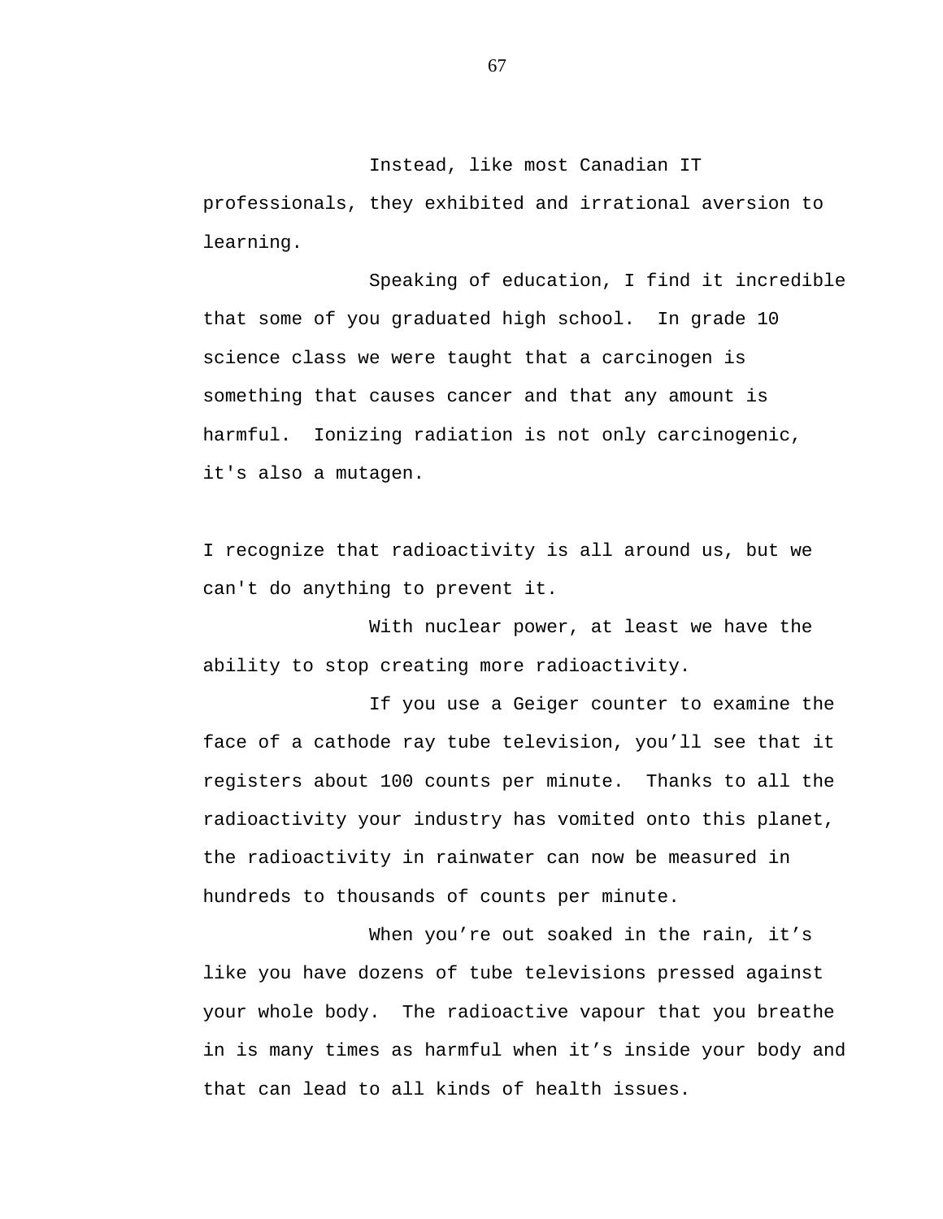Instead, like most Canadian IT professionals, they exhibited and irrational aversion to learning.

Speaking of education, I find it incredible that some of you graduated high school.  In grade 10 science class we were taught that a carcinogen is something that causes cancer and that any amount is harmful.  Ionizing radiation is not only carcinogenic, it's also a mutagen.

I recognize that radioactivity is all around us, but we can't do anything to prevent it.

With nuclear power, at least we have the ability to stop creating more radioactivity.

If you use a Geiger counter to examine the face of a cathode ray tube television, you'll see that it registers about 100 counts per minute.  Thanks to all the radioactivity your industry has vomited onto this planet, the radioactivity in rainwater can now be measured in hundreds to thousands of counts per minute.

When you're out soaked in the rain, it's like you have dozens of tube televisions pressed against your whole body.  The radioactive vapour that you breathe in is many times as harmful when it's inside your body and that can lead to all kinds of health issues.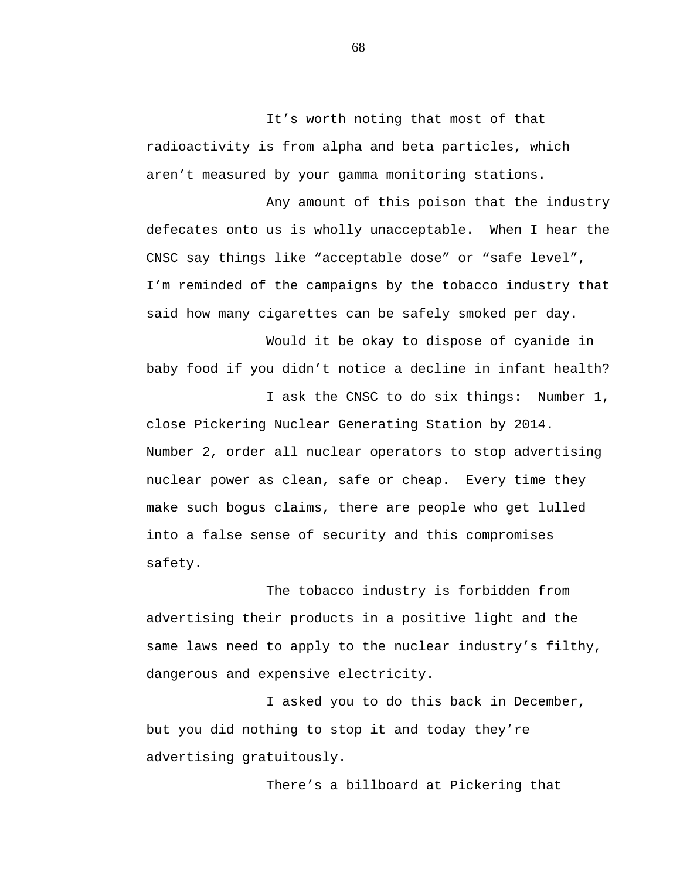It's worth noting that most of that radioactivity is from alpha and beta particles, which aren't measured by your gamma monitoring stations.

Any amount of this poison that the industry defecates onto us is wholly unacceptable. When I hear the CNSC say things like "acceptable dose" or "safe level", I'm reminded of the campaigns by the tobacco industry that said how many cigarettes can be safely smoked per day.

Would it be okay to dispose of cyanide in baby food if you didn't notice a decline in infant health?

I ask the CNSC to do six things: Number 1, close Pickering Nuclear Generating Station by 2014. Number 2, order all nuclear operators to stop advertising nuclear power as clean, safe or cheap. Every time they make such bogus claims, there are people who get lulled into a false sense of security and this compromises safety.

The tobacco industry is forbidden from advertising their products in a positive light and the same laws need to apply to the nuclear industry's filthy, dangerous and expensive electricity.

I asked you to do this back in December, but you did nothing to stop it and today they're advertising gratuitously.

There's a billboard at Pickering that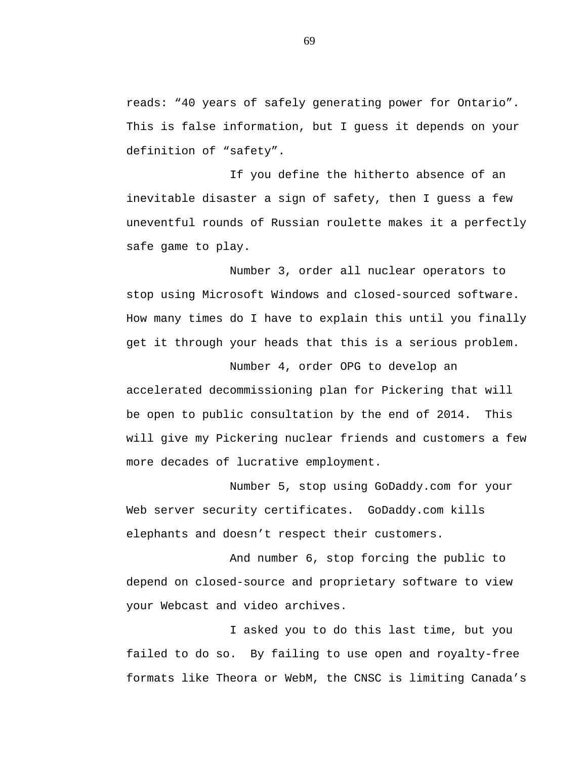reads: “40 years of safely generating power for Ontario”. This is false information, but I guess it depends on your definition of “safety”.

If you define the hitherto absence of an inevitable disaster a sign of safety, then I guess a few uneventful rounds of Russian roulette makes it a perfectly safe game to play.

Number 3, order all nuclear operators to stop using Microsoft Windows and closed-sourced software. How many times do I have to explain this until you finally get it through your heads that this is a serious problem.

Number 4, order OPG to develop an accelerated decommissioning plan for Pickering that will be open to public consultation by the end of 2014. This will give my Pickering nuclear friends and customers a few more decades of lucrative employment.

Number 5, stop using GoDaddy.com for your Web server security certificates. GoDaddy.com kills elephants and doesn’t respect their customers.

And number 6, stop forcing the public to depend on closed-source and proprietary software to view your Webcast and video archives.

I asked you to do this last time, but you failed to do so. By failing to use open and royalty-free formats like Theora or WebM, the CNSC is limiting Canada’s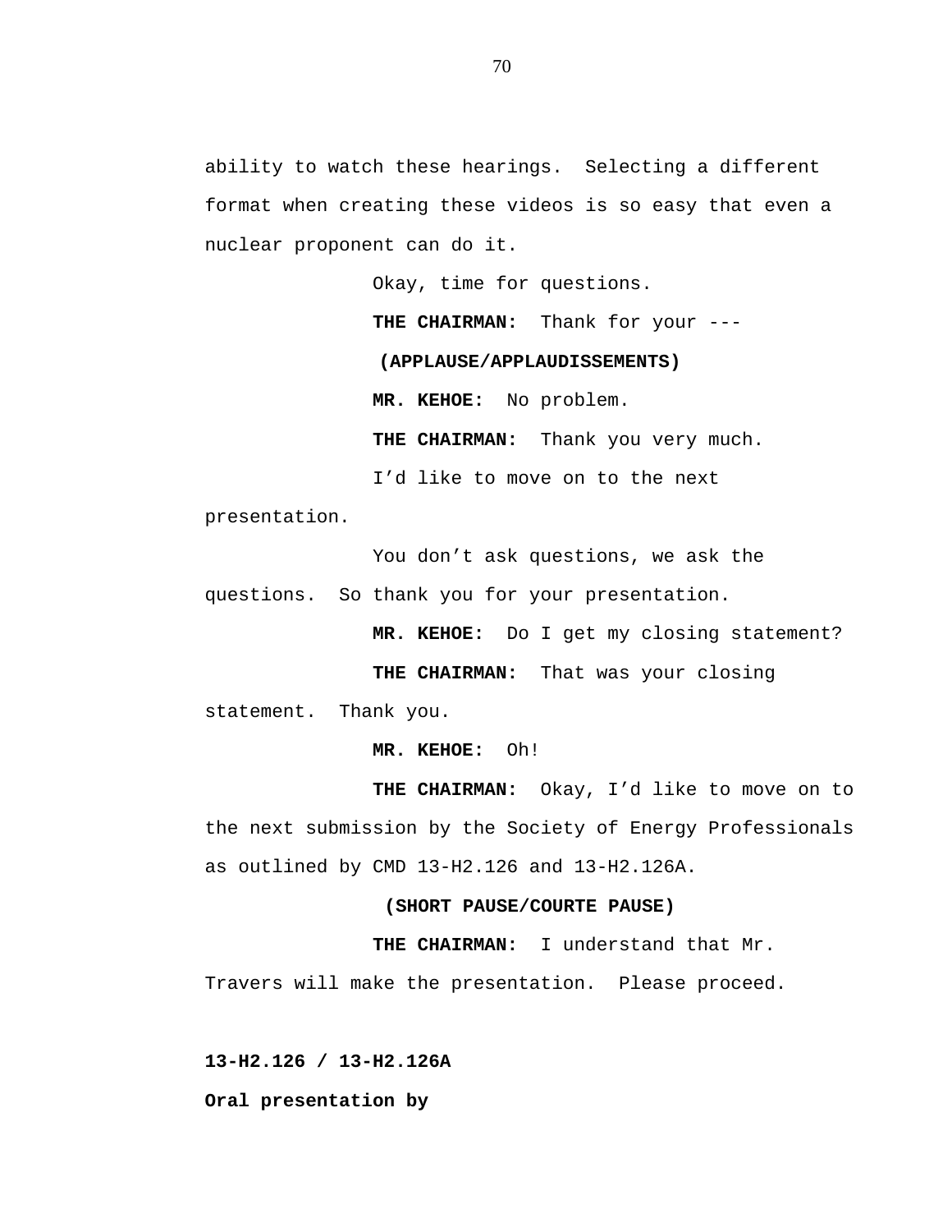ability to watch these hearings.  Selecting a different format when creating these videos is so easy that even a nuclear proponent can do it.

Okay, time for questions.

**THE CHAIRMAN:** Thank for your ---

**(APPLAUSE/APPLAUDISSEMENTS)**

**MR. KEHOE:** No problem.

**THE CHAIRMAN:** Thank you very much.

I'd like to move on to the next presentation.

You don't ask questions, we ask the questions.  So thank you for your presentation.

**MR. KEHOE:** Do I get my closing statement?

**THE CHAIRMAN:** That was your closing statement.  Thank you.

**MR. KEHOE:** Oh!

**THE CHAIRMAN:** Okay, I'd like to move on to the next submission by the Society of Energy Professionals as outlined by CMD 13-H2.126 and 13-H2.126A.

**(SHORT PAUSE/COURTE PAUSE)**

**THE CHAIRMAN:** I understand that Mr. Travers will make the presentation.  Please proceed.

**13-H2.126 / 13-H2.126A**

**Oral presentation by**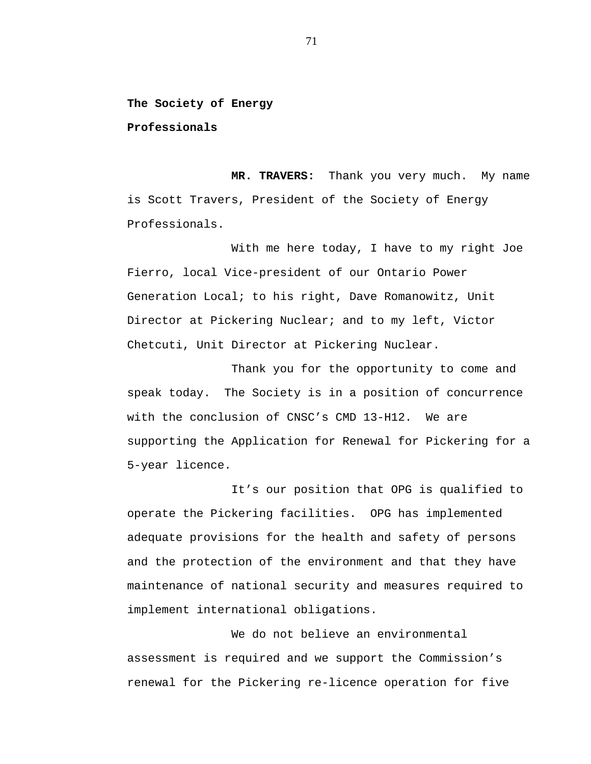**The Society of Energy Professionals**

**MR. TRAVERS:** Thank you very much. My name is Scott Travers, President of the Society of Energy Professionals.

With me here today, I have to my right Joe Fierro, local Vice-president of our Ontario Power Generation Local; to his right, Dave Romanowitz, Unit Director at Pickering Nuclear; and to my left, Victor Chetcuti, Unit Director at Pickering Nuclear.

Thank you for the opportunity to come and speak today. The Society is in a position of concurrence with the conclusion of CNSC's CMD 13-H12. We are supporting the Application for Renewal for Pickering for a 5-year licence.

It's our position that OPG is qualified to operate the Pickering facilities. OPG has implemented adequate provisions for the health and safety of persons and the protection of the environment and that they have maintenance of national security and measures required to implement international obligations.

We do not believe an environmental assessment is required and we support the Commission's renewal for the Pickering re-licence operation for five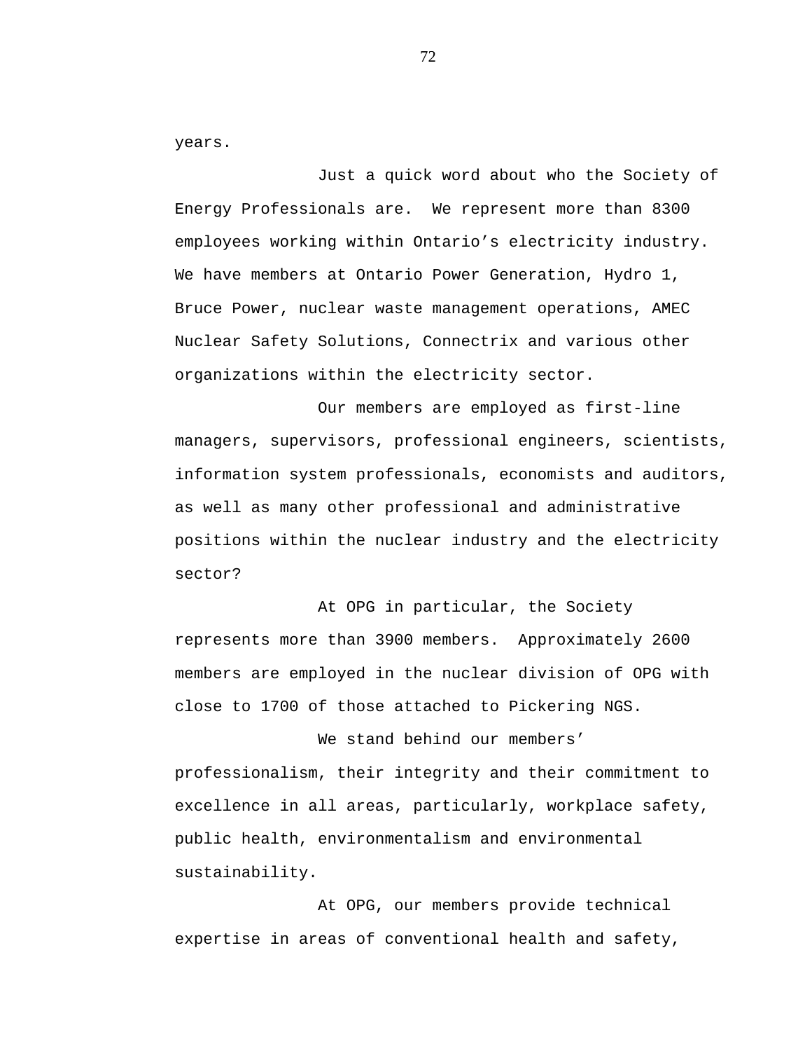years.

Just a quick word about who the Society of Energy Professionals are. We represent more than 8300 employees working within Ontario's electricity industry. We have members at Ontario Power Generation, Hydro 1, Bruce Power, nuclear waste management operations, AMEC Nuclear Safety Solutions, Connectrix and various other organizations within the electricity sector.

Our members are employed as first-line managers, supervisors, professional engineers, scientists, information system professionals, economists and auditors, as well as many other professional and administrative positions within the nuclear industry and the electricity sector?

At OPG in particular, the Society represents more than 3900 members. Approximately 2600 members are employed in the nuclear division of OPG with close to 1700 of those attached to Pickering NGS.

We stand behind our members' professionalism, their integrity and their commitment to excellence in all areas, particularly, workplace safety, public health, environmentalism and environmental sustainability.

At OPG, our members provide technical expertise in areas of conventional health and safety,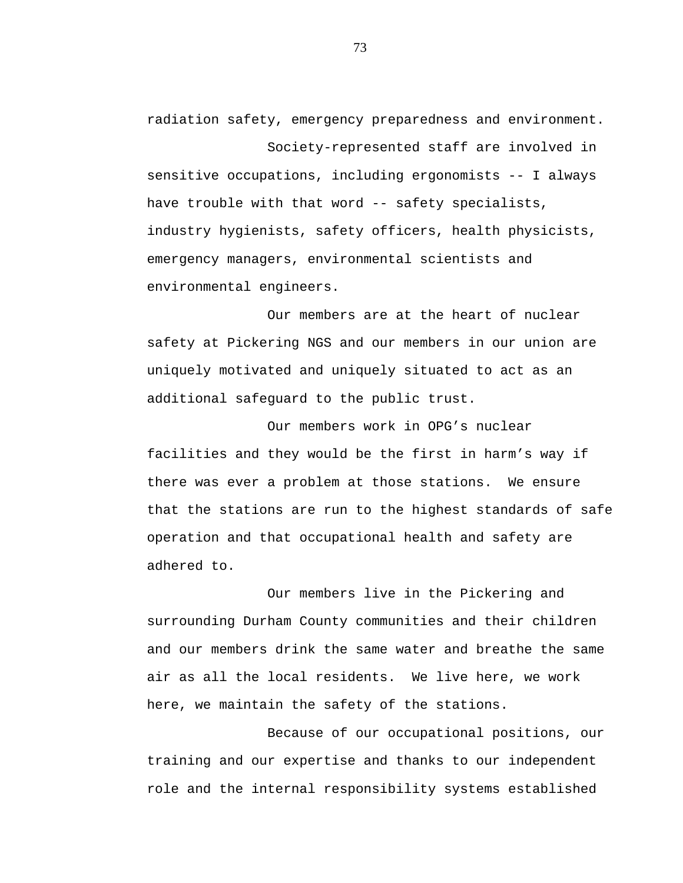radiation safety, emergency preparedness and environment.

Society-represented staff are involved in sensitive occupations, including ergonomists -- I always have trouble with that word -- safety specialists, industry hygienists, safety officers, health physicists, emergency managers, environmental scientists and environmental engineers.

Our members are at the heart of nuclear safety at Pickering NGS and our members in our union are uniquely motivated and uniquely situated to act as an additional safeguard to the public trust.

Our members work in OPG's nuclear facilities and they would be the first in harm's way if there was ever a problem at those stations. We ensure that the stations are run to the highest standards of safe operation and that occupational health and safety are adhered to.

Our members live in the Pickering and surrounding Durham County communities and their children and our members drink the same water and breathe the same air as all the local residents. We live here, we work here, we maintain the safety of the stations.

Because of our occupational positions, our training and our expertise and thanks to our independent role and the internal responsibility systems established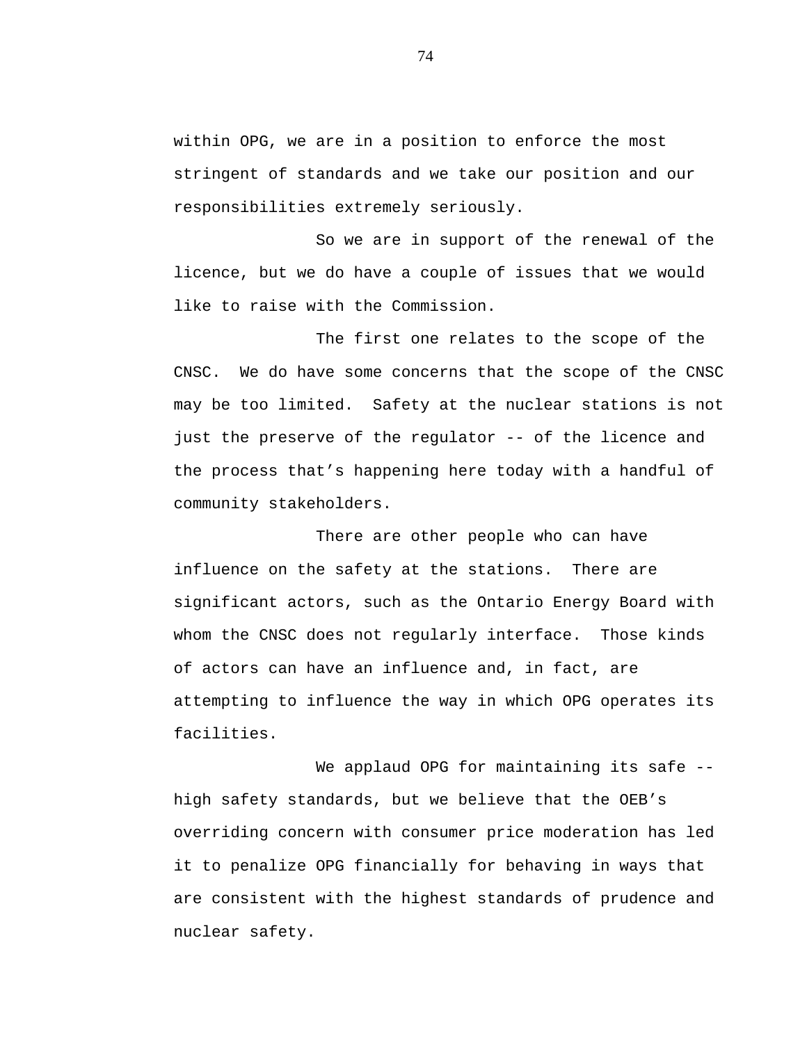within OPG, we are in a position to enforce the most stringent of standards and we take our position and our responsibilities extremely seriously.

So we are in support of the renewal of the licence, but we do have a couple of issues that we would like to raise with the Commission.

The first one relates to the scope of the CNSC. We do have some concerns that the scope of the CNSC may be too limited. Safety at the nuclear stations is not just the preserve of the regulator -- of the licence and the process that’s happening here today with a handful of community stakeholders.

There are other people who can have influence on the safety at the stations. There are significant actors, such as the Ontario Energy Board with whom the CNSC does not regularly interface. Those kinds of actors can have an influence and, in fact, are attempting to influence the way in which OPG operates its facilities.

We applaud OPG for maintaining its safe -- high safety standards, but we believe that the OEB’s overriding concern with consumer price moderation has led it to penalize OPG financially for behaving in ways that are consistent with the highest standards of prudence and nuclear safety.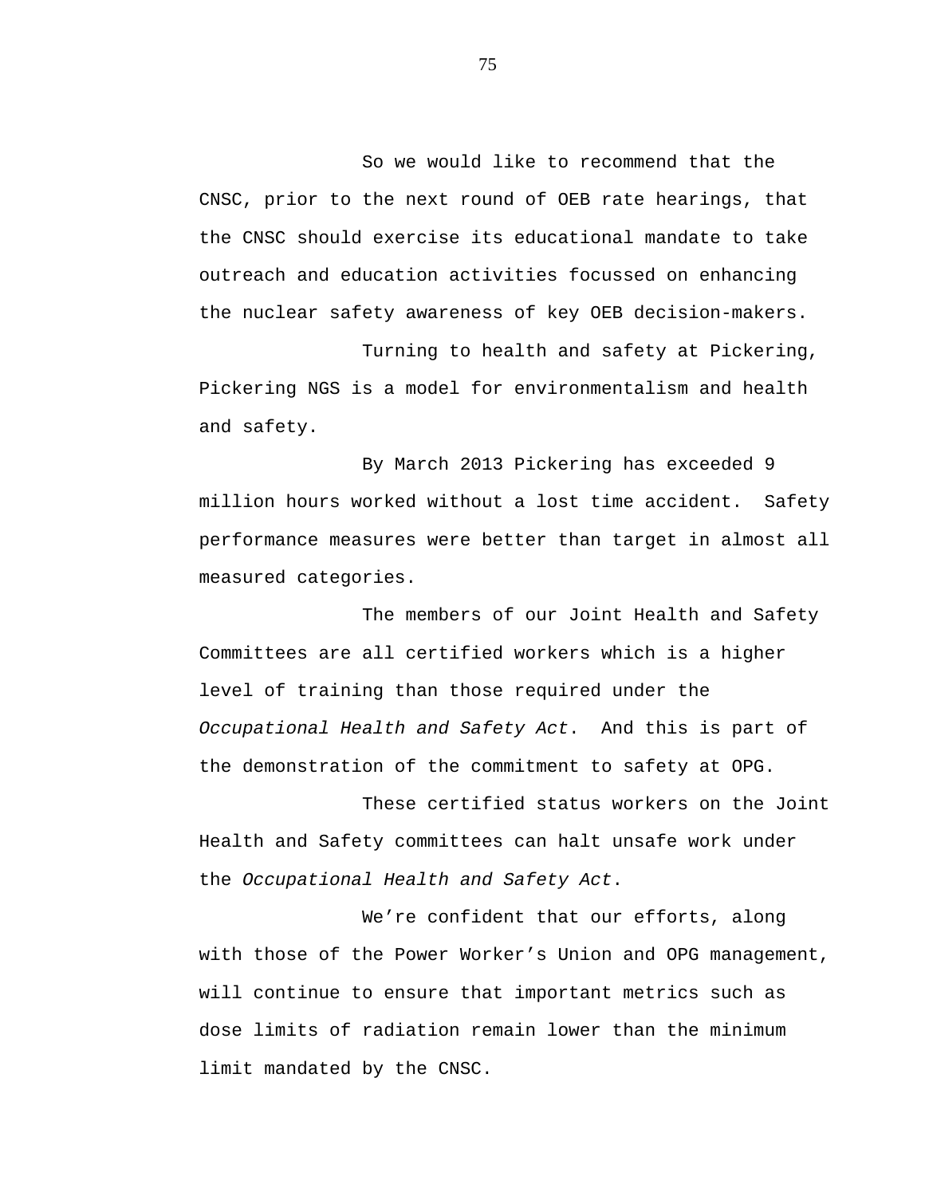So we would like to recommend that the CNSC, prior to the next round of OEB rate hearings, that the CNSC should exercise its educational mandate to take outreach and education activities focussed on enhancing the nuclear safety awareness of key OEB decision-makers.

Turning to health and safety at Pickering, Pickering NGS is a model for environmentalism and health and safety.

By March 2013 Pickering has exceeded 9 million hours worked without a lost time accident. Safety performance measures were better than target in almost all measured categories.

The members of our Joint Health and Safety Committees are all certified workers which is a higher level of training than those required under the *Occupational Health and Safety Act*. And this is part of the demonstration of the commitment to safety at OPG.

These certified status workers on the Joint Health and Safety committees can halt unsafe work under the *Occupational Health and Safety Act*.

We're confident that our efforts, along with those of the Power Worker's Union and OPG management, will continue to ensure that important metrics such as dose limits of radiation remain lower than the minimum limit mandated by the CNSC.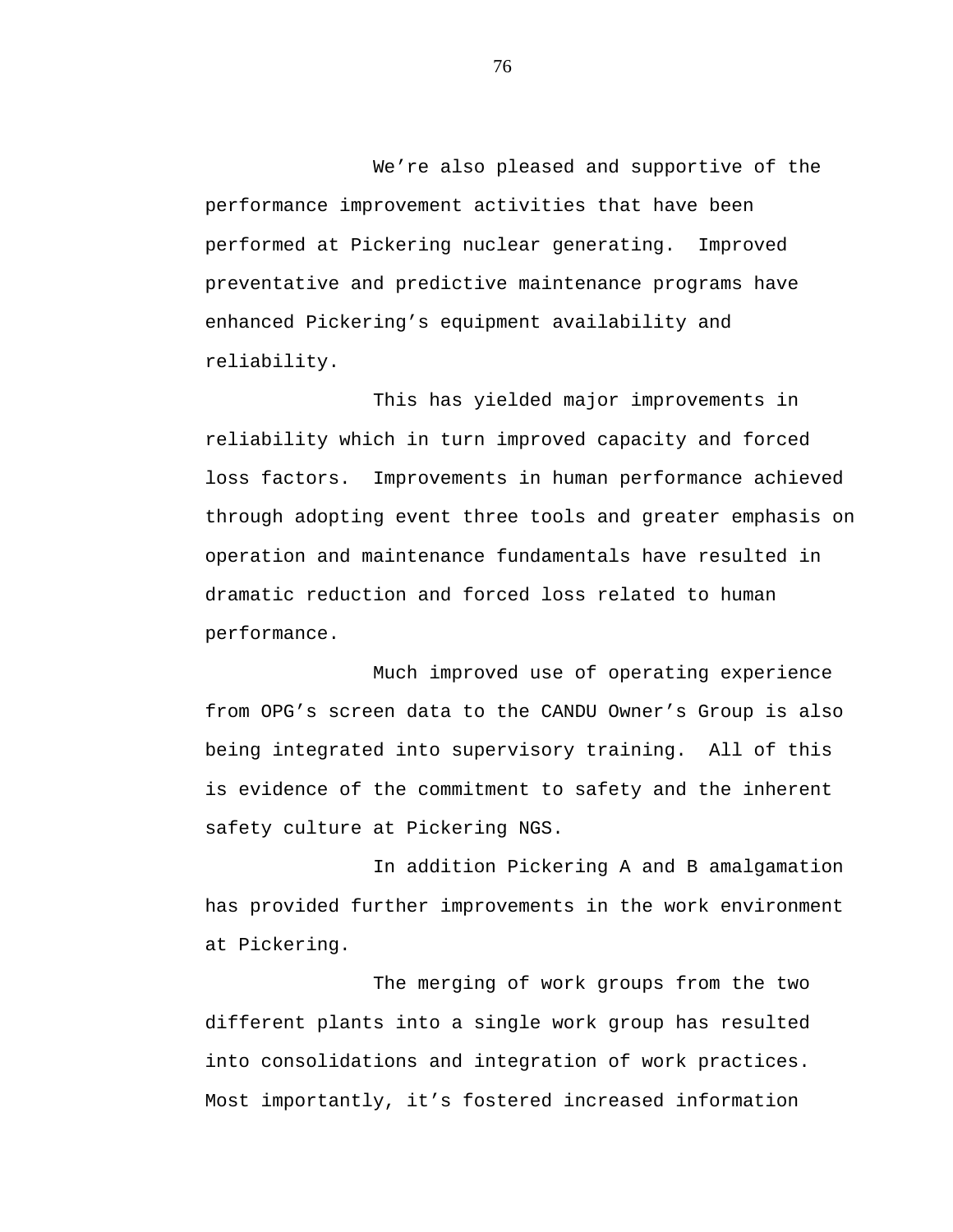We're also pleased and supportive of the performance improvement activities that have been performed at Pickering nuclear generating.  Improved preventative and predictive maintenance programs have enhanced Pickering's equipment availability and reliability.

This has yielded major improvements in reliability which in turn improved capacity and forced loss factors.  Improvements in human performance achieved through adopting event three tools and greater emphasis on operation and maintenance fundamentals have resulted in dramatic reduction and forced loss related to human performance.

Much improved use of operating experience from OPG's screen data to the CANDU Owner's Group is also being integrated into supervisory training.  All of this is evidence of the commitment to safety and the inherent safety culture at Pickering NGS.

In addition Pickering A and B amalgamation has provided further improvements in the work environment at Pickering.

The merging of work groups from the two different plants into a single work group has resulted into consolidations and integration of work practices. Most importantly, it's fostered increased information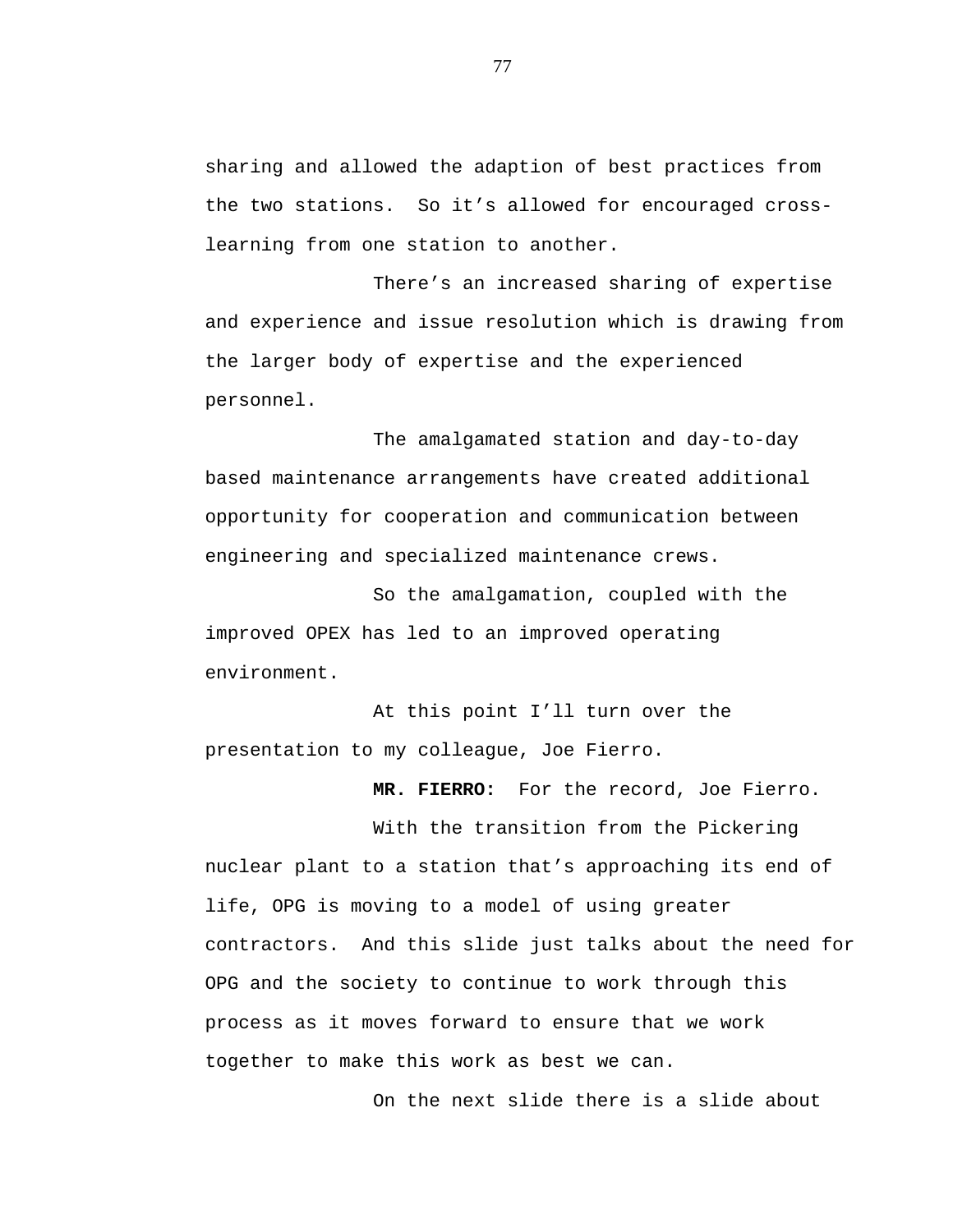sharing and allowed the adaption of best practices from the two stations. So it’s allowed for encouraged cross-learning from one station to another.

There’s an increased sharing of expertise and experience and issue resolution which is drawing from the larger body of expertise and the experienced personnel.

The amalgamated station and day-to-day based maintenance arrangements have created additional opportunity for cooperation and communication between engineering and specialized maintenance crews.

So the amalgamation, coupled with the improved OPEX has led to an improved operating environment.

At this point I’ll turn over the presentation to my colleague, Joe Fierro.

**MR. FIERRO:** For the record, Joe Fierro.

With the transition from the Pickering nuclear plant to a station that’s approaching its end of life, OPG is moving to a model of using greater contractors. And this slide just talks about the need for OPG and the society to continue to work through this process as it moves forward to ensure that we work together to make this work as best we can.

On the next slide there is a slide about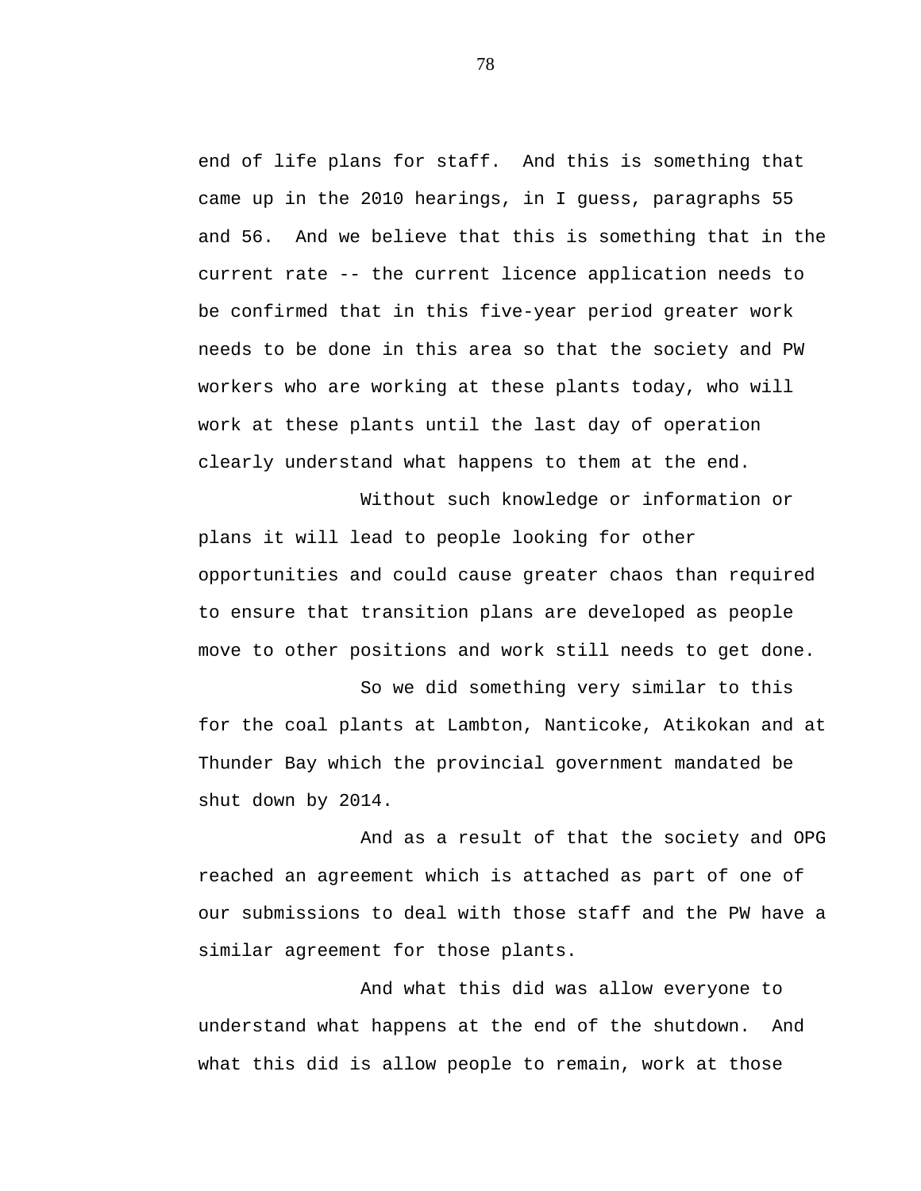end of life plans for staff. And this is something that came up in the 2010 hearings, in I guess, paragraphs 55 and 56. And we believe that this is something that in the current rate -- the current licence application needs to be confirmed that in this five-year period greater work needs to be done in this area so that the society and PW workers who are working at these plants today, who will work at these plants until the last day of operation clearly understand what happens to them at the end.

Without such knowledge or information or plans it will lead to people looking for other opportunities and could cause greater chaos than required to ensure that transition plans are developed as people move to other positions and work still needs to get done.

So we did something very similar to this for the coal plants at Lambton, Nanticoke, Atikokan and at Thunder Bay which the provincial government mandated be shut down by 2014.

And as a result of that the society and OPG reached an agreement which is attached as part of one of our submissions to deal with those staff and the PW have a similar agreement for those plants.

And what this did was allow everyone to understand what happens at the end of the shutdown. And what this did is allow people to remain, work at those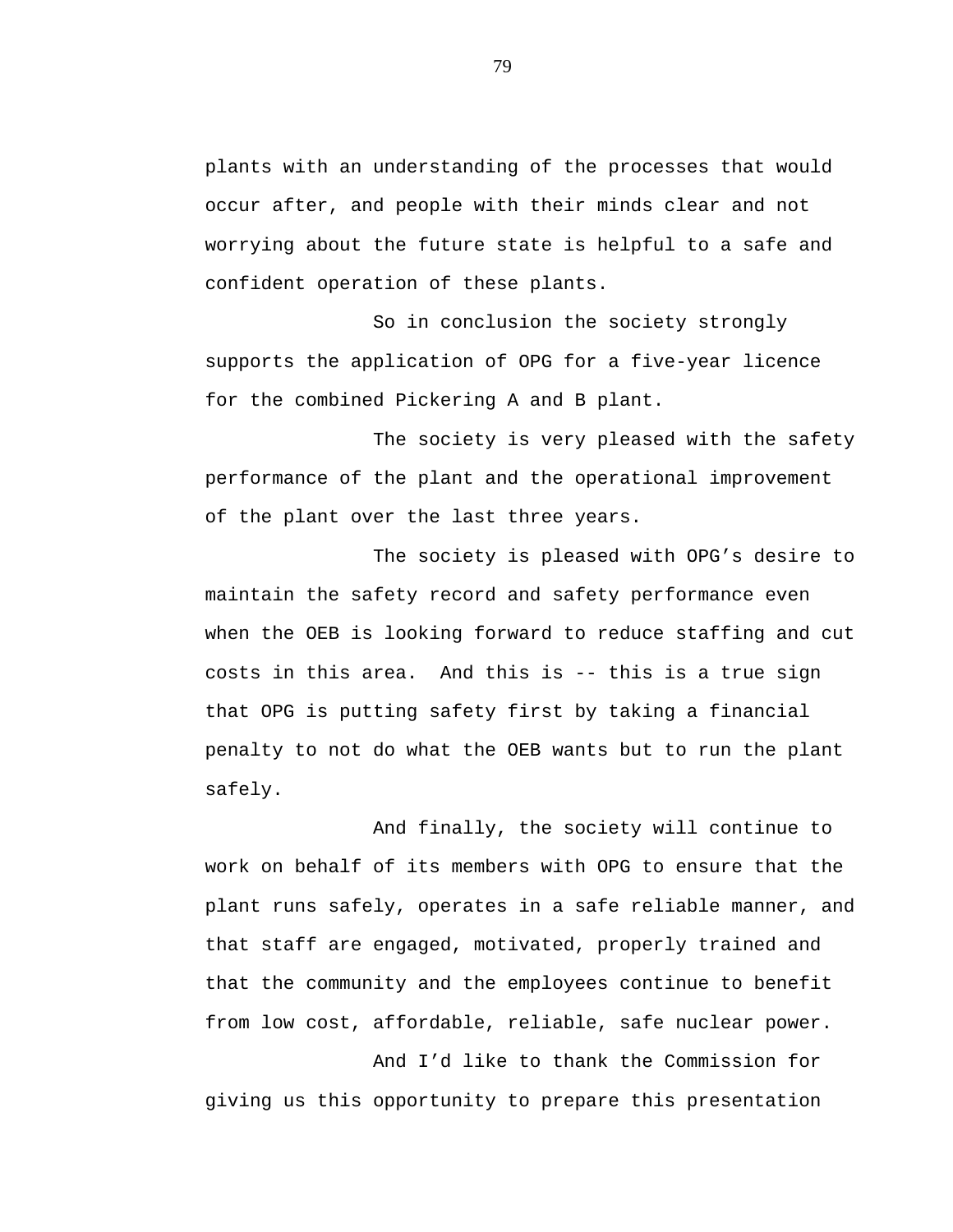plants with an understanding of the processes that would occur after, and people with their minds clear and not worrying about the future state is helpful to a safe and confident operation of these plants.

So in conclusion the society strongly supports the application of OPG for a five-year licence for the combined Pickering A and B plant.

The society is very pleased with the safety performance of the plant and the operational improvement of the plant over the last three years.

The society is pleased with OPG's desire to maintain the safety record and safety performance even when the OEB is looking forward to reduce staffing and cut costs in this area. And this is -- this is a true sign that OPG is putting safety first by taking a financial penalty to not do what the OEB wants but to run the plant safely.

And finally, the society will continue to work on behalf of its members with OPG to ensure that the plant runs safely, operates in a safe reliable manner, and that staff are engaged, motivated, properly trained and that the community and the employees continue to benefit from low cost, affordable, reliable, safe nuclear power.

And I'd like to thank the Commission for giving us this opportunity to prepare this presentation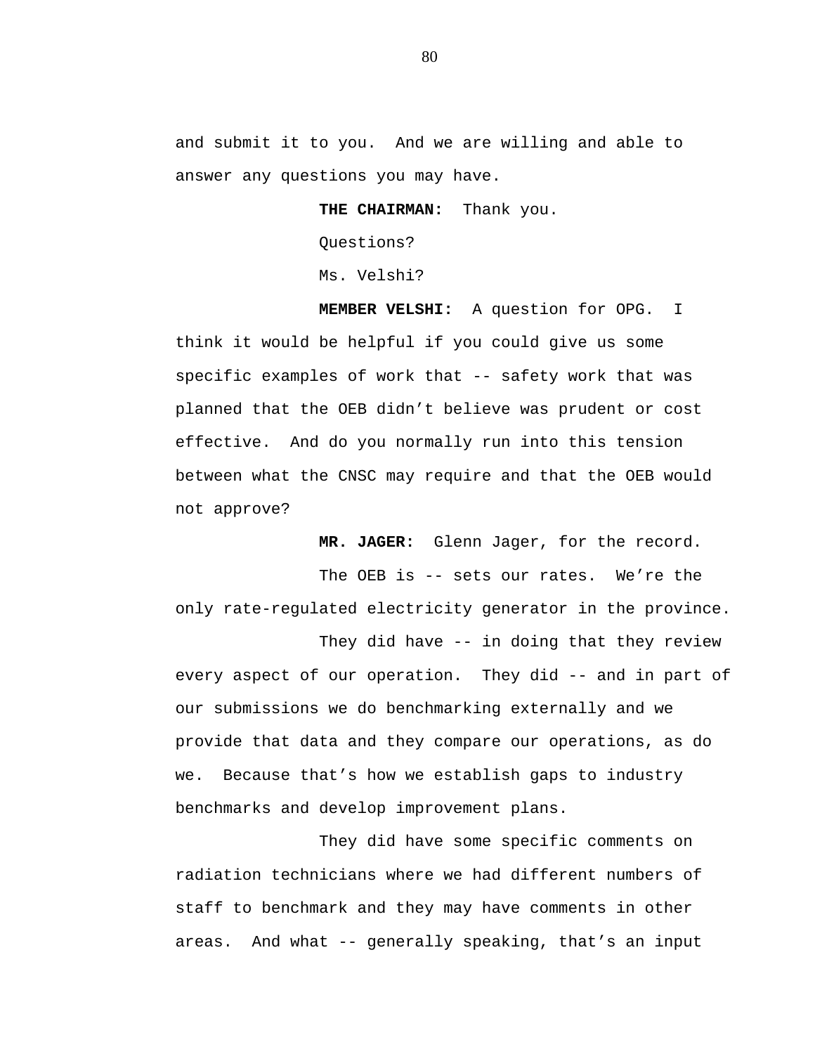and submit it to you. And we are willing and able to answer any questions you may have.

**THE CHAIRMAN:** Thank you.

Questions?

Ms. Velshi?

**MEMBER VELSHI:** A question for OPG. I think it would be helpful if you could give us some specific examples of work that -- safety work that was planned that the OEB didn't believe was prudent or cost effective. And do you normally run into this tension between what the CNSC may require and that the OEB would not approve?

**MR. JAGER:** Glenn Jager, for the record.

The OEB is -- sets our rates. We're the only rate-regulated electricity generator in the province.

They did have -- in doing that they review every aspect of our operation. They did -- and in part of our submissions we do benchmarking externally and we provide that data and they compare our operations, as do we. Because that's how we establish gaps to industry benchmarks and develop improvement plans.

They did have some specific comments on radiation technicians where we had different numbers of staff to benchmark and they may have comments in other areas. And what -- generally speaking, that's an input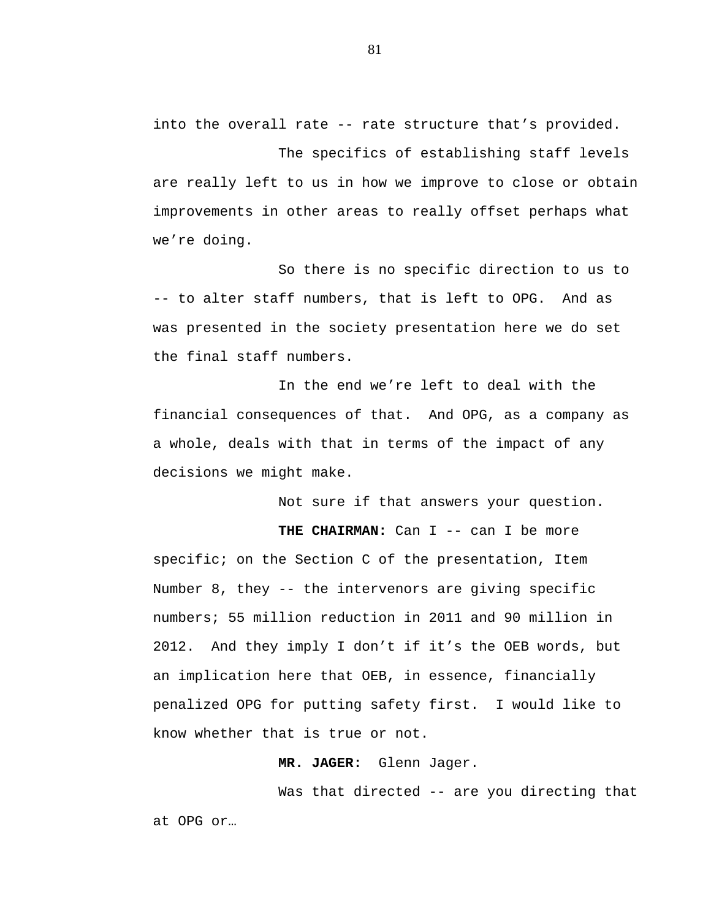into the overall rate -- rate structure that's provided.

The specifics of establishing staff levels are really left to us in how we improve to close or obtain improvements in other areas to really offset perhaps what we're doing.

So there is no specific direction to us to -- to alter staff numbers, that is left to OPG. And as was presented in the society presentation here we do set the final staff numbers.

In the end we're left to deal with the financial consequences of that. And OPG, as a company as a whole, deals with that in terms of the impact of any decisions we might make.

Not sure if that answers your question.

**THE CHAIRMAN:** Can I -- can I be more specific; on the Section C of the presentation, Item Number 8, they -- the intervenors are giving specific numbers; 55 million reduction in 2011 and 90 million in 2012. And they imply I don't if it's the OEB words, but an implication here that OEB, in essence, financially penalized OPG for putting safety first. I would like to know whether that is true or not.

**MR. JAGER:** Glenn Jager.

Was that directed -- are you directing that at OPG or…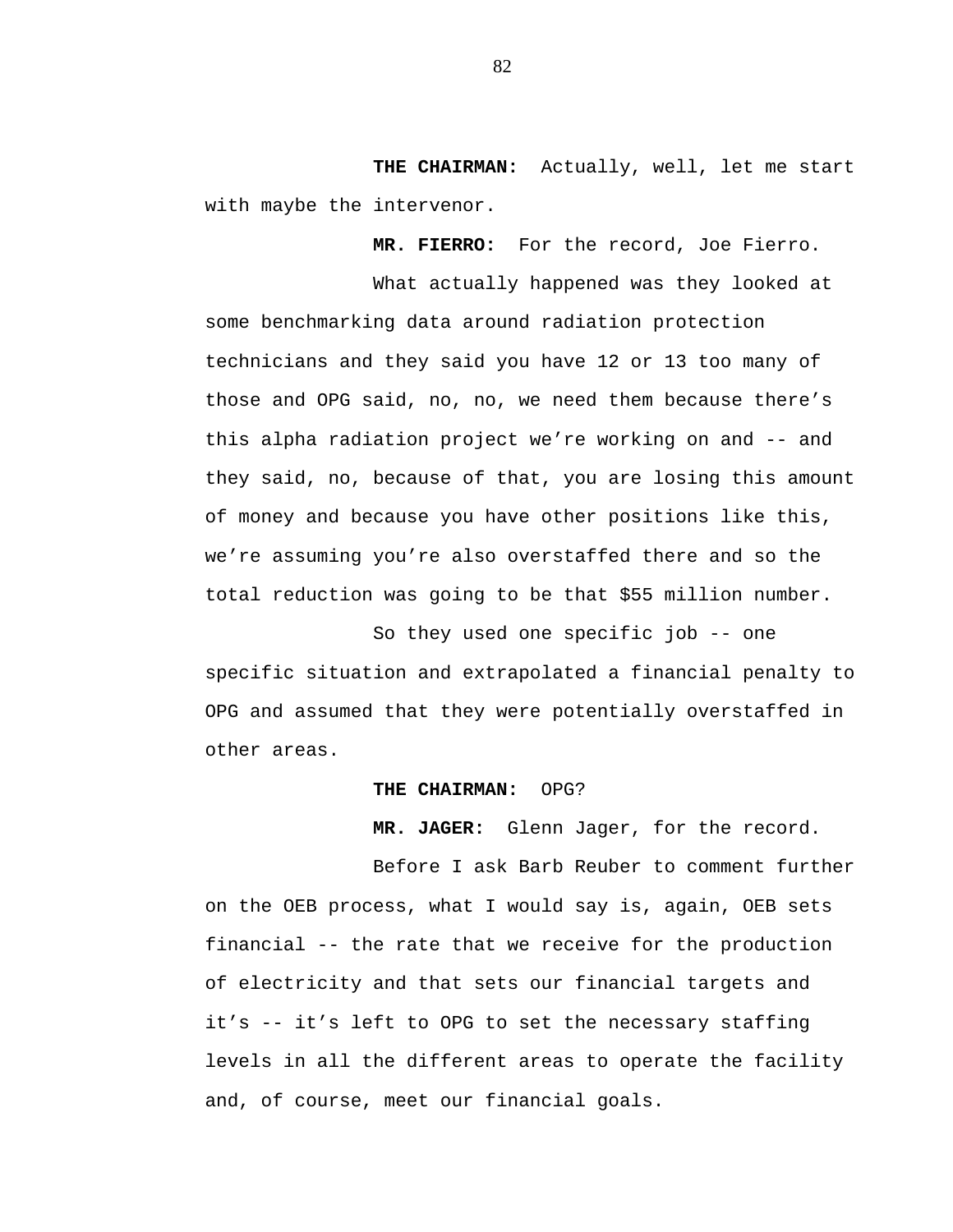**THE CHAIRMAN:** Actually, well, let me start with maybe the intervenor.

**MR. FIERRO:** For the record, Joe Fierro.

What actually happened was they looked at some benchmarking data around radiation protection technicians and they said you have 12 or 13 too many of those and OPG said, no, no, we need them because there's this alpha radiation project we're working on and -- and they said, no, because of that, you are losing this amount of money and because you have other positions like this, we're assuming you're also overstaffed there and so the total reduction was going to be that $55 million number.

So they used one specific job -- one specific situation and extrapolated a financial penalty to OPG and assumed that they were potentially overstaffed in other areas.

**THE CHAIRMAN:** OPG?

**MR. JAGER:** Glenn Jager, for the record.

Before I ask Barb Reuber to comment further on the OEB process, what I would say is, again, OEB sets financial -- the rate that we receive for the production of electricity and that sets our financial targets and it's -- it's left to OPG to set the necessary staffing levels in all the different areas to operate the facility and, of course, meet our financial goals.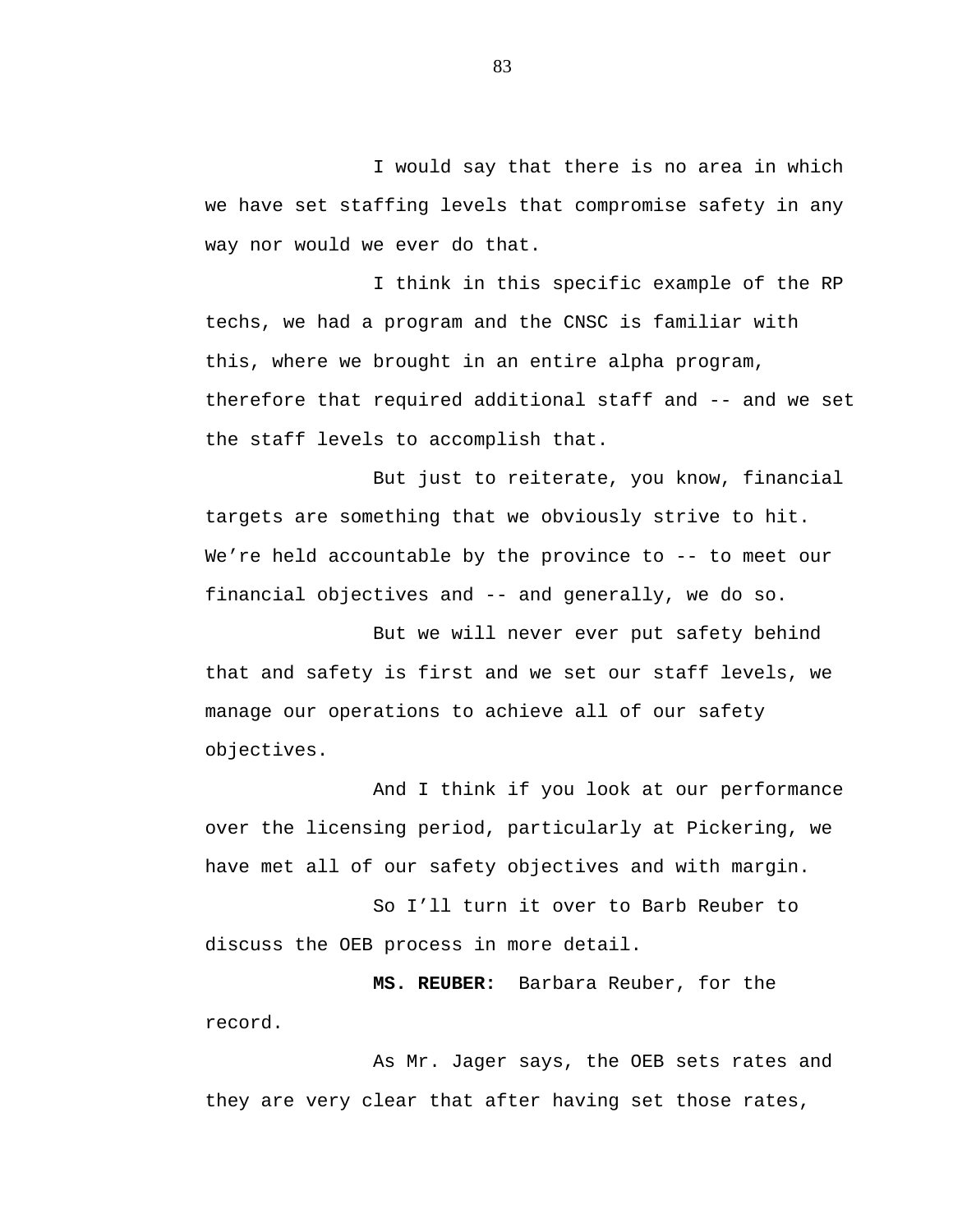I would say that there is no area in which we have set staffing levels that compromise safety in any way nor would we ever do that.

I think in this specific example of the RP techs, we had a program and the CNSC is familiar with this, where we brought in an entire alpha program, therefore that required additional staff and -- and we set the staff levels to accomplish that.

But just to reiterate, you know, financial targets are something that we obviously strive to hit. We're held accountable by the province to -- to meet our financial objectives and -- and generally, we do so.

But we will never ever put safety behind that and safety is first and we set our staff levels, we manage our operations to achieve all of our safety objectives.

And I think if you look at our performance over the licensing period, particularly at Pickering, we have met all of our safety objectives and with margin.

So I'll turn it over to Barb Reuber to discuss the OEB process in more detail.

**MS. REUBER:** Barbara Reuber, for the record.

As Mr. Jager says, the OEB sets rates and they are very clear that after having set those rates,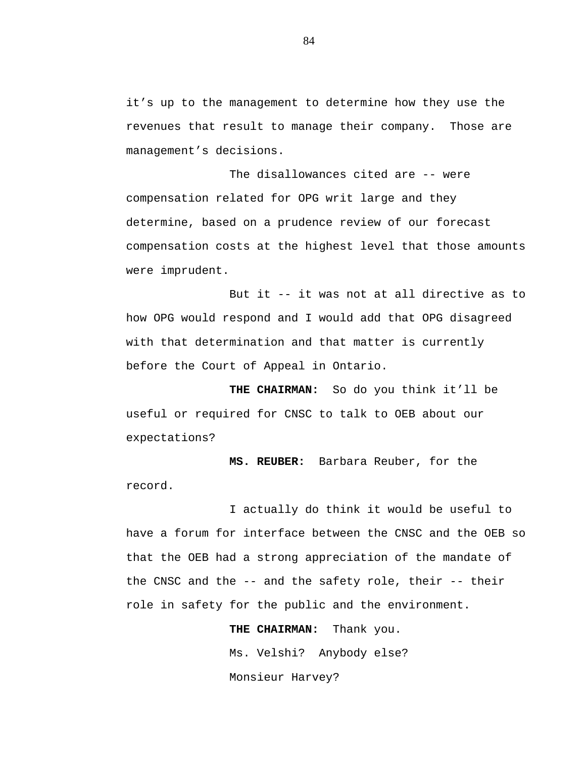it’s up to the management to determine how they use the revenues that result to manage their company.  Those are management’s decisions.

The disallowances cited are -- were compensation related for OPG writ large and they determine, based on a prudence review of our forecast compensation costs at the highest level that those amounts were imprudent.

But it -- it was not at all directive as to how OPG would respond and I would add that OPG disagreed with that determination and that matter is currently before the Court of Appeal in Ontario.

**THE CHAIRMAN:**  So do you think it’ll be useful or required for CNSC to talk to OEB about our expectations?

**MS. REUBER:**  Barbara Reuber, for the record.

I actually do think it would be useful to have a forum for interface between the CNSC and the OEB so that the OEB had a strong appreciation of the mandate of the CNSC and the -- and the safety role, their -- their role in safety for the public and the environment.

**THE CHAIRMAN:**  Thank you.

Ms. Velshi?  Anybody else?

Monsieur Harvey?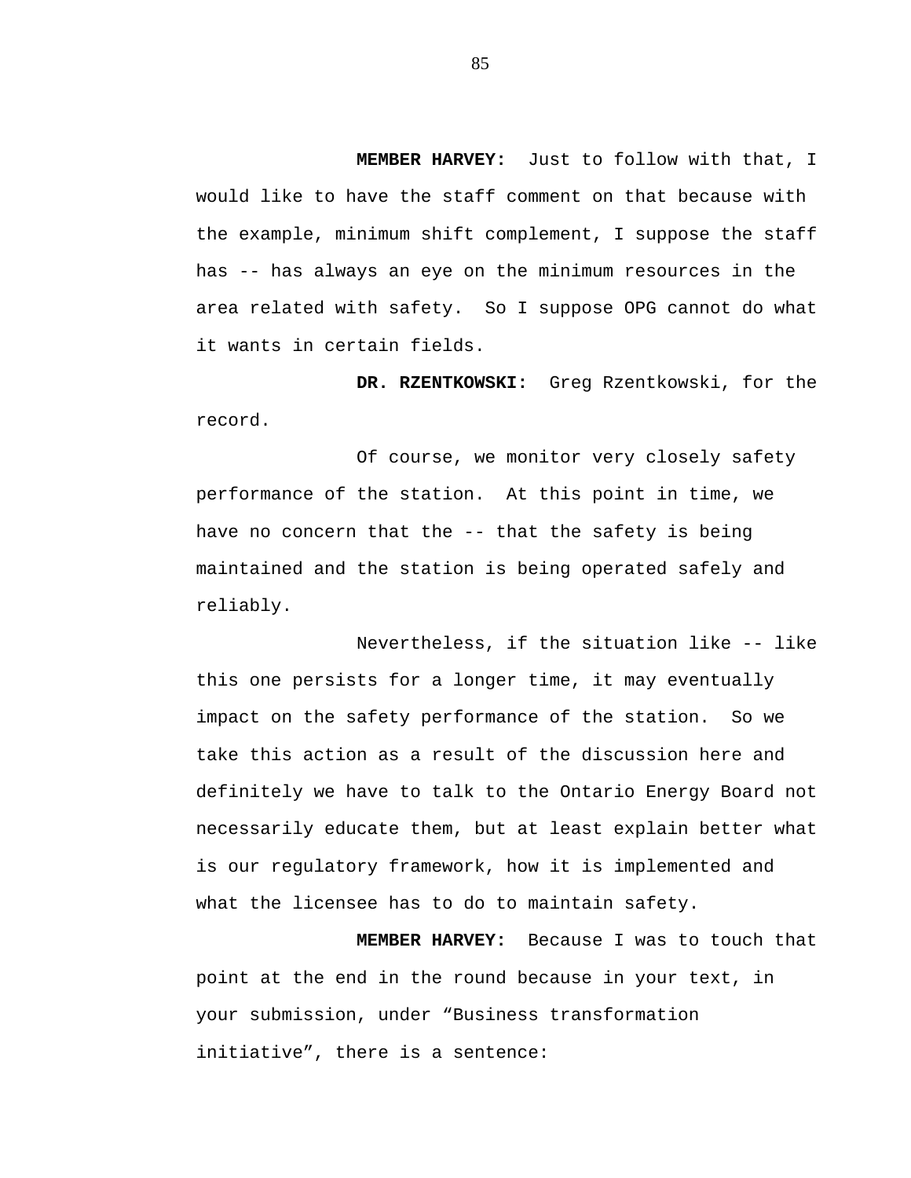**MEMBER HARVEY:** Just to follow with that, I would like to have the staff comment on that because with the example, minimum shift complement, I suppose the staff has -- has always an eye on the minimum resources in the area related with safety. So I suppose OPG cannot do what it wants in certain fields.

**DR. RZENTKOWSKI:** Greg Rzentkowski, for the record.

Of course, we monitor very closely safety performance of the station. At this point in time, we have no concern that the -- that the safety is being maintained and the station is being operated safely and reliably.

Nevertheless, if the situation like -- like this one persists for a longer time, it may eventually impact on the safety performance of the station. So we take this action as a result of the discussion here and definitely we have to talk to the Ontario Energy Board not necessarily educate them, but at least explain better what is our regulatory framework, how it is implemented and what the licensee has to do to maintain safety.

**MEMBER HARVEY:** Because I was to touch that point at the end in the round because in your text, in your submission, under “Business transformation initiative”, there is a sentence: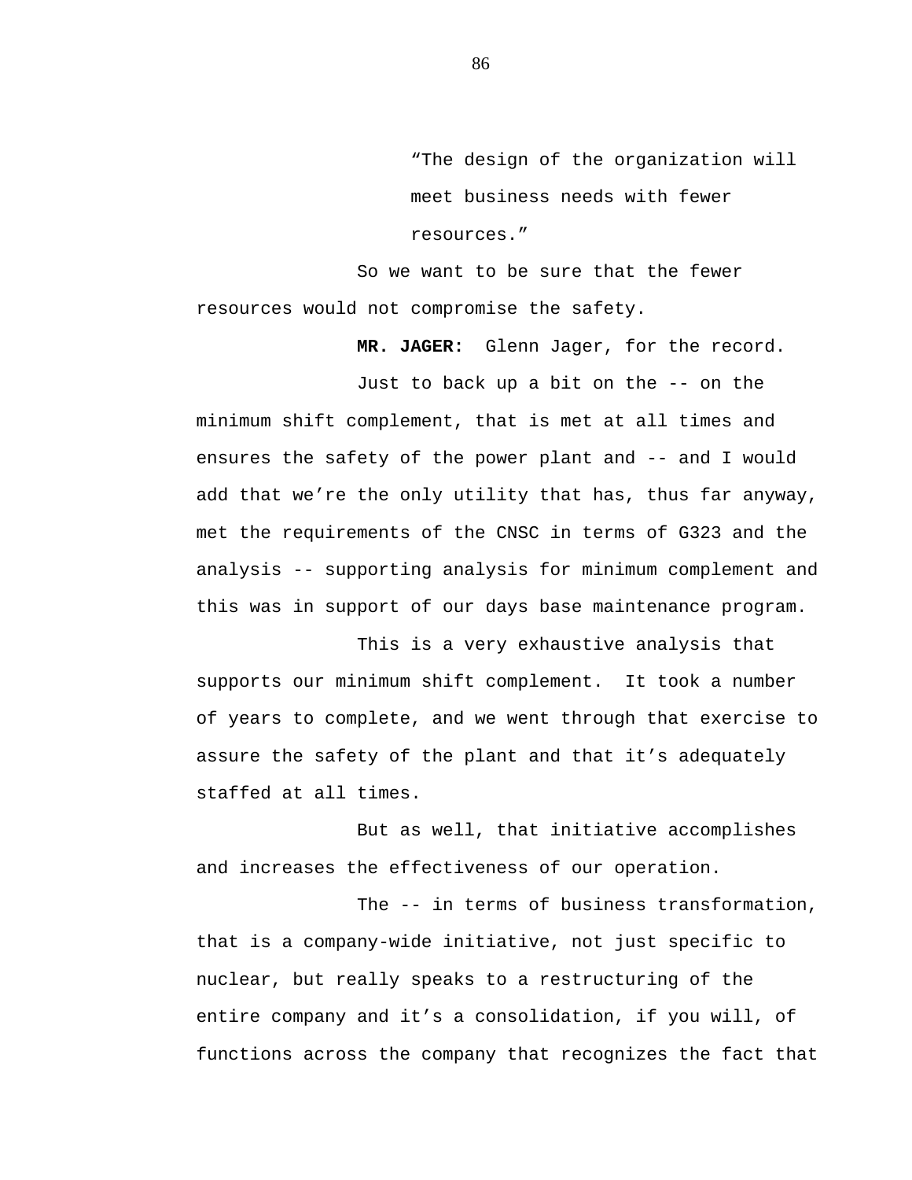> "The design of the organization will meet business needs with fewer resources."

So we want to be sure that the fewer resources would not compromise the safety.

**MR. JAGER:** Glenn Jager, for the record.

Just to back up a bit on the -- on the minimum shift complement, that is met at all times and ensures the safety of the power plant and -- and I would add that we're the only utility that has, thus far anyway, met the requirements of the CNSC in terms of G323 and the analysis -- supporting analysis for minimum complement and this was in support of our days base maintenance program.

This is a very exhaustive analysis that supports our minimum shift complement. It took a number of years to complete, and we went through that exercise to assure the safety of the plant and that it's adequately staffed at all times.

But as well, that initiative accomplishes and increases the effectiveness of our operation.

The -- in terms of business transformation, that is a company-wide initiative, not just specific to nuclear, but really speaks to a restructuring of the entire company and it's a consolidation, if you will, of functions across the company that recognizes the fact that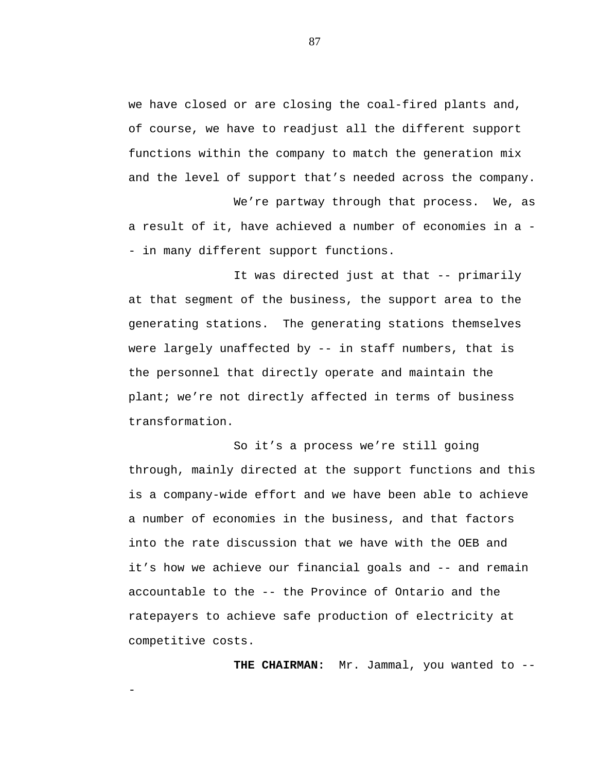we have closed or are closing the coal-fired plants and, of course, we have to readjust all the different support functions within the company to match the generation mix and the level of support that's needed across the company.

We're partway through that process. We, as a result of it, have achieved a number of economies in a -- in many different support functions.

It was directed just at that -- primarily at that segment of the business, the support area to the generating stations. The generating stations themselves were largely unaffected by -- in staff numbers, that is the personnel that directly operate and maintain the plant; we're not directly affected in terms of business transformation.

So it's a process we're still going through, mainly directed at the support functions and this is a company-wide effort and we have been able to achieve a number of economies in the business, and that factors into the rate discussion that we have with the OEB and it's how we achieve our financial goals and -- and remain accountable to the -- the Province of Ontario and the ratepayers to achieve safe production of electricity at competitive costs.

**THE CHAIRMAN:** Mr. Jammal, you wanted to ---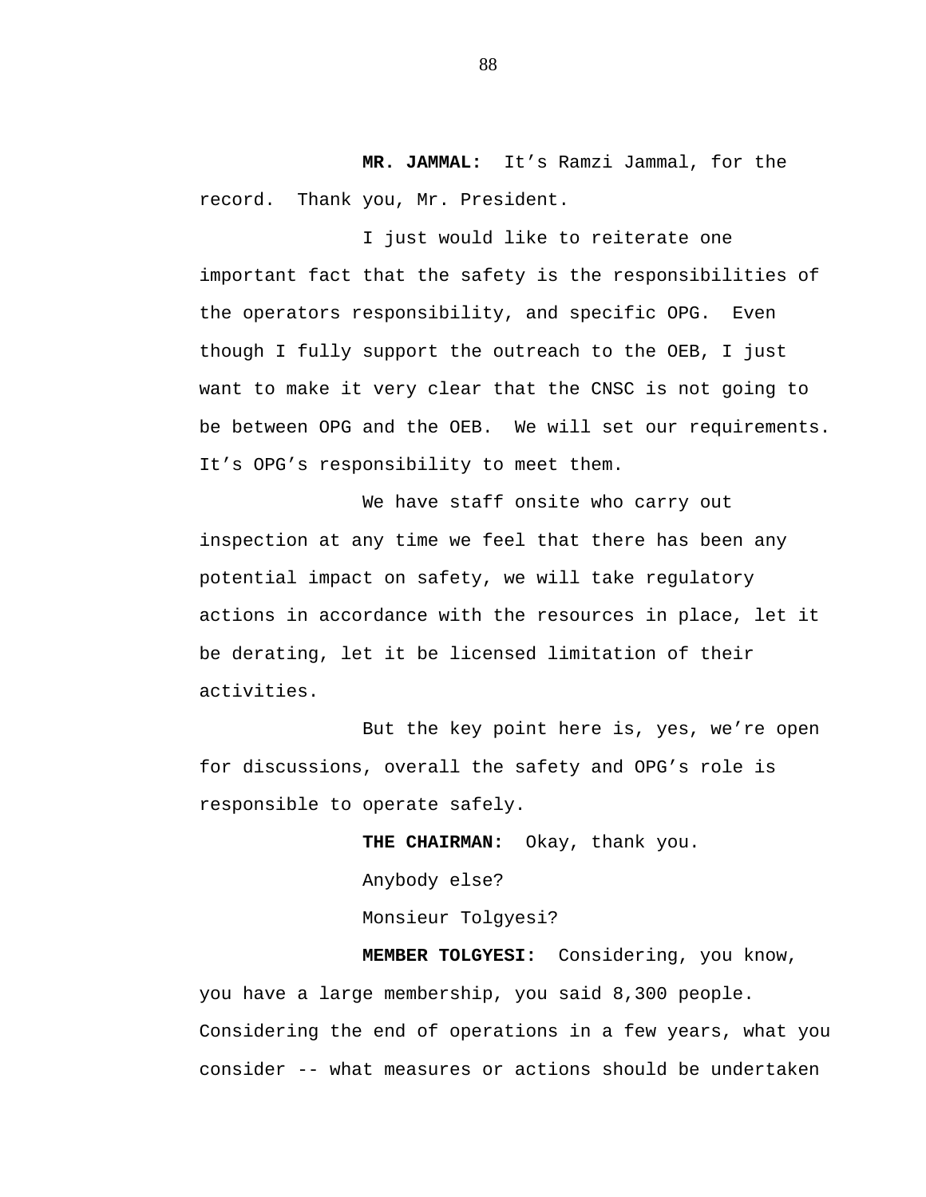**MR. JAMMAL:** It's Ramzi Jammal, for the record. Thank you, Mr. President.

I just would like to reiterate one important fact that the safety is the responsibilities of the operators responsibility, and specific OPG. Even though I fully support the outreach to the OEB, I just want to make it very clear that the CNSC is not going to be between OPG and the OEB. We will set our requirements. It's OPG's responsibility to meet them.

We have staff onsite who carry out inspection at any time we feel that there has been any potential impact on safety, we will take regulatory actions in accordance with the resources in place, let it be derating, let it be licensed limitation of their activities.

But the key point here is, yes, we're open for discussions, overall the safety and OPG's role is responsible to operate safely.

**THE CHAIRMAN:** Okay, thank you.

Anybody else?

Monsieur Tolgyesi?

**MEMBER TOLGYESI:** Considering, you know, you have a large membership, you said 8,300 people. Considering the end of operations in a few years, what you consider -- what measures or actions should be undertaken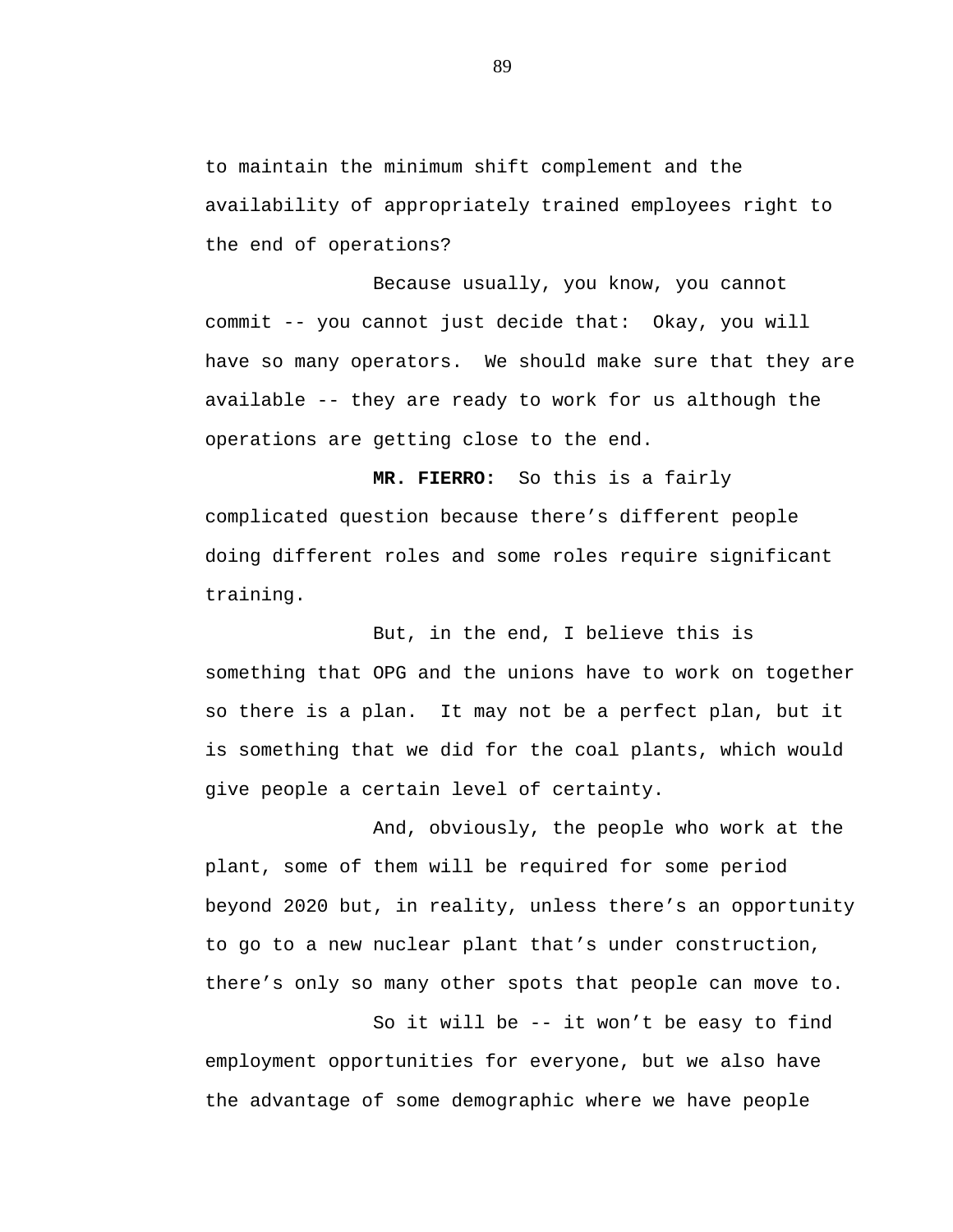to maintain the minimum shift complement and the availability of appropriately trained employees right to the end of operations?

Because usually, you know, you cannot commit -- you cannot just decide that: Okay, you will have so many operators. We should make sure that they are available -- they are ready to work for us although the operations are getting close to the end.

**MR. FIERRO:** So this is a fairly complicated question because there's different people doing different roles and some roles require significant training.

But, in the end, I believe this is something that OPG and the unions have to work on together so there is a plan. It may not be a perfect plan, but it is something that we did for the coal plants, which would give people a certain level of certainty.

And, obviously, the people who work at the plant, some of them will be required for some period beyond 2020 but, in reality, unless there's an opportunity to go to a new nuclear plant that's under construction, there's only so many other spots that people can move to.

So it will be -- it won't be easy to find employment opportunities for everyone, but we also have the advantage of some demographic where we have people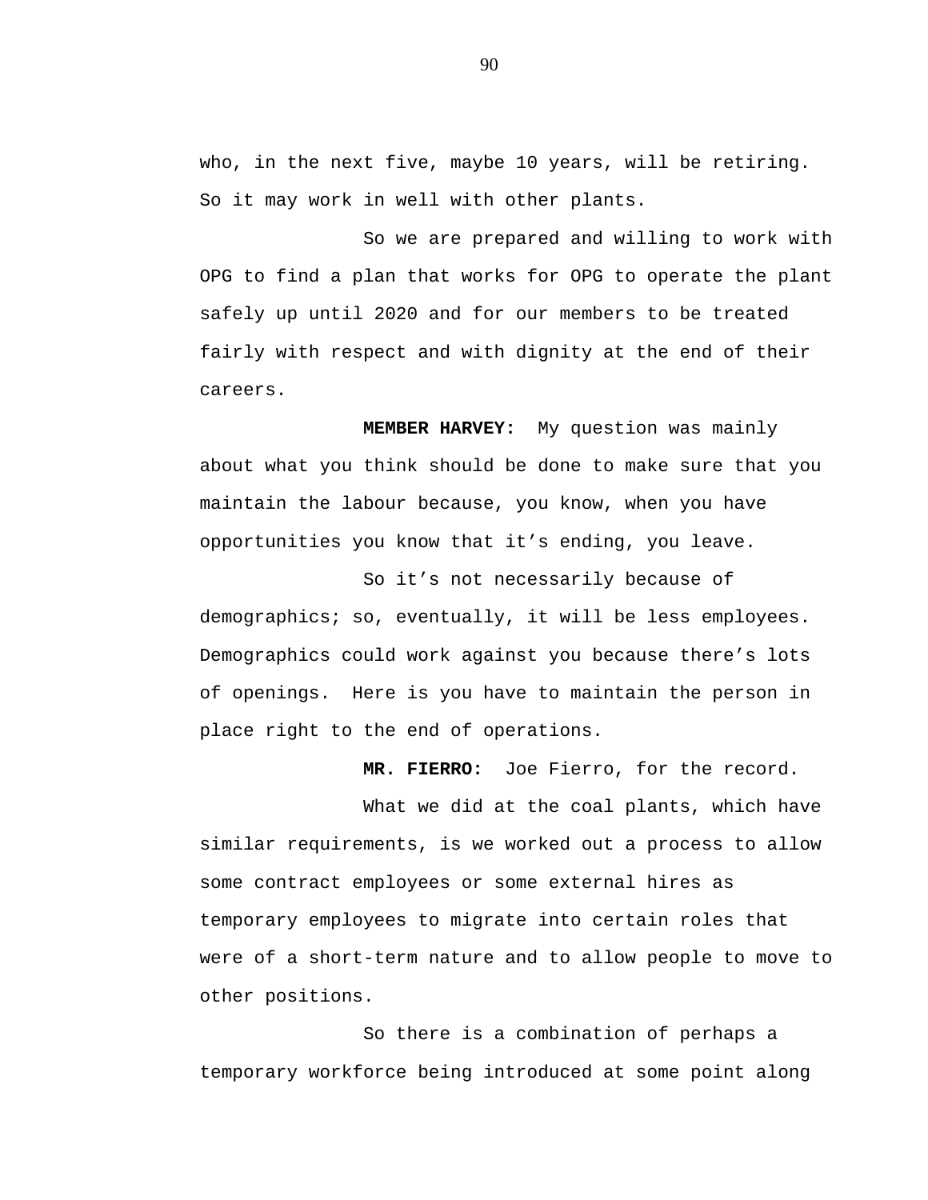who, in the next five, maybe 10 years, will be retiring. So it may work in well with other plants.

So we are prepared and willing to work with OPG to find a plan that works for OPG to operate the plant safely up until 2020 and for our members to be treated fairly with respect and with dignity at the end of their careers.

**MEMBER HARVEY:** My question was mainly about what you think should be done to make sure that you maintain the labour because, you know, when you have opportunities you know that it's ending, you leave.

So it's not necessarily because of demographics; so, eventually, it will be less employees. Demographics could work against you because there's lots of openings. Here is you have to maintain the person in place right to the end of operations.

**MR. FIERRO:** Joe Fierro, for the record.

What we did at the coal plants, which have similar requirements, is we worked out a process to allow some contract employees or some external hires as temporary employees to migrate into certain roles that were of a short-term nature and to allow people to move to other positions.

So there is a combination of perhaps a temporary workforce being introduced at some point along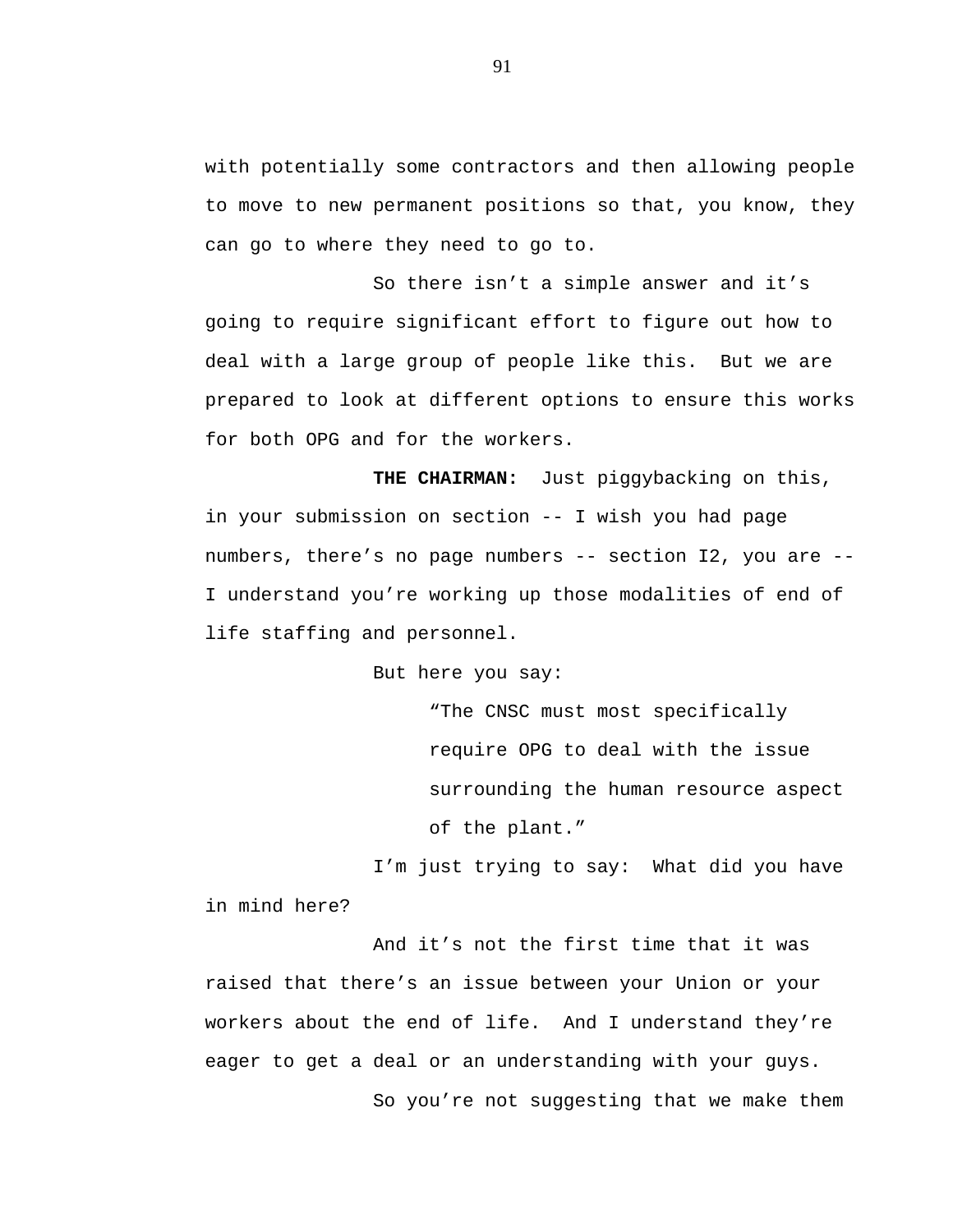with potentially some contractors and then allowing people to move to new permanent positions so that, you know, they can go to where they need to go to.

So there isn't a simple answer and it's going to require significant effort to figure out how to deal with a large group of people like this. But we are prepared to look at different options to ensure this works for both OPG and for the workers.

**THE CHAIRMAN:** Just piggybacking on this, in your submission on section -- I wish you had page numbers, there's no page numbers -- section I2, you are -- I understand you're working up those modalities of end of life staffing and personnel.

But here you say:

> "The CNSC must most specifically require OPG to deal with the issue surrounding the human resource aspect of the plant."

I'm just trying to say: What did you have in mind here?

And it's not the first time that it was raised that there's an issue between your Union or your workers about the end of life. And I understand they're eager to get a deal or an understanding with your guys.

So you're not suggesting that we make them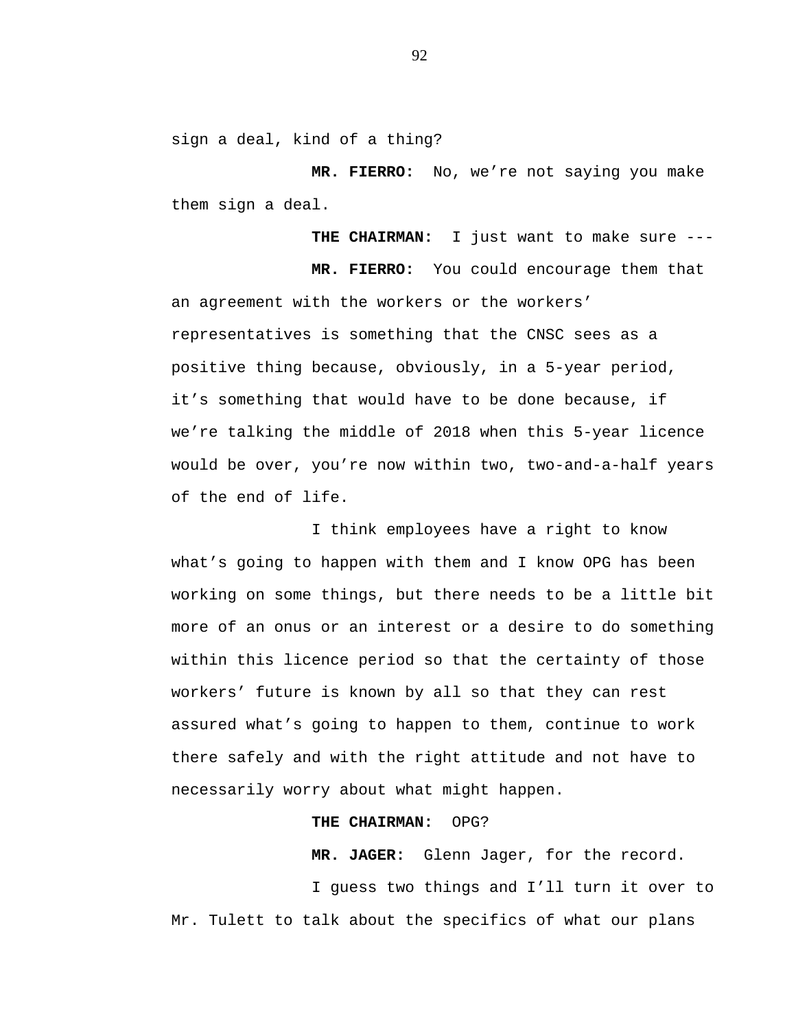sign a deal, kind of a thing?

**MR. FIERRO:** No, we're not saying you make them sign a deal.

**THE CHAIRMAN:** I just want to make sure ---

**MR. FIERRO:** You could encourage them that an agreement with the workers or the workers' representatives is something that the CNSC sees as a positive thing because, obviously, in a 5-year period, it's something that would have to be done because, if we're talking the middle of 2018 when this 5-year licence would be over, you're now within two, two-and-a-half years of the end of life.

I think employees have a right to know what's going to happen with them and I know OPG has been working on some things, but there needs to be a little bit more of an onus or an interest or a desire to do something within this licence period so that the certainty of those workers' future is known by all so that they can rest assured what's going to happen to them, continue to work there safely and with the right attitude and not have to necessarily worry about what might happen.

**THE CHAIRMAN:** OPG?

**MR. JAGER:** Glenn Jager, for the record.

I guess two things and I'll turn it over to Mr. Tulett to talk about the specifics of what our plans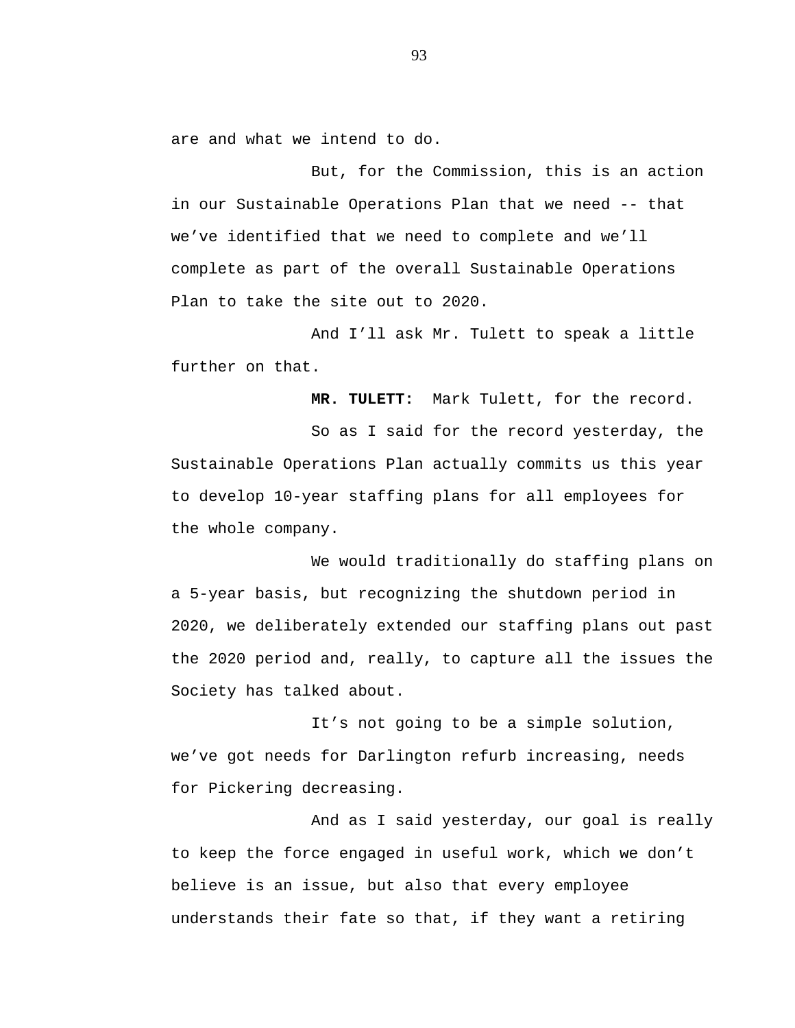are and what we intend to do.

But, for the Commission, this is an action in our Sustainable Operations Plan that we need -- that we've identified that we need to complete and we'll complete as part of the overall Sustainable Operations Plan to take the site out to 2020.

And I'll ask Mr. Tulett to speak a little further on that.

**MR. TULETT:** Mark Tulett, for the record.

So as I said for the record yesterday, the Sustainable Operations Plan actually commits us this year to develop 10-year staffing plans for all employees for the whole company.

We would traditionally do staffing plans on a 5-year basis, but recognizing the shutdown period in 2020, we deliberately extended our staffing plans out past the 2020 period and, really, to capture all the issues the Society has talked about.

It's not going to be a simple solution, we've got needs for Darlington refurb increasing, needs for Pickering decreasing.

And as I said yesterday, our goal is really to keep the force engaged in useful work, which we don't believe is an issue, but also that every employee understands their fate so that, if they want a retiring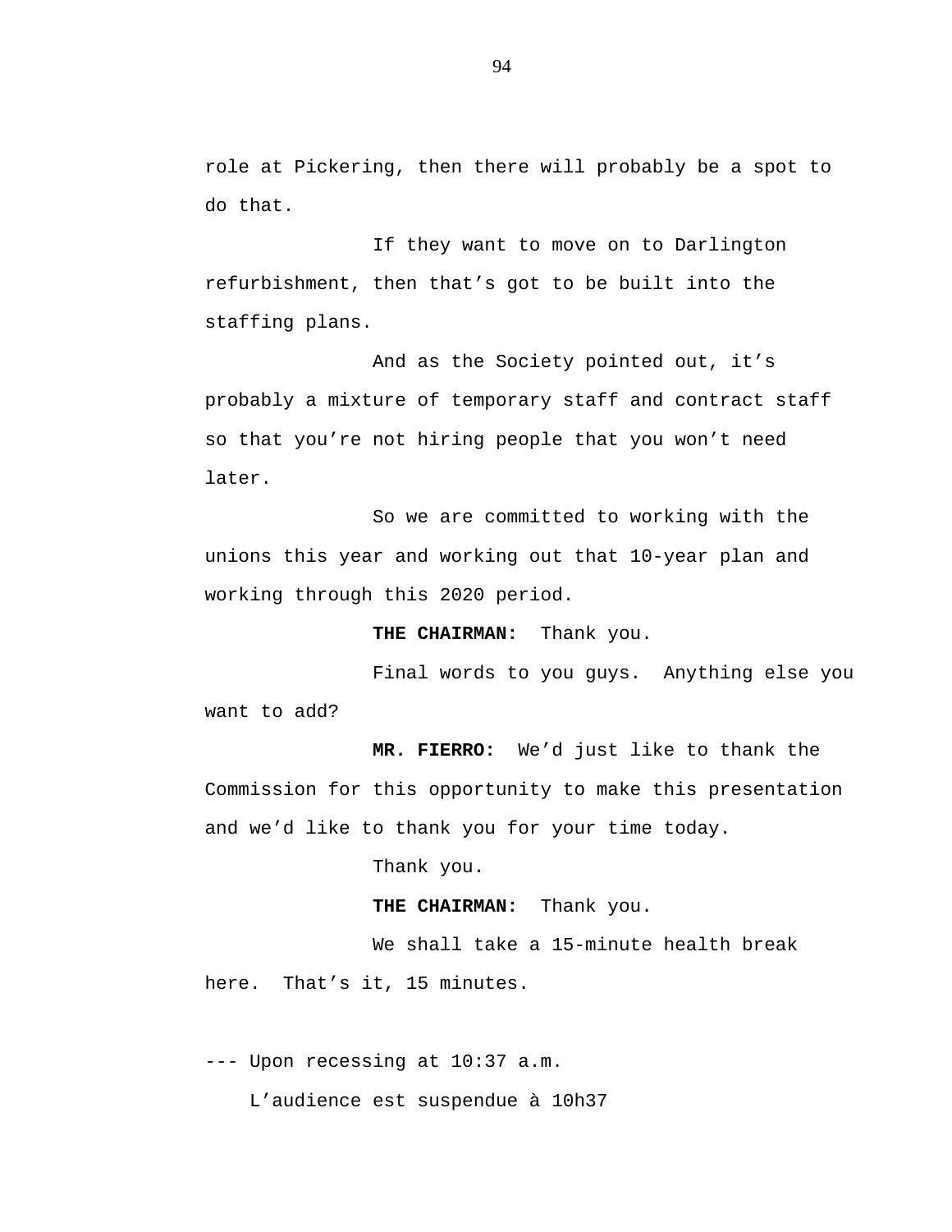role at Pickering, then there will probably be a spot to do that.

If they want to move on to Darlington refurbishment, then that’s got to be built into the staffing plans.

And as the Society pointed out, it’s probably a mixture of temporary staff and contract staff so that you’re not hiring people that you won’t need later.

So we are committed to working with the unions this year and working out that 10-year plan and working through this 2020 period.

**THE CHAIRMAN:** Thank you.

Final words to you guys. Anything else you want to add?

**MR. FIERRO:** We’d just like to thank the Commission for this opportunity to make this presentation and we’d like to thank you for your time today.

Thank you.

**THE CHAIRMAN:** Thank you.

We shall take a 15-minute health break here. That’s it, 15 minutes.

--- Upon recessing at 10:37 a.m.

L’audience est suspendue à 10h37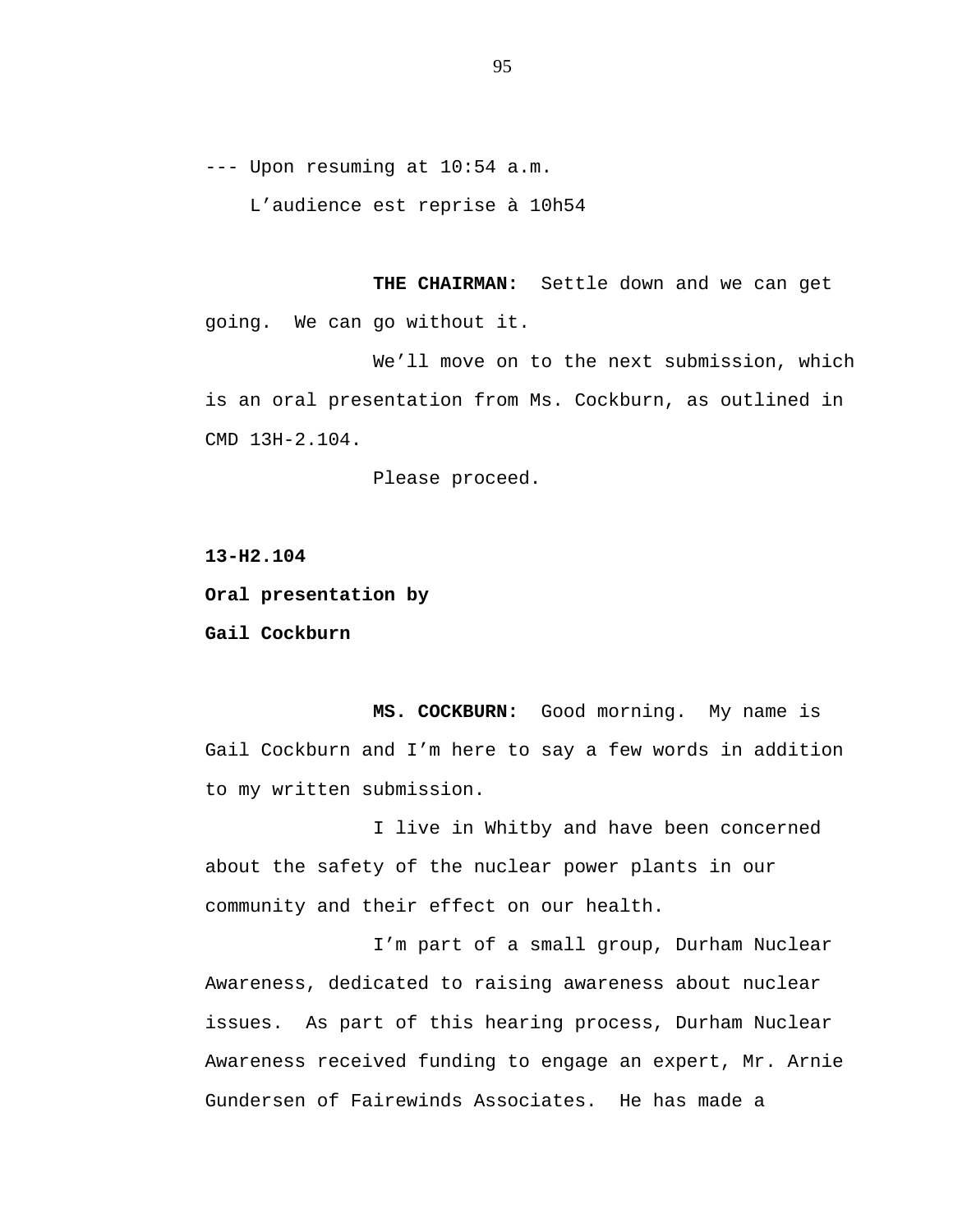--- Upon resuming at 10:54 a.m.

L'audience est reprise à 10h54

**THE CHAIRMAN:** Settle down and we can get going. We can go without it.

We'll move on to the next submission, which is an oral presentation from Ms. Cockburn, as outlined in CMD 13H-2.104.

Please proceed.

**13-H2.104**

**Oral presentation by**

**Gail Cockburn**

**MS. COCKBURN:** Good morning. My name is Gail Cockburn and I'm here to say a few words in addition to my written submission.

I live in Whitby and have been concerned about the safety of the nuclear power plants in our community and their effect on our health.

I'm part of a small group, Durham Nuclear Awareness, dedicated to raising awareness about nuclear issues. As part of this hearing process, Durham Nuclear Awareness received funding to engage an expert, Mr. Arnie Gundersen of Fairewinds Associates. He has made a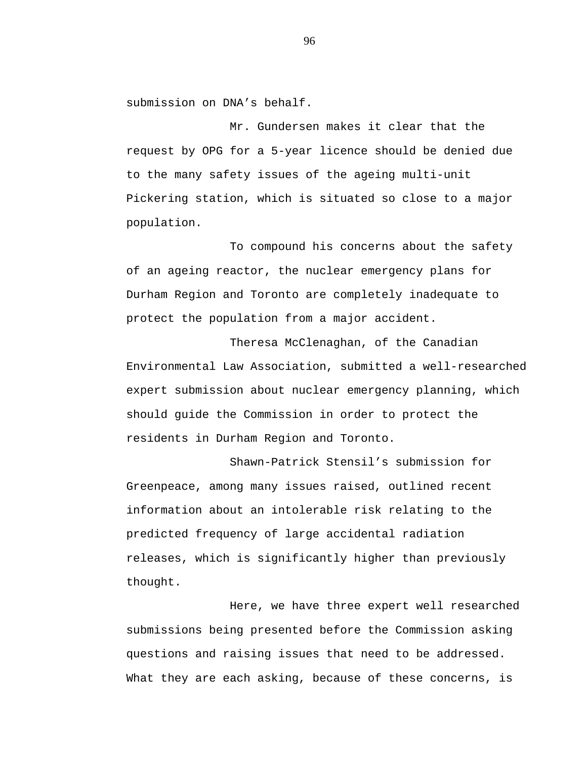submission on DNA’s behalf.

Mr. Gundersen makes it clear that the request by OPG for a 5-year licence should be denied due to the many safety issues of the ageing multi-unit Pickering station, which is situated so close to a major population.

To compound his concerns about the safety of an ageing reactor, the nuclear emergency plans for Durham Region and Toronto are completely inadequate to protect the population from a major accident.

Theresa McClenaghan, of the Canadian Environmental Law Association, submitted a well-researched expert submission about nuclear emergency planning, which should guide the Commission in order to protect the residents in Durham Region and Toronto.

Shawn-Patrick Stensil’s submission for Greenpeace, among many issues raised, outlined recent information about an intolerable risk relating to the predicted frequency of large accidental radiation releases, which is significantly higher than previously thought.

Here, we have three expert well researched submissions being presented before the Commission asking questions and raising issues that need to be addressed. What they are each asking, because of these concerns, is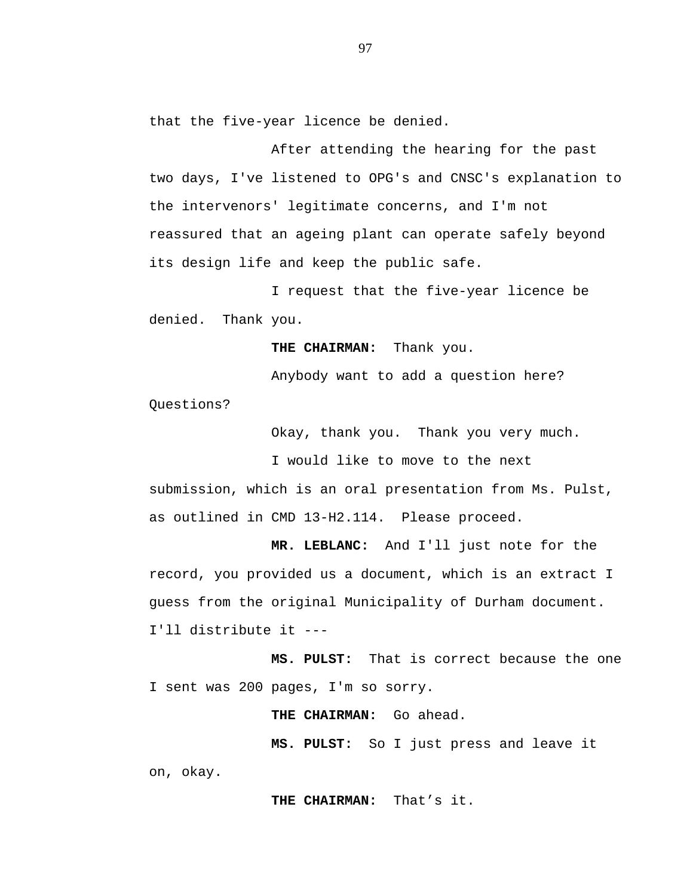that the five-year licence be denied.

After attending the hearing for the past two days, I've listened to OPG's and CNSC's explanation to the intervenors' legitimate concerns, and I'm not reassured that an ageing plant can operate safely beyond its design life and keep the public safe.

I request that the five-year licence be denied. Thank you.

**THE CHAIRMAN:** Thank you.

Anybody want to add a question here? Questions?

Okay, thank you. Thank you very much.

I would like to move to the next submission, which is an oral presentation from Ms. Pulst, as outlined in CMD 13-H2.114. Please proceed.

**MR. LEBLANC:** And I'll just note for the record, you provided us a document, which is an extract I guess from the original Municipality of Durham document. I'll distribute it ---

**MS. PULST:** That is correct because the one I sent was 200 pages, I'm so sorry.

**THE CHAIRMAN:** Go ahead.

**MS. PULST:** So I just press and leave it on, okay.

**THE CHAIRMAN:** That’s it.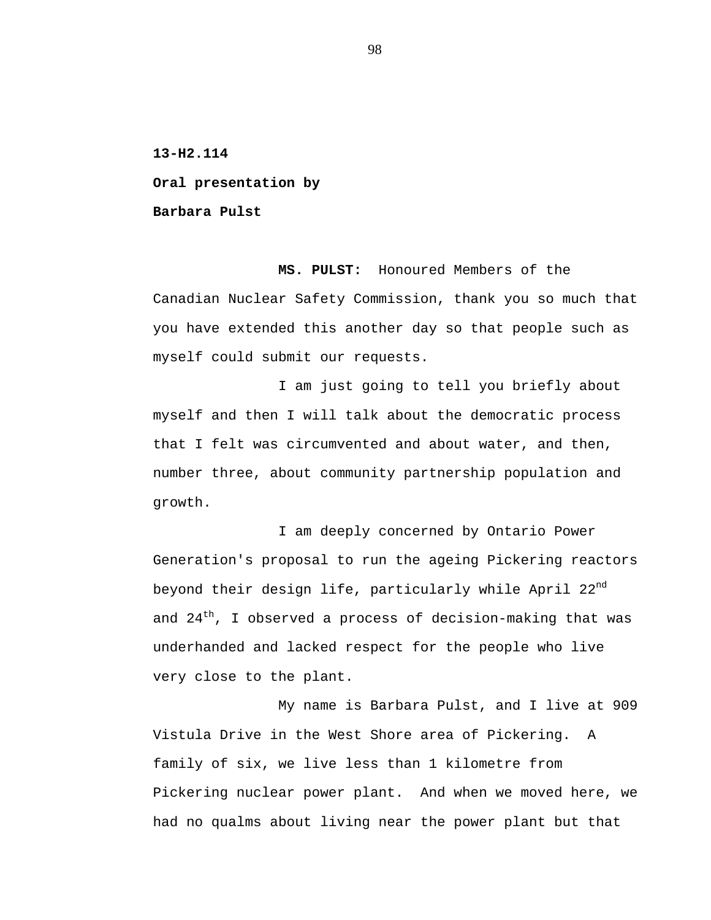**13-H2.114**

**Oral presentation by**

**Barbara Pulst**

**MS. PULST:** Honoured Members of the Canadian Nuclear Safety Commission, thank you so much that you have extended this another day so that people such as myself could submit our requests.

I am just going to tell you briefly about myself and then I will talk about the democratic process that I felt was circumvented and about water, and then, number three, about community partnership population and growth.

I am deeply concerned by Ontario Power Generation's proposal to run the ageing Pickering reactors beyond their design life, particularly while April 22nd and 24th, I observed a process of decision-making that was underhanded and lacked respect for the people who live very close to the plant.

My name is Barbara Pulst, and I live at 909 Vistula Drive in the West Shore area of Pickering. A family of six, we live less than 1 kilometre from Pickering nuclear power plant. And when we moved here, we had no qualms about living near the power plant but that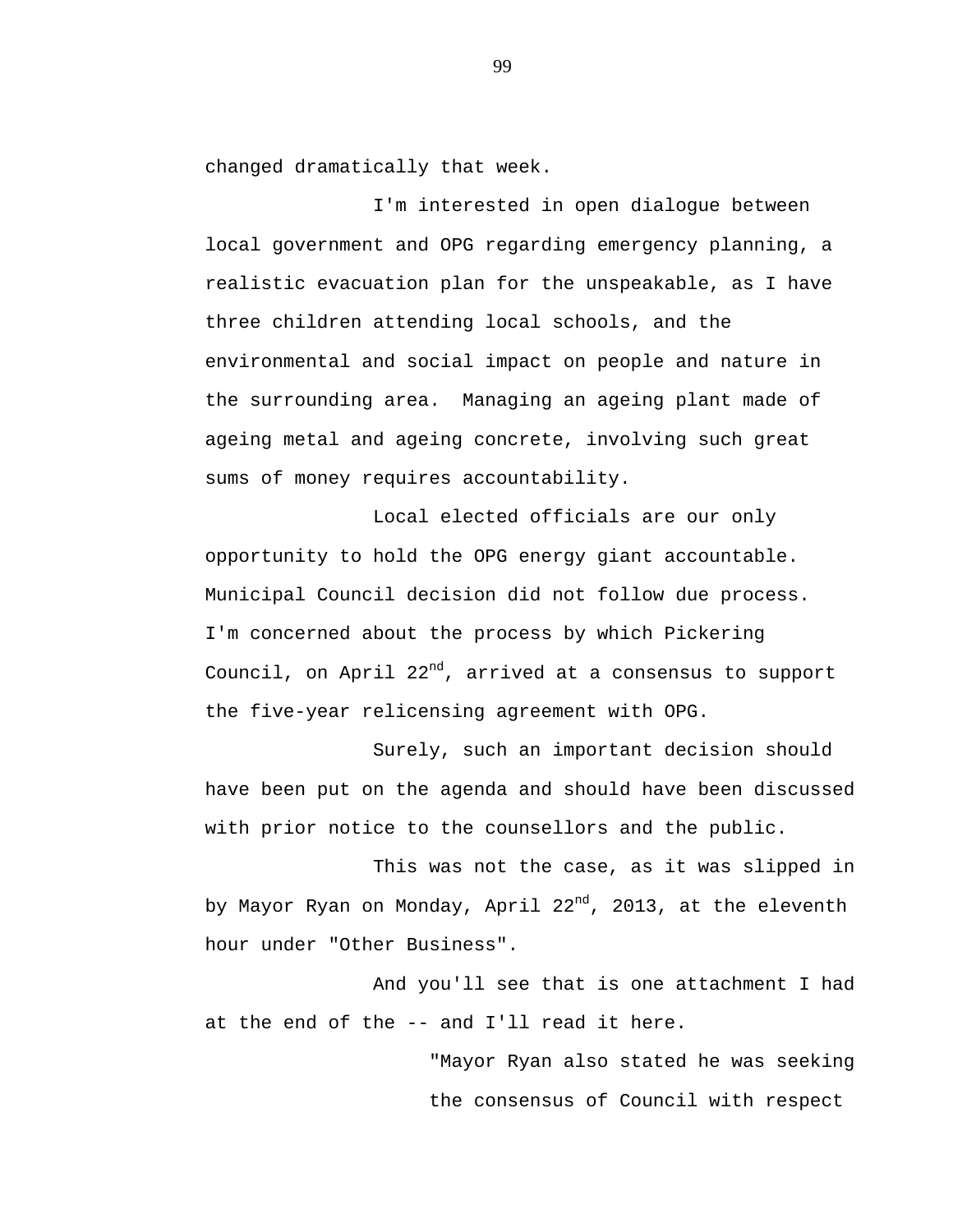changed dramatically that week.

I'm interested in open dialogue between local government and OPG regarding emergency planning, a realistic evacuation plan for the unspeakable, as I have three children attending local schools, and the environmental and social impact on people and nature in the surrounding area.  Managing an ageing plant made of ageing metal and ageing concrete, involving such great sums of money requires accountability.

Local elected officials are our only opportunity to hold the OPG energy giant accountable. Municipal Council decision did not follow due process. I'm concerned about the process by which Pickering Council, on April 22nd, arrived at a consensus to support the five-year relicensing agreement with OPG.

Surely, such an important decision should have been put on the agenda and should have been discussed with prior notice to the counsellors and the public.

This was not the case, as it was slipped in by Mayor Ryan on Monday, April 22nd, 2013, at the eleventh hour under "Other Business".

And you'll see that is one attachment I had at the end of the -- and I'll read it here.

> "Mayor Ryan also stated he was seeking the consensus of Council with respect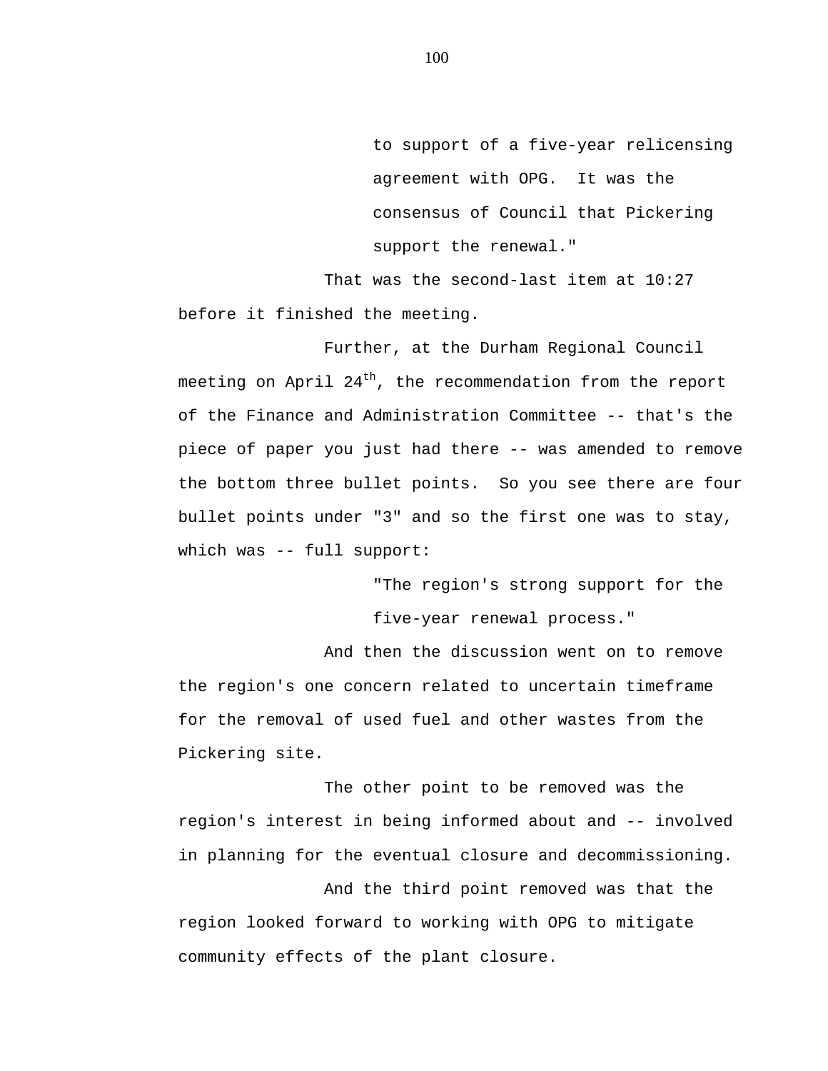> to support of a five-year relicensing agreement with OPG. It was the consensus of Council that Pickering support the renewal."

That was the second-last item at 10:27 before it finished the meeting.

Further, at the Durham Regional Council meeting on April 24th, the recommendation from the report of the Finance and Administration Committee -- that's the piece of paper you just had there -- was amended to remove the bottom three bullet points. So you see there are four bullet points under "3" and so the first one was to stay, which was -- full support:

> "The region's strong support for the five-year renewal process."

And then the discussion went on to remove the region's one concern related to uncertain timeframe for the removal of used fuel and other wastes from the Pickering site.

The other point to be removed was the region's interest in being informed about and -- involved in planning for the eventual closure and decommissioning.

And the third point removed was that the region looked forward to working with OPG to mitigate community effects of the plant closure.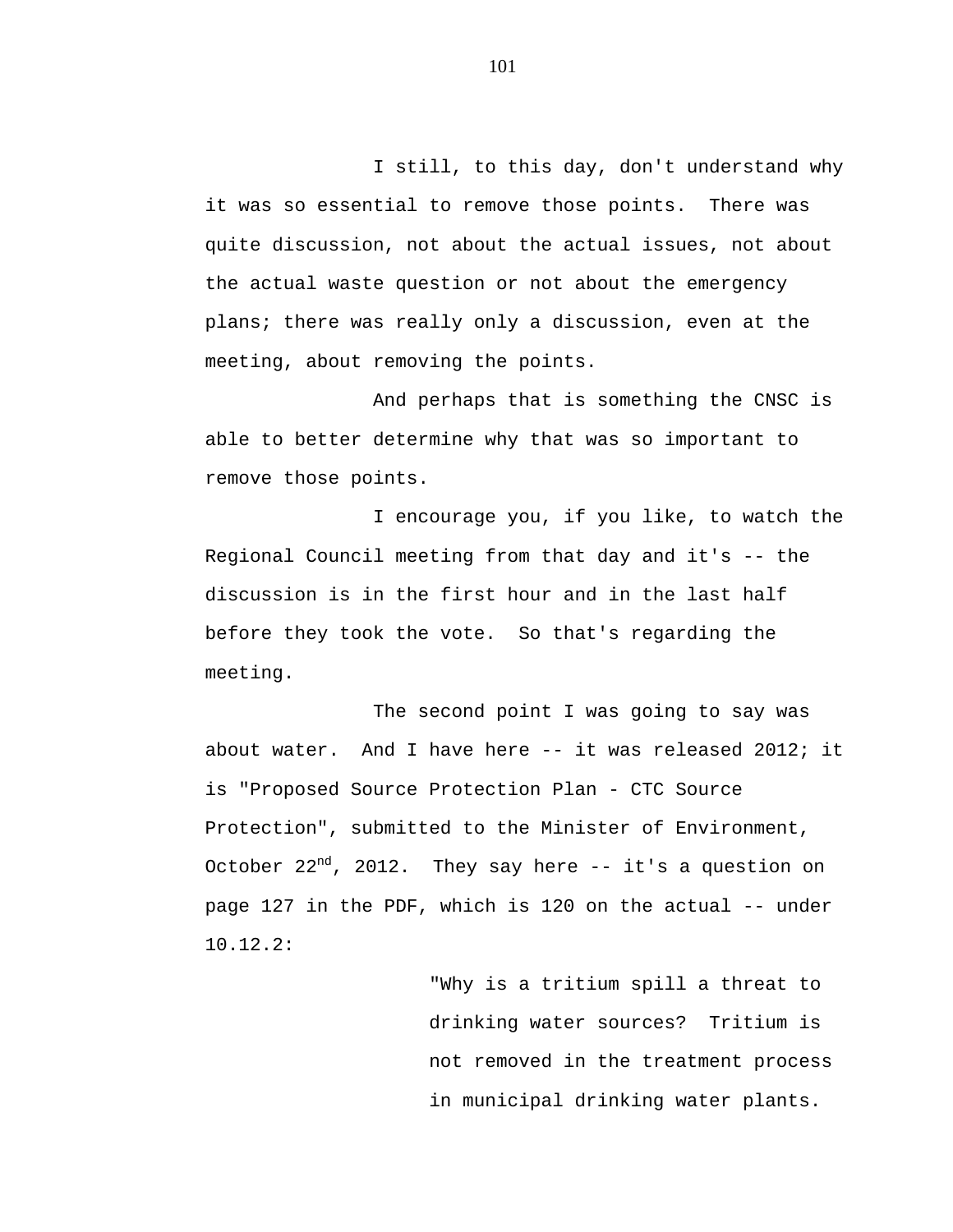I still, to this day, don't understand why it was so essential to remove those points. There was quite discussion, not about the actual issues, not about the actual waste question or not about the emergency plans; there was really only a discussion, even at the meeting, about removing the points.

And perhaps that is something the CNSC is able to better determine why that was so important to remove those points.

I encourage you, if you like, to watch the Regional Council meeting from that day and it's -- the discussion is in the first hour and in the last half before they took the vote. So that's regarding the meeting.

The second point I was going to say was about water. And I have here -- it was released 2012; it is "Proposed Source Protection Plan - CTC Source Protection", submitted to the Minister of Environment, October 22nd, 2012. They say here -- it's a question on page 127 in the PDF, which is 120 on the actual -- under 10.12.2:

> "Why is a tritium spill a threat to drinking water sources? Tritium is not removed in the treatment process in municipal drinking water plants.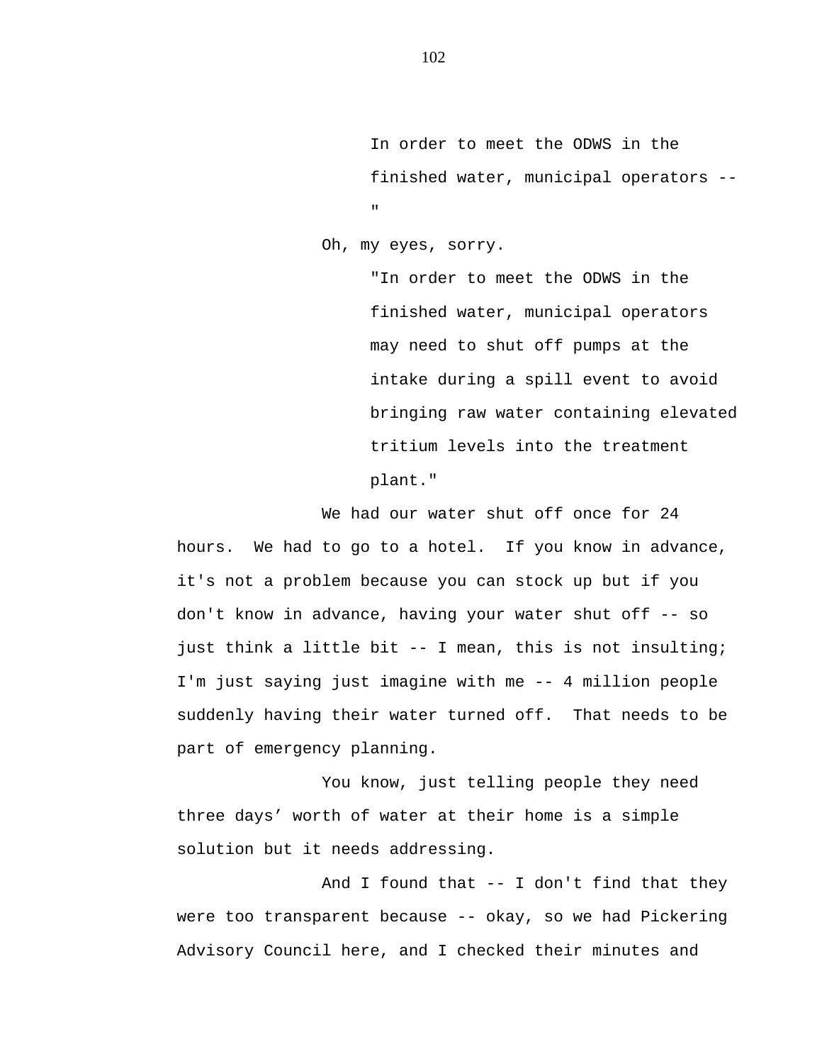In order to meet the ODWS in the finished water, municipal operators -- "

Oh, my eyes, sorry.

"In order to meet the ODWS in the finished water, municipal operators may need to shut off pumps at the intake during a spill event to avoid bringing raw water containing elevated tritium levels into the treatment plant."

We had our water shut off once for 24 hours. We had to go to a hotel. If you know in advance, it's not a problem because you can stock up but if you don't know in advance, having your water shut off -- so just think a little bit -- I mean, this is not insulting; I'm just saying just imagine with me -- 4 million people suddenly having their water turned off. That needs to be part of emergency planning.

You know, just telling people they need three days’ worth of water at their home is a simple solution but it needs addressing.

And I found that -- I don't find that they were too transparent because -- okay, so we had Pickering Advisory Council here, and I checked their minutes and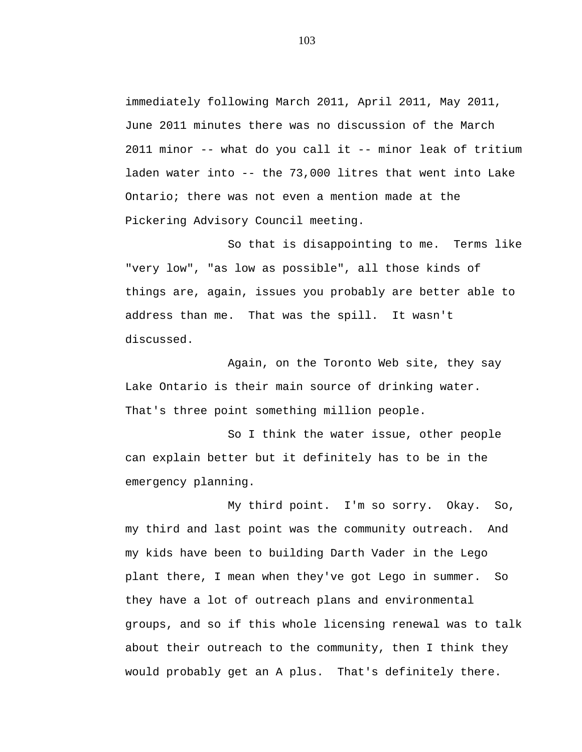immediately following March 2011, April 2011, May 2011, June 2011 minutes there was no discussion of the March 2011 minor -- what do you call it -- minor leak of tritium laden water into -- the 73,000 litres that went into Lake Ontario; there was not even a mention made at the Pickering Advisory Council meeting.

So that is disappointing to me. Terms like "very low", "as low as possible", all those kinds of things are, again, issues you probably are better able to address than me. That was the spill. It wasn't discussed.

Again, on the Toronto Web site, they say Lake Ontario is their main source of drinking water. That's three point something million people.

So I think the water issue, other people can explain better but it definitely has to be in the emergency planning.

My third point. I'm so sorry. Okay. So, my third and last point was the community outreach. And my kids have been to building Darth Vader in the Lego plant there, I mean when they've got Lego in summer. So they have a lot of outreach plans and environmental groups, and so if this whole licensing renewal was to talk about their outreach to the community, then I think they would probably get an A plus. That's definitely there.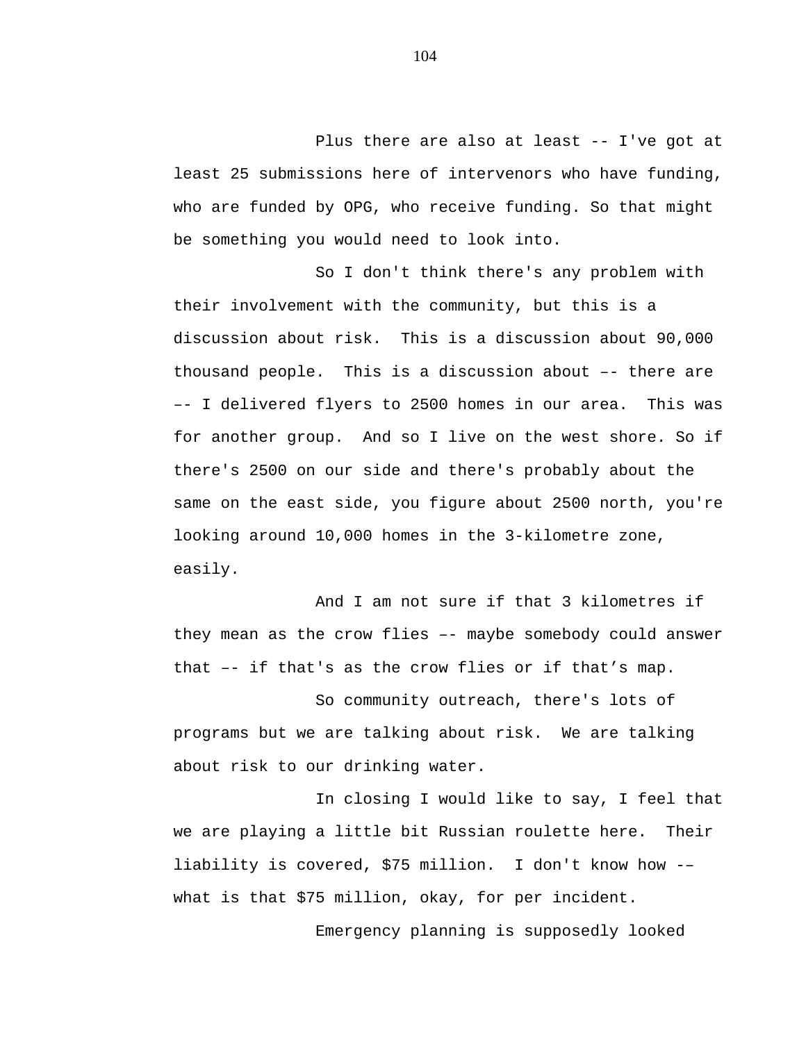Plus there are also at least -- I've got at least 25 submissions here of intervenors who have funding, who are funded by OPG, who receive funding. So that might be something you would need to look into.

So I don't think there's any problem with their involvement with the community, but this is a discussion about risk. This is a discussion about 90,000 thousand people. This is a discussion about –- there are –- I delivered flyers to 2500 homes in our area. This was for another group. And so I live on the west shore. So if there's 2500 on our side and there's probably about the same on the east side, you figure about 2500 north, you're looking around 10,000 homes in the 3-kilometre zone, easily.

And I am not sure if that 3 kilometres if they mean as the crow flies –- maybe somebody could answer that –- if that's as the crow flies or if that’s map.

So community outreach, there's lots of programs but we are talking about risk. We are talking about risk to our drinking water.

In closing I would like to say, I feel that we are playing a little bit Russian roulette here. Their liability is covered, $75 million. I don't know how -– what is that $75 million, okay, for per incident.

Emergency planning is supposedly looked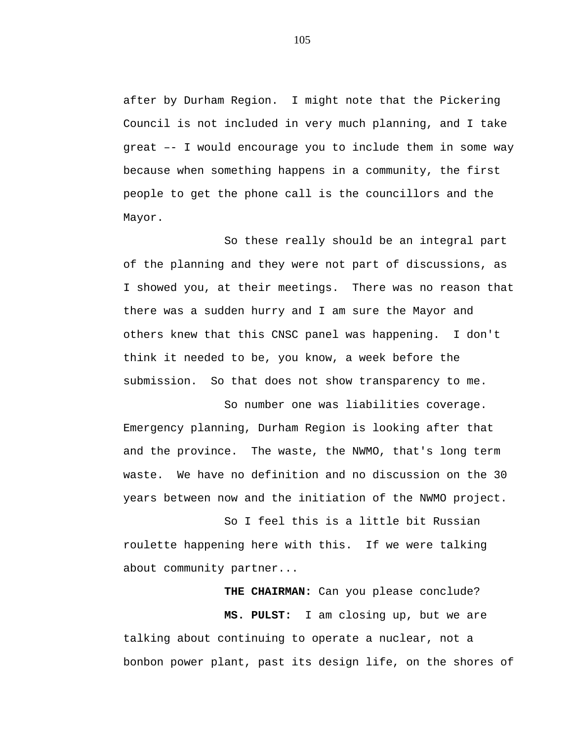after by Durham Region. I might note that the Pickering Council is not included in very much planning, and I take great –- I would encourage you to include them in some way because when something happens in a community, the first people to get the phone call is the councillors and the Mayor.

So these really should be an integral part of the planning and they were not part of discussions, as I showed you, at their meetings. There was no reason that there was a sudden hurry and I am sure the Mayor and others knew that this CNSC panel was happening. I don't think it needed to be, you know, a week before the submission. So that does not show transparency to me.

So number one was liabilities coverage. Emergency planning, Durham Region is looking after that and the province. The waste, the NWMO, that's long term waste. We have no definition and no discussion on the 30 years between now and the initiation of the NWMO project.

So I feel this is a little bit Russian roulette happening here with this. If we were talking about community partner...

**THE CHAIRMAN:** Can you please conclude?

**MS. PULST:** I am closing up, but we are talking about continuing to operate a nuclear, not a bonbon power plant, past its design life, on the shores of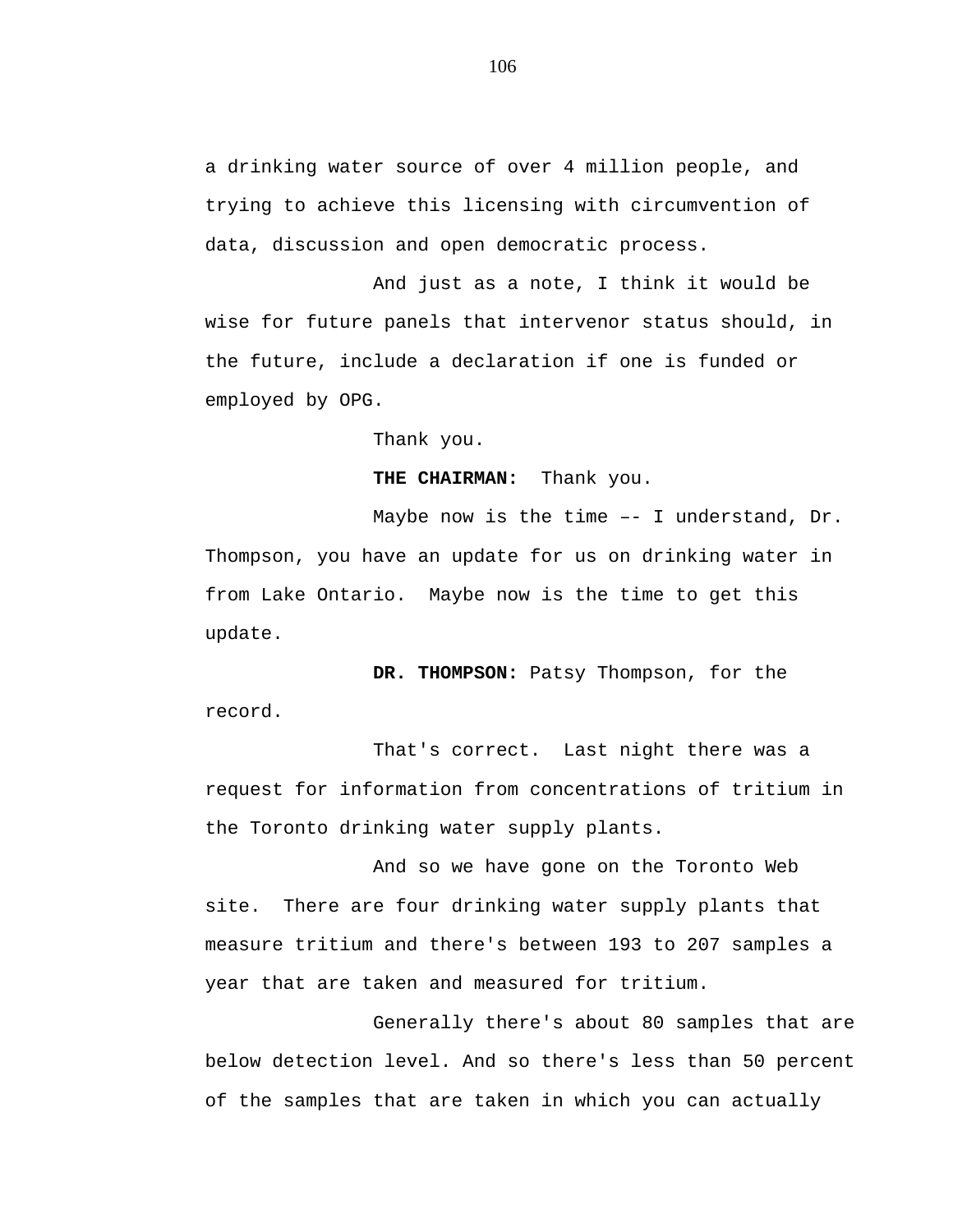a drinking water source of over 4 million people, and trying to achieve this licensing with circumvention of data, discussion and open democratic process.

And just as a note, I think it would be wise for future panels that intervenor status should, in the future, include a declaration if one is funded or employed by OPG.

Thank you.

**THE CHAIRMAN:** Thank you.

Maybe now is the time –- I understand, Dr. Thompson, you have an update for us on drinking water in from Lake Ontario. Maybe now is the time to get this update.

**DR. THOMPSON:** Patsy Thompson, for the record.

That's correct. Last night there was a request for information from concentrations of tritium in the Toronto drinking water supply plants.

And so we have gone on the Toronto Web site. There are four drinking water supply plants that measure tritium and there's between 193 to 207 samples a year that are taken and measured for tritium.

Generally there's about 80 samples that are below detection level. And so there's less than 50 percent of the samples that are taken in which you can actually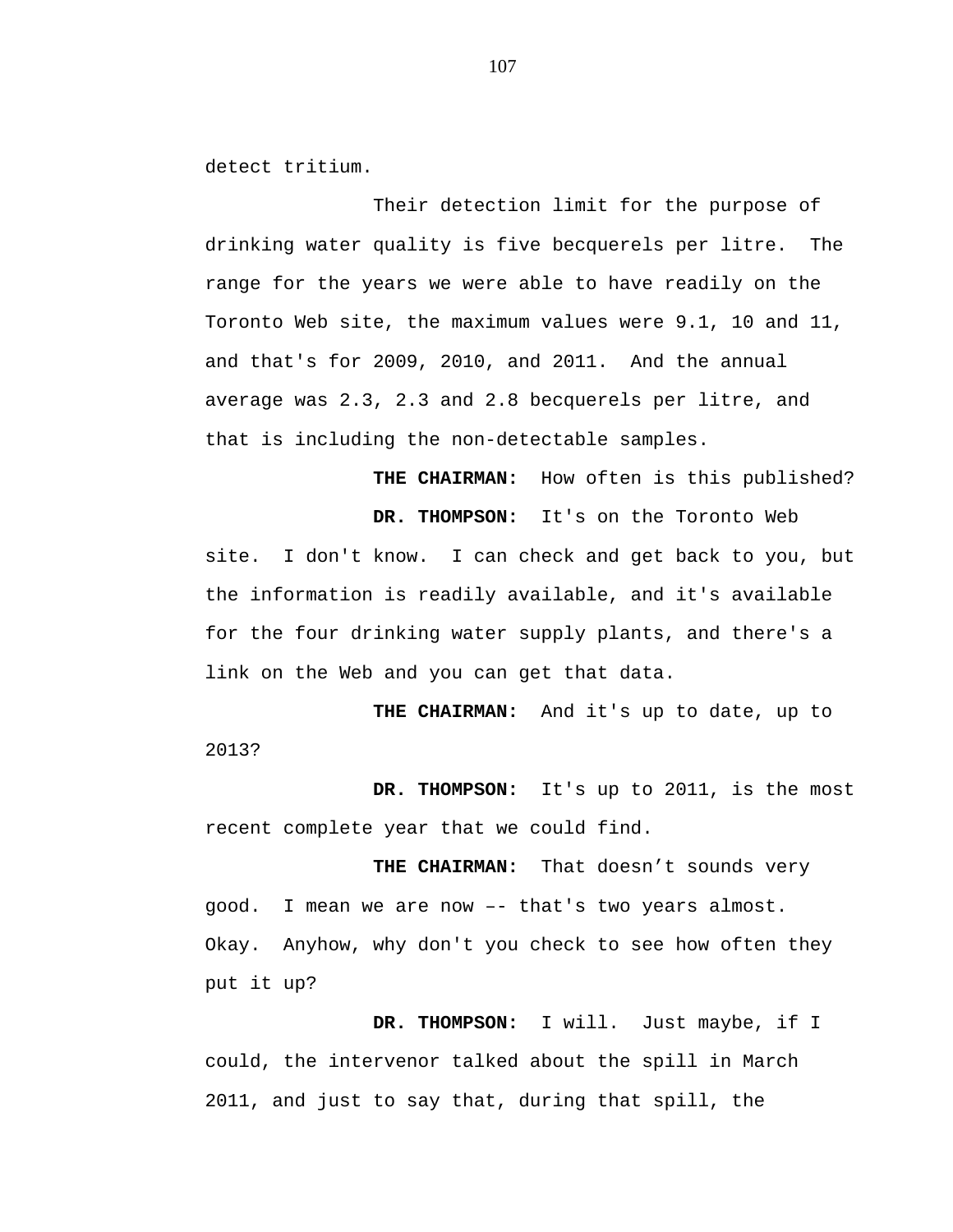detect tritium.

Their detection limit for the purpose of drinking water quality is five becquerels per litre. The range for the years we were able to have readily on the Toronto Web site, the maximum values were 9.1, 10 and 11, and that's for 2009, 2010, and 2011. And the annual average was 2.3, 2.3 and 2.8 becquerels per litre, and that is including the non-detectable samples.

**THE CHAIRMAN:** How often is this published?

**DR. THOMPSON:** It's on the Toronto Web site. I don't know. I can check and get back to you, but the information is readily available, and it's available for the four drinking water supply plants, and there's a link on the Web and you can get that data.

**THE CHAIRMAN:** And it's up to date, up to 2013?

**DR. THOMPSON:** It's up to 2011, is the most recent complete year that we could find.

**THE CHAIRMAN:** That doesn't sounds very good. I mean we are now –- that's two years almost. Okay. Anyhow, why don't you check to see how often they put it up?

**DR. THOMPSON:** I will. Just maybe, if I could, the intervenor talked about the spill in March 2011, and just to say that, during that spill, the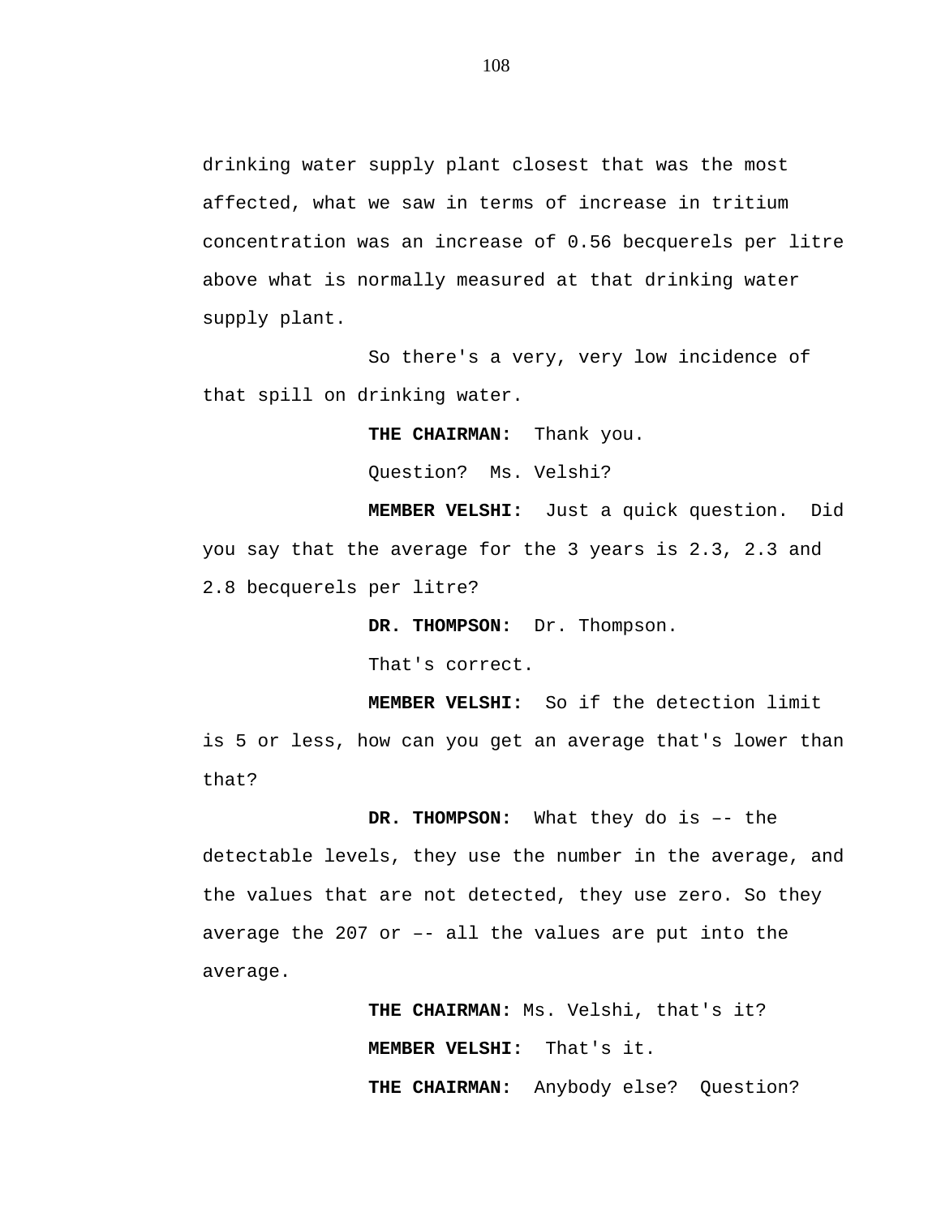drinking water supply plant closest that was the most affected, what we saw in terms of increase in tritium concentration was an increase of 0.56 becquerels per litre above what is normally measured at that drinking water supply plant.

So there's a very, very low incidence of that spill on drinking water.

**THE CHAIRMAN:** Thank you.

Question? Ms. Velshi?

**MEMBER VELSHI:** Just a quick question. Did you say that the average for the 3 years is 2.3, 2.3 and 2.8 becquerels per litre?

**DR. THOMPSON:** Dr. Thompson.

That's correct.

**MEMBER VELSHI:** So if the detection limit is 5 or less, how can you get an average that's lower than that?

**DR. THOMPSON:** What they do is –- the detectable levels, they use the number in the average, and the values that are not detected, they use zero. So they average the 207 or –- all the values are put into the average.

**THE CHAIRMAN:** Ms. Velshi, that's it?

**MEMBER VELSHI:** That's it.

**THE CHAIRMAN:** Anybody else? Question?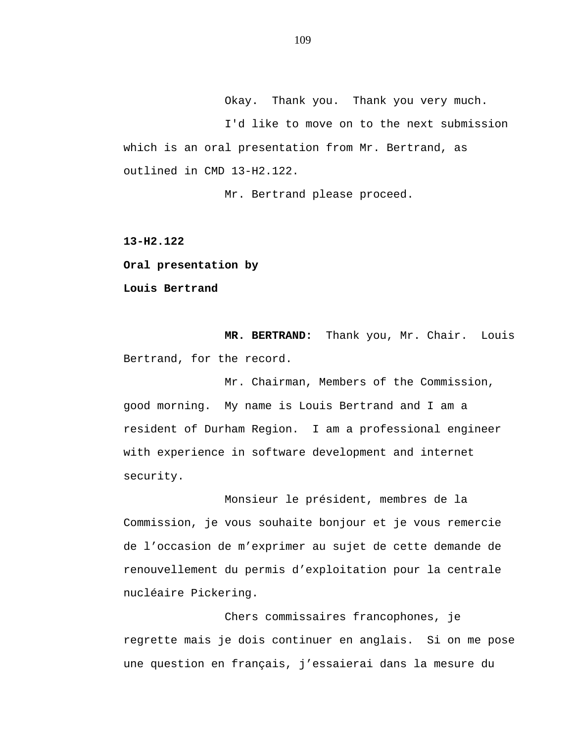Okay. Thank you. Thank you very much.

I'd like to move on to the next submission which is an oral presentation from Mr. Bertrand, as outlined in CMD 13-H2.122.

Mr. Bertrand please proceed.

**13-H2.122**

**Oral presentation by**

**Louis Bertrand**

**MR. BERTRAND:** Thank you, Mr. Chair. Louis Bertrand, for the record.

Mr. Chairman, Members of the Commission, good morning. My name is Louis Bertrand and I am a resident of Durham Region. I am a professional engineer with experience in software development and internet security.

Monsieur le président, membres de la Commission, je vous souhaite bonjour et je vous remercie de l'occasion de m'exprimer au sujet de cette demande de renouvellement du permis d'exploitation pour la centrale nucléaire Pickering.

Chers commissaires francophones, je regrette mais je dois continuer en anglais. Si on me pose une question en français, j'essaierai dans la mesure du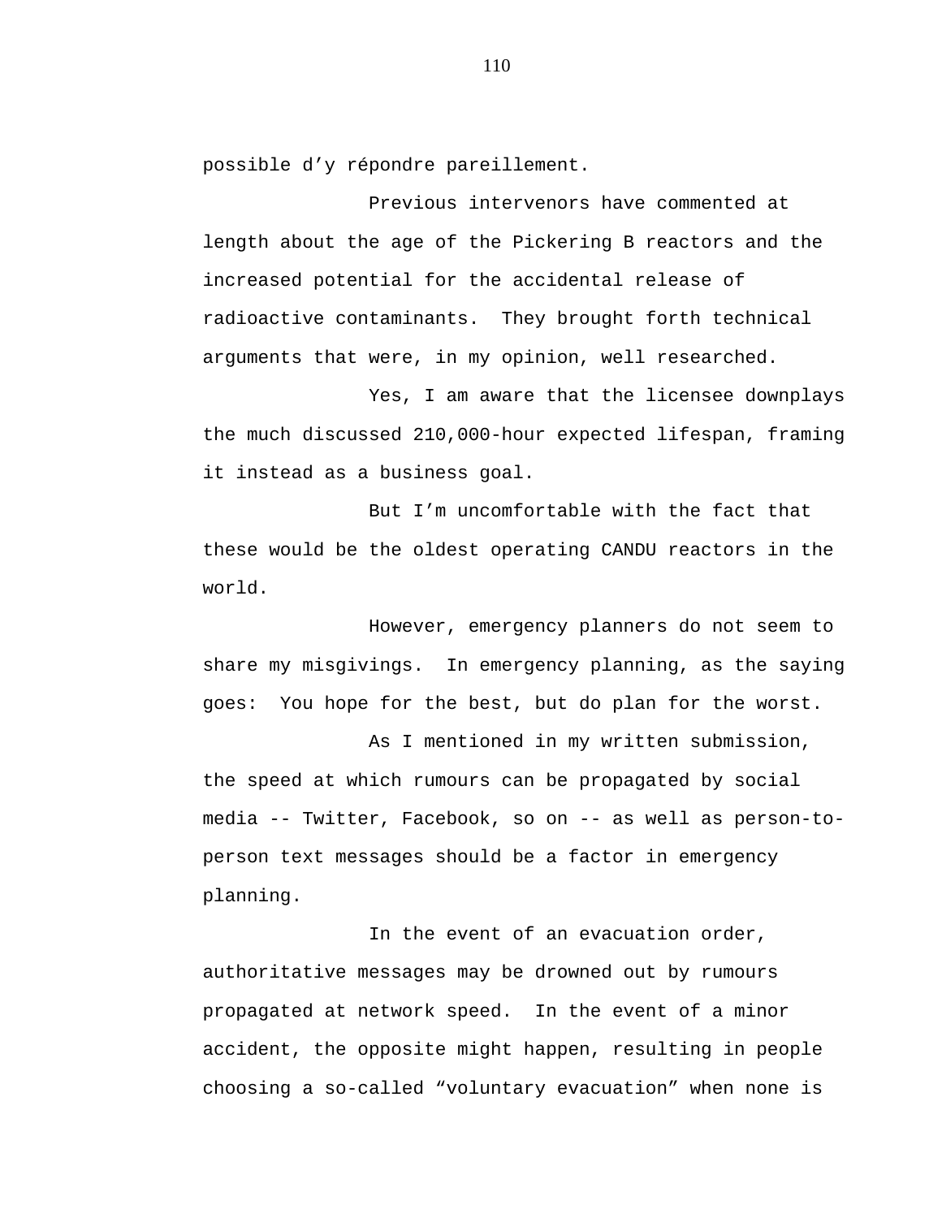possible d’y répondre pareillement.

Previous intervenors have commented at length about the age of the Pickering B reactors and the increased potential for the accidental release of radioactive contaminants. They brought forth technical arguments that were, in my opinion, well researched.

Yes, I am aware that the licensee downplays the much discussed 210,000-hour expected lifespan, framing it instead as a business goal.

But I’m uncomfortable with the fact that these would be the oldest operating CANDU reactors in the world.

However, emergency planners do not seem to share my misgivings. In emergency planning, as the saying goes: You hope for the best, but do plan for the worst.

As I mentioned in my written submission, the speed at which rumours can be propagated by social media -- Twitter, Facebook, so on -- as well as person-to-person text messages should be a factor in emergency planning.

In the event of an evacuation order, authoritative messages may be drowned out by rumours propagated at network speed. In the event of a minor accident, the opposite might happen, resulting in people choosing a so-called “voluntary evacuation” when none is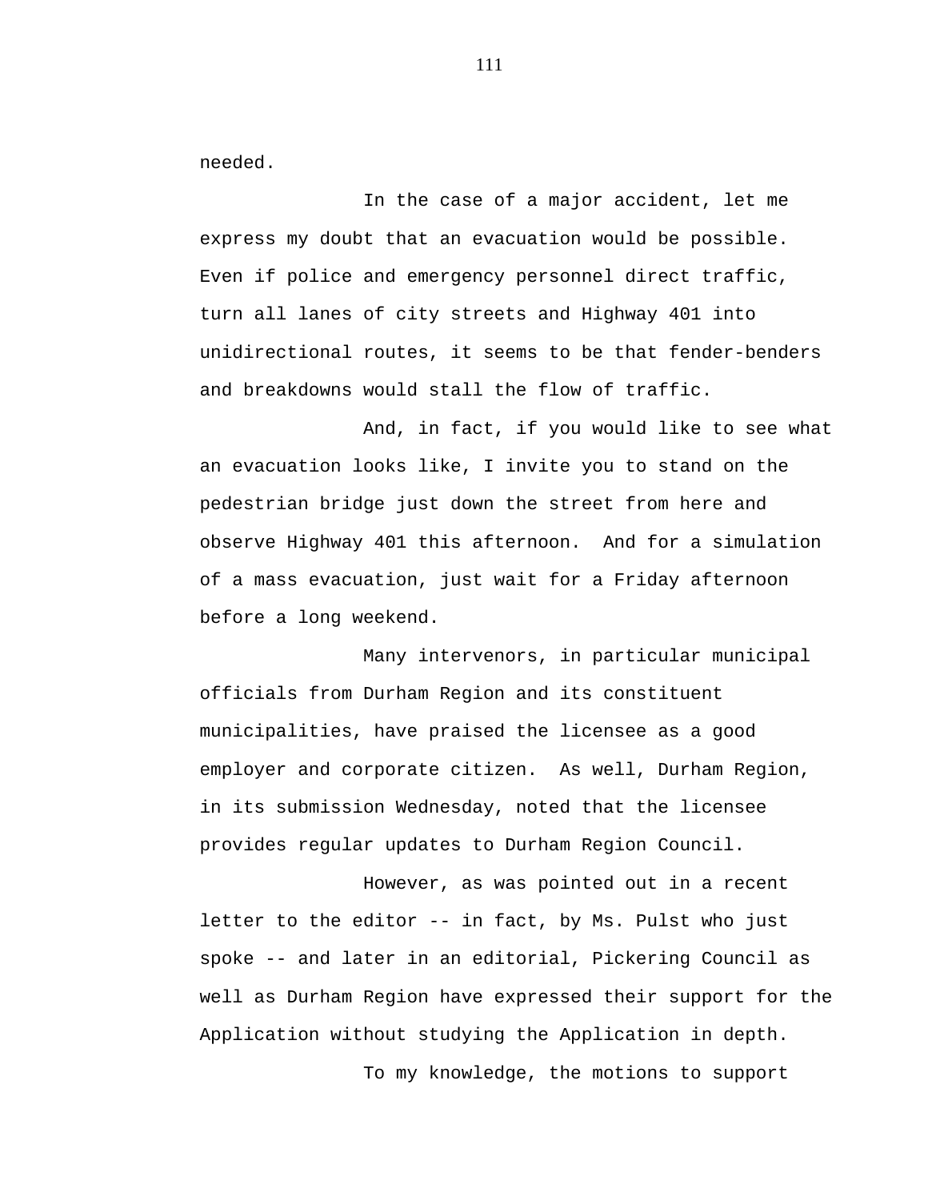needed.

In the case of a major accident, let me express my doubt that an evacuation would be possible. Even if police and emergency personnel direct traffic, turn all lanes of city streets and Highway 401 into unidirectional routes, it seems to be that fender-benders and breakdowns would stall the flow of traffic.

And, in fact, if you would like to see what an evacuation looks like, I invite you to stand on the pedestrian bridge just down the street from here and observe Highway 401 this afternoon. And for a simulation of a mass evacuation, just wait for a Friday afternoon before a long weekend.

Many intervenors, in particular municipal officials from Durham Region and its constituent municipalities, have praised the licensee as a good employer and corporate citizen. As well, Durham Region, in its submission Wednesday, noted that the licensee provides regular updates to Durham Region Council.

However, as was pointed out in a recent letter to the editor -- in fact, by Ms. Pulst who just spoke -- and later in an editorial, Pickering Council as well as Durham Region have expressed their support for the Application without studying the Application in depth.

To my knowledge, the motions to support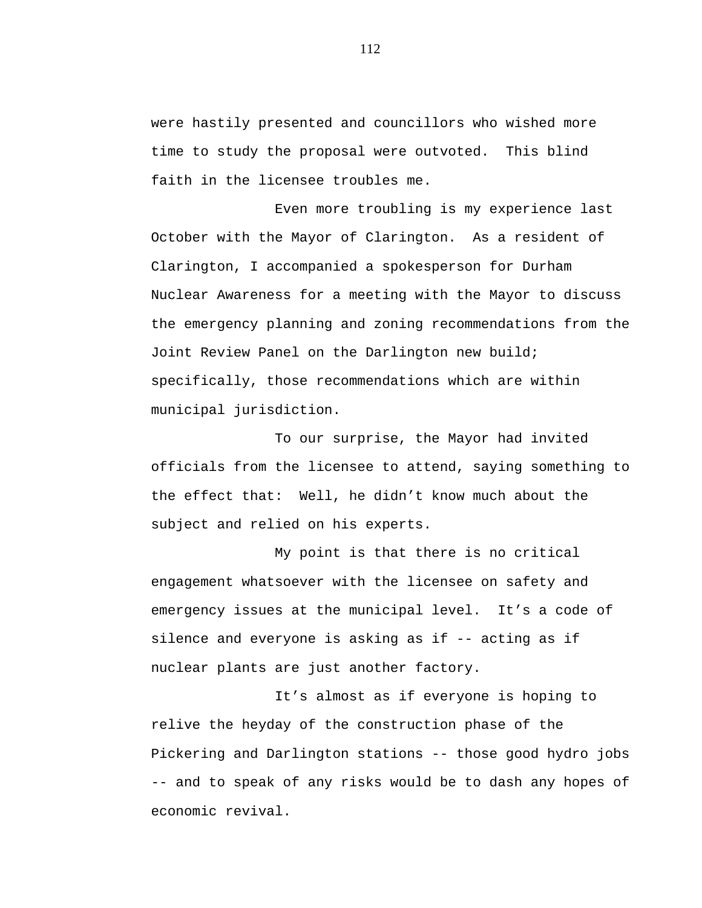were hastily presented and councillors who wished more time to study the proposal were outvoted. This blind faith in the licensee troubles me.

Even more troubling is my experience last October with the Mayor of Clarington. As a resident of Clarington, I accompanied a spokesperson for Durham Nuclear Awareness for a meeting with the Mayor to discuss the emergency planning and zoning recommendations from the Joint Review Panel on the Darlington new build; specifically, those recommendations which are within municipal jurisdiction.

To our surprise, the Mayor had invited officials from the licensee to attend, saying something to the effect that: Well, he didn't know much about the subject and relied on his experts.

My point is that there is no critical engagement whatsoever with the licensee on safety and emergency issues at the municipal level. It's a code of silence and everyone is asking as if -- acting as if nuclear plants are just another factory.

It's almost as if everyone is hoping to relive the heyday of the construction phase of the Pickering and Darlington stations -- those good hydro jobs -- and to speak of any risks would be to dash any hopes of economic revival.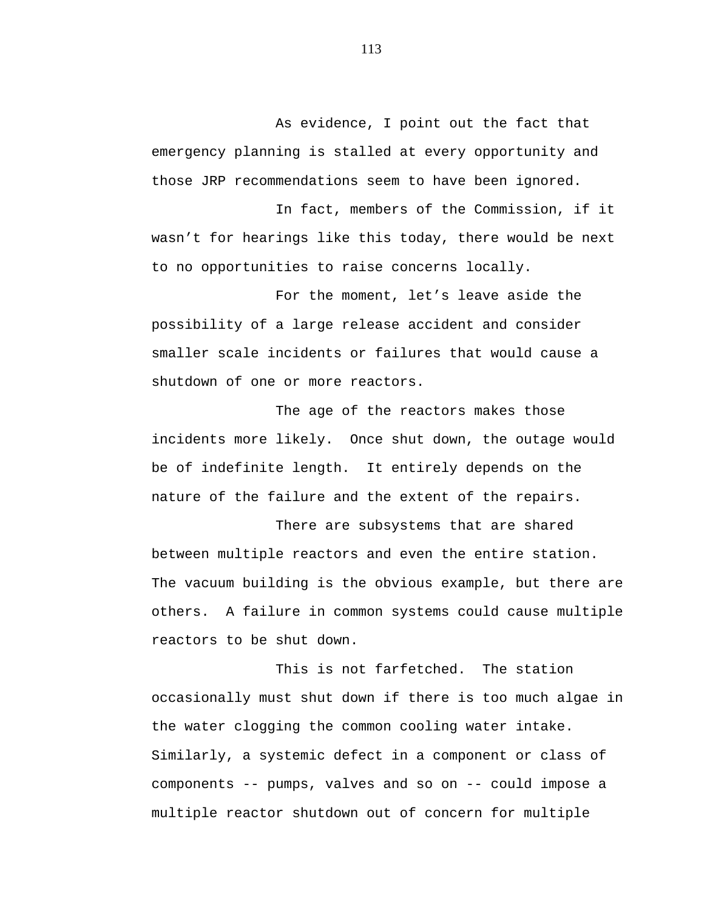As evidence, I point out the fact that emergency planning is stalled at every opportunity and those JRP recommendations seem to have been ignored.

In fact, members of the Commission, if it wasn't for hearings like this today, there would be next to no opportunities to raise concerns locally.

For the moment, let's leave aside the possibility of a large release accident and consider smaller scale incidents or failures that would cause a shutdown of one or more reactors.

The age of the reactors makes those incidents more likely. Once shut down, the outage would be of indefinite length. It entirely depends on the nature of the failure and the extent of the repairs.

There are subsystems that are shared between multiple reactors and even the entire station. The vacuum building is the obvious example, but there are others. A failure in common systems could cause multiple reactors to be shut down.

This is not farfetched. The station occasionally must shut down if there is too much algae in the water clogging the common cooling water intake. Similarly, a systemic defect in a component or class of components -- pumps, valves and so on -- could impose a multiple reactor shutdown out of concern for multiple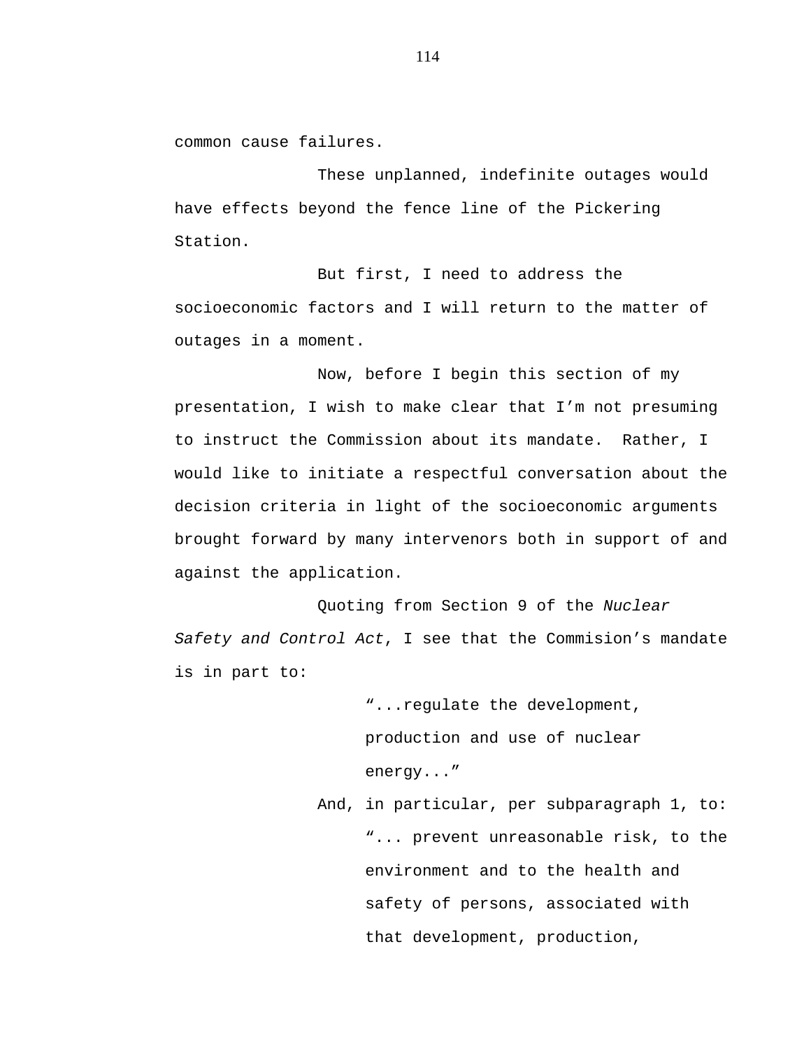common cause failures.

These unplanned, indefinite outages would have effects beyond the fence line of the Pickering Station.

But first, I need to address the socioeconomic factors and I will return to the matter of outages in a moment.

Now, before I begin this section of my presentation, I wish to make clear that I'm not presuming to instruct the Commission about its mandate. Rather, I would like to initiate a respectful conversation about the decision criteria in light of the socioeconomic arguments brought forward by many intervenors both in support of and against the application.

Quoting from Section 9 of the *Nuclear Safety and Control Act*, I see that the Commision's mandate is in part to:

> "...regulate the development, production and use of nuclear energy..."

And, in particular, per subparagraph 1, to:

> "... prevent unreasonable risk, to the environment and to the health and safety of persons, associated with that development, production,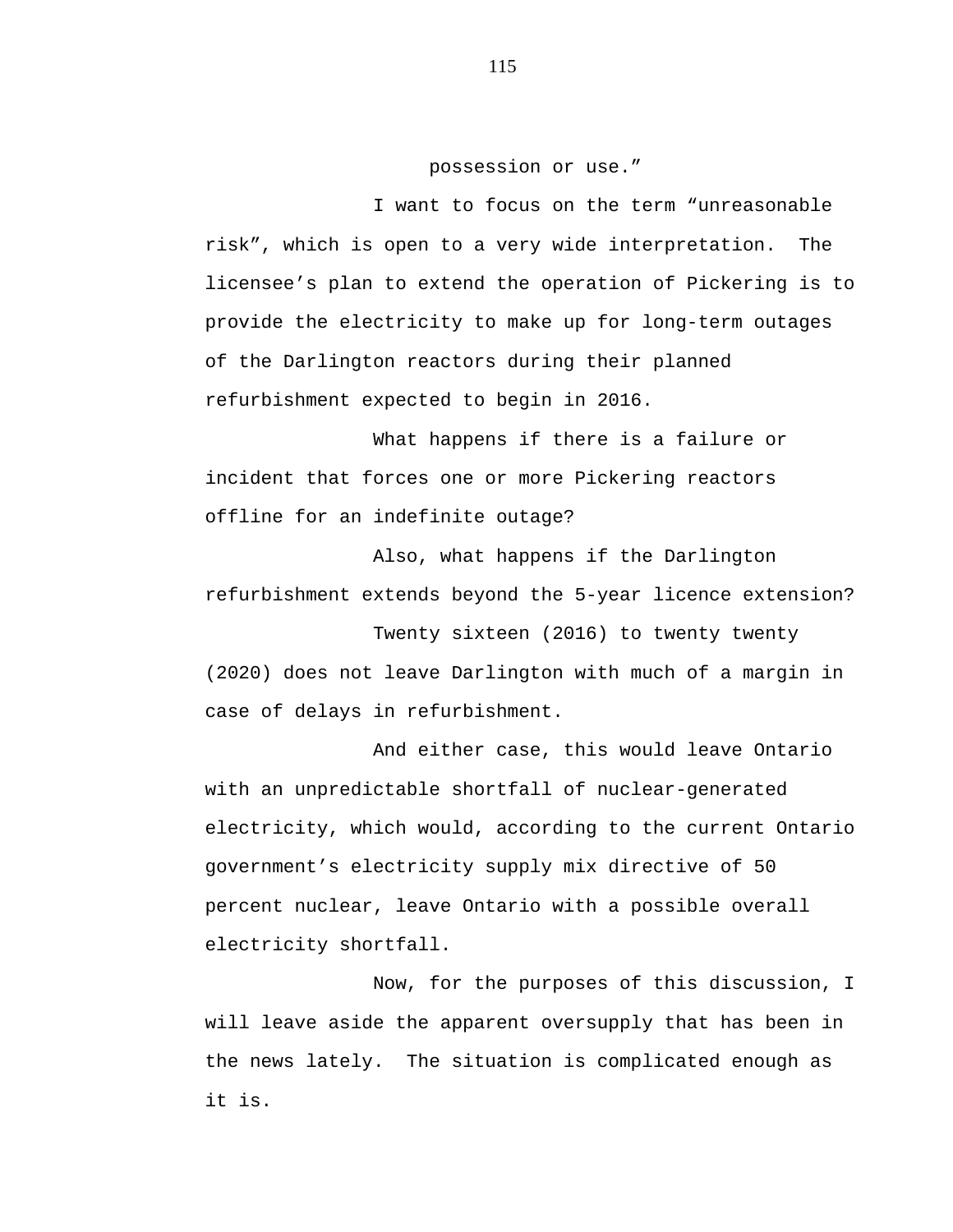possession or use.”

I want to focus on the term “unreasonable risk”, which is open to a very wide interpretation. The licensee’s plan to extend the operation of Pickering is to provide the electricity to make up for long-term outages of the Darlington reactors during their planned refurbishment expected to begin in 2016.

What happens if there is a failure or incident that forces one or more Pickering reactors offline for an indefinite outage?

Also, what happens if the Darlington refurbishment extends beyond the 5-year licence extension?

Twenty sixteen (2016) to twenty twenty (2020) does not leave Darlington with much of a margin in case of delays in refurbishment.

And either case, this would leave Ontario with an unpredictable shortfall of nuclear-generated electricity, which would, according to the current Ontario government’s electricity supply mix directive of 50 percent nuclear, leave Ontario with a possible overall electricity shortfall.

Now, for the purposes of this discussion, I will leave aside the apparent oversupply that has been in the news lately. The situation is complicated enough as it is.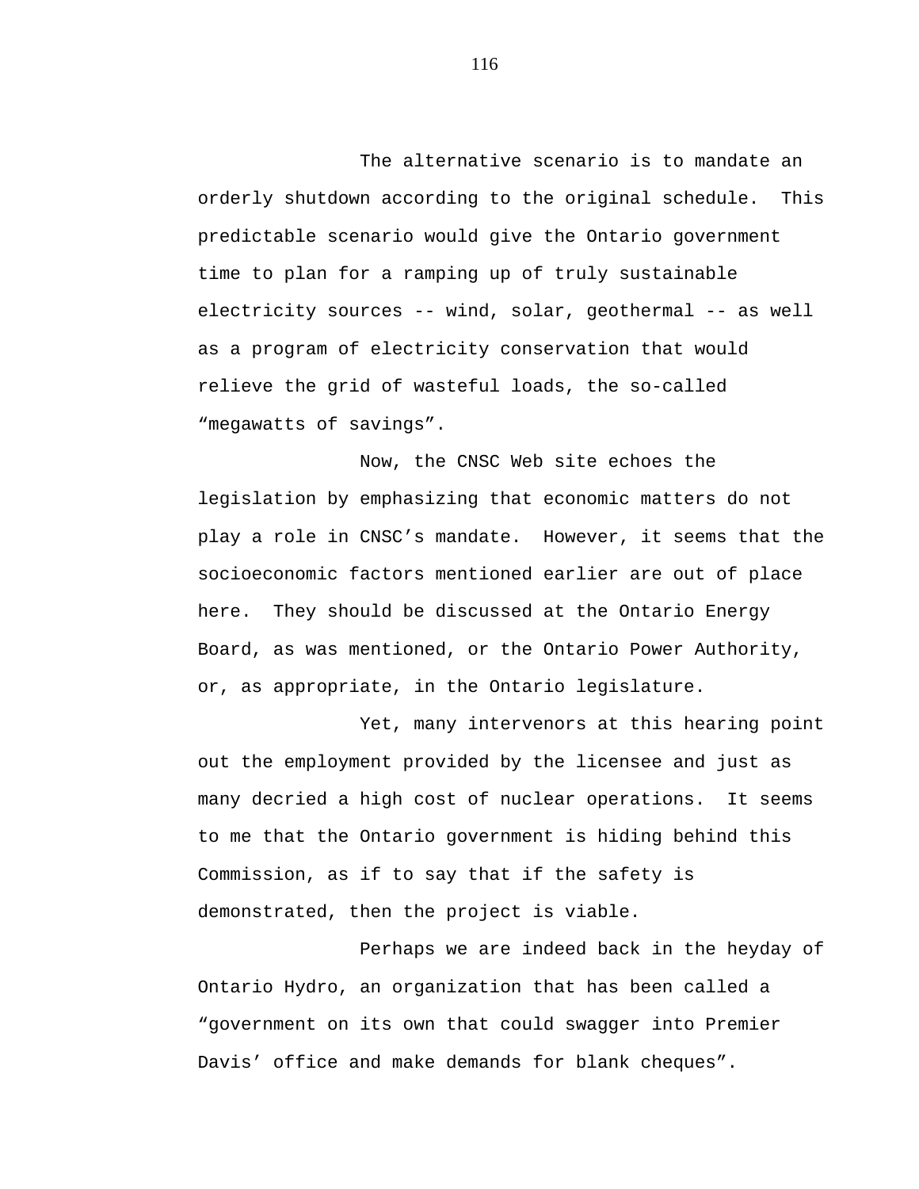The alternative scenario is to mandate an orderly shutdown according to the original schedule. This predictable scenario would give the Ontario government time to plan for a ramping up of truly sustainable electricity sources -- wind, solar, geothermal -- as well as a program of electricity conservation that would relieve the grid of wasteful loads, the so-called “megawatts of savings”.

Now, the CNSC Web site echoes the legislation by emphasizing that economic matters do not play a role in CNSC’s mandate. However, it seems that the socioeconomic factors mentioned earlier are out of place here. They should be discussed at the Ontario Energy Board, as was mentioned, or the Ontario Power Authority, or, as appropriate, in the Ontario legislature.

Yet, many intervenors at this hearing point out the employment provided by the licensee and just as many decried a high cost of nuclear operations. It seems to me that the Ontario government is hiding behind this Commission, as if to say that if the safety is demonstrated, then the project is viable.

Perhaps we are indeed back in the heyday of Ontario Hydro, an organization that has been called a “government on its own that could swagger into Premier Davis’ office and make demands for blank cheques”.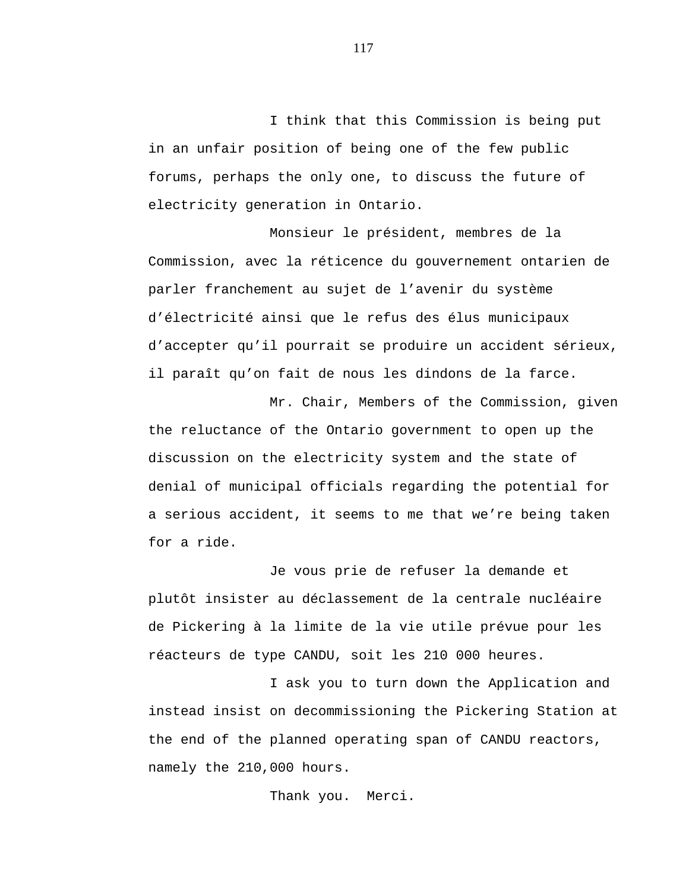I think that this Commission is being put in an unfair position of being one of the few public forums, perhaps the only one, to discuss the future of electricity generation in Ontario.

Monsieur le président, membres de la Commission, avec la réticence du gouvernement ontarien de parler franchement au sujet de l'avenir du système d'électricité ainsi que le refus des élus municipaux d'accepter qu'il pourrait se produire un accident sérieux, il paraît qu'on fait de nous les dindons de la farce.

Mr. Chair, Members of the Commission, given the reluctance of the Ontario government to open up the discussion on the electricity system and the state of denial of municipal officials regarding the potential for a serious accident, it seems to me that we're being taken for a ride.

Je vous prie de refuser la demande et plutôt insister au déclassement de la centrale nucléaire de Pickering à la limite de la vie utile prévue pour les réacteurs de type CANDU, soit les 210 000 heures.

I ask you to turn down the Application and instead insist on decommissioning the Pickering Station at the end of the planned operating span of CANDU reactors, namely the 210,000 hours.

Thank you. Merci.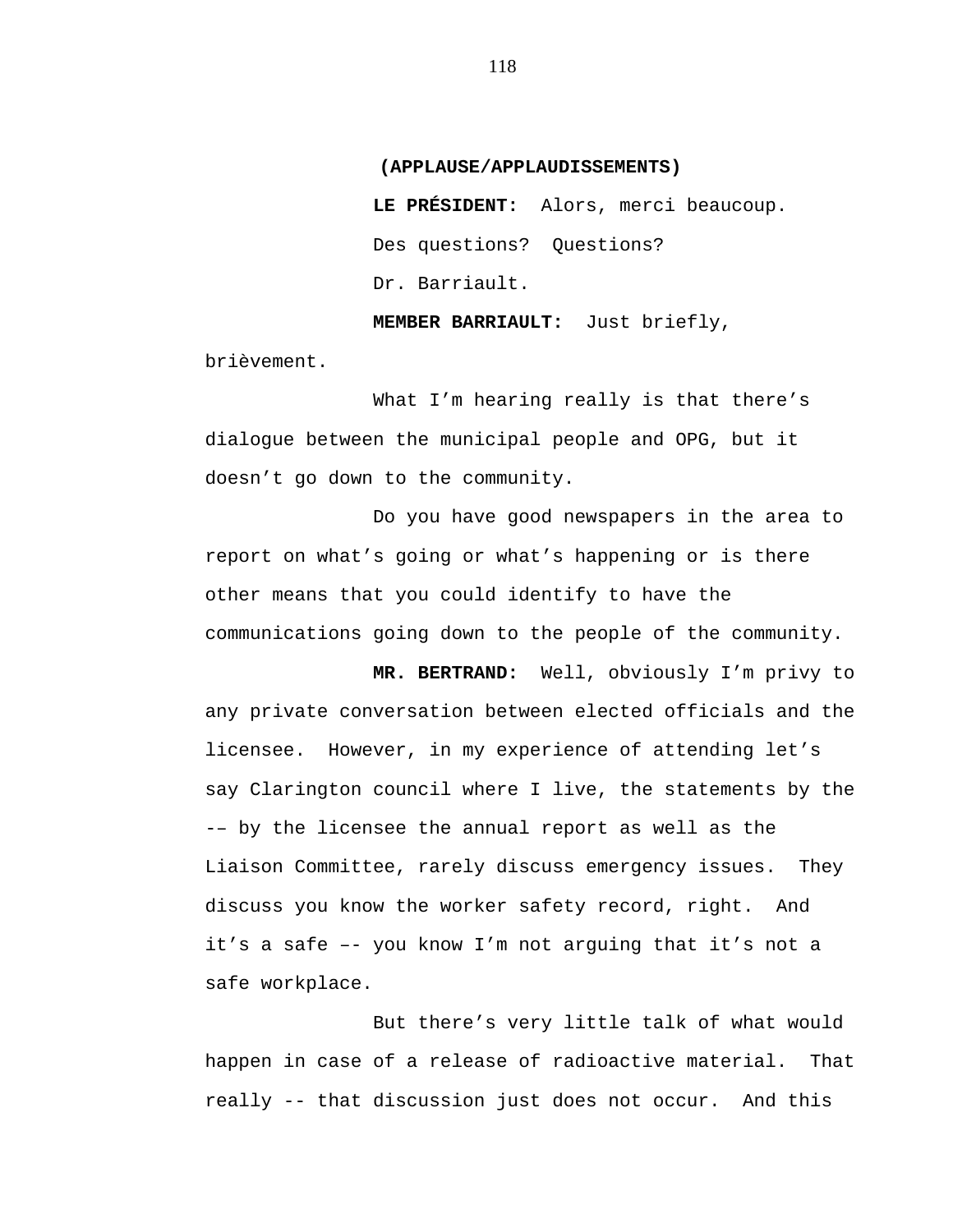**(APPLAUSE/APPLAUDISSEMENTS)**

**LE PRÉSIDENT:** Alors, merci beaucoup.

Des questions? Questions?

Dr. Barriault.

**MEMBER BARRIAULT:** Just briefly, brièvement.

What I'm hearing really is that there's dialogue between the municipal people and OPG, but it doesn't go down to the community.

Do you have good newspapers in the area to report on what's going or what's happening or is there other means that you could identify to have the communications going down to the people of the community.

**MR. BERTRAND:** Well, obviously I'm privy to any private conversation between elected officials and the licensee. However, in my experience of attending let's say Clarington council where I live, the statements by the -– by the licensee the annual report as well as the Liaison Committee, rarely discuss emergency issues. They discuss you know the worker safety record, right. And it's a safe –- you know I'm not arguing that it's not a safe workplace.

But there's very little talk of what would happen in case of a release of radioactive material. That really -- that discussion just does not occur. And this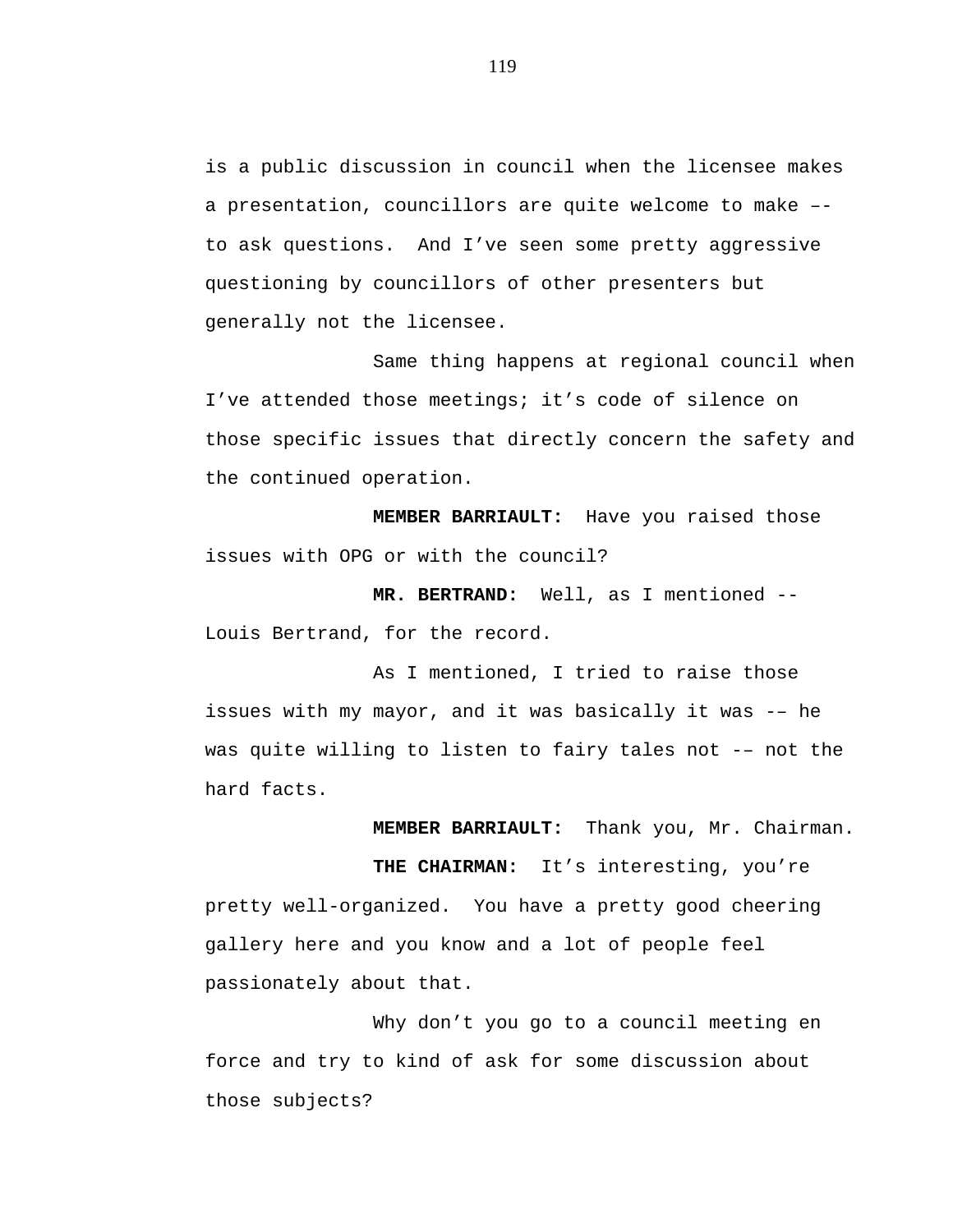is a public discussion in council when the licensee makes a presentation, councillors are quite welcome to make –- to ask questions.  And I've seen some pretty aggressive questioning by councillors of other presenters but generally not the licensee.

Same thing happens at regional council when I've attended those meetings; it's code of silence on those specific issues that directly concern the safety and the continued operation.

**MEMBER BARRIAULT:**  Have you raised those issues with OPG or with the council?

**MR. BERTRAND:**  Well, as I mentioned -- Louis Bertrand, for the record.

As I mentioned, I tried to raise those issues with my mayor, and it was basically it was -– he was quite willing to listen to fairy tales not -– not the hard facts.

**MEMBER BARRIAULT:**  Thank you, Mr. Chairman.

**THE CHAIRMAN:**  It's interesting, you're pretty well-organized.  You have a pretty good cheering gallery here and you know and a lot of people feel passionately about that.

Why don't you go to a council meeting en force and try to kind of ask for some discussion about those subjects?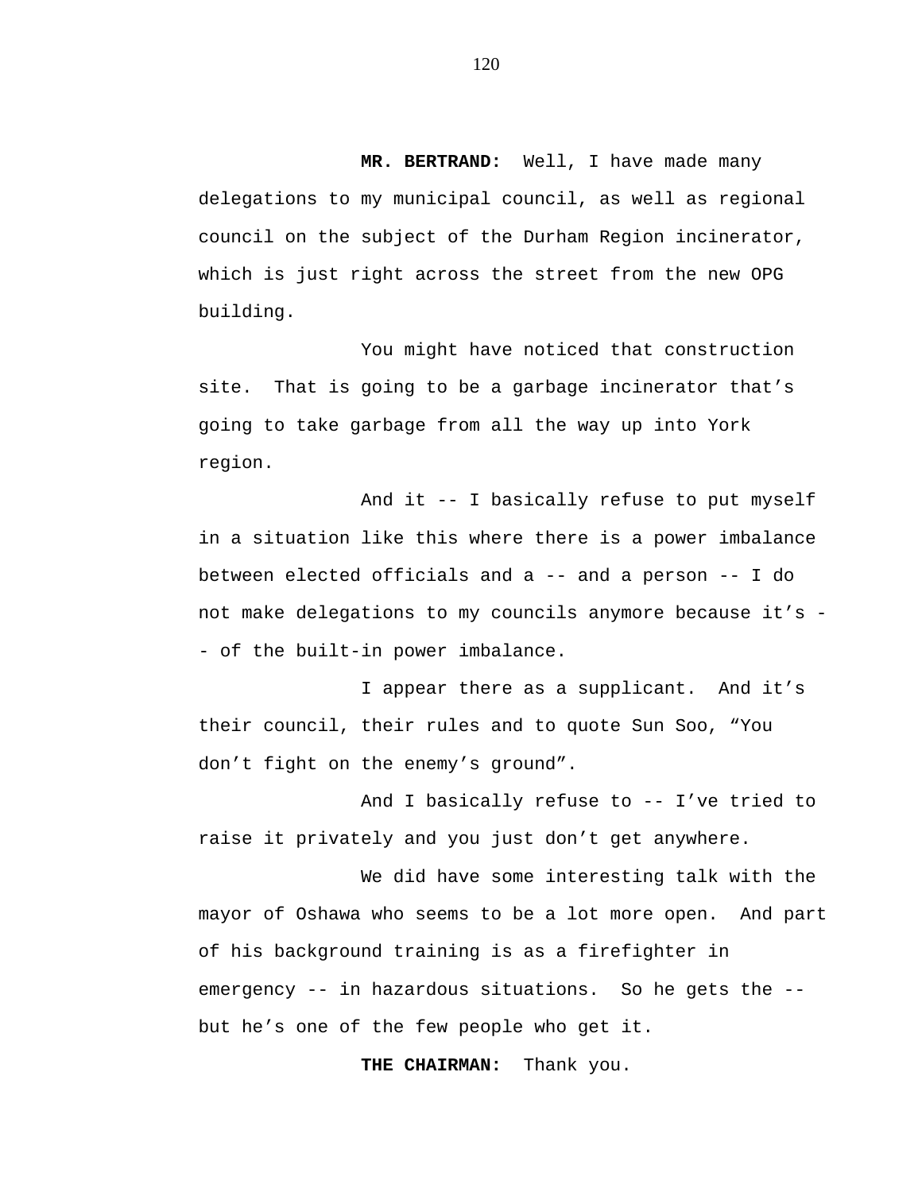**MR. BERTRAND:** Well, I have made many delegations to my municipal council, as well as regional council on the subject of the Durham Region incinerator, which is just right across the street from the new OPG building.

You might have noticed that construction site. That is going to be a garbage incinerator that's going to take garbage from all the way up into York region.

And it -- I basically refuse to put myself in a situation like this where there is a power imbalance between elected officials and a -- and a person -- I do not make delegations to my councils anymore because it's -- of the built-in power imbalance.

I appear there as a supplicant. And it's their council, their rules and to quote Sun Soo, "You don't fight on the enemy's ground".

And I basically refuse to -- I've tried to raise it privately and you just don't get anywhere.

We did have some interesting talk with the mayor of Oshawa who seems to be a lot more open. And part of his background training is as a firefighter in emergency -- in hazardous situations. So he gets the -- but he's one of the few people who get it.

**THE CHAIRMAN:** Thank you.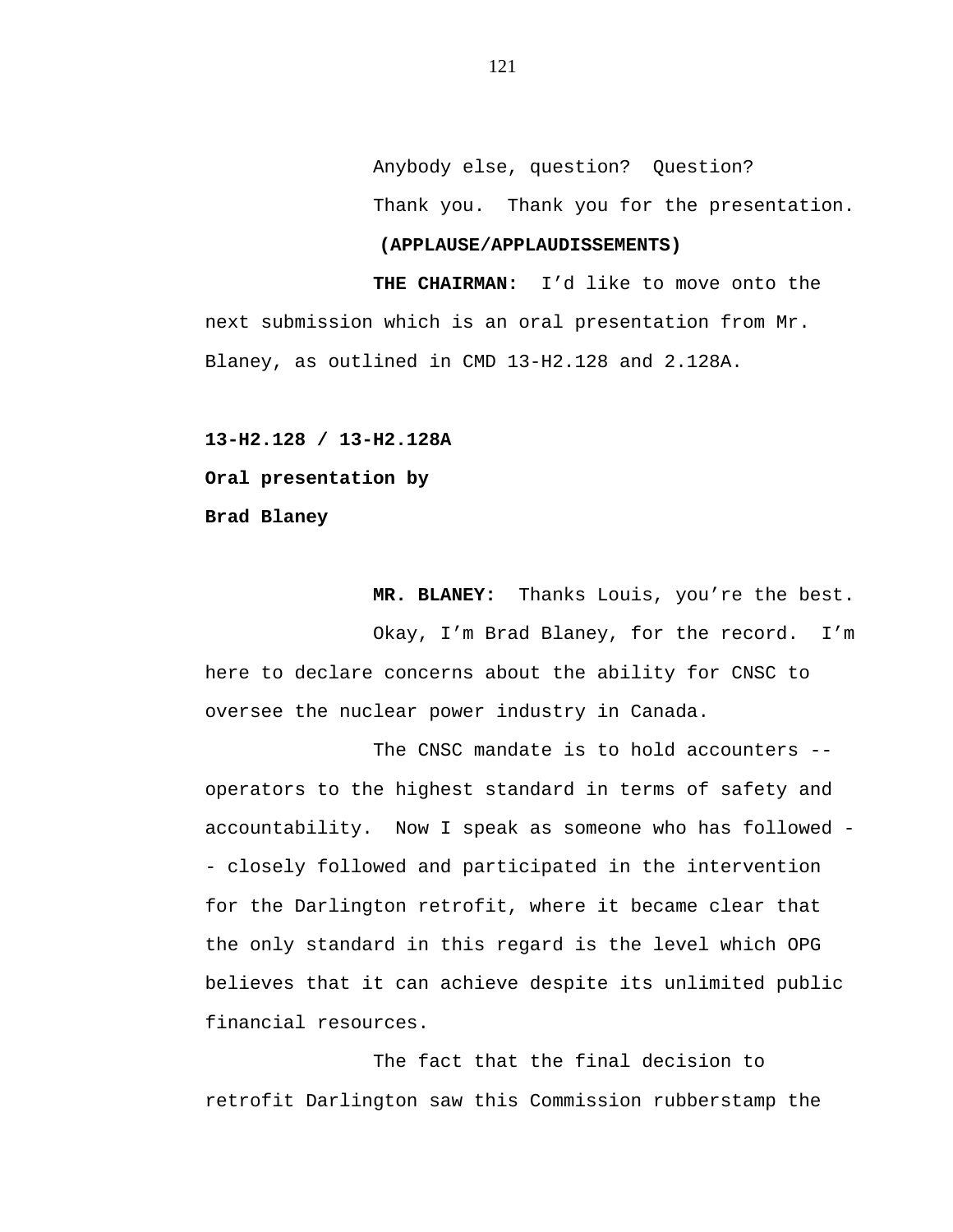Anybody else, question? Question?

Thank you. Thank you for the presentation.

**(APPLAUSE/APPLAUDISSEMENTS)**

**THE CHAIRMAN:** I'd like to move onto the next submission which is an oral presentation from Mr. Blaney, as outlined in CMD 13-H2.128 and 2.128A.

**13-H2.128 / 13-H2.128A**

**Oral presentation by**

**Brad Blaney**

**MR. BLANEY:** Thanks Louis, you're the best.

Okay, I'm Brad Blaney, for the record. I'm here to declare concerns about the ability for CNSC to oversee the nuclear power industry in Canada.

The CNSC mandate is to hold accounters -- operators to the highest standard in terms of safety and accountability. Now I speak as someone who has followed -- closely followed and participated in the intervention for the Darlington retrofit, where it became clear that the only standard in this regard is the level which OPG believes that it can achieve despite its unlimited public financial resources.

The fact that the final decision to retrofit Darlington saw this Commission rubberstamp the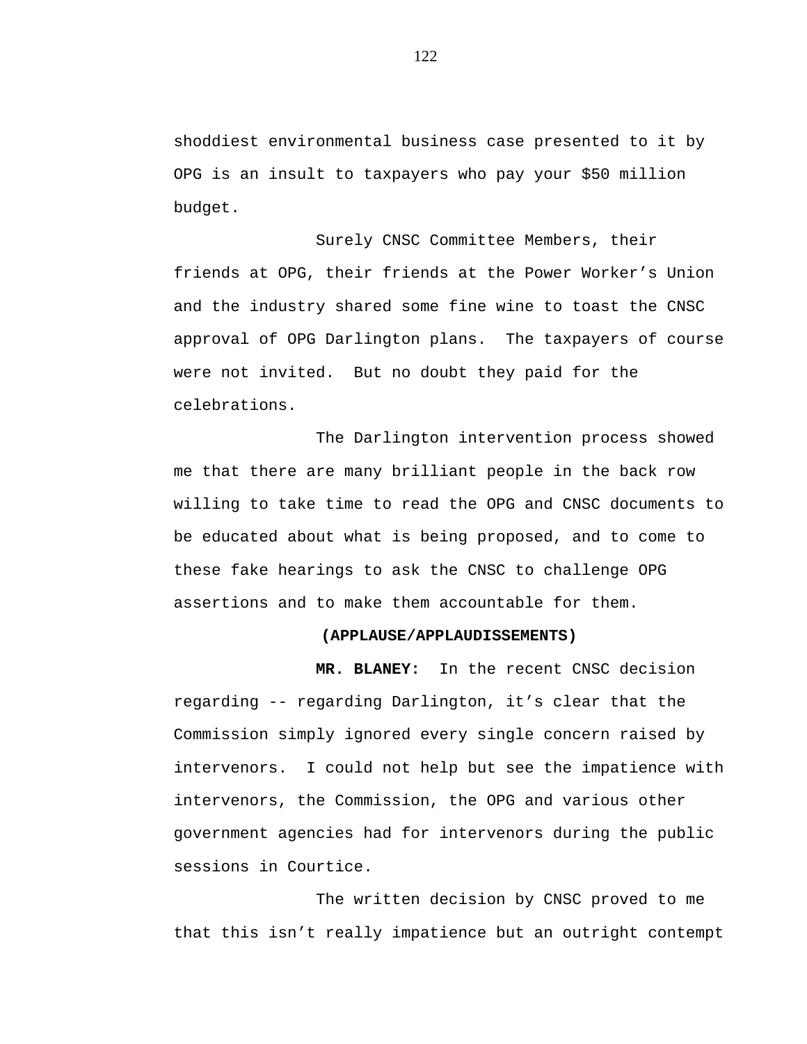shoddiest environmental business case presented to it by OPG is an insult to taxpayers who pay your $50 million budget.

Surely CNSC Committee Members, their friends at OPG, their friends at the Power Worker's Union and the industry shared some fine wine to toast the CNSC approval of OPG Darlington plans.  The taxpayers of course were not invited.  But no doubt they paid for the celebrations.

The Darlington intervention process showed me that there are many brilliant people in the back row willing to take time to read the OPG and CNSC documents to be educated about what is being proposed, and to come to these fake hearings to ask the CNSC to challenge OPG assertions and to make them accountable for them.

**(APPLAUSE/APPLAUDISSEMENTS)**

**MR. BLANEY:**  In the recent CNSC decision regarding -- regarding Darlington, it's clear that the Commission simply ignored every single concern raised by intervenors.  I could not help but see the impatience with intervenors, the Commission, the OPG and various other government agencies had for intervenors during the public sessions in Courtice.

The written decision by CNSC proved to me that this isn't really impatience but an outright contempt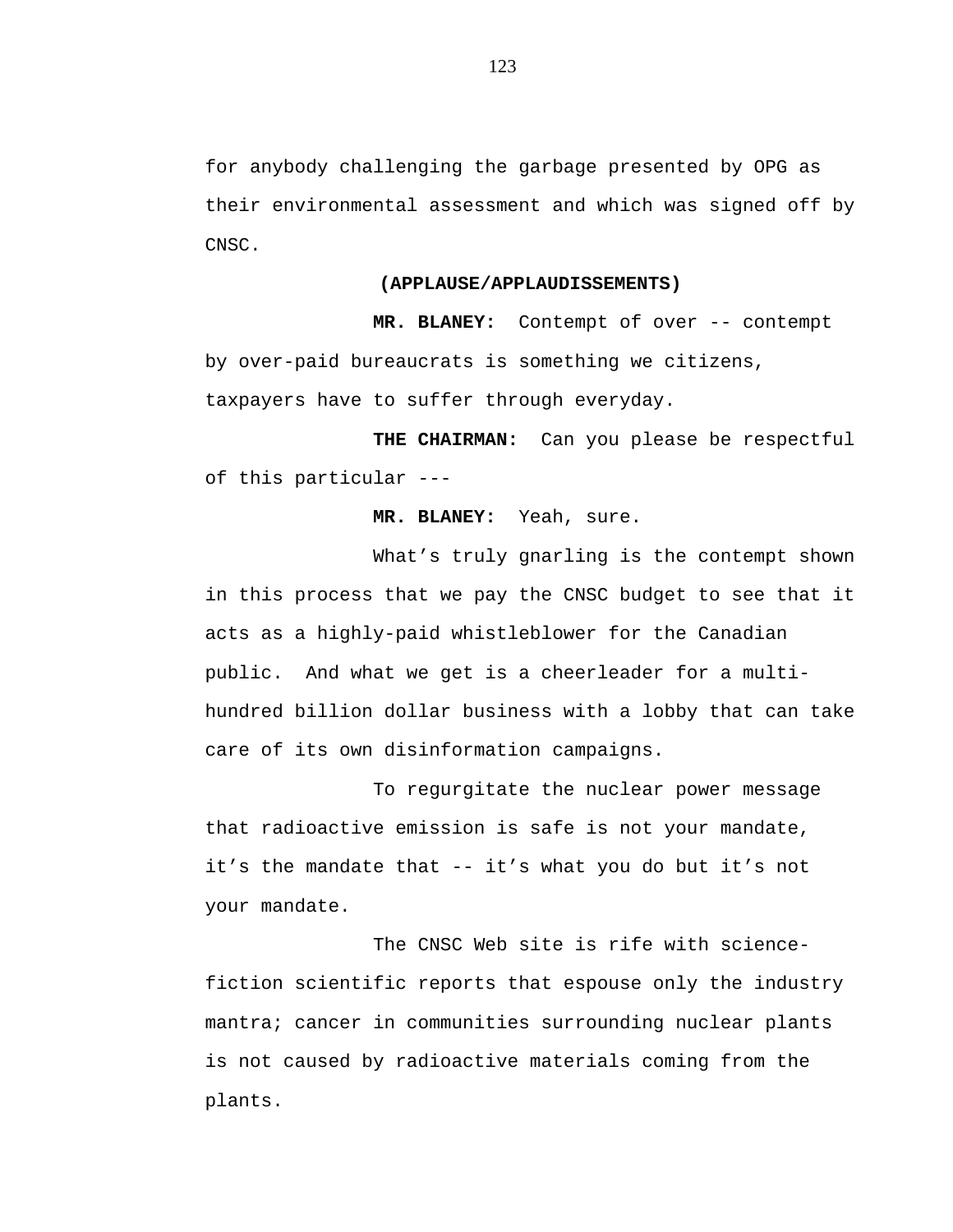for anybody challenging the garbage presented by OPG as their environmental assessment and which was signed off by CNSC.

**(APPLAUSE/APPLAUDISSEMENTS)**

**MR. BLANEY:** Contempt of over -- contempt by over-paid bureaucrats is something we citizens, taxpayers have to suffer through everyday.

**THE CHAIRMAN:** Can you please be respectful of this particular ---

**MR. BLANEY:** Yeah, sure.

What's truly gnarling is the contempt shown in this process that we pay the CNSC budget to see that it acts as a highly-paid whistleblower for the Canadian public. And what we get is a cheerleader for a multi-hundred billion dollar business with a lobby that can take care of its own disinformation campaigns.

To regurgitate the nuclear power message that radioactive emission is safe is not your mandate, it's the mandate that -- it's what you do but it's not your mandate.

The CNSC Web site is rife with science-fiction scientific reports that espouse only the industry mantra; cancer in communities surrounding nuclear plants is not caused by radioactive materials coming from the plants.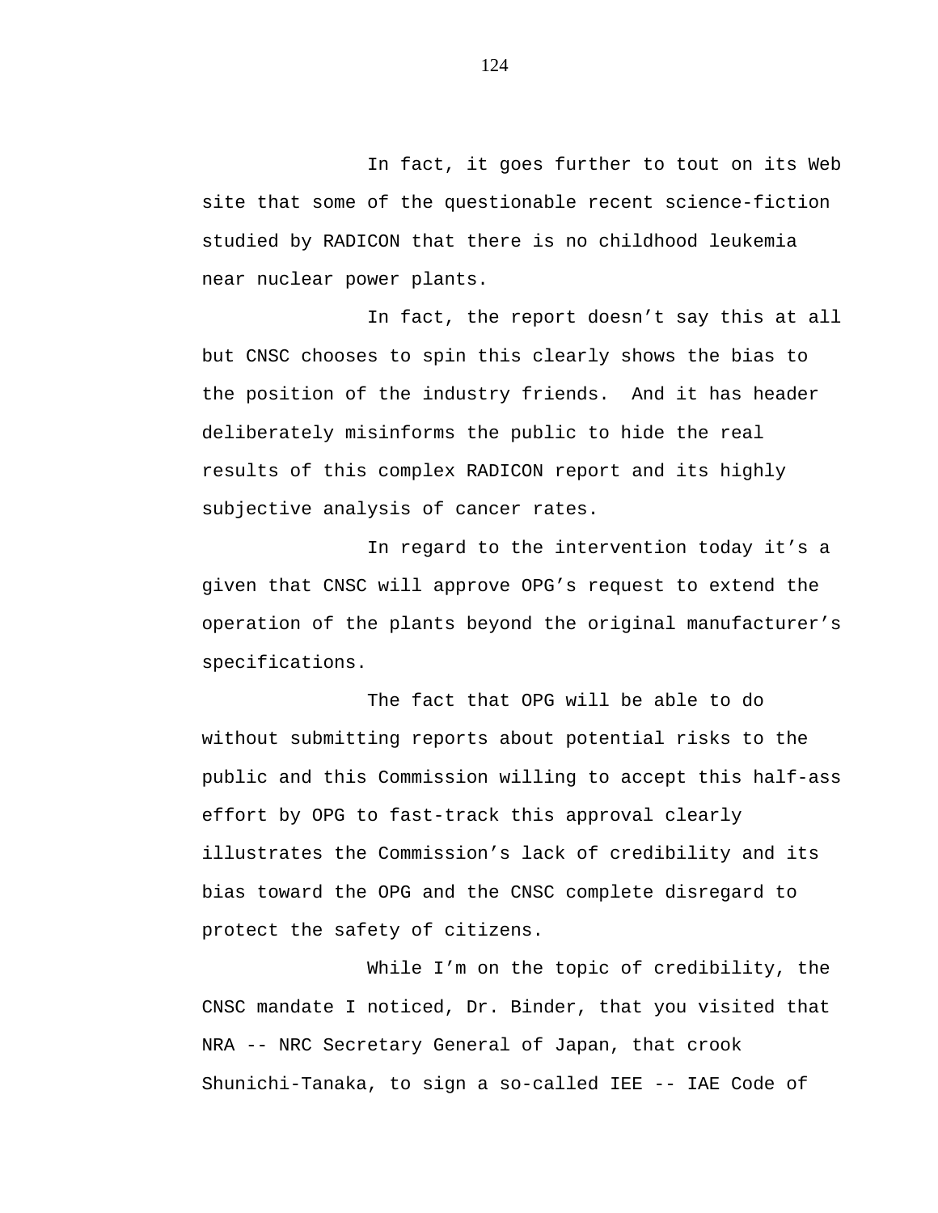In fact, it goes further to tout on its Web site that some of the questionable recent science-fiction studied by RADICON that there is no childhood leukemia near nuclear power plants.

In fact, the report doesn't say this at all but CNSC chooses to spin this clearly shows the bias to the position of the industry friends.  And it has header deliberately misinforms the public to hide the real results of this complex RADICON report and its highly subjective analysis of cancer rates.

In regard to the intervention today it's a given that CNSC will approve OPG's request to extend the operation of the plants beyond the original manufacturer's specifications.

The fact that OPG will be able to do without submitting reports about potential risks to the public and this Commission willing to accept this half-ass effort by OPG to fast-track this approval clearly illustrates the Commission's lack of credibility and its bias toward the OPG and the CNSC complete disregard to protect the safety of citizens.

While I'm on the topic of credibility, the CNSC mandate I noticed, Dr. Binder, that you visited that NRA -- NRC Secretary General of Japan, that crook Shunichi-Tanaka, to sign a so-called IEE -- IAE Code of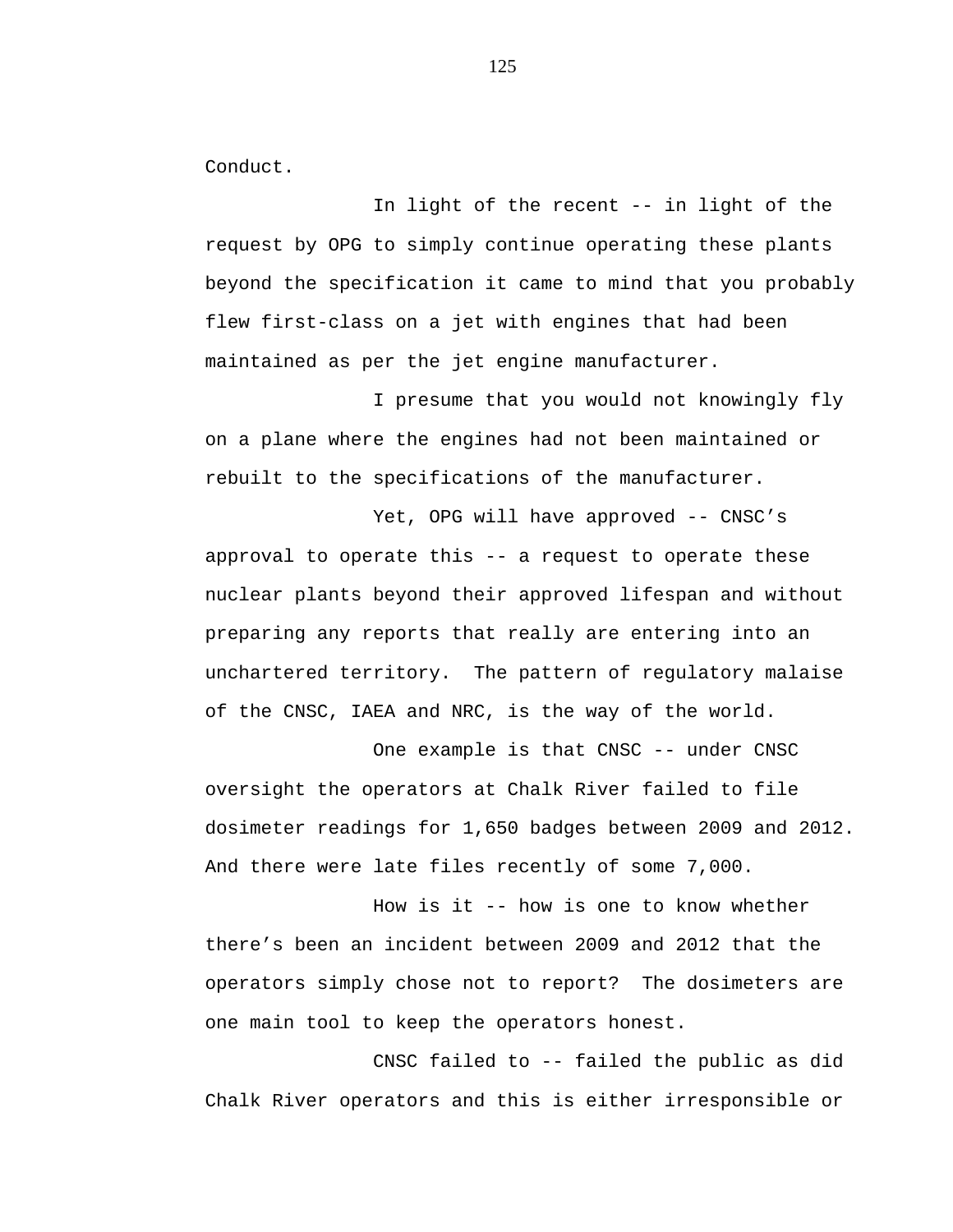Conduct.

In light of the recent -- in light of the request by OPG to simply continue operating these plants beyond the specification it came to mind that you probably flew first-class on a jet with engines that had been maintained as per the jet engine manufacturer.

I presume that you would not knowingly fly on a plane where the engines had not been maintained or rebuilt to the specifications of the manufacturer.

Yet, OPG will have approved -- CNSC's approval to operate this -- a request to operate these nuclear plants beyond their approved lifespan and without preparing any reports that really are entering into an unchartered territory.  The pattern of regulatory malaise of the CNSC, IAEA and NRC, is the way of the world.

One example is that CNSC -- under CNSC oversight the operators at Chalk River failed to file dosimeter readings for 1,650 badges between 2009 and 2012. And there were late files recently of some 7,000.

How is it -- how is one to know whether there's been an incident between 2009 and 2012 that the operators simply chose not to report?  The dosimeters are one main tool to keep the operators honest.

CNSC failed to -- failed the public as did Chalk River operators and this is either irresponsible or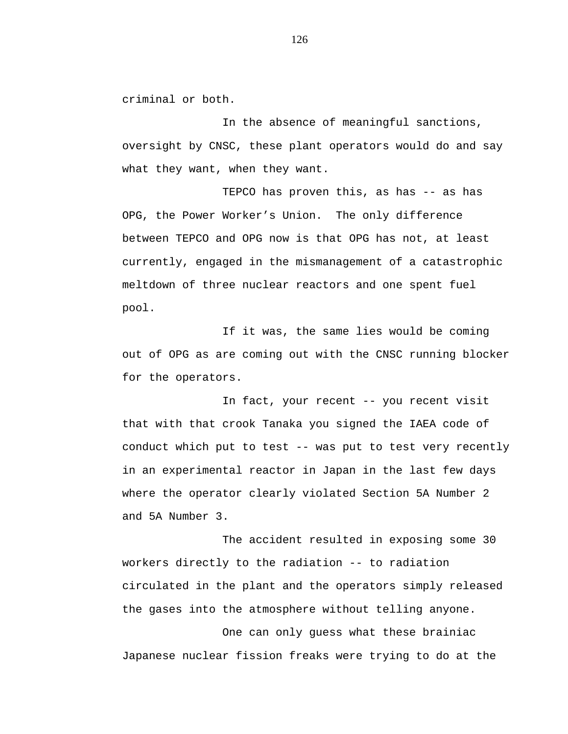criminal or both.

In the absence of meaningful sanctions, oversight by CNSC, these plant operators would do and say what they want, when they want.

TEPCO has proven this, as has -- as has OPG, the Power Worker's Union. The only difference between TEPCO and OPG now is that OPG has not, at least currently, engaged in the mismanagement of a catastrophic meltdown of three nuclear reactors and one spent fuel pool.

If it was, the same lies would be coming out of OPG as are coming out with the CNSC running blocker for the operators.

In fact, your recent -- you recent visit that with that crook Tanaka you signed the IAEA code of conduct which put to test -- was put to test very recently in an experimental reactor in Japan in the last few days where the operator clearly violated Section 5A Number 2 and 5A Number 3.

The accident resulted in exposing some 30 workers directly to the radiation -- to radiation circulated in the plant and the operators simply released the gases into the atmosphere without telling anyone.

One can only guess what these brainiac Japanese nuclear fission freaks were trying to do at the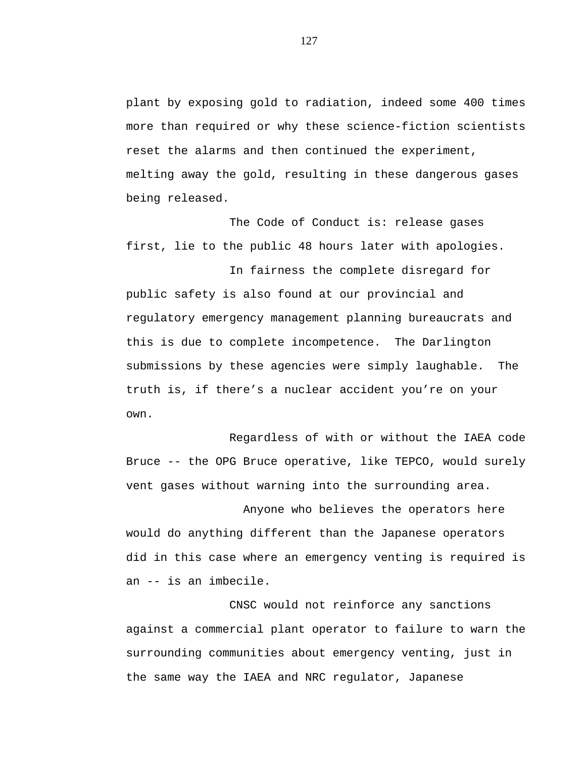plant by exposing gold to radiation, indeed some 400 times more than required or why these science-fiction scientists reset the alarms and then continued the experiment, melting away the gold, resulting in these dangerous gases being released.

The Code of Conduct is: release gases first, lie to the public 48 hours later with apologies.

In fairness the complete disregard for public safety is also found at our provincial and regulatory emergency management planning bureaucrats and this is due to complete incompetence. The Darlington submissions by these agencies were simply laughable. The truth is, if there’s a nuclear accident you’re on your own.

Regardless of with or without the IAEA code Bruce -- the OPG Bruce operative, like TEPCO, would surely vent gases without warning into the surrounding area.

Anyone who believes the operators here would do anything different than the Japanese operators did in this case where an emergency venting is required is an -- is an imbecile.

CNSC would not reinforce any sanctions against a commercial plant operator to failure to warn the surrounding communities about emergency venting, just in the same way the IAEA and NRC regulator, Japanese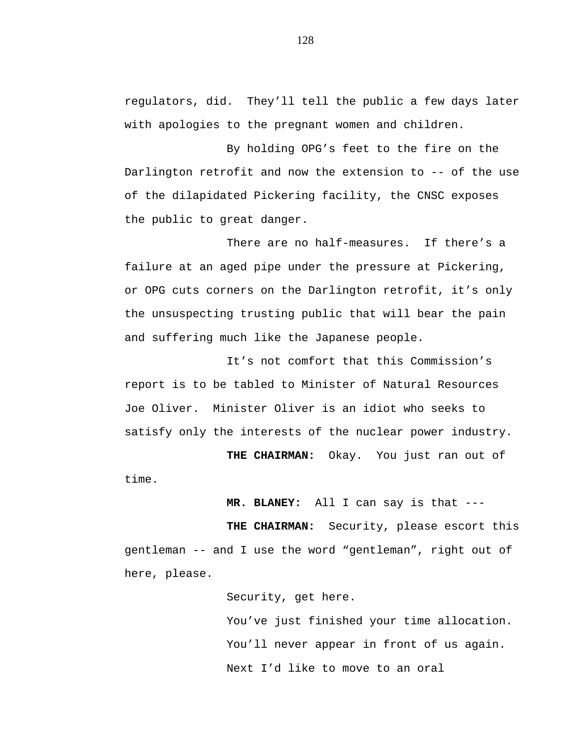regulators, did.  They'll tell the public a few days later with apologies to the pregnant women and children.

By holding OPG's feet to the fire on the Darlington retrofit and now the extension to -- of the use of the dilapidated Pickering facility, the CNSC exposes the public to great danger.

There are no half-measures.  If there's a failure at an aged pipe under the pressure at Pickering, or OPG cuts corners on the Darlington retrofit, it's only the unsuspecting trusting public that will bear the pain and suffering much like the Japanese people.

It's not comfort that this Commission's report is to be tabled to Minister of Natural Resources Joe Oliver.  Minister Oliver is an idiot who seeks to satisfy only the interests of the nuclear power industry.

**THE CHAIRMAN:**  Okay.  You just ran out of time.

**MR. BLANEY:**  All I can say is that ---

**THE CHAIRMAN:**  Security, please escort this gentleman -- and I use the word "gentleman", right out of here, please.

Security, get here.

You've just finished your time allocation.

You'll never appear in front of us again.

Next I'd like to move to an oral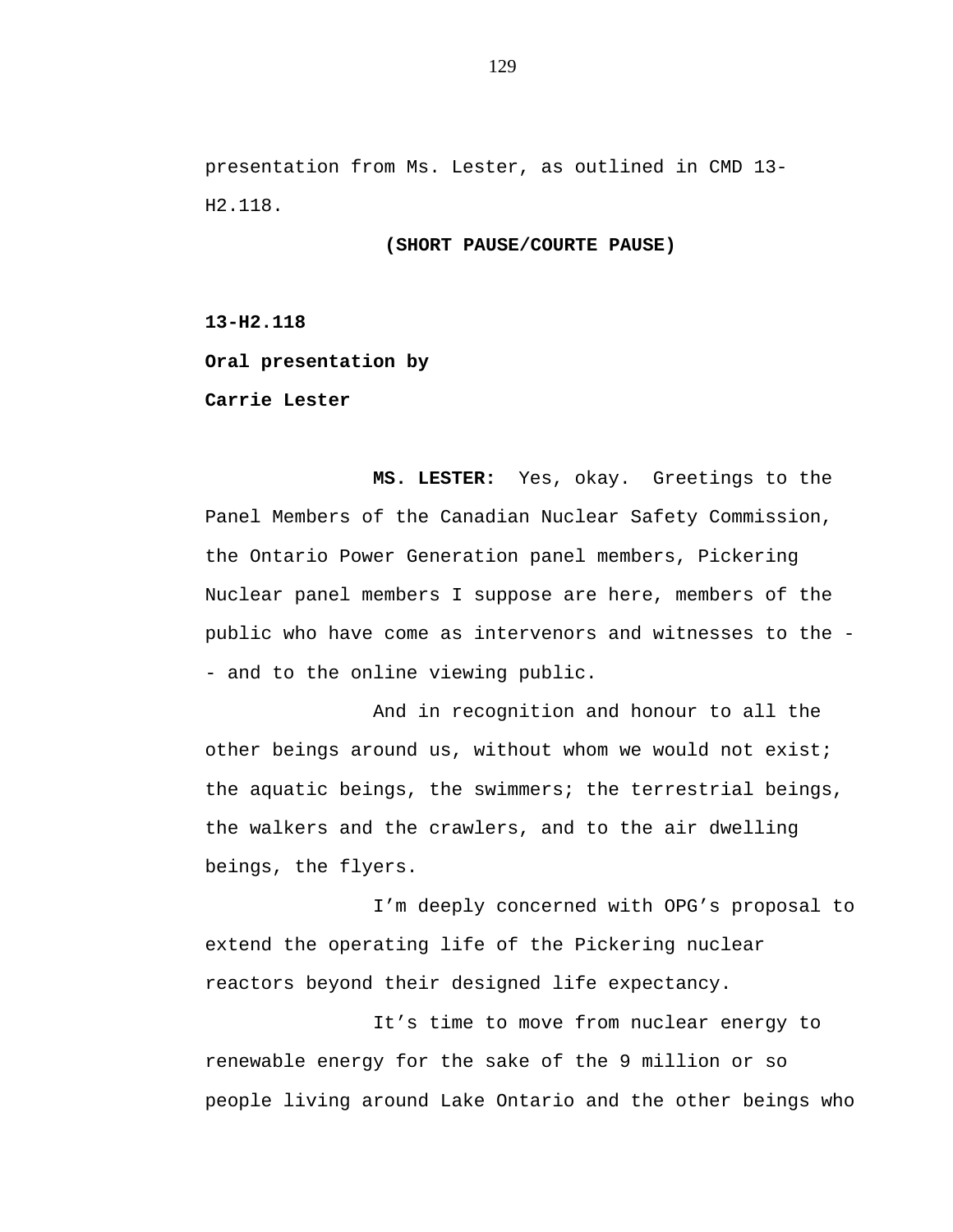presentation from Ms. Lester, as outlined in CMD 13-H2.118.

**(SHORT PAUSE/COURTE PAUSE)**

**13-H2.118**

**Oral presentation by**

**Carrie Lester**

**MS. LESTER:** Yes, okay. Greetings to the Panel Members of the Canadian Nuclear Safety Commission, the Ontario Power Generation panel members, Pickering Nuclear panel members I suppose are here, members of the public who have come as intervenors and witnesses to the -- and to the online viewing public.

And in recognition and honour to all the other beings around us, without whom we would not exist; the aquatic beings, the swimmers; the terrestrial beings, the walkers and the crawlers, and to the air dwelling beings, the flyers.

I'm deeply concerned with OPG's proposal to extend the operating life of the Pickering nuclear reactors beyond their designed life expectancy.

It's time to move from nuclear energy to renewable energy for the sake of the 9 million or so people living around Lake Ontario and the other beings who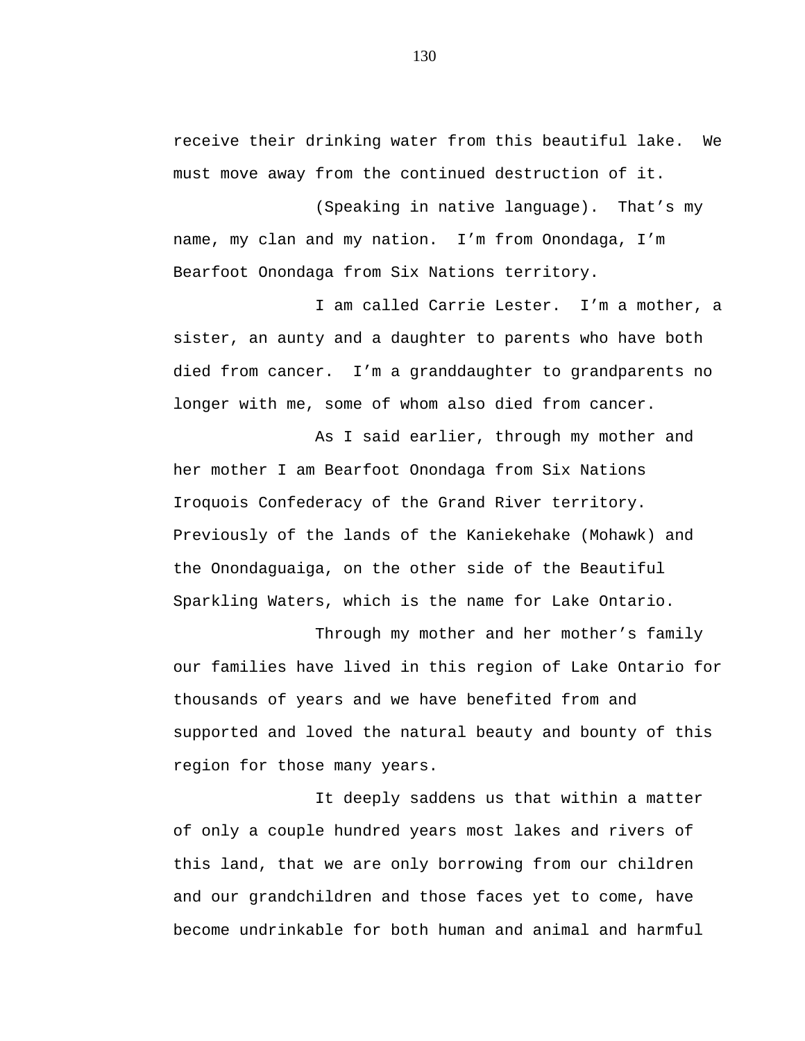receive their drinking water from this beautiful lake. We must move away from the continued destruction of it.

(Speaking in native language). That's my name, my clan and my nation. I'm from Onondaga, I'm Bearfoot Onondaga from Six Nations territory.

I am called Carrie Lester. I'm a mother, a sister, an aunty and a daughter to parents who have both died from cancer. I'm a granddaughter to grandparents no longer with me, some of whom also died from cancer.

As I said earlier, through my mother and her mother I am Bearfoot Onondaga from Six Nations Iroquois Confederacy of the Grand River territory. Previously of the lands of the Kaniekehake (Mohawk) and the Onondaguaiga, on the other side of the Beautiful Sparkling Waters, which is the name for Lake Ontario.

Through my mother and her mother's family our families have lived in this region of Lake Ontario for thousands of years and we have benefited from and supported and loved the natural beauty and bounty of this region for those many years.

It deeply saddens us that within a matter of only a couple hundred years most lakes and rivers of this land, that we are only borrowing from our children and our grandchildren and those faces yet to come, have become undrinkable for both human and animal and harmful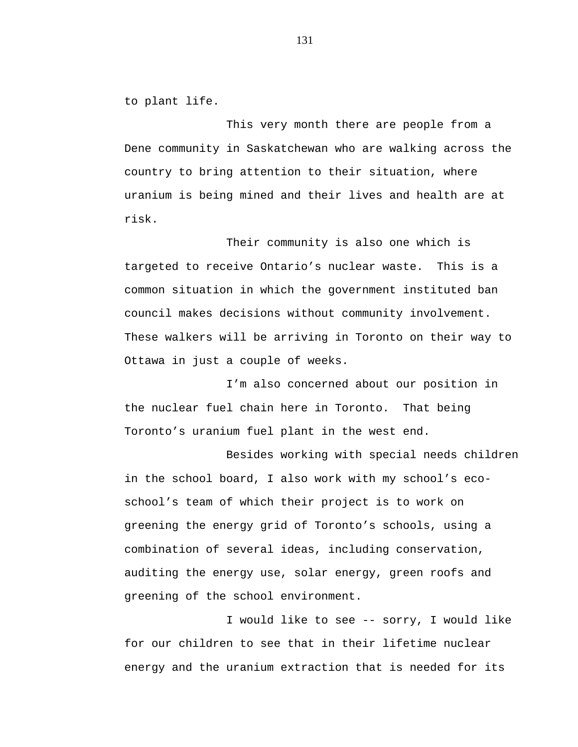to plant life.

This very month there are people from a Dene community in Saskatchewan who are walking across the country to bring attention to their situation, where uranium is being mined and their lives and health are at risk.

Their community is also one which is targeted to receive Ontario's nuclear waste. This is a common situation in which the government instituted ban council makes decisions without community involvement. These walkers will be arriving in Toronto on their way to Ottawa in just a couple of weeks.

I'm also concerned about our position in the nuclear fuel chain here in Toronto. That being Toronto's uranium fuel plant in the west end.

Besides working with special needs children in the school board, I also work with my school's eco-school's team of which their project is to work on greening the energy grid of Toronto's schools, using a combination of several ideas, including conservation, auditing the energy use, solar energy, green roofs and greening of the school environment.

I would like to see -- sorry, I would like for our children to see that in their lifetime nuclear energy and the uranium extraction that is needed for its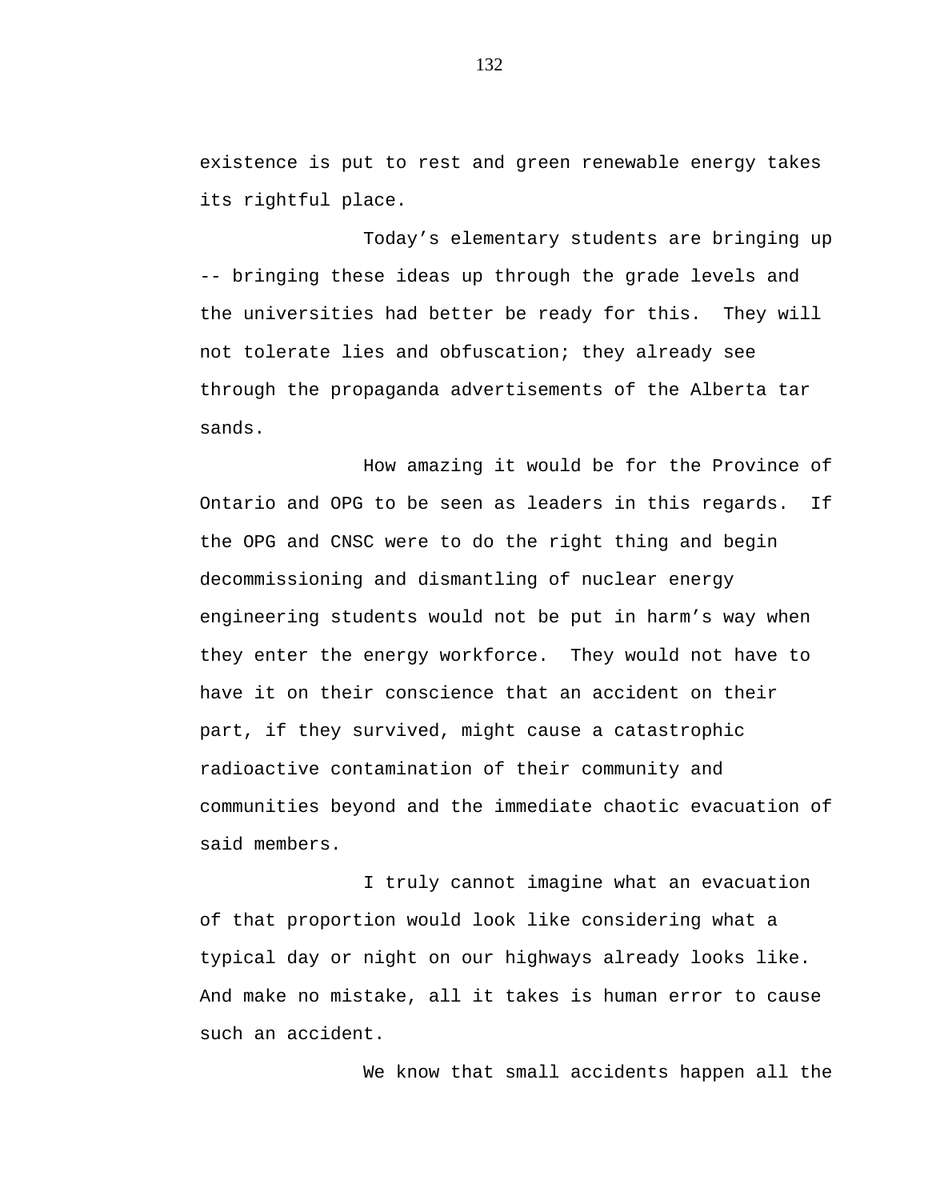existence is put to rest and green renewable energy takes its rightful place.

Today's elementary students are bringing up -- bringing these ideas up through the grade levels and the universities had better be ready for this. They will not tolerate lies and obfuscation; they already see through the propaganda advertisements of the Alberta tar sands.

How amazing it would be for the Province of Ontario and OPG to be seen as leaders in this regards. If the OPG and CNSC were to do the right thing and begin decommissioning and dismantling of nuclear energy engineering students would not be put in harm's way when they enter the energy workforce. They would not have to have it on their conscience that an accident on their part, if they survived, might cause a catastrophic radioactive contamination of their community and communities beyond and the immediate chaotic evacuation of said members.

I truly cannot imagine what an evacuation of that proportion would look like considering what a typical day or night on our highways already looks like. And make no mistake, all it takes is human error to cause such an accident.

We know that small accidents happen all the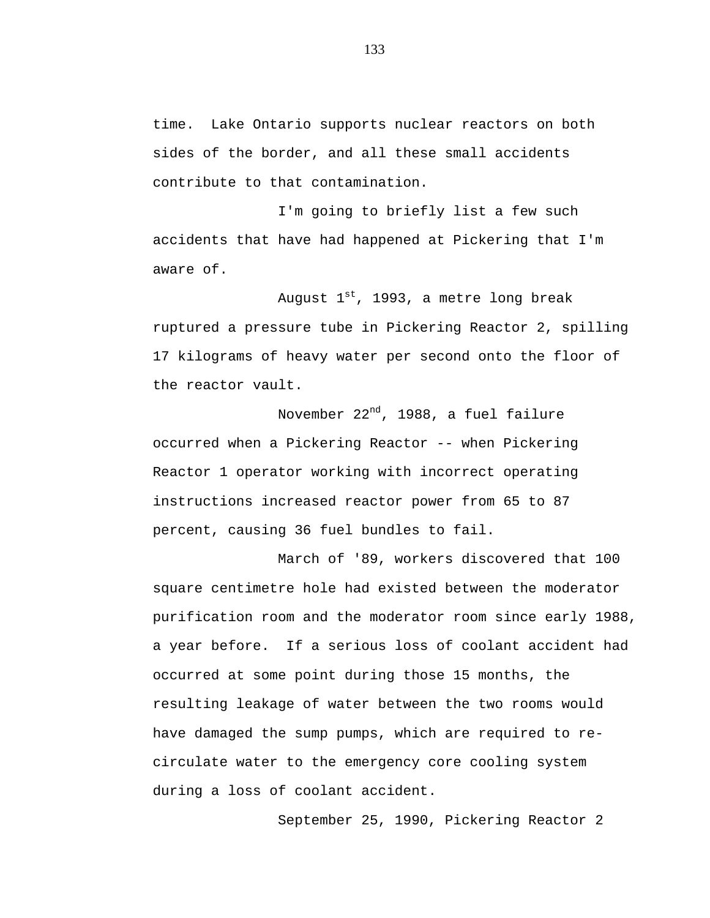time.  Lake Ontario supports nuclear reactors on both sides of the border, and all these small accidents contribute to that contamination.

I'm going to briefly list a few such accidents that have had happened at Pickering that I'm aware of.

August 1st, 1993, a metre long break ruptured a pressure tube in Pickering Reactor 2, spilling 17 kilograms of heavy water per second onto the floor of the reactor vault.

November 22nd, 1988, a fuel failure occurred when a Pickering Reactor -- when Pickering Reactor 1 operator working with incorrect operating instructions increased reactor power from 65 to 87 percent, causing 36 fuel bundles to fail.

March of '89, workers discovered that 100 square centimetre hole had existed between the moderator purification room and the moderator room since early 1988, a year before.  If a serious loss of coolant accident had occurred at some point during those 15 months, the resulting leakage of water between the two rooms would have damaged the sump pumps, which are required to re-circulate water to the emergency core cooling system during a loss of coolant accident.

September 25, 1990, Pickering Reactor 2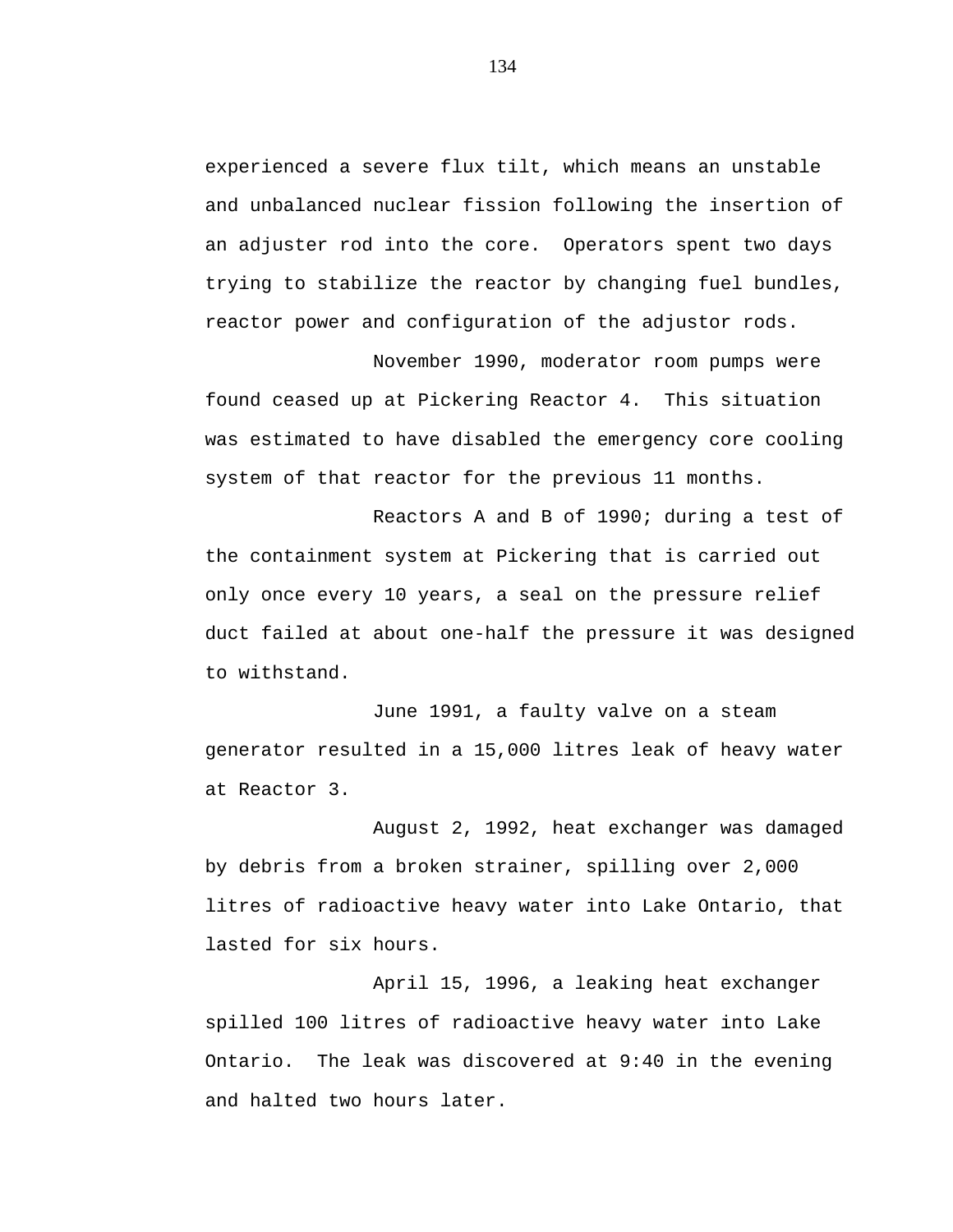experienced a severe flux tilt, which means an unstable and unbalanced nuclear fission following the insertion of an adjuster rod into the core. Operators spent two days trying to stabilize the reactor by changing fuel bundles, reactor power and configuration of the adjustor rods.

November 1990, moderator room pumps were found ceased up at Pickering Reactor 4. This situation was estimated to have disabled the emergency core cooling system of that reactor for the previous 11 months.

Reactors A and B of 1990; during a test of the containment system at Pickering that is carried out only once every 10 years, a seal on the pressure relief duct failed at about one-half the pressure it was designed to withstand.

June 1991, a faulty valve on a steam generator resulted in a 15,000 litres leak of heavy water at Reactor 3.

August 2, 1992, heat exchanger was damaged by debris from a broken strainer, spilling over 2,000 litres of radioactive heavy water into Lake Ontario, that lasted for six hours.

April 15, 1996, a leaking heat exchanger spilled 100 litres of radioactive heavy water into Lake Ontario. The leak was discovered at 9:40 in the evening and halted two hours later.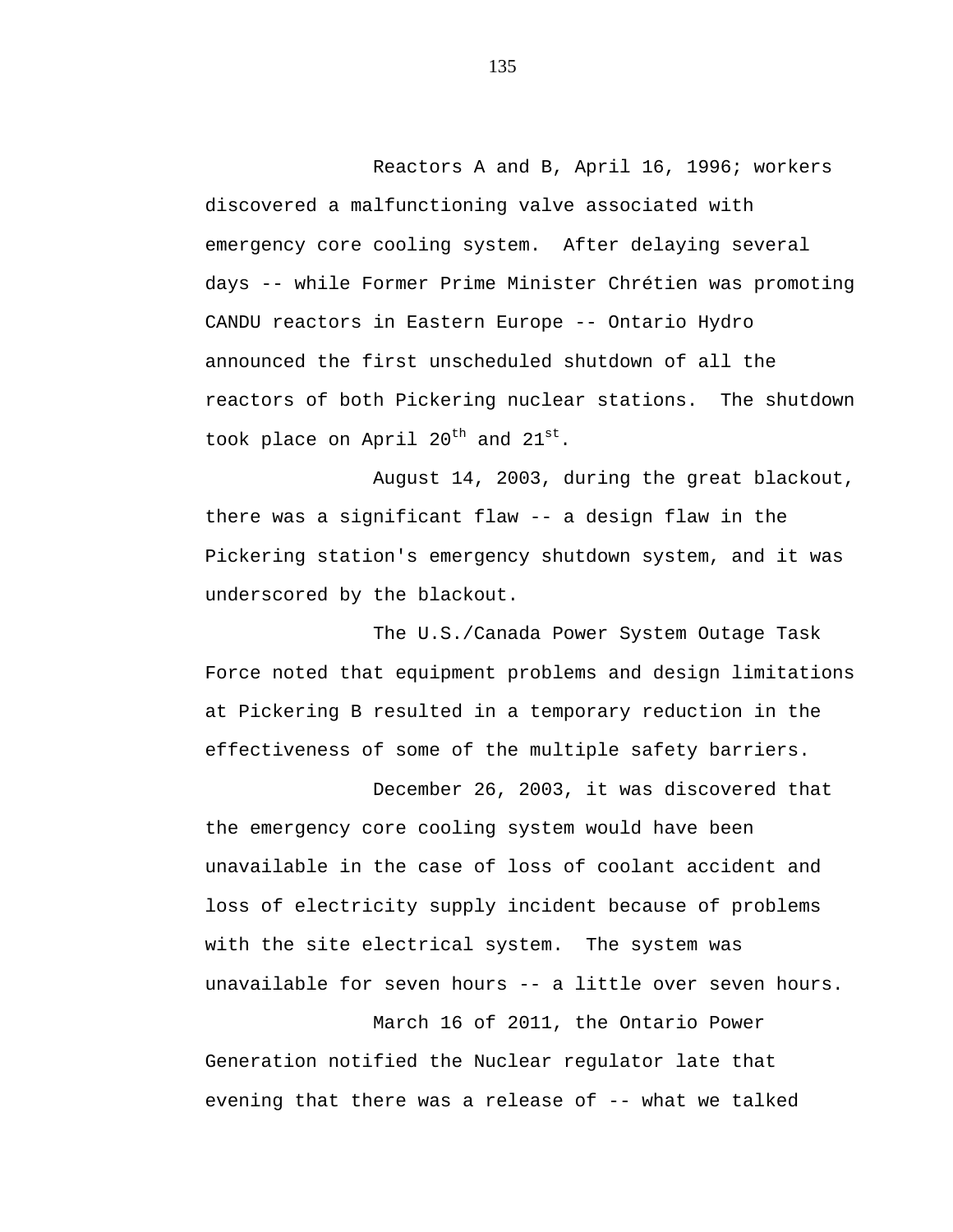Reactors A and B, April 16, 1996; workers discovered a malfunctioning valve associated with emergency core cooling system. After delaying several days -- while Former Prime Minister Chrétien was promoting CANDU reactors in Eastern Europe -- Ontario Hydro announced the first unscheduled shutdown of all the reactors of both Pickering nuclear stations. The shutdown took place on April 20th and 21st.

August 14, 2003, during the great blackout, there was a significant flaw -- a design flaw in the Pickering station's emergency shutdown system, and it was underscored by the blackout.

The U.S./Canada Power System Outage Task Force noted that equipment problems and design limitations at Pickering B resulted in a temporary reduction in the effectiveness of some of the multiple safety barriers.

December 26, 2003, it was discovered that the emergency core cooling system would have been unavailable in the case of loss of coolant accident and loss of electricity supply incident because of problems with the site electrical system. The system was unavailable for seven hours -- a little over seven hours.

March 16 of 2011, the Ontario Power Generation notified the Nuclear regulator late that evening that there was a release of -- what we talked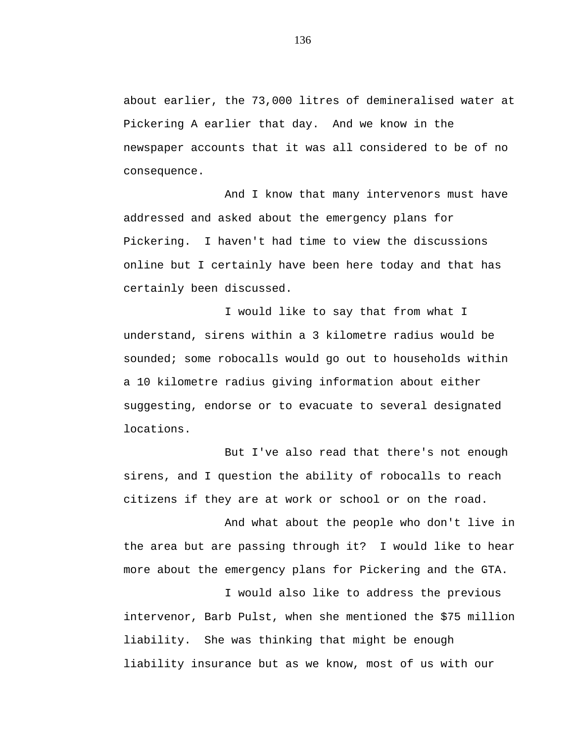about earlier, the 73,000 litres of demineralised water at Pickering A earlier that day. And we know in the newspaper accounts that it was all considered to be of no consequence.

And I know that many intervenors must have addressed and asked about the emergency plans for Pickering. I haven't had time to view the discussions online but I certainly have been here today and that has certainly been discussed.

I would like to say that from what I understand, sirens within a 3 kilometre radius would be sounded; some robocalls would go out to households within a 10 kilometre radius giving information about either suggesting, endorse or to evacuate to several designated locations.

But I've also read that there's not enough sirens, and I question the ability of robocalls to reach citizens if they are at work or school or on the road.

And what about the people who don't live in the area but are passing through it? I would like to hear more about the emergency plans for Pickering and the GTA.

I would also like to address the previous intervenor, Barb Pulst, when she mentioned the $75 million liability. She was thinking that might be enough liability insurance but as we know, most of us with our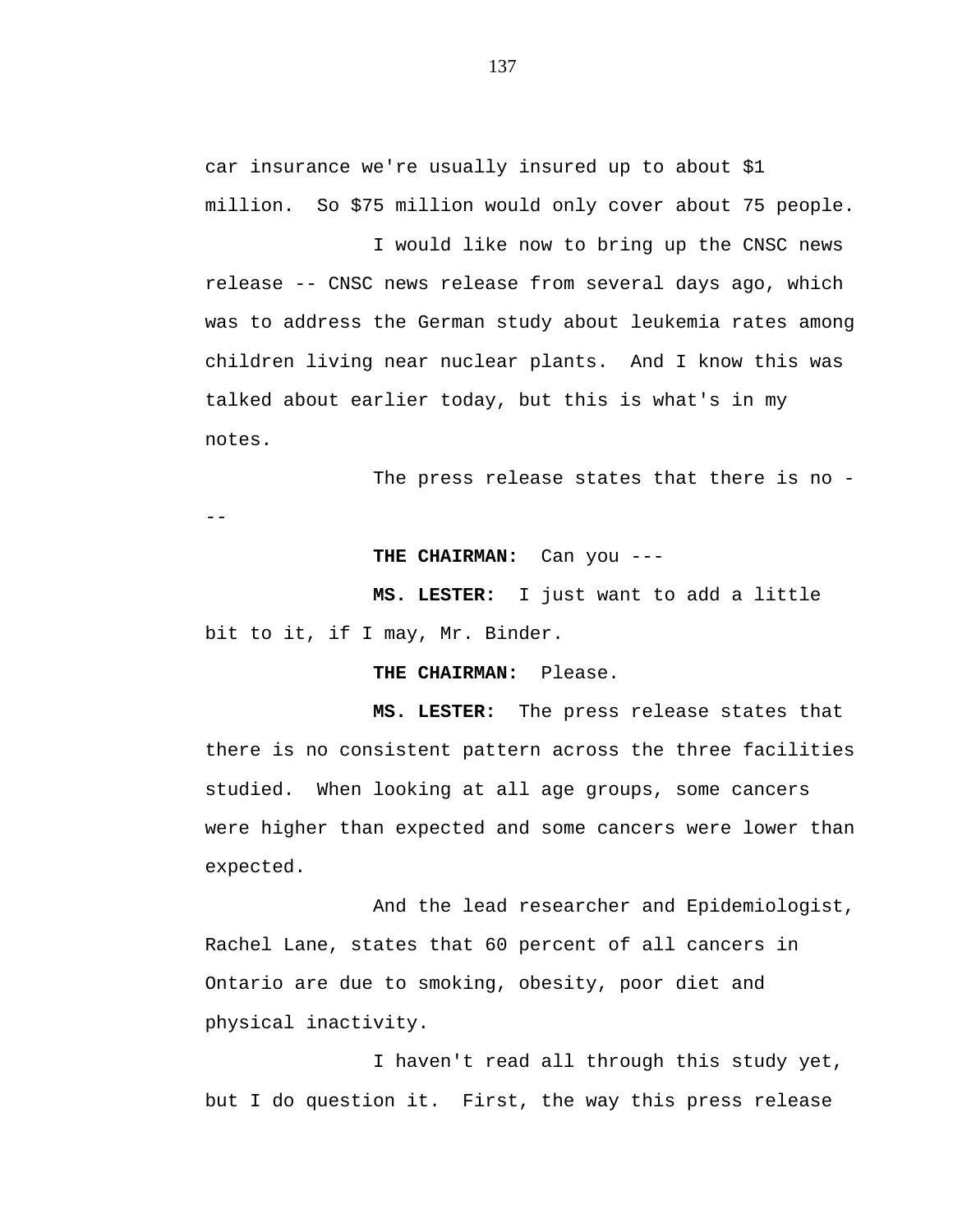car insurance we're usually insured up to about $1 million. So $75 million would only cover about 75 people.

I would like now to bring up the CNSC news release -- CNSC news release from several days ago, which was to address the German study about leukemia rates among children living near nuclear plants. And I know this was talked about earlier today, but this is what's in my notes.

The press release states that there is no ---

**THE CHAIRMAN:** Can you ---

**MS. LESTER:** I just want to add a little bit to it, if I may, Mr. Binder.

**THE CHAIRMAN:** Please.

**MS. LESTER:** The press release states that there is no consistent pattern across the three facilities studied. When looking at all age groups, some cancers were higher than expected and some cancers were lower than expected.

And the lead researcher and Epidemiologist, Rachel Lane, states that 60 percent of all cancers in Ontario are due to smoking, obesity, poor diet and physical inactivity.

I haven't read all through this study yet, but I do question it. First, the way this press release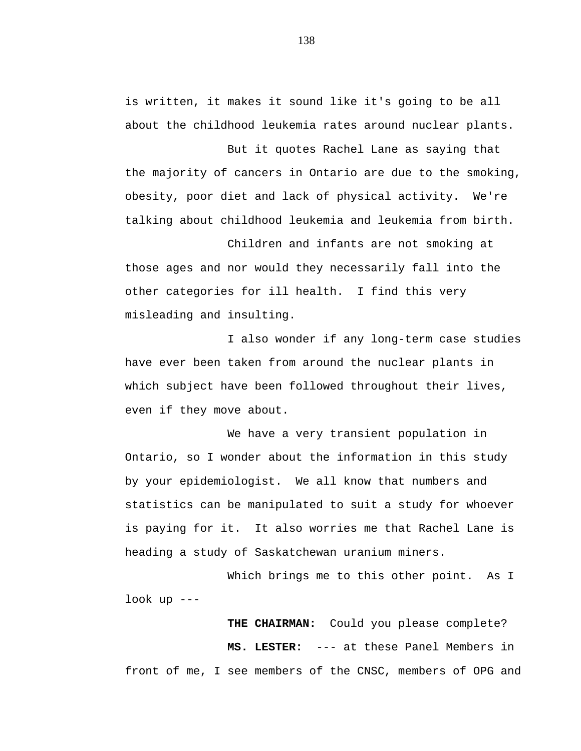is written, it makes it sound like it's going to be all about the childhood leukemia rates around nuclear plants.

But it quotes Rachel Lane as saying that the majority of cancers in Ontario are due to the smoking, obesity, poor diet and lack of physical activity. We're talking about childhood leukemia and leukemia from birth.

Children and infants are not smoking at those ages and nor would they necessarily fall into the other categories for ill health. I find this very misleading and insulting.

I also wonder if any long-term case studies have ever been taken from around the nuclear plants in which subject have been followed throughout their lives, even if they move about.

We have a very transient population in Ontario, so I wonder about the information in this study by your epidemiologist. We all know that numbers and statistics can be manipulated to suit a study for whoever is paying for it. It also worries me that Rachel Lane is heading a study of Saskatchewan uranium miners.

Which brings me to this other point. As I look up ---

**THE CHAIRMAN:** Could you please complete?

**MS. LESTER:** --- at these Panel Members in front of me, I see members of the CNSC, members of OPG and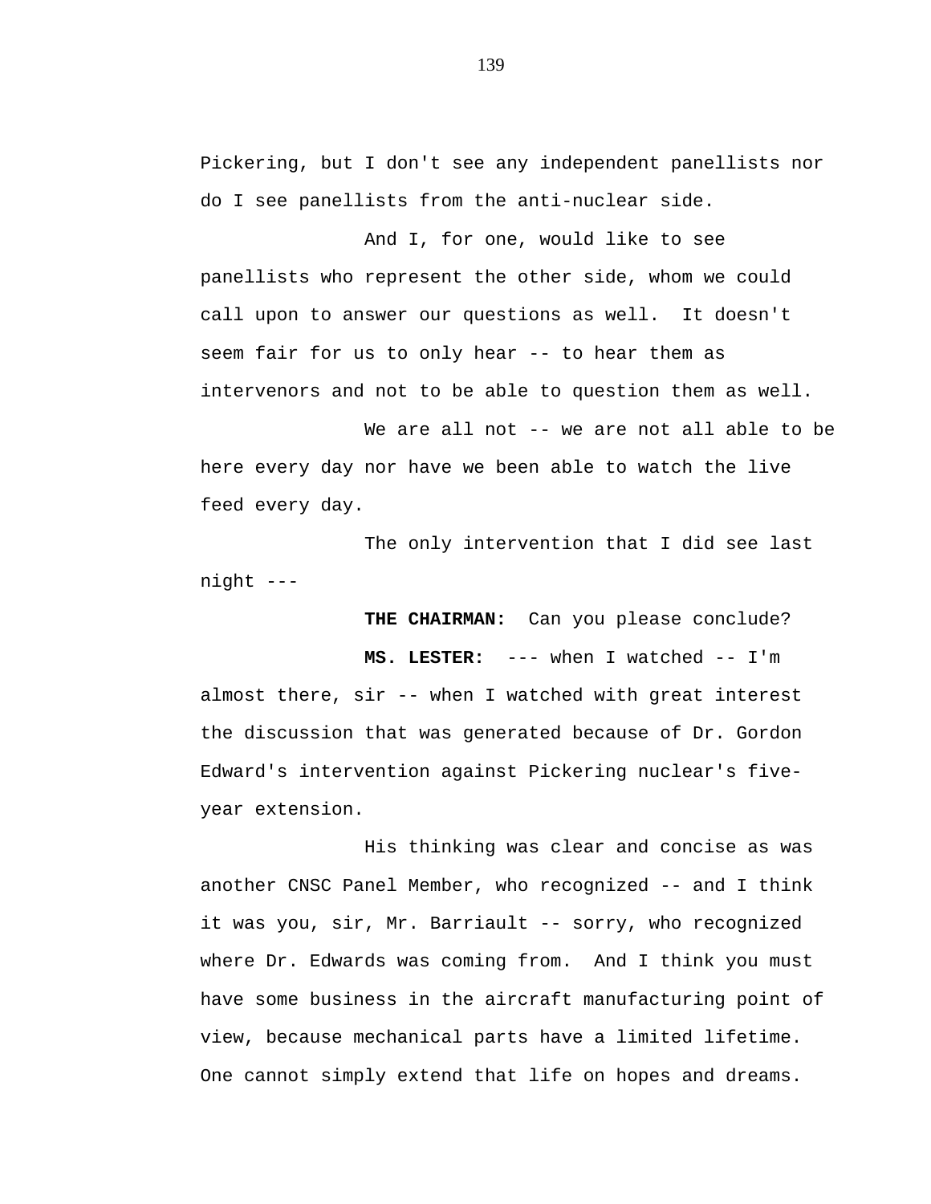Pickering, but I don't see any independent panellists nor do I see panellists from the anti-nuclear side.

And I, for one, would like to see panellists who represent the other side, whom we could call upon to answer our questions as well. It doesn't seem fair for us to only hear -- to hear them as intervenors and not to be able to question them as well.

We are all not -- we are not all able to be here every day nor have we been able to watch the live feed every day.

The only intervention that I did see last night ---

**THE CHAIRMAN:** Can you please conclude?

**MS. LESTER:** --- when I watched -- I'm almost there, sir -- when I watched with great interest the discussion that was generated because of Dr. Gordon Edward's intervention against Pickering nuclear's five-year extension.

His thinking was clear and concise as was another CNSC Panel Member, who recognized -- and I think it was you, sir, Mr. Barriault -- sorry, who recognized where Dr. Edwards was coming from. And I think you must have some business in the aircraft manufacturing point of view, because mechanical parts have a limited lifetime. One cannot simply extend that life on hopes and dreams.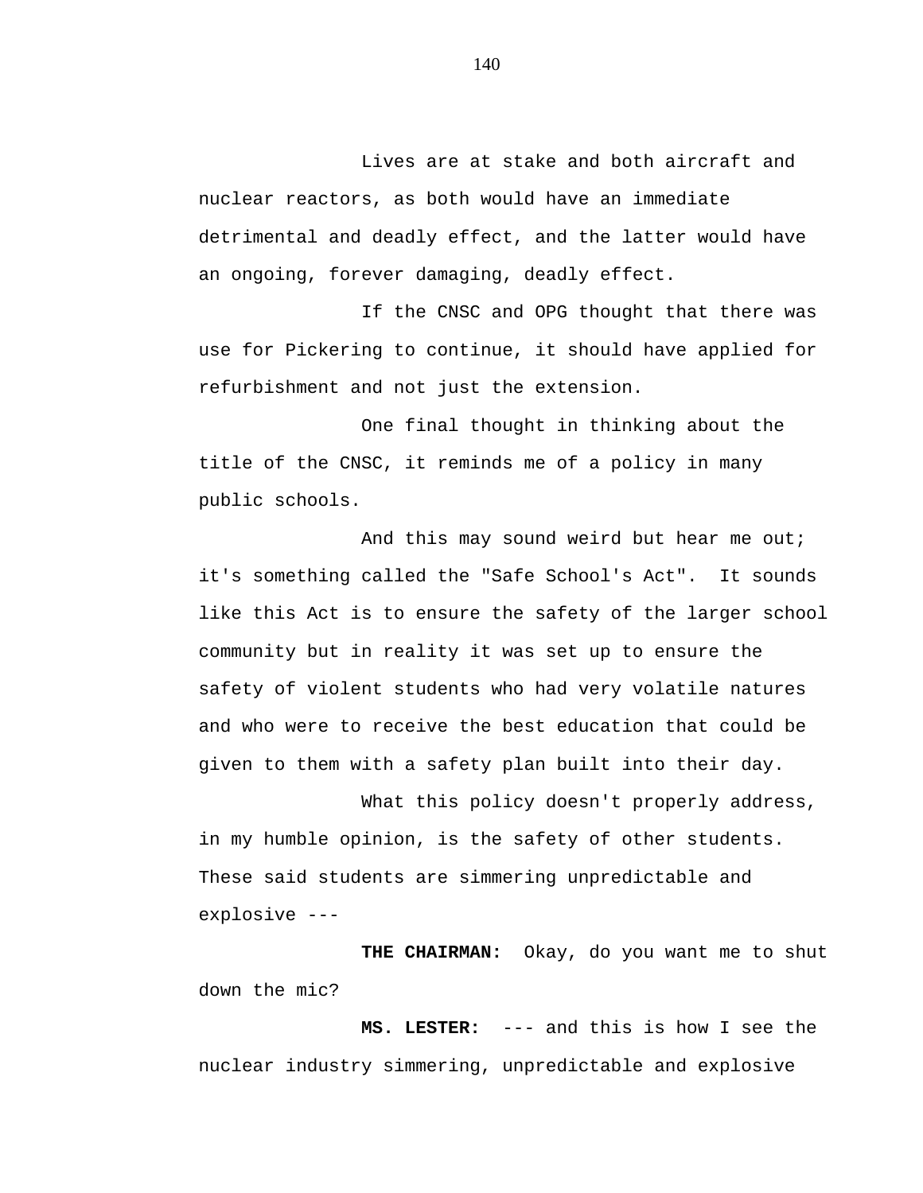Lives are at stake and both aircraft and nuclear reactors, as both would have an immediate detrimental and deadly effect, and the latter would have an ongoing, forever damaging, deadly effect.

If the CNSC and OPG thought that there was use for Pickering to continue, it should have applied for refurbishment and not just the extension.

One final thought in thinking about the title of the CNSC, it reminds me of a policy in many public schools.

And this may sound weird but hear me out; it's something called the "Safe School's Act". It sounds like this Act is to ensure the safety of the larger school community but in reality it was set up to ensure the safety of violent students who had very volatile natures and who were to receive the best education that could be given to them with a safety plan built into their day.

What this policy doesn't properly address, in my humble opinion, is the safety of other students. These said students are simmering unpredictable and explosive ---

**THE CHAIRMAN:** Okay, do you want me to shut down the mic?

**MS. LESTER:** --- and this is how I see the nuclear industry simmering, unpredictable and explosive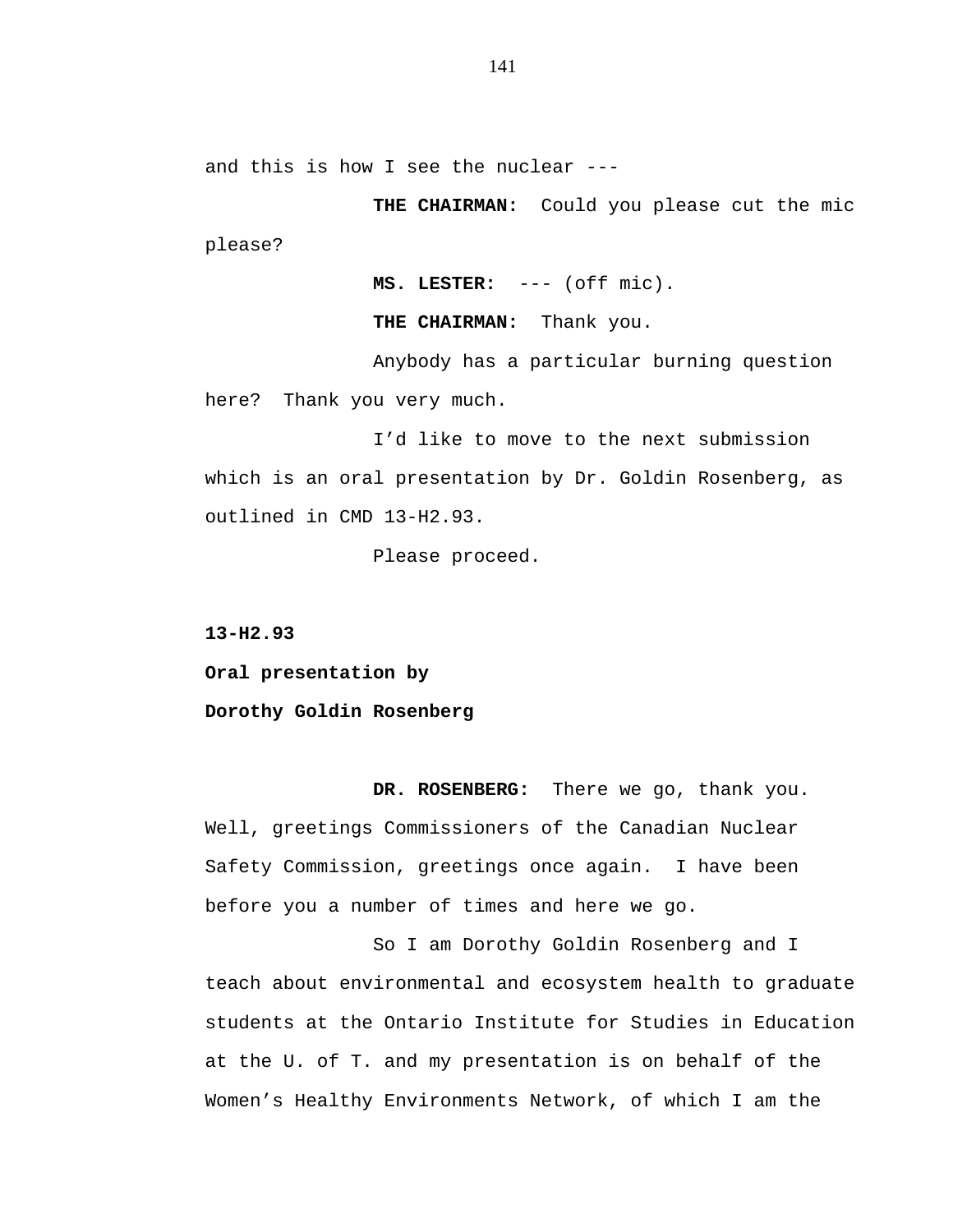and this is how I see the nuclear ---

**THE CHAIRMAN:** Could you please cut the mic please?

**MS. LESTER:** --- (off mic).

**THE CHAIRMAN:** Thank you.

Anybody has a particular burning question here? Thank you very much.

I'd like to move to the next submission which is an oral presentation by Dr. Goldin Rosenberg, as outlined in CMD 13-H2.93.

Please proceed.

**13-H2.93**

**Oral presentation by**

**Dorothy Goldin Rosenberg**

**DR. ROSENBERG:** There we go, thank you. Well, greetings Commissioners of the Canadian Nuclear Safety Commission, greetings once again. I have been before you a number of times and here we go.

So I am Dorothy Goldin Rosenberg and I teach about environmental and ecosystem health to graduate students at the Ontario Institute for Studies in Education at the U. of T. and my presentation is on behalf of the Women's Healthy Environments Network, of which I am the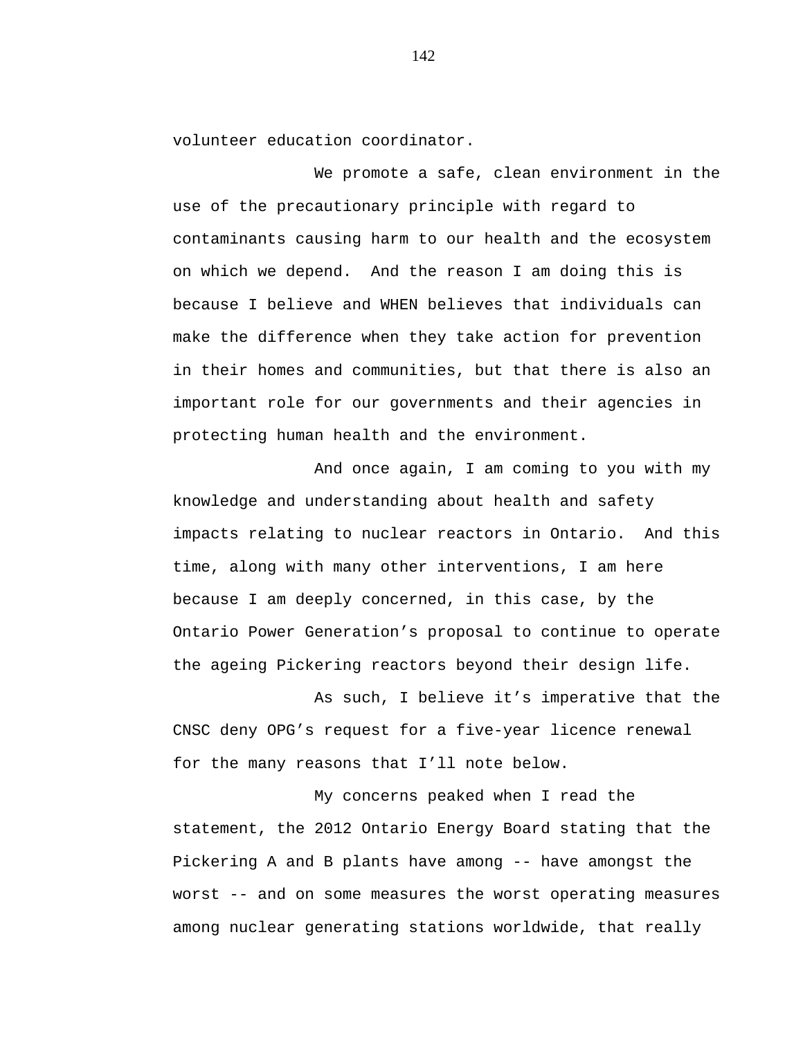volunteer education coordinator.

We promote a safe, clean environment in the use of the precautionary principle with regard to contaminants causing harm to our health and the ecosystem on which we depend. And the reason I am doing this is because I believe and WHEN believes that individuals can make the difference when they take action for prevention in their homes and communities, but that there is also an important role for our governments and their agencies in protecting human health and the environment.

And once again, I am coming to you with my knowledge and understanding about health and safety impacts relating to nuclear reactors in Ontario. And this time, along with many other interventions, I am here because I am deeply concerned, in this case, by the Ontario Power Generation's proposal to continue to operate the ageing Pickering reactors beyond their design life.

As such, I believe it's imperative that the CNSC deny OPG's request for a five-year licence renewal for the many reasons that I'll note below.

My concerns peaked when I read the statement, the 2012 Ontario Energy Board stating that the Pickering A and B plants have among -- have amongst the worst -- and on some measures the worst operating measures among nuclear generating stations worldwide, that really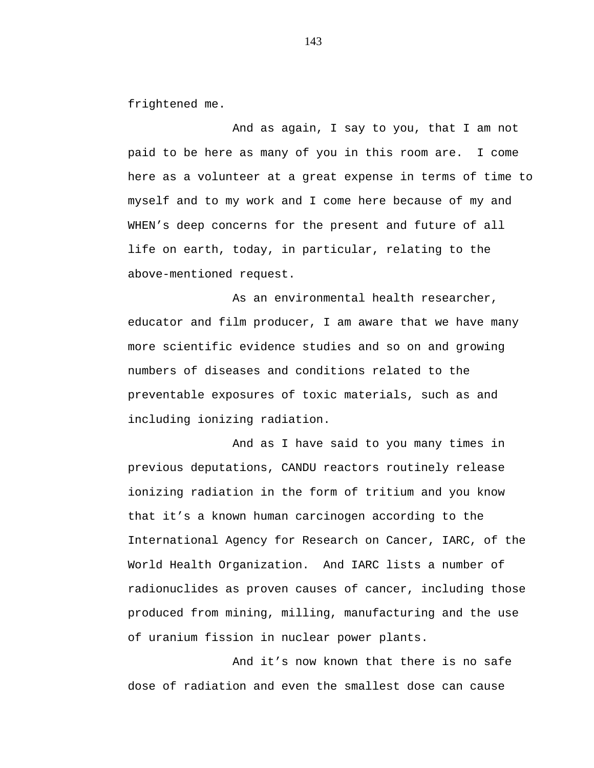frightened me.

And as again, I say to you, that I am not paid to be here as many of you in this room are. I come here as a volunteer at a great expense in terms of time to myself and to my work and I come here because of my and WHEN’s deep concerns for the present and future of all life on earth, today, in particular, relating to the above-mentioned request.

As an environmental health researcher, educator and film producer, I am aware that we have many more scientific evidence studies and so on and growing numbers of diseases and conditions related to the preventable exposures of toxic materials, such as and including ionizing radiation.

And as I have said to you many times in previous deputations, CANDU reactors routinely release ionizing radiation in the form of tritium and you know that it’s a known human carcinogen according to the International Agency for Research on Cancer, IARC, of the World Health Organization. And IARC lists a number of radionuclides as proven causes of cancer, including those produced from mining, milling, manufacturing and the use of uranium fission in nuclear power plants.

And it’s now known that there is no safe dose of radiation and even the smallest dose can cause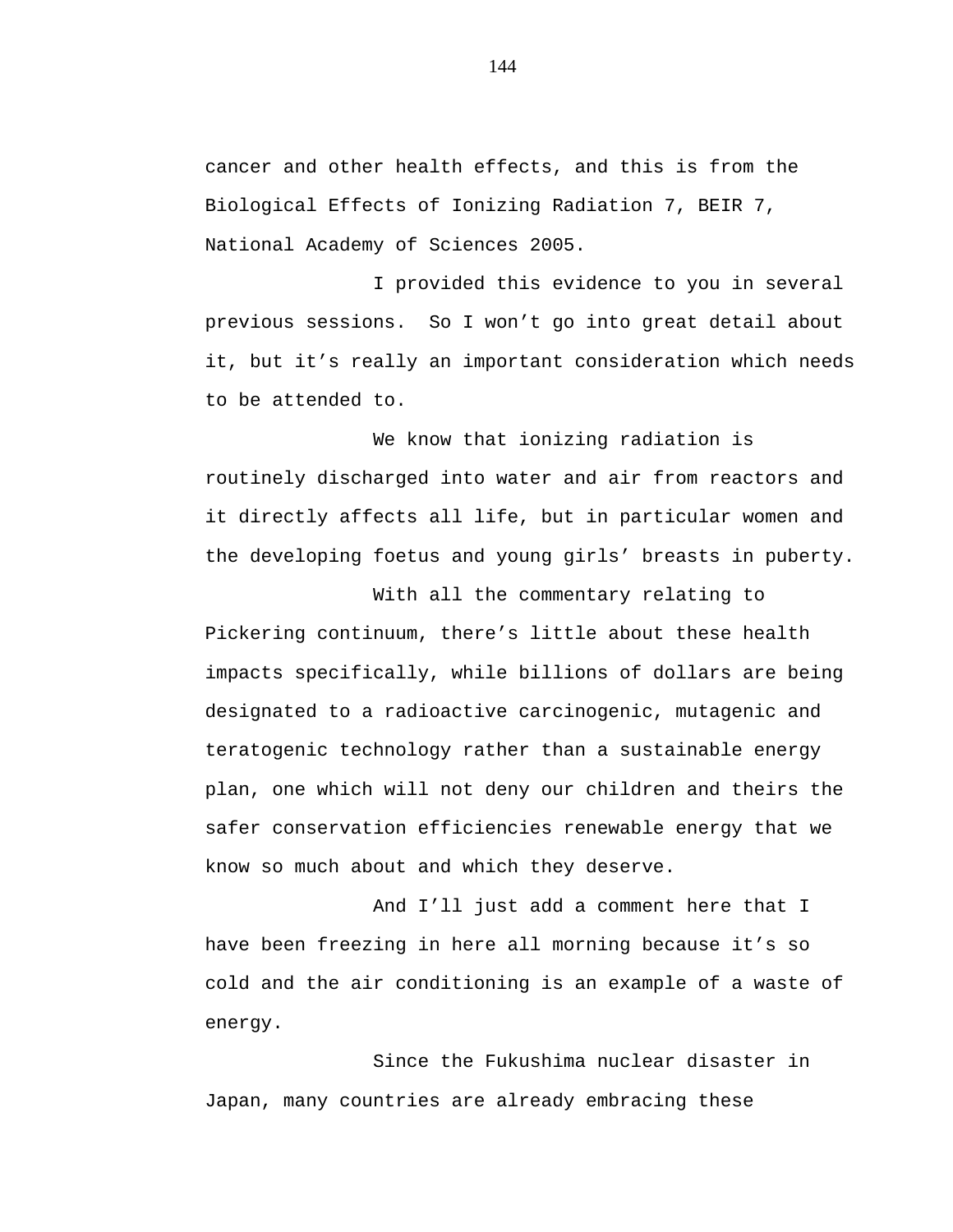cancer and other health effects, and this is from the Biological Effects of Ionizing Radiation 7, BEIR 7, National Academy of Sciences 2005.

I provided this evidence to you in several previous sessions.  So I won't go into great detail about it, but it's really an important consideration which needs to be attended to.

We know that ionizing radiation is routinely discharged into water and air from reactors and it directly affects all life, but in particular women and the developing foetus and young girls' breasts in puberty.

With all the commentary relating to Pickering continuum, there's little about these health impacts specifically, while billions of dollars are being designated to a radioactive carcinogenic, mutagenic and teratogenic technology rather than a sustainable energy plan, one which will not deny our children and theirs the safer conservation efficiencies renewable energy that we know so much about and which they deserve.

And I'll just add a comment here that I have been freezing in here all morning because it's so cold and the air conditioning is an example of a waste of energy.

Since the Fukushima nuclear disaster in Japan, many countries are already embracing these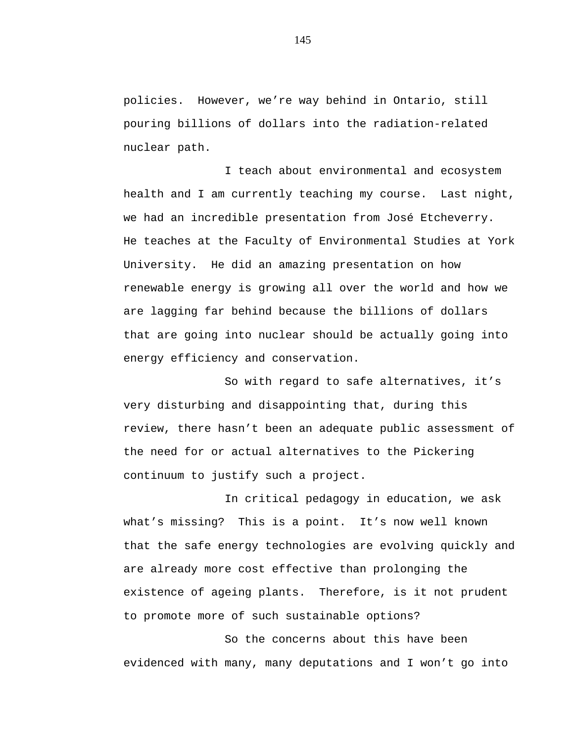policies. However, we're way behind in Ontario, still pouring billions of dollars into the radiation-related nuclear path.

I teach about environmental and ecosystem health and I am currently teaching my course. Last night, we had an incredible presentation from José Etcheverry. He teaches at the Faculty of Environmental Studies at York University. He did an amazing presentation on how renewable energy is growing all over the world and how we are lagging far behind because the billions of dollars that are going into nuclear should be actually going into energy efficiency and conservation.

So with regard to safe alternatives, it's very disturbing and disappointing that, during this review, there hasn't been an adequate public assessment of the need for or actual alternatives to the Pickering continuum to justify such a project.

In critical pedagogy in education, we ask what's missing? This is a point. It's now well known that the safe energy technologies are evolving quickly and are already more cost effective than prolonging the existence of ageing plants. Therefore, is it not prudent to promote more of such sustainable options?

So the concerns about this have been evidenced with many, many deputations and I won't go into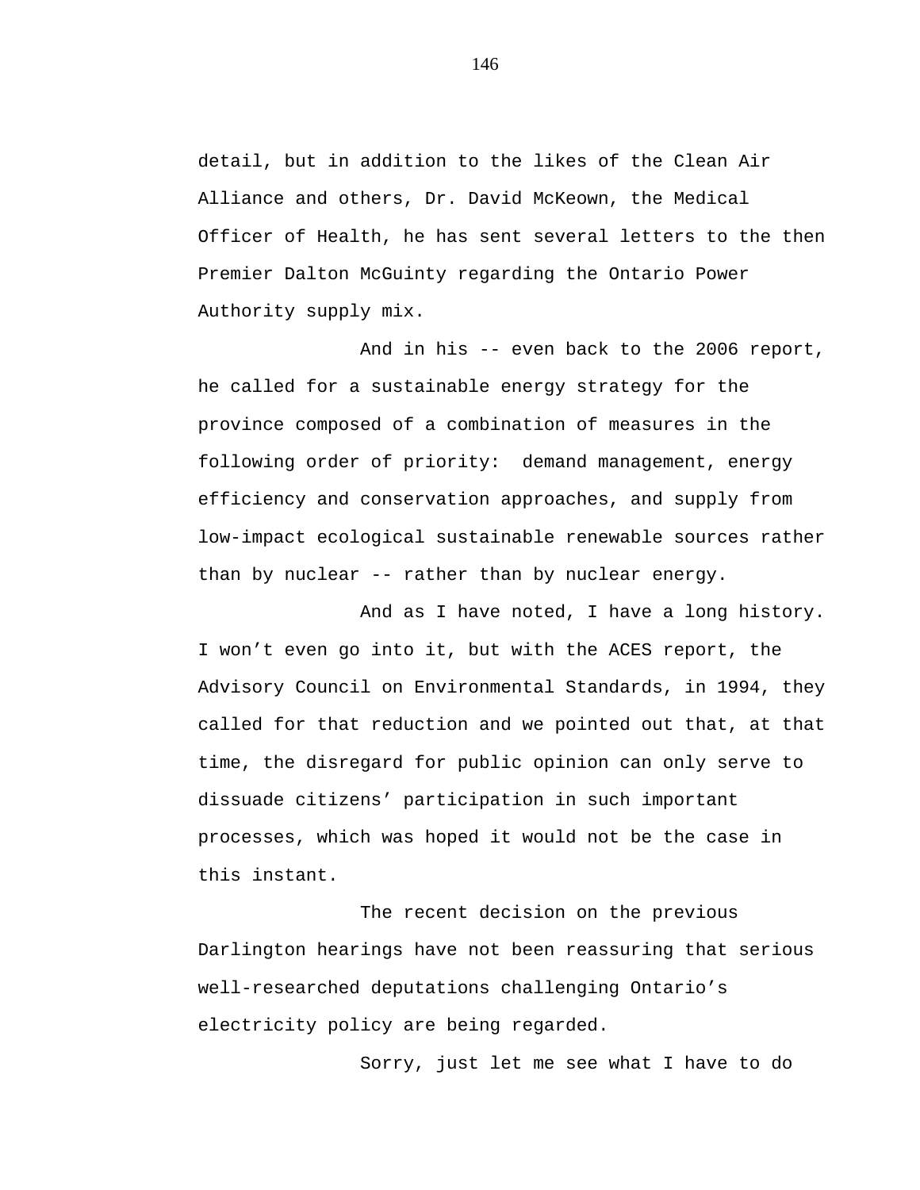detail, but in addition to the likes of the Clean Air Alliance and others, Dr. David McKeown, the Medical Officer of Health, he has sent several letters to the then Premier Dalton McGuinty regarding the Ontario Power Authority supply mix.

And in his -- even back to the 2006 report, he called for a sustainable energy strategy for the province composed of a combination of measures in the following order of priority:  demand management, energy efficiency and conservation approaches, and supply from low-impact ecological sustainable renewable sources rather than by nuclear -- rather than by nuclear energy.

And as I have noted, I have a long history. I won't even go into it, but with the ACES report, the Advisory Council on Environmental Standards, in 1994, they called for that reduction and we pointed out that, at that time, the disregard for public opinion can only serve to dissuade citizens' participation in such important processes, which was hoped it would not be the case in this instant.

The recent decision on the previous Darlington hearings have not been reassuring that serious well-researched deputations challenging Ontario's electricity policy are being regarded.

Sorry, just let me see what I have to do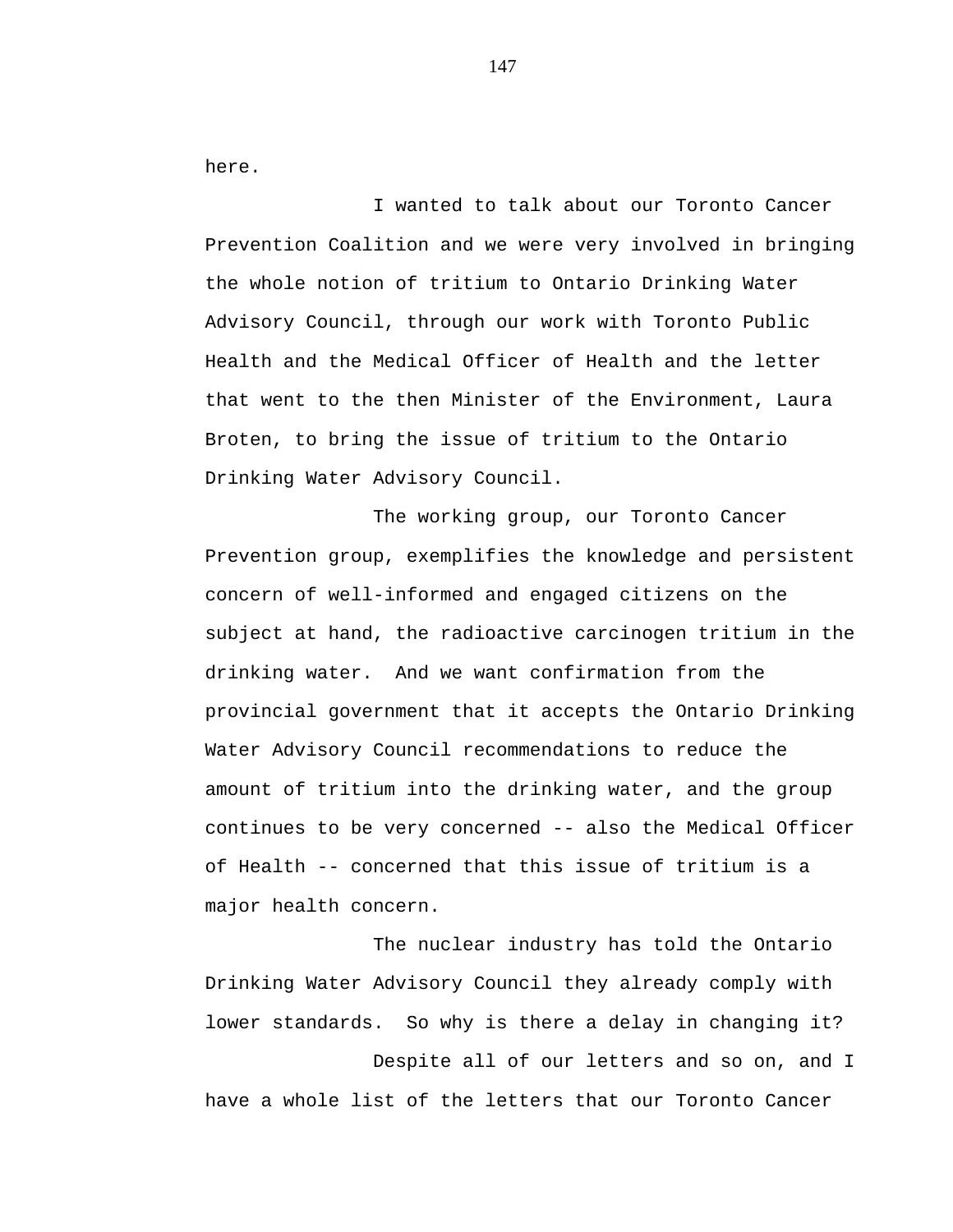here.

I wanted to talk about our Toronto Cancer Prevention Coalition and we were very involved in bringing the whole notion of tritium to Ontario Drinking Water Advisory Council, through our work with Toronto Public Health and the Medical Officer of Health and the letter that went to the then Minister of the Environment, Laura Broten, to bring the issue of tritium to the Ontario Drinking Water Advisory Council.

The working group, our Toronto Cancer Prevention group, exemplifies the knowledge and persistent concern of well-informed and engaged citizens on the subject at hand, the radioactive carcinogen tritium in the drinking water. And we want confirmation from the provincial government that it accepts the Ontario Drinking Water Advisory Council recommendations to reduce the amount of tritium into the drinking water, and the group continues to be very concerned -- also the Medical Officer of Health -- concerned that this issue of tritium is a major health concern.

The nuclear industry has told the Ontario Drinking Water Advisory Council they already comply with lower standards. So why is there a delay in changing it?

Despite all of our letters and so on, and I have a whole list of the letters that our Toronto Cancer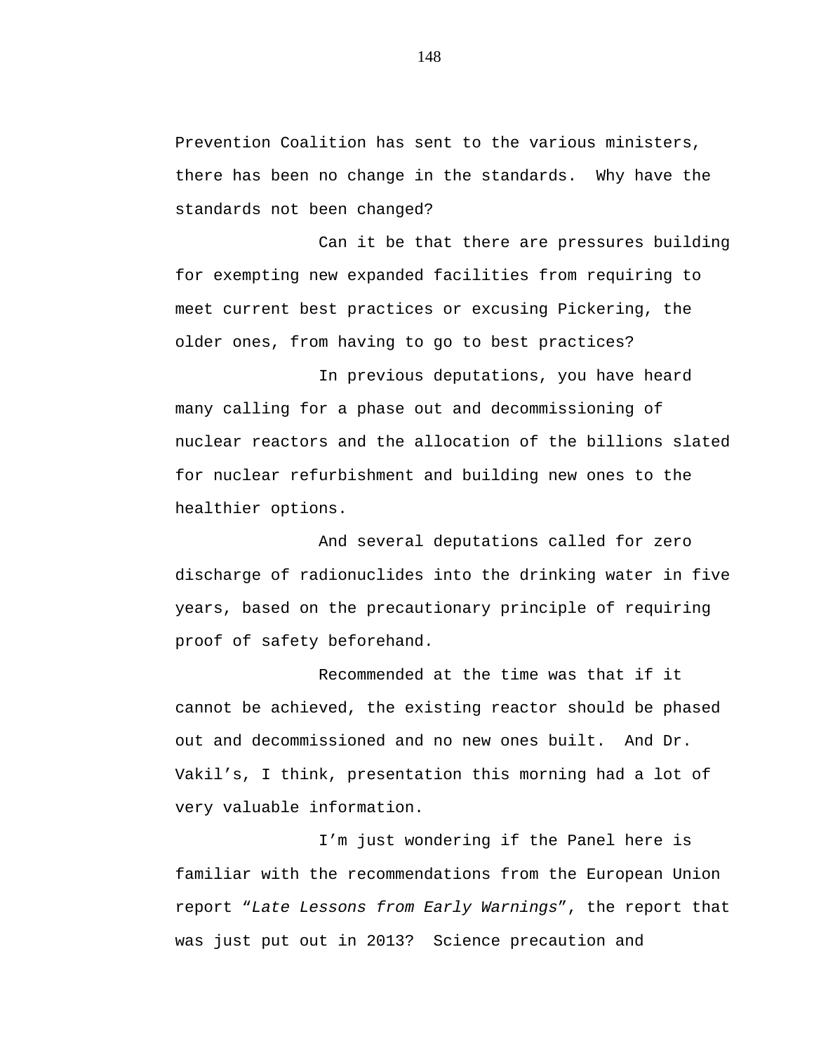Prevention Coalition has sent to the various ministers, there has been no change in the standards. Why have the standards not been changed?

Can it be that there are pressures building for exempting new expanded facilities from requiring to meet current best practices or excusing Pickering, the older ones, from having to go to best practices?

In previous deputations, you have heard many calling for a phase out and decommissioning of nuclear reactors and the allocation of the billions slated for nuclear refurbishment and building new ones to the healthier options.

And several deputations called for zero discharge of radionuclides into the drinking water in five years, based on the precautionary principle of requiring proof of safety beforehand.

Recommended at the time was that if it cannot be achieved, the existing reactor should be phased out and decommissioned and no new ones built. And Dr. Vakil's, I think, presentation this morning had a lot of very valuable information.

I'm just wondering if the Panel here is familiar with the recommendations from the European Union report "*Late Lessons from Early Warnings*", the report that was just put out in 2013? Science precaution and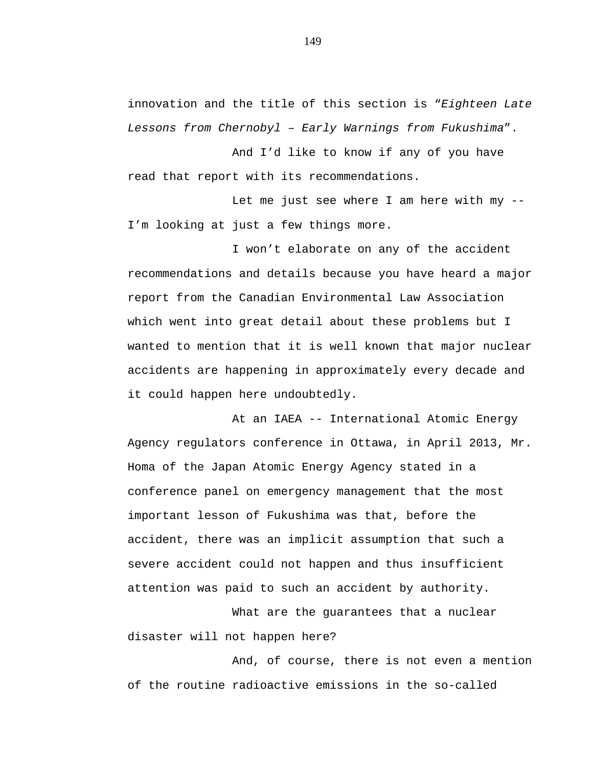innovation and the title of this section is "*Eighteen Late Lessons from Chernobyl – Early Warnings from Fukushima*".

And I'd like to know if any of you have read that report with its recommendations.

Let me just see where I am here with my -- I'm looking at just a few things more.

I won't elaborate on any of the accident recommendations and details because you have heard a major report from the Canadian Environmental Law Association which went into great detail about these problems but I wanted to mention that it is well known that major nuclear accidents are happening in approximately every decade and it could happen here undoubtedly.

At an IAEA -- International Atomic Energy Agency regulators conference in Ottawa, in April 2013, Mr. Homa of the Japan Atomic Energy Agency stated in a conference panel on emergency management that the most important lesson of Fukushima was that, before the accident, there was an implicit assumption that such a severe accident could not happen and thus insufficient attention was paid to such an accident by authority.

What are the guarantees that a nuclear disaster will not happen here?

And, of course, there is not even a mention of the routine radioactive emissions in the so-called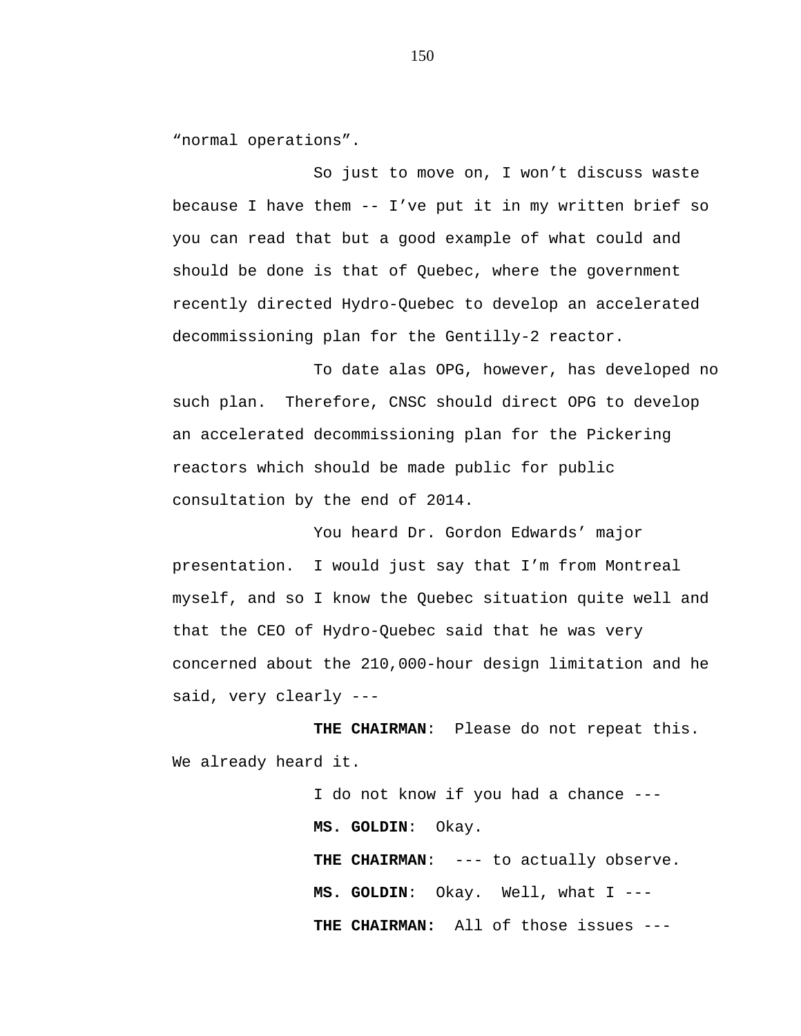"normal operations".

So just to move on, I won't discuss waste because I have them -- I've put it in my written brief so you can read that but a good example of what could and should be done is that of Quebec, where the government recently directed Hydro-Quebec to develop an accelerated decommissioning plan for the Gentilly-2 reactor.

To date alas OPG, however, has developed no such plan. Therefore, CNSC should direct OPG to develop an accelerated decommissioning plan for the Pickering reactors which should be made public for public consultation by the end of 2014.

You heard Dr. Gordon Edwards' major presentation. I would just say that I'm from Montreal myself, and so I know the Quebec situation quite well and that the CEO of Hydro-Quebec said that he was very concerned about the 210,000-hour design limitation and he said, very clearly ---

**THE CHAIRMAN**: Please do not repeat this. We already heard it.

I do not know if you had a chance ---

**MS. GOLDIN**: Okay.

**THE CHAIRMAN**: --- to actually observe.

**MS. GOLDIN**: Okay. Well, what I ---

**THE CHAIRMAN:** All of those issues ---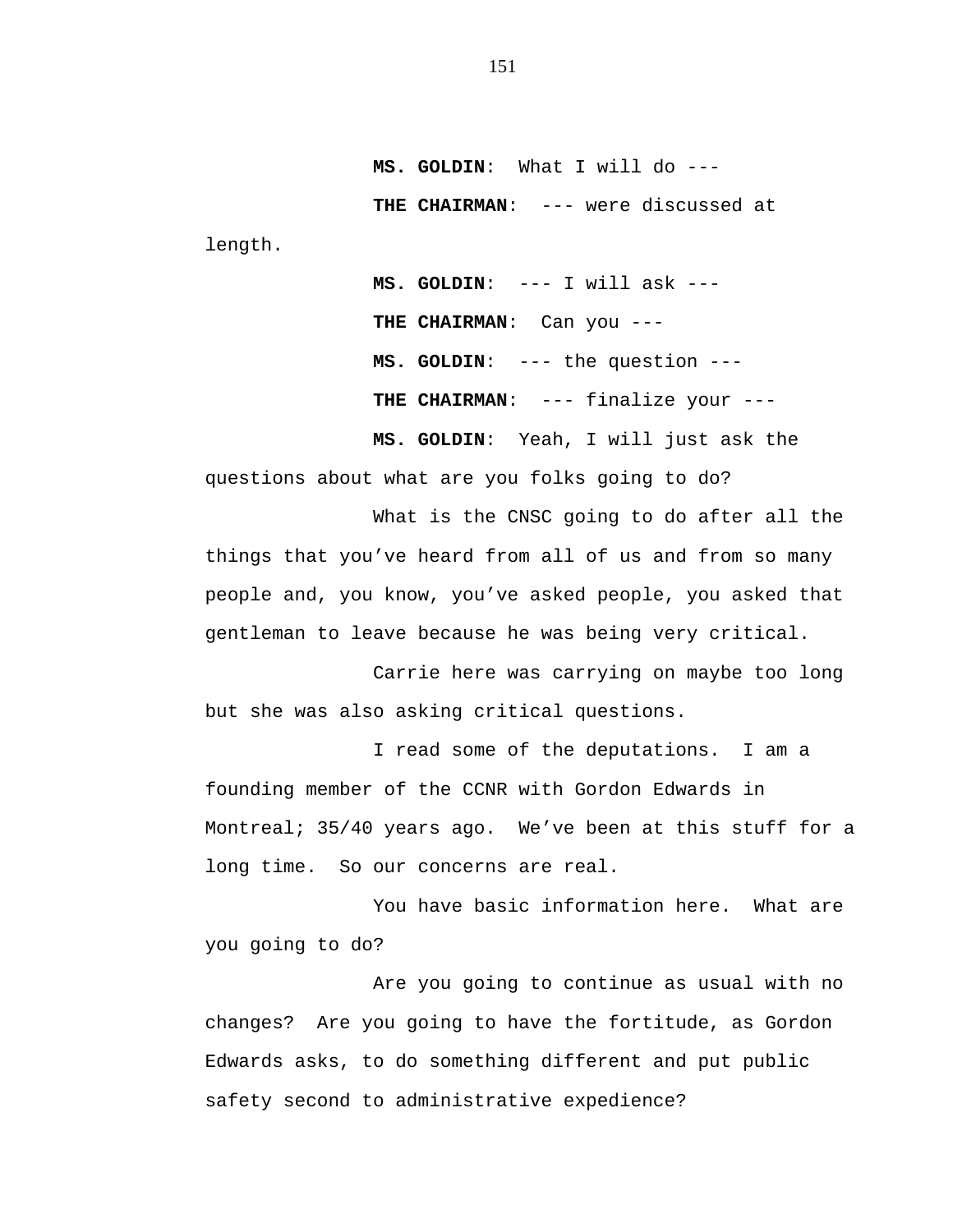**MS. GOLDIN**: What I will do ---

**THE CHAIRMAN**: --- were discussed at length.

**MS. GOLDIN**: --- I will ask ---

**THE CHAIRMAN**: Can you ---

**MS. GOLDIN**: --- the question ---

**THE CHAIRMAN**: --- finalize your ---

**MS. GOLDIN**: Yeah, I will just ask the questions about what are you folks going to do?

What is the CNSC going to do after all the things that you've heard from all of us and from so many people and, you know, you've asked people, you asked that gentleman to leave because he was being very critical.

Carrie here was carrying on maybe too long but she was also asking critical questions.

I read some of the deputations. I am a founding member of the CCNR with Gordon Edwards in Montreal; 35/40 years ago. We've been at this stuff for a long time. So our concerns are real.

You have basic information here. What are you going to do?

Are you going to continue as usual with no changes? Are you going to have the fortitude, as Gordon Edwards asks, to do something different and put public safety second to administrative expedience?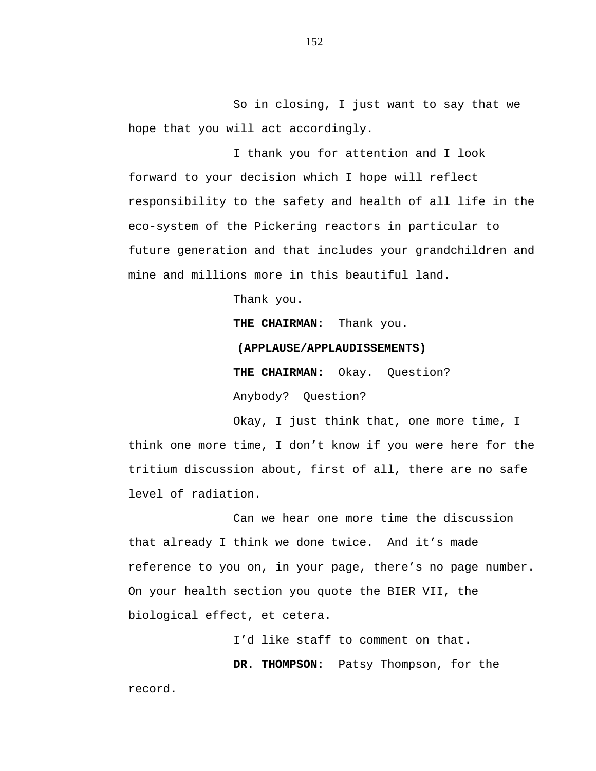So in closing, I just want to say that we hope that you will act accordingly.

I thank you for attention and I look forward to your decision which I hope will reflect responsibility to the safety and health of all life in the eco-system of the Pickering reactors in particular to future generation and that includes your grandchildren and mine and millions more in this beautiful land.

Thank you.

**THE CHAIRMAN**: Thank you.

**(APPLAUSE/APPLAUDISSEMENTS)**

**THE CHAIRMAN:** Okay. Question?

Anybody? Question?

Okay, I just think that, one more time, I think one more time, I don't know if you were here for the tritium discussion about, first of all, there are no safe level of radiation.

Can we hear one more time the discussion that already I think we done twice. And it's made reference to you on, in your page, there's no page number. On your health section you quote the BIER VII, the biological effect, et cetera.

I'd like staff to comment on that.

**DR. THOMPSON**: Patsy Thompson, for the record.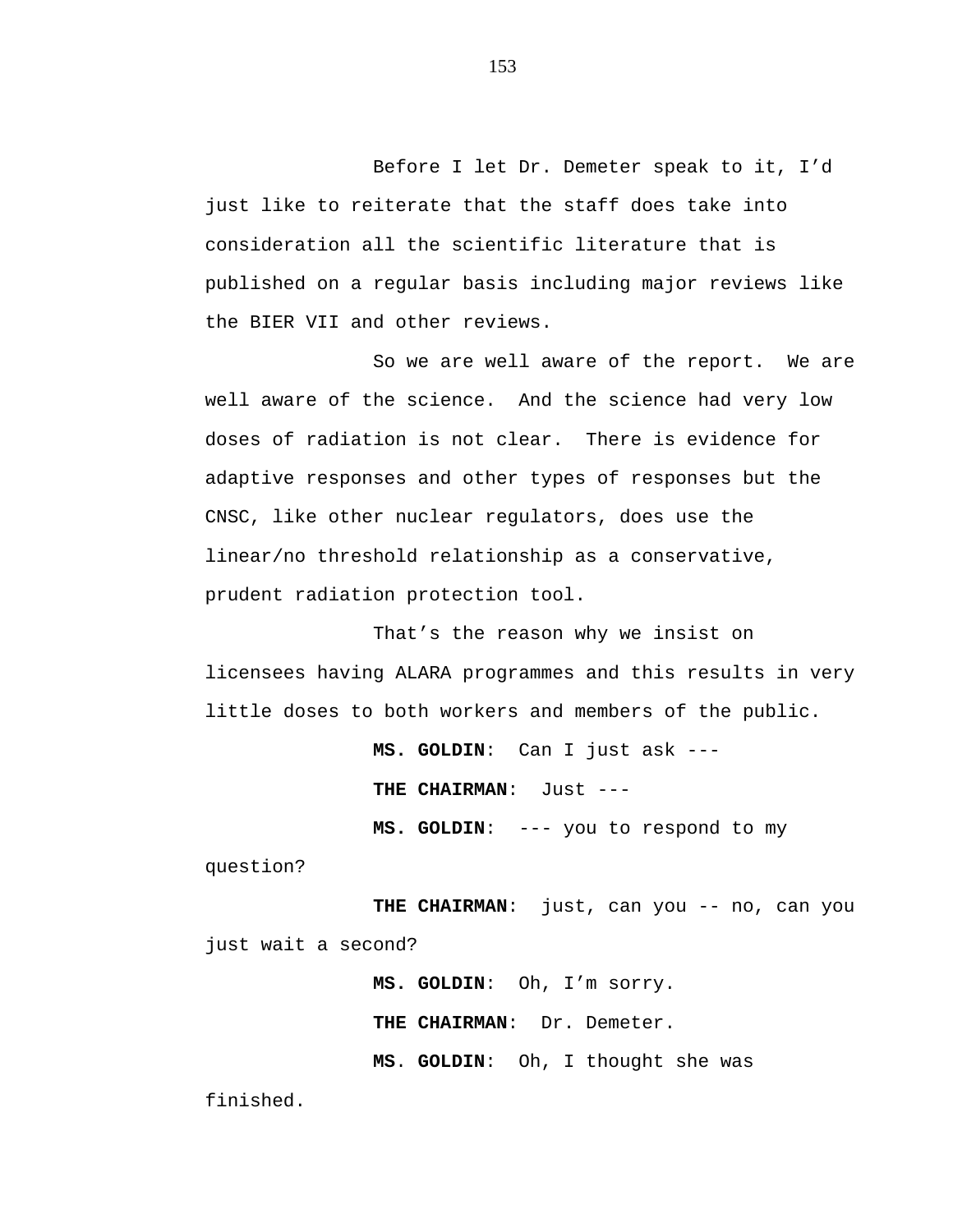Before I let Dr. Demeter speak to it, I'd just like to reiterate that the staff does take into consideration all the scientific literature that is published on a regular basis including major reviews like the BIER VII and other reviews.

So we are well aware of the report. We are well aware of the science. And the science had very low doses of radiation is not clear. There is evidence for adaptive responses and other types of responses but the CNSC, like other nuclear regulators, does use the linear/no threshold relationship as a conservative, prudent radiation protection tool.

That's the reason why we insist on licensees having ALARA programmes and this results in very little doses to both workers and members of the public.

**MS. GOLDIN**: Can I just ask ---

**THE CHAIRMAN**: Just ---

**MS. GOLDIN**: --- you to respond to my question?

**THE CHAIRMAN**: just, can you -- no, can you just wait a second?

**MS. GOLDIN**: Oh, I'm sorry.

**THE CHAIRMAN**: Dr. Demeter.

**MS. GOLDIN**: Oh, I thought she was finished.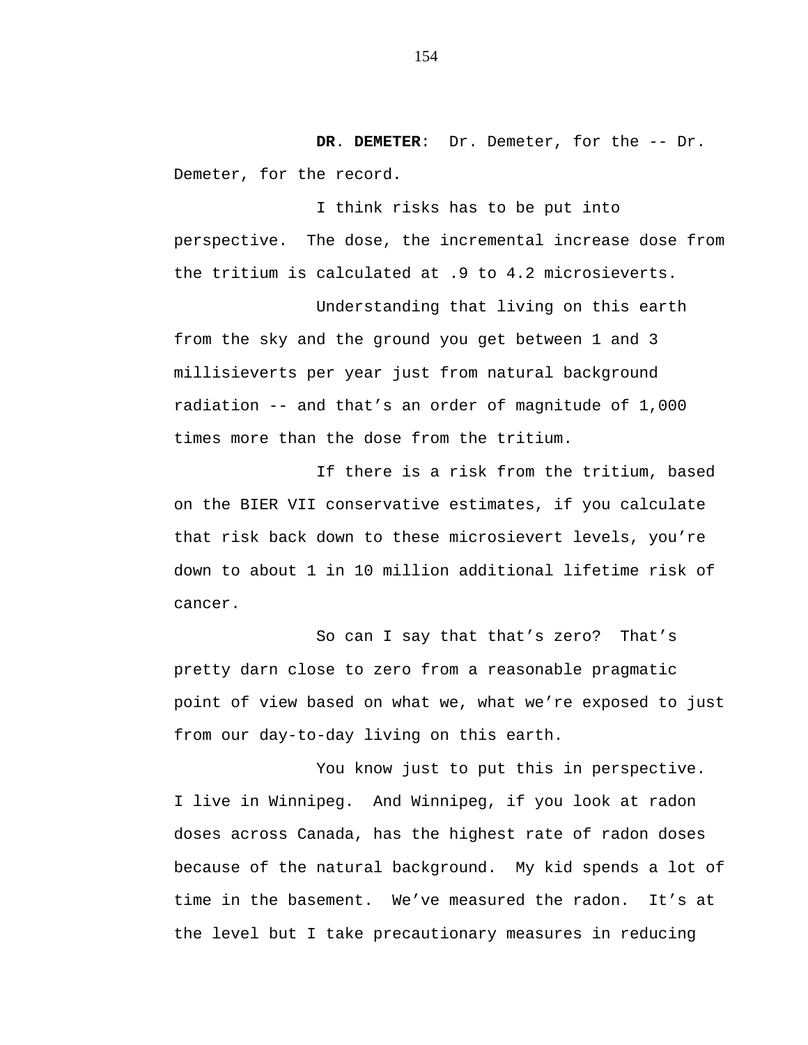**DR. DEMETER**: Dr. Demeter, for the -- Dr. Demeter, for the record.

I think risks has to be put into perspective. The dose, the incremental increase dose from the tritium is calculated at .9 to 4.2 microsieverts.

Understanding that living on this earth from the sky and the ground you get between 1 and 3 millisieverts per year just from natural background radiation -- and that's an order of magnitude of 1,000 times more than the dose from the tritium.

If there is a risk from the tritium, based on the BIER VII conservative estimates, if you calculate that risk back down to these microsievert levels, you're down to about 1 in 10 million additional lifetime risk of cancer.

So can I say that that's zero? That's pretty darn close to zero from a reasonable pragmatic point of view based on what we, what we're exposed to just from our day-to-day living on this earth.

You know just to put this in perspective. I live in Winnipeg. And Winnipeg, if you look at radon doses across Canada, has the highest rate of radon doses because of the natural background. My kid spends a lot of time in the basement. We've measured the radon. It's at the level but I take precautionary measures in reducing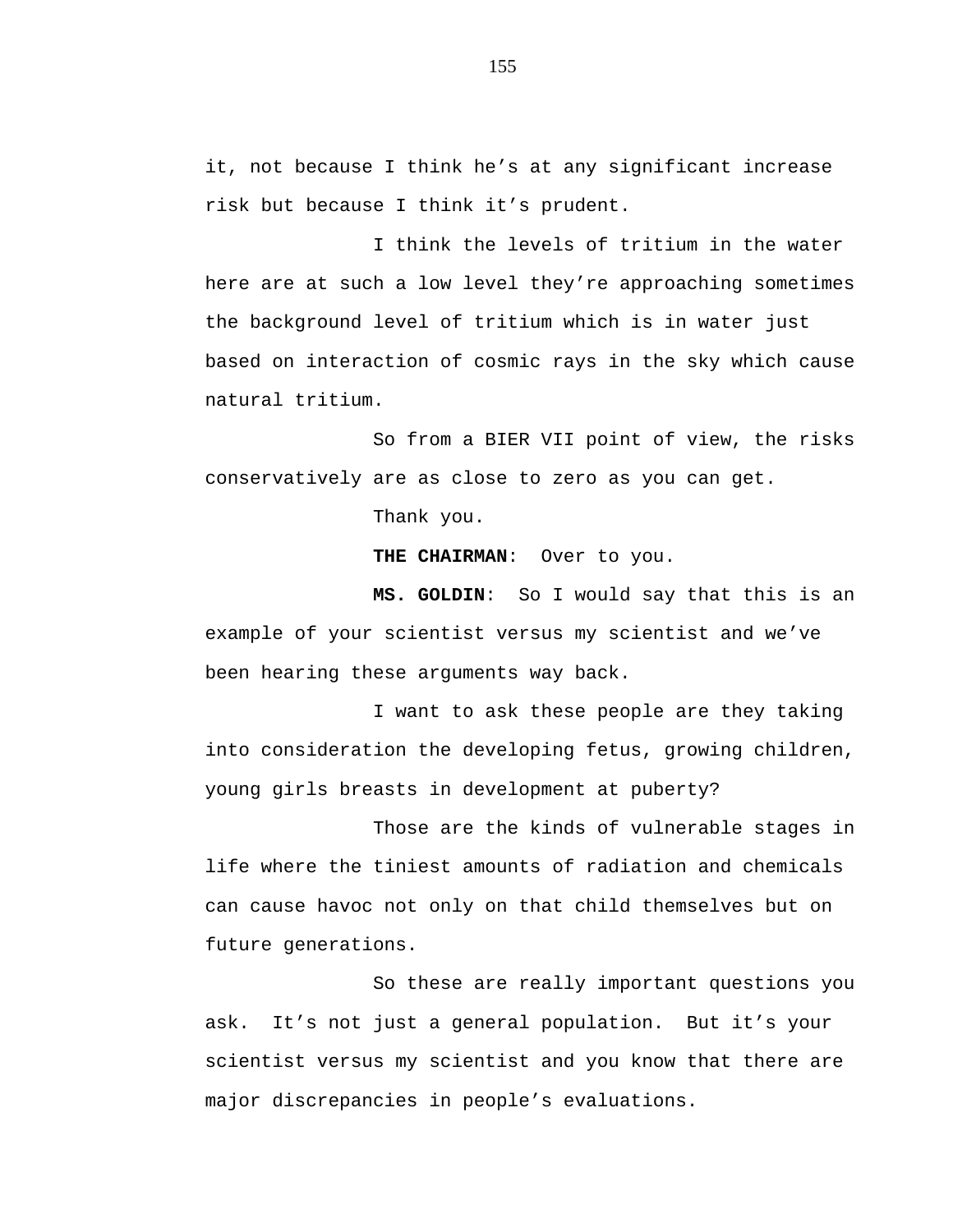it, not because I think he’s at any significant increase risk but because I think it’s prudent.

I think the levels of tritium in the water here are at such a low level they’re approaching sometimes the background level of tritium which is in water just based on interaction of cosmic rays in the sky which cause natural tritium.

So from a BIER VII point of view, the risks conservatively are as close to zero as you can get.

Thank you.

**THE CHAIRMAN**: Over to you.

**MS. GOLDIN**: So I would say that this is an example of your scientist versus my scientist and we’ve been hearing these arguments way back.

I want to ask these people are they taking into consideration the developing fetus, growing children, young girls breasts in development at puberty?

Those are the kinds of vulnerable stages in life where the tiniest amounts of radiation and chemicals can cause havoc not only on that child themselves but on future generations.

So these are really important questions you ask. It’s not just a general population. But it’s your scientist versus my scientist and you know that there are major discrepancies in people’s evaluations.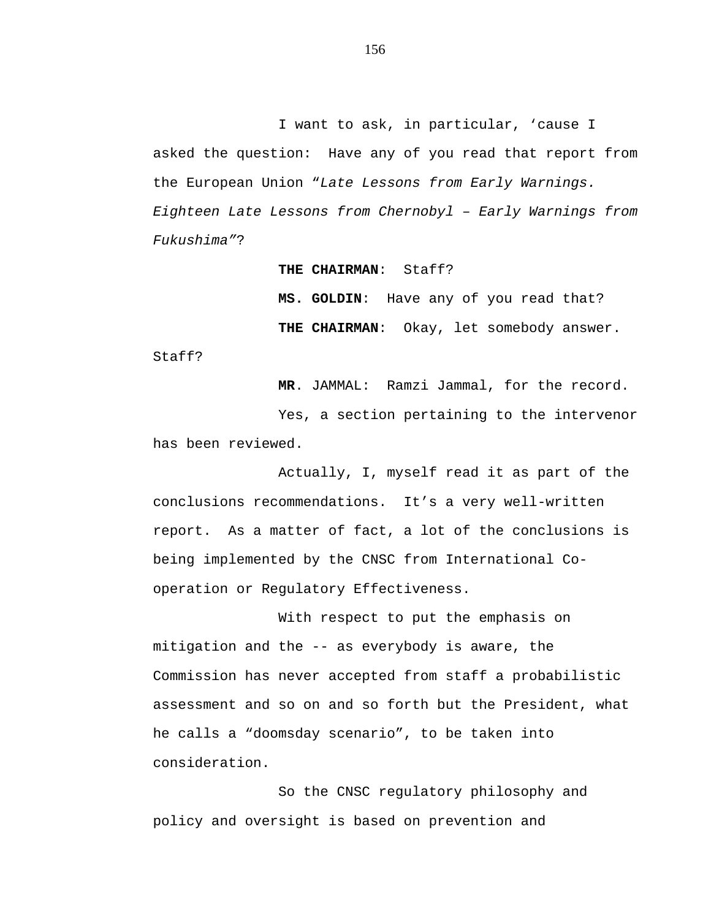I want to ask, in particular, 'cause I asked the question: Have any of you read that report from the European Union "*Late Lessons from Early Warnings. Eighteen Late Lessons from Chernobyl – Early Warnings from Fukushima*"?

**THE CHAIRMAN**: Staff?

**MS. GOLDIN**: Have any of you read that?

**THE CHAIRMAN**: Okay, let somebody answer. Staff?

**MR**. JAMMAL: Ramzi Jammal, for the record.

Yes, a section pertaining to the intervenor has been reviewed.

Actually, I, myself read it as part of the conclusions recommendations. It's a very well-written report. As a matter of fact, a lot of the conclusions is being implemented by the CNSC from International Co-operation or Regulatory Effectiveness.

With respect to put the emphasis on mitigation and the -- as everybody is aware, the Commission has never accepted from staff a probabilistic assessment and so on and so forth but the President, what he calls a "doomsday scenario", to be taken into consideration.

So the CNSC regulatory philosophy and policy and oversight is based on prevention and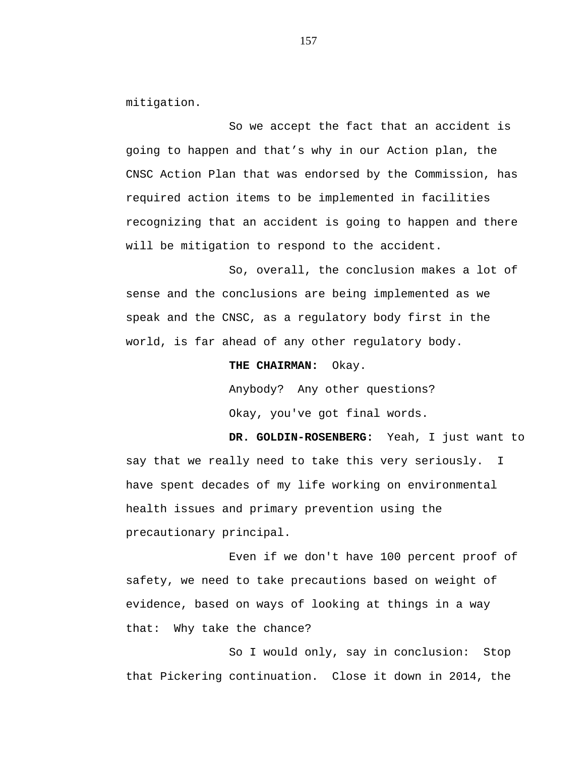mitigation.

So we accept the fact that an accident is going to happen and that’s why in our Action plan, the CNSC Action Plan that was endorsed by the Commission, has required action items to be implemented in facilities recognizing that an accident is going to happen and there will be mitigation to respond to the accident.

So, overall, the conclusion makes a lot of sense and the conclusions are being implemented as we speak and the CNSC, as a regulatory body first in the world, is far ahead of any other regulatory body.

**THE CHAIRMAN:** Okay.

Anybody? Any other questions?

Okay, you've got final words.

**DR. GOLDIN-ROSENBERG:** Yeah, I just want to say that we really need to take this very seriously. I have spent decades of my life working on environmental health issues and primary prevention using the precautionary principal.

Even if we don't have 100 percent proof of safety, we need to take precautions based on weight of evidence, based on ways of looking at things in a way that: Why take the chance?

So I would only, say in conclusion: Stop that Pickering continuation. Close it down in 2014, the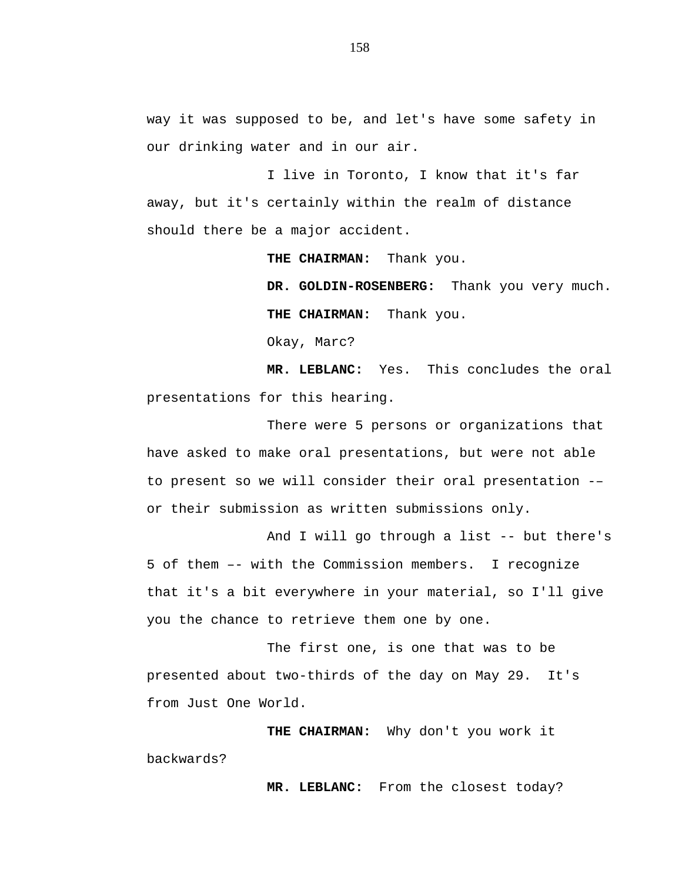way it was supposed to be, and let's have some safety in our drinking water and in our air.

I live in Toronto, I know that it's far away, but it's certainly within the realm of distance should there be a major accident.

**THE CHAIRMAN:** Thank you.

**DR. GOLDIN-ROSENBERG:** Thank you very much.

**THE CHAIRMAN:** Thank you.

Okay, Marc?

**MR. LEBLANC:** Yes. This concludes the oral presentations for this hearing.

There were 5 persons or organizations that have asked to make oral presentations, but were not able to present so we will consider their oral presentation -– or their submission as written submissions only.

And I will go through a list -- but there's 5 of them –- with the Commission members. I recognize that it's a bit everywhere in your material, so I'll give you the chance to retrieve them one by one.

The first one, is one that was to be presented about two-thirds of the day on May 29. It's from Just One World.

**THE CHAIRMAN:** Why don't you work it backwards?

**MR. LEBLANC:** From the closest today?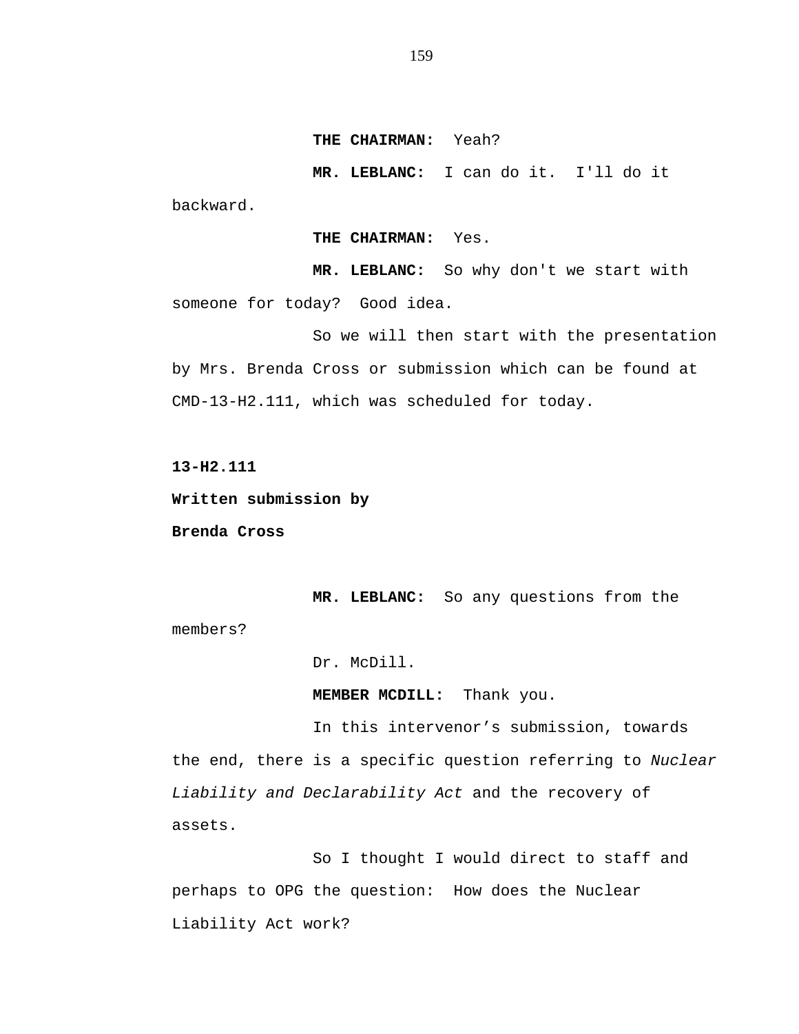**THE CHAIRMAN:** Yeah?

**MR. LEBLANC:** I can do it. I'll do it backward.

**THE CHAIRMAN:** Yes.

**MR. LEBLANC:** So why don't we start with someone for today? Good idea.

So we will then start with the presentation by Mrs. Brenda Cross or submission which can be found at CMD-13-H2.111, which was scheduled for today.

**13-H2.111**

**Written submission by**

**Brenda Cross**

**MR. LEBLANC:** So any questions from the members?

Dr. McDill.

**MEMBER MCDILL:** Thank you.

In this intervenor's submission, towards the end, there is a specific question referring to *Nuclear Liability and Declarability Act* and the recovery of assets.

So I thought I would direct to staff and perhaps to OPG the question: How does the Nuclear Liability Act work?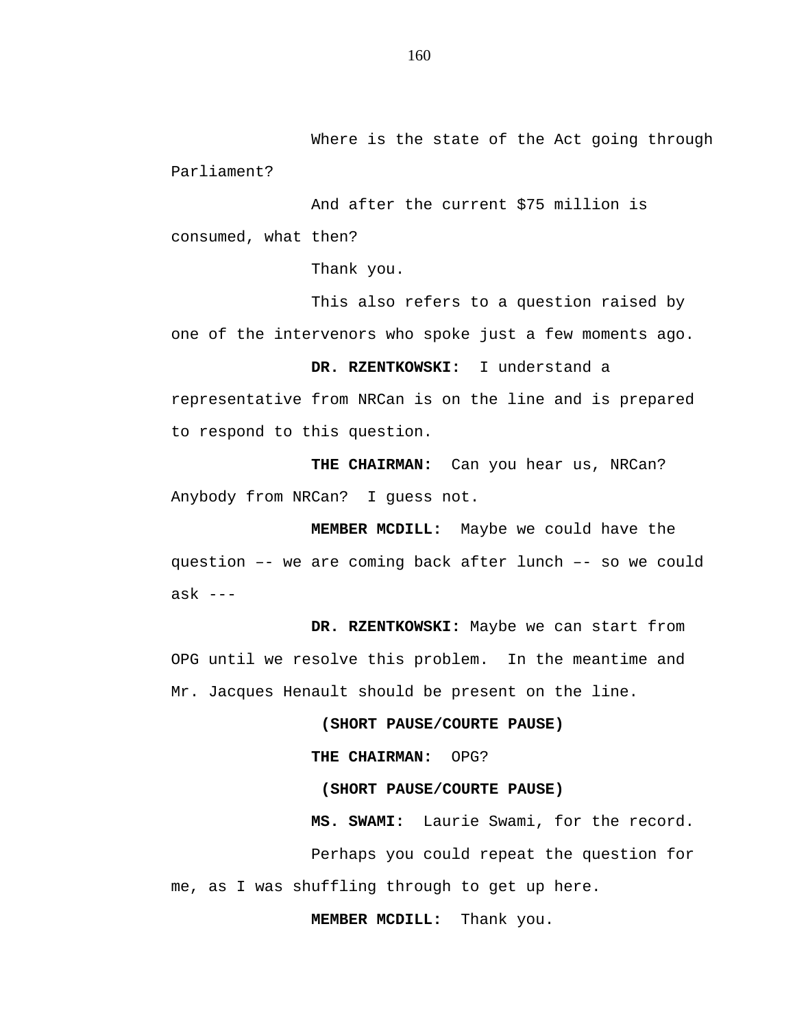Where is the state of the Act going through Parliament?

And after the current $75 million is consumed, what then?

Thank you.

This also refers to a question raised by one of the intervenors who spoke just a few moments ago.

**DR. RZENTKOWSKI:** I understand a representative from NRCan is on the line and is prepared to respond to this question.

**THE CHAIRMAN:** Can you hear us, NRCan? Anybody from NRCan? I guess not.

**MEMBER MCDILL:** Maybe we could have the question –- we are coming back after lunch –- so we could ask ---

**DR. RZENTKOWSKI:** Maybe we can start from OPG until we resolve this problem. In the meantime and Mr. Jacques Henault should be present on the line.

**(SHORT PAUSE/COURTE PAUSE)**

**THE CHAIRMAN:** OPG?

**(SHORT PAUSE/COURTE PAUSE)**

**MS. SWAMI:** Laurie Swami, for the record.

Perhaps you could repeat the question for me, as I was shuffling through to get up here.

**MEMBER MCDILL:** Thank you.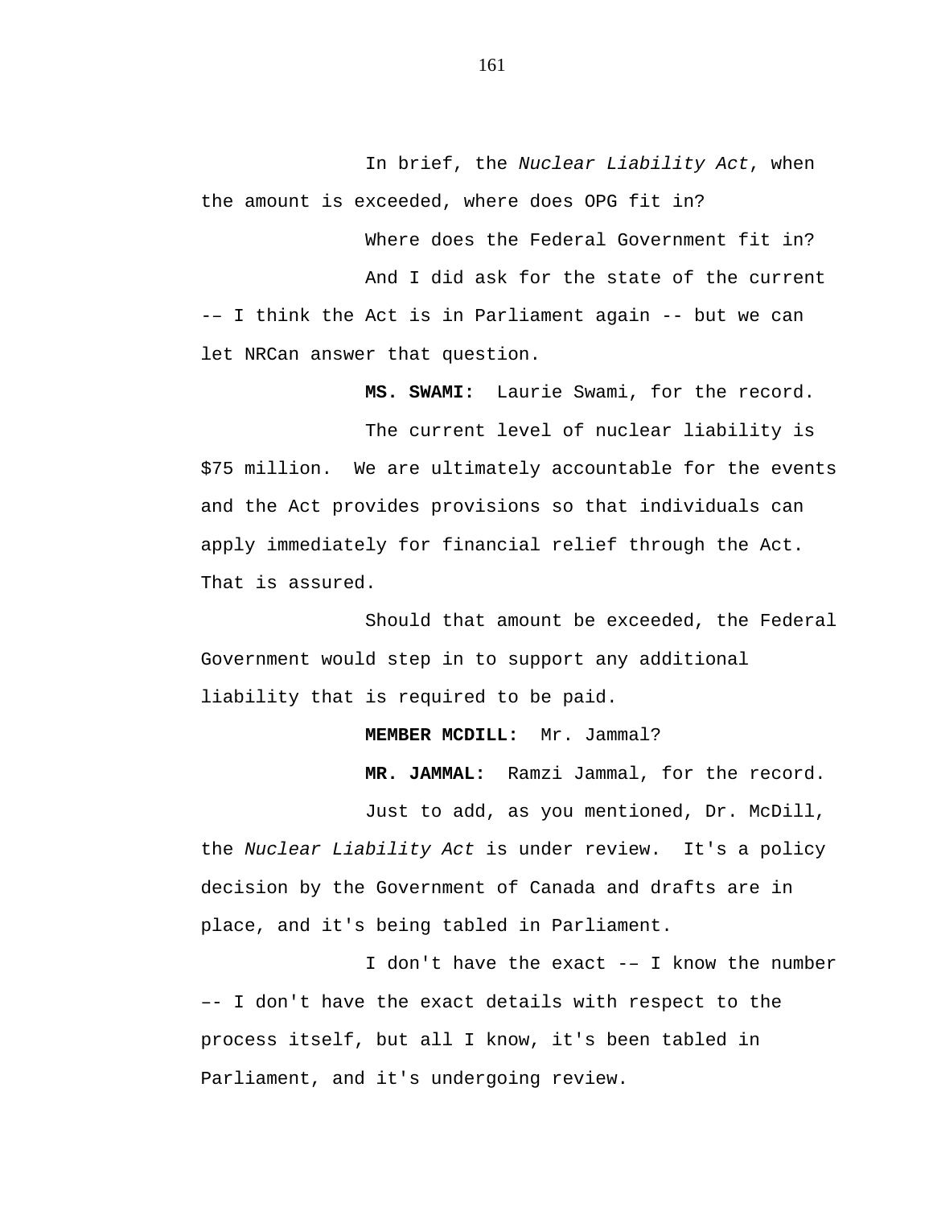In brief, the *Nuclear Liability Act*, when the amount is exceeded, where does OPG fit in?

Where does the Federal Government fit in?

And I did ask for the state of the current -– I think the Act is in Parliament again -- but we can let NRCan answer that question.

**MS. SWAMI:** Laurie Swami, for the record.

The current level of nuclear liability is $75 million. We are ultimately accountable for the events and the Act provides provisions so that individuals can apply immediately for financial relief through the Act. That is assured.

Should that amount be exceeded, the Federal Government would step in to support any additional liability that is required to be paid.

**MEMBER MCDILL:** Mr. Jammal?

**MR. JAMMAL:** Ramzi Jammal, for the record.

Just to add, as you mentioned, Dr. McDill, the *Nuclear Liability Act* is under review. It's a policy decision by the Government of Canada and drafts are in place, and it's being tabled in Parliament.

I don't have the exact -– I know the number –- I don't have the exact details with respect to the process itself, but all I know, it's been tabled in Parliament, and it's undergoing review.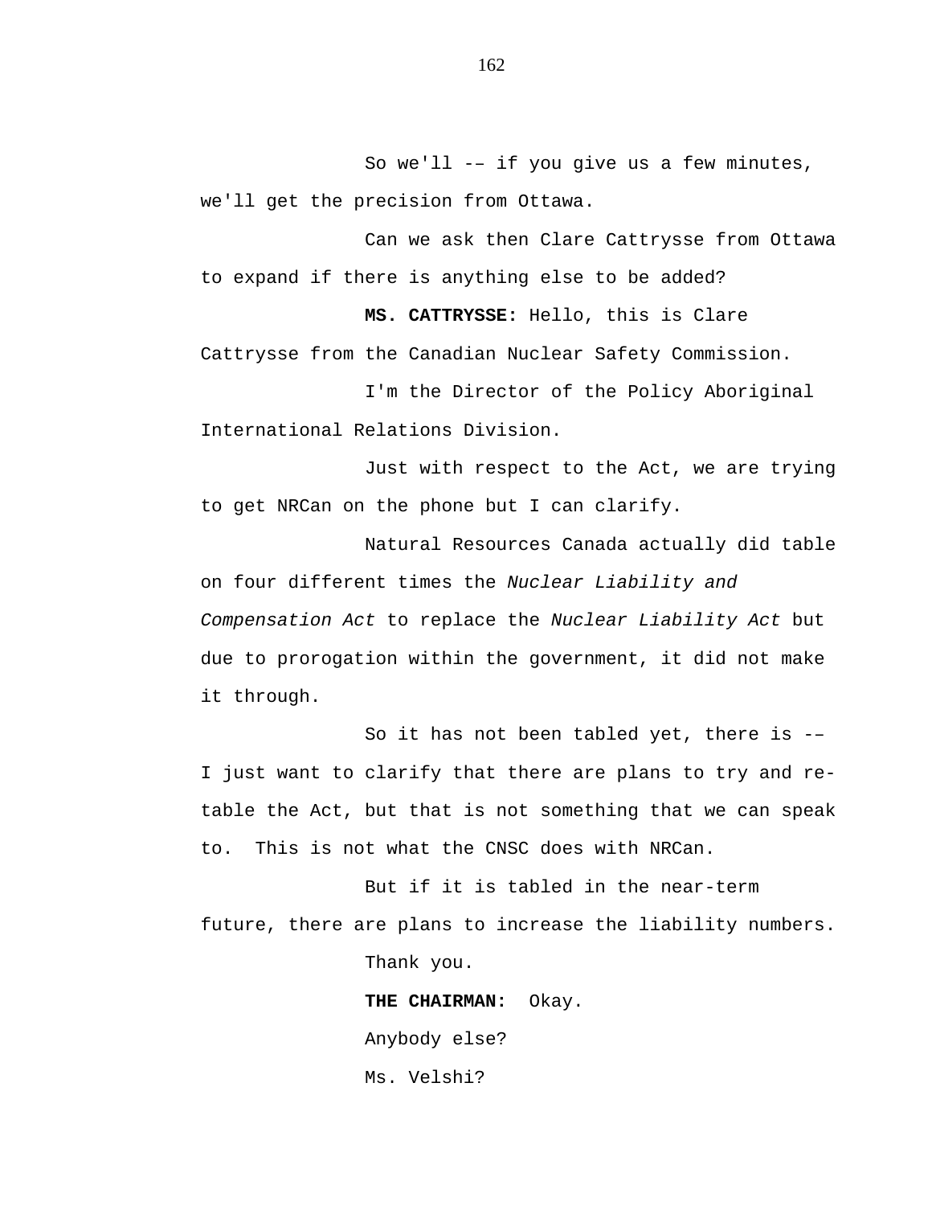So we'll -– if you give us a few minutes, we'll get the precision from Ottawa.

Can we ask then Clare Cattrysse from Ottawa to expand if there is anything else to be added?

**MS. CATTRYSSE:** Hello, this is Clare Cattrysse from the Canadian Nuclear Safety Commission.

I'm the Director of the Policy Aboriginal International Relations Division.

Just with respect to the Act, we are trying to get NRCan on the phone but I can clarify.

Natural Resources Canada actually did table on four different times the *Nuclear Liability and Compensation Act* to replace the *Nuclear Liability Act* but due to prorogation within the government, it did not make it through.

So it has not been tabled yet, there is -– I just want to clarify that there are plans to try and re-table the Act, but that is not something that we can speak to.  This is not what the CNSC does with NRCan.

But if it is tabled in the near-term future, there are plans to increase the liability numbers.

Thank you.

**THE CHAIRMAN:** Okay.

Anybody else?

Ms. Velshi?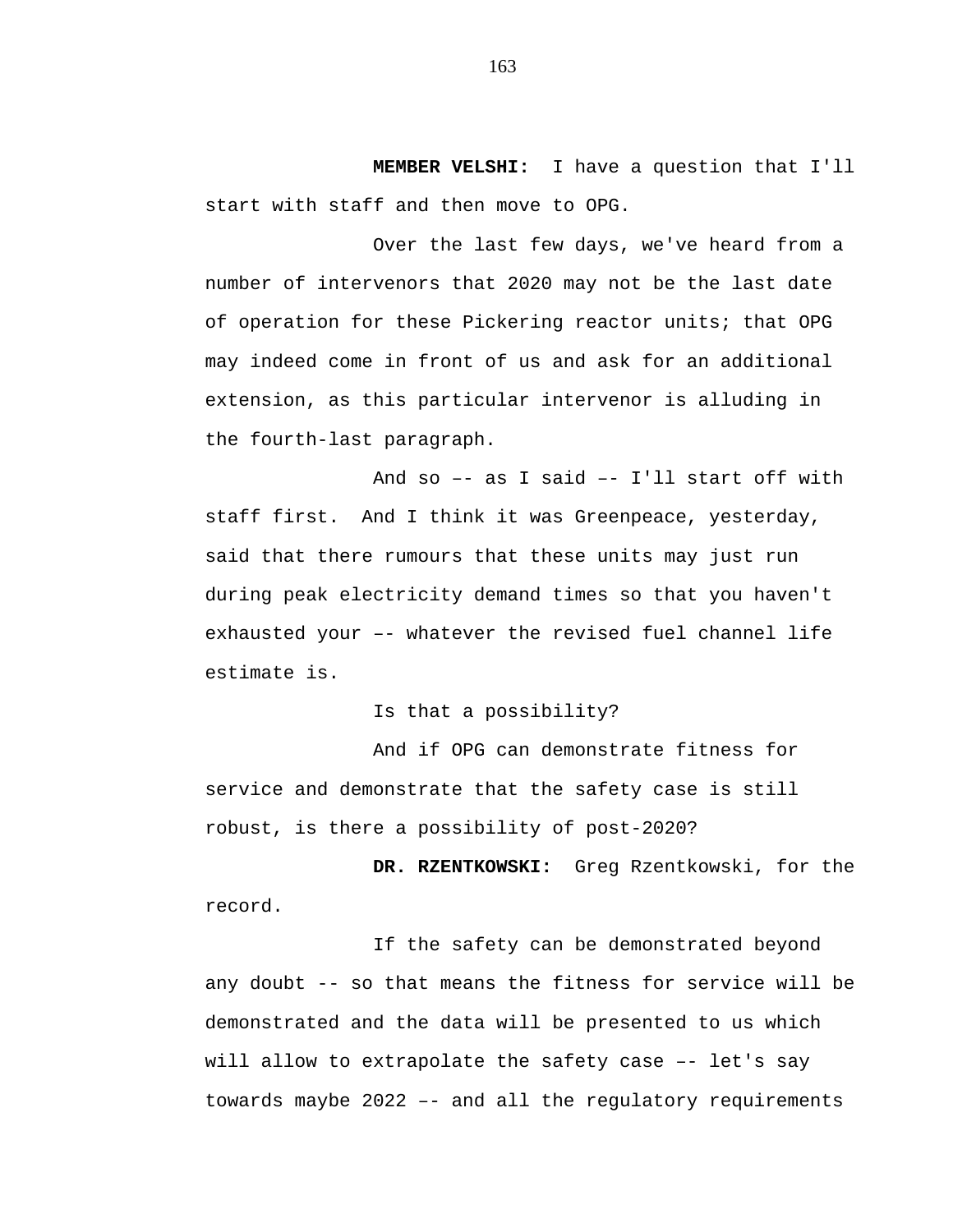**MEMBER VELSHI:** I have a question that I'll start with staff and then move to OPG.

Over the last few days, we've heard from a number of intervenors that 2020 may not be the last date of operation for these Pickering reactor units; that OPG may indeed come in front of us and ask for an additional extension, as this particular intervenor is alluding in the fourth-last paragraph.

And so –- as I said –- I'll start off with staff first. And I think it was Greenpeace, yesterday, said that there rumours that these units may just run during peak electricity demand times so that you haven't exhausted your –- whatever the revised fuel channel life estimate is.

Is that a possibility?

And if OPG can demonstrate fitness for service and demonstrate that the safety case is still robust, is there a possibility of post-2020?

**DR. RZENTKOWSKI:** Greg Rzentkowski, for the record.

If the safety can be demonstrated beyond any doubt -- so that means the fitness for service will be demonstrated and the data will be presented to us which will allow to extrapolate the safety case –- let's say towards maybe 2022 –- and all the regulatory requirements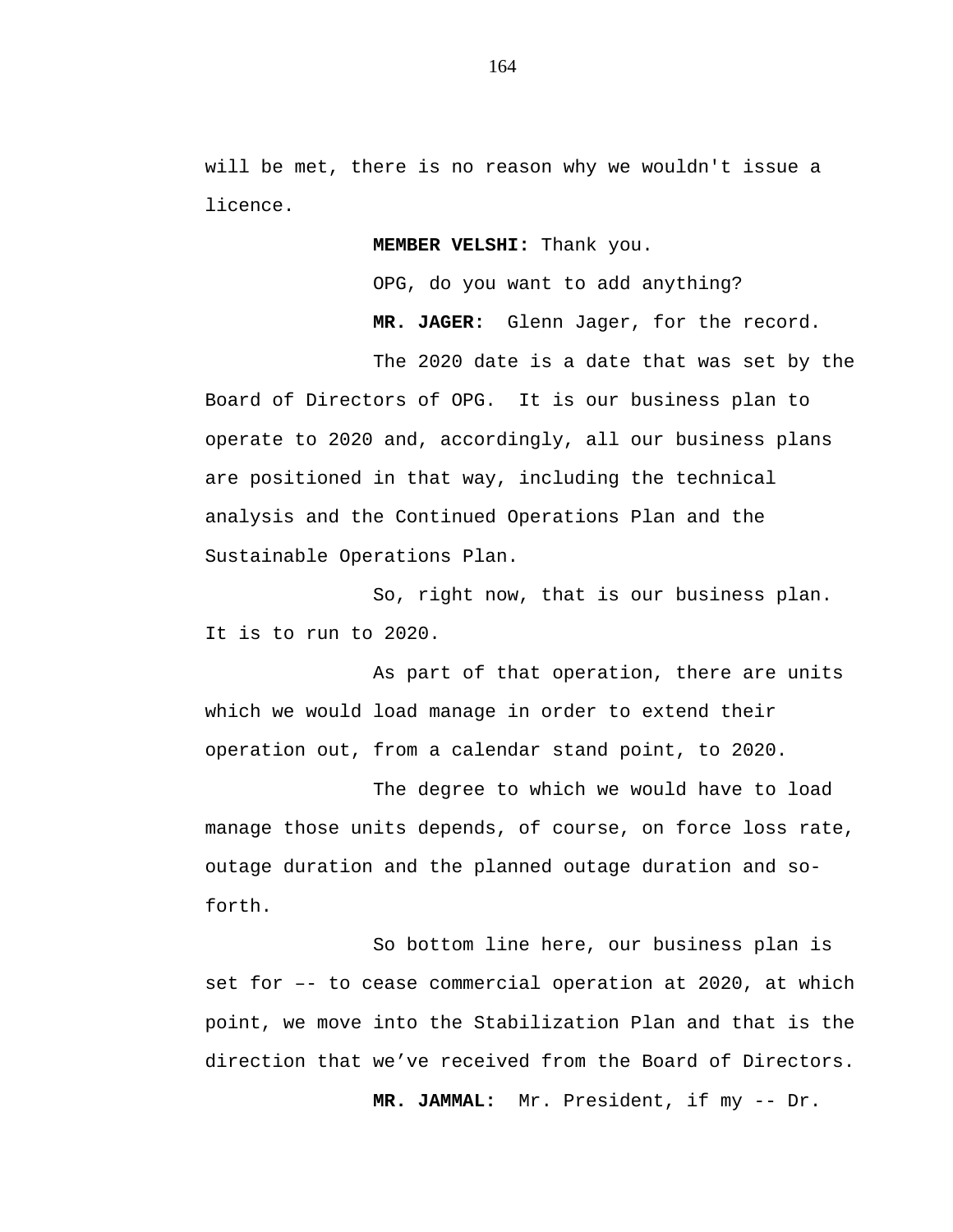will be met, there is no reason why we wouldn't issue a licence.

**MEMBER VELSHI:** Thank you.

OPG, do you want to add anything?

**MR. JAGER:** Glenn Jager, for the record.

The 2020 date is a date that was set by the Board of Directors of OPG. It is our business plan to operate to 2020 and, accordingly, all our business plans are positioned in that way, including the technical analysis and the Continued Operations Plan and the Sustainable Operations Plan.

So, right now, that is our business plan. It is to run to 2020.

As part of that operation, there are units which we would load manage in order to extend their operation out, from a calendar stand point, to 2020.

The degree to which we would have to load manage those units depends, of course, on force loss rate, outage duration and the planned outage duration and so-forth.

So bottom line here, our business plan is set for –- to cease commercial operation at 2020, at which point, we move into the Stabilization Plan and that is the direction that we've received from the Board of Directors.

**MR. JAMMAL:** Mr. President, if my -- Dr.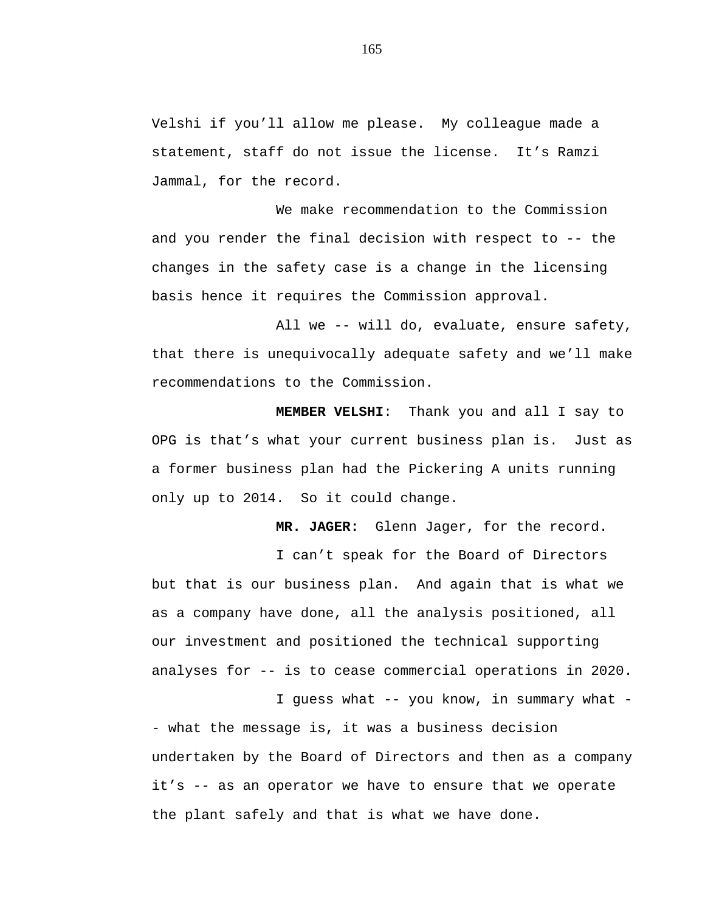Velshi if you'll allow me please. My colleague made a statement, staff do not issue the license. It's Ramzi Jammal, for the record.

We make recommendation to the Commission and you render the final decision with respect to -- the changes in the safety case is a change in the licensing basis hence it requires the Commission approval.

All we -- will do, evaluate, ensure safety, that there is unequivocally adequate safety and we'll make recommendations to the Commission.

**MEMBER VELSHI**: Thank you and all I say to OPG is that's what your current business plan is. Just as a former business plan had the Pickering A units running only up to 2014. So it could change.

**MR. JAGER:** Glenn Jager, for the record.

I can't speak for the Board of Directors but that is our business plan. And again that is what we as a company have done, all the analysis positioned, all our investment and positioned the technical supporting analyses for -- is to cease commercial operations in 2020.

I guess what -- you know, in summary what -- what the message is, it was a business decision undertaken by the Board of Directors and then as a company it's -- as an operator we have to ensure that we operate the plant safely and that is what we have done.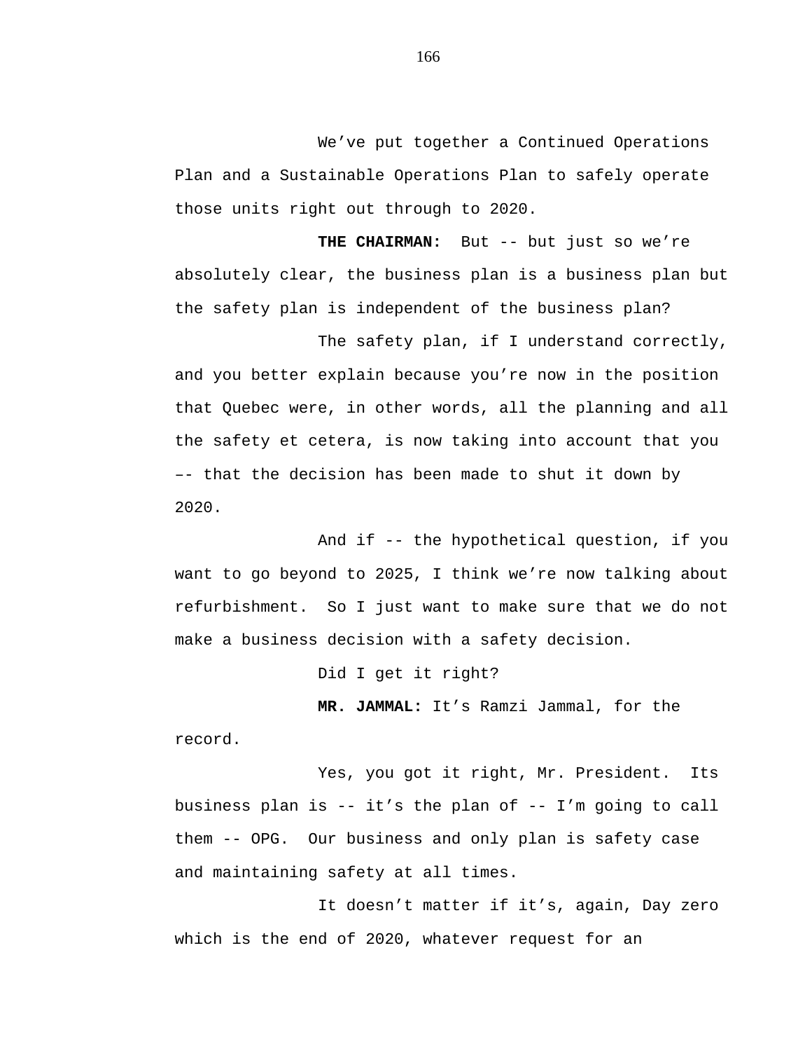We've put together a Continued Operations Plan and a Sustainable Operations Plan to safely operate those units right out through to 2020.

**THE CHAIRMAN:** But -- but just so we're absolutely clear, the business plan is a business plan but the safety plan is independent of the business plan?

The safety plan, if I understand correctly, and you better explain because you're now in the position that Quebec were, in other words, all the planning and all the safety et cetera, is now taking into account that you –- that the decision has been made to shut it down by 2020.

And if -- the hypothetical question, if you want to go beyond to 2025, I think we're now talking about refurbishment. So I just want to make sure that we do not make a business decision with a safety decision.

Did I get it right?

**MR. JAMMAL:** It's Ramzi Jammal, for the record.

Yes, you got it right, Mr. President. Its business plan is -- it's the plan of -- I'm going to call them -- OPG. Our business and only plan is safety case and maintaining safety at all times.

It doesn't matter if it's, again, Day zero which is the end of 2020, whatever request for an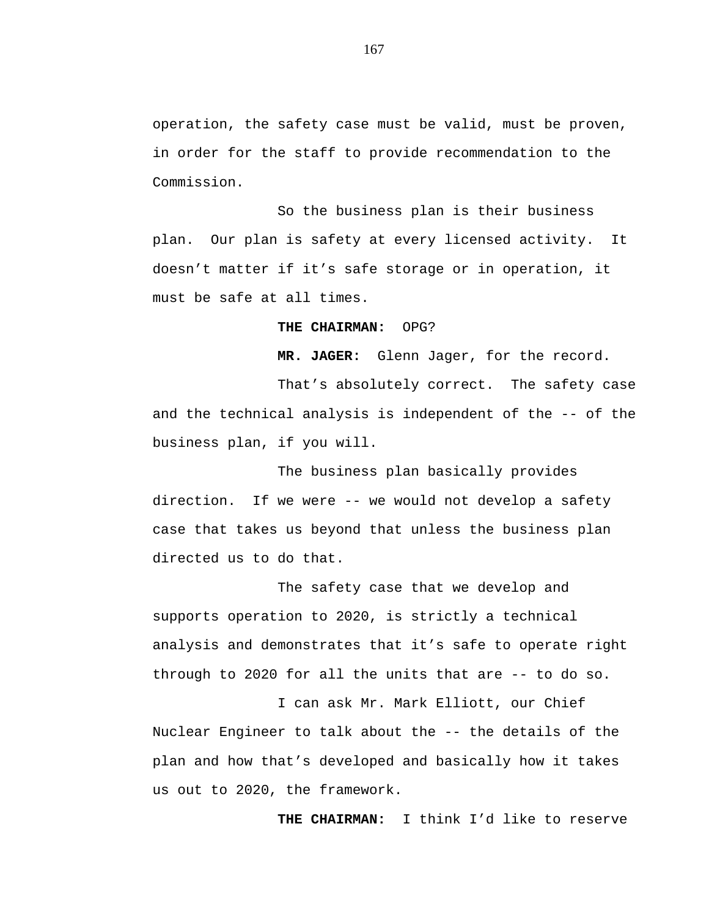operation, the safety case must be valid, must be proven, in order for the staff to provide recommendation to the Commission.

So the business plan is their business plan. Our plan is safety at every licensed activity. It doesn't matter if it's safe storage or in operation, it must be safe at all times.

**THE CHAIRMAN:** OPG?

**MR. JAGER:** Glenn Jager, for the record.

That's absolutely correct. The safety case and the technical analysis is independent of the -- of the business plan, if you will.

The business plan basically provides direction. If we were -- we would not develop a safety case that takes us beyond that unless the business plan directed us to do that.

The safety case that we develop and supports operation to 2020, is strictly a technical analysis and demonstrates that it's safe to operate right through to 2020 for all the units that are -- to do so.

I can ask Mr. Mark Elliott, our Chief Nuclear Engineer to talk about the -- the details of the plan and how that's developed and basically how it takes us out to 2020, the framework.

**THE CHAIRMAN:** I think I'd like to reserve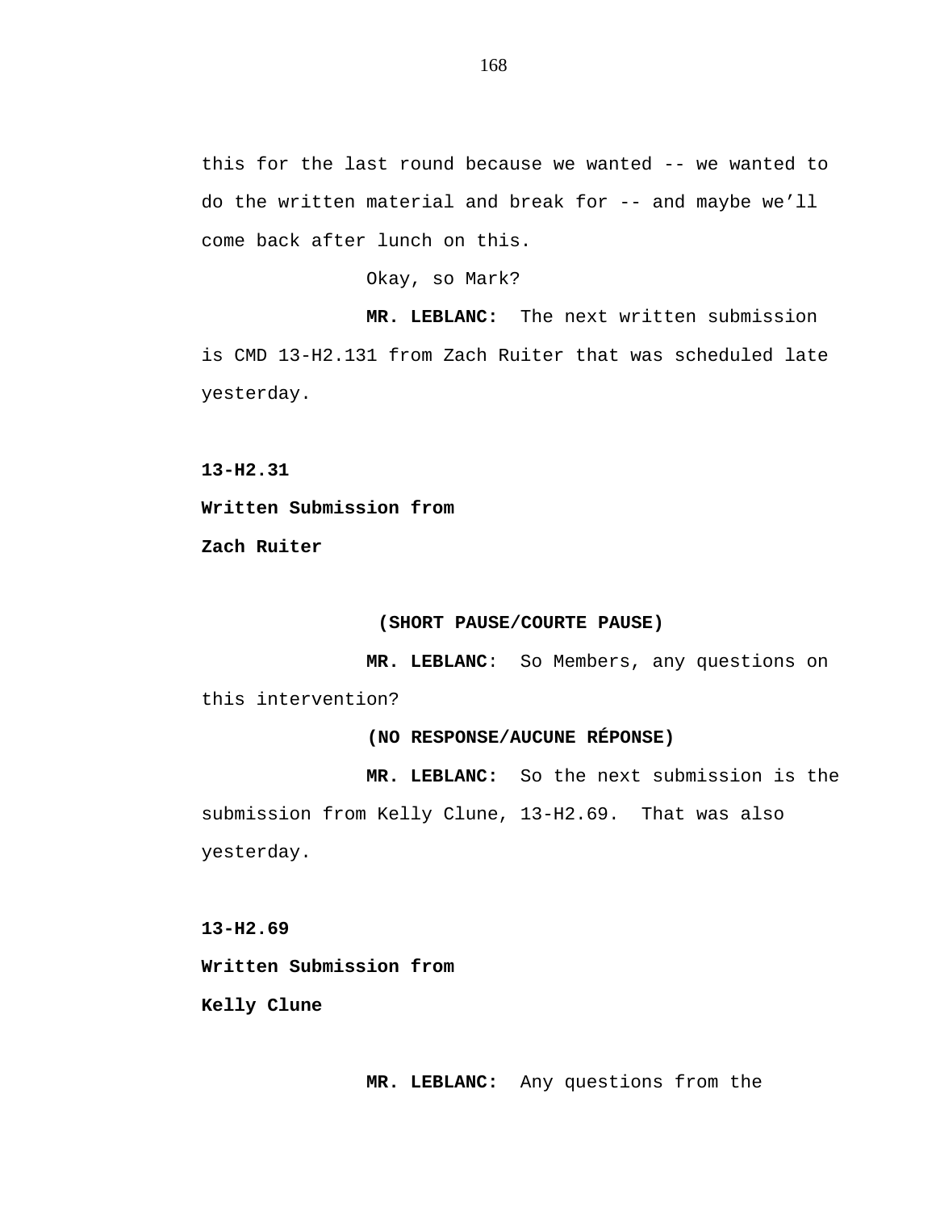this for the last round because we wanted -- we wanted to do the written material and break for -- and maybe we'll come back after lunch on this.

Okay, so Mark?

**MR. LEBLANC:** The next written submission is CMD 13-H2.131 from Zach Ruiter that was scheduled late yesterday.

**13-H2.31**

**Written Submission from**

**Zach Ruiter**

**(SHORT PAUSE/COURTE PAUSE)**

**MR. LEBLANC**: So Members, any questions on this intervention?

**(NO RESPONSE/AUCUNE RÉPONSE)**

**MR. LEBLANC:** So the next submission is the submission from Kelly Clune, 13-H2.69. That was also yesterday.

**13-H2.69**

**Written Submission from**

**Kelly Clune**

**MR. LEBLANC:** Any questions from the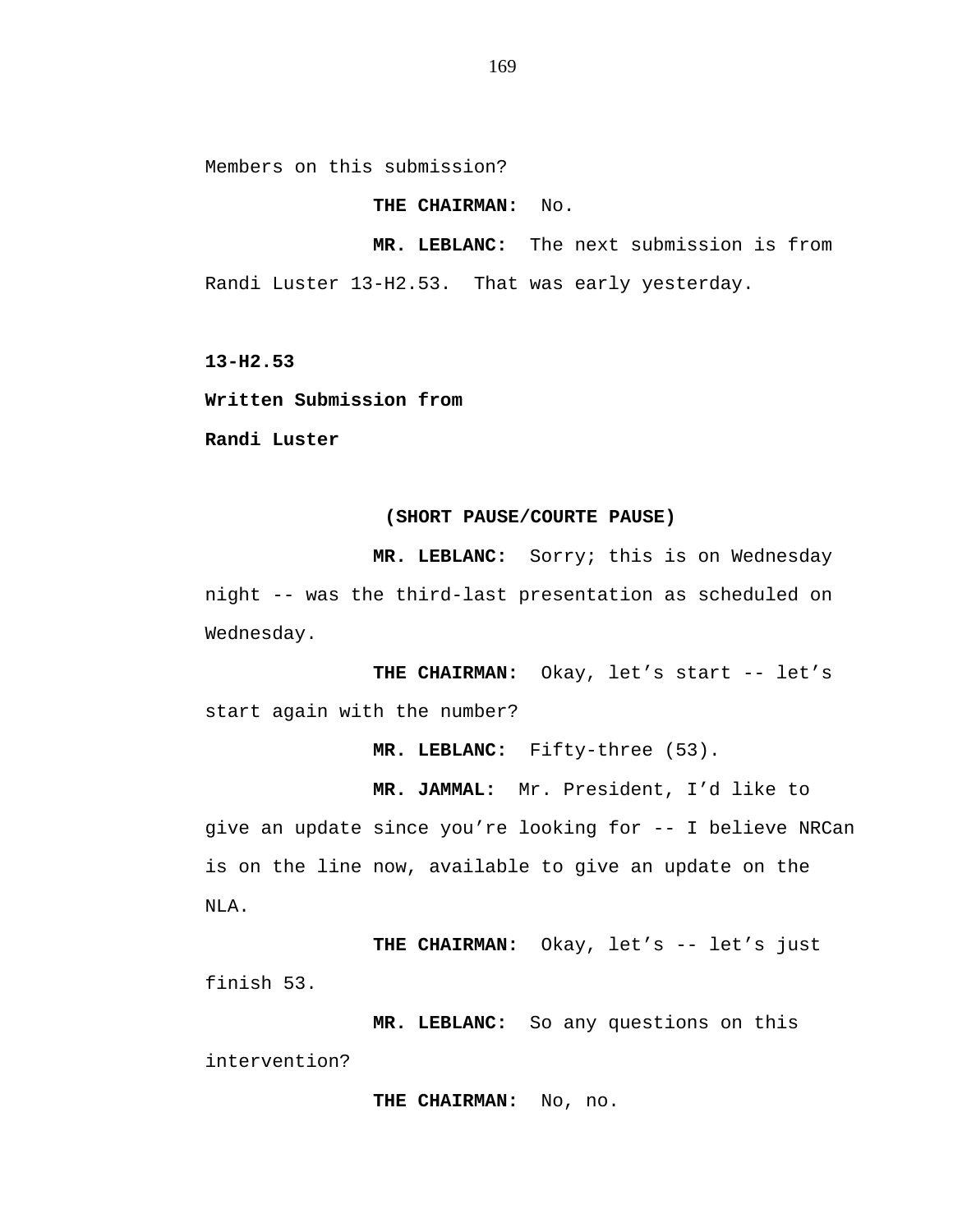Members on this submission?

**THE CHAIRMAN:** No.

**MR. LEBLANC:** The next submission is from Randi Luster 13-H2.53. That was early yesterday.

**13-H2.53**

**Written Submission from**

**Randi Luster**

**(SHORT PAUSE/COURTE PAUSE)**

**MR. LEBLANC:** Sorry; this is on Wednesday night -- was the third-last presentation as scheduled on Wednesday.

**THE CHAIRMAN:** Okay, let's start -- let's start again with the number?

**MR. LEBLANC:** Fifty-three (53).

**MR. JAMMAL:** Mr. President, I'd like to give an update since you're looking for -- I believe NRCan is on the line now, available to give an update on the NLA.

**THE CHAIRMAN:** Okay, let's -- let's just finish 53.

**MR. LEBLANC:** So any questions on this intervention?

**THE CHAIRMAN:** No, no.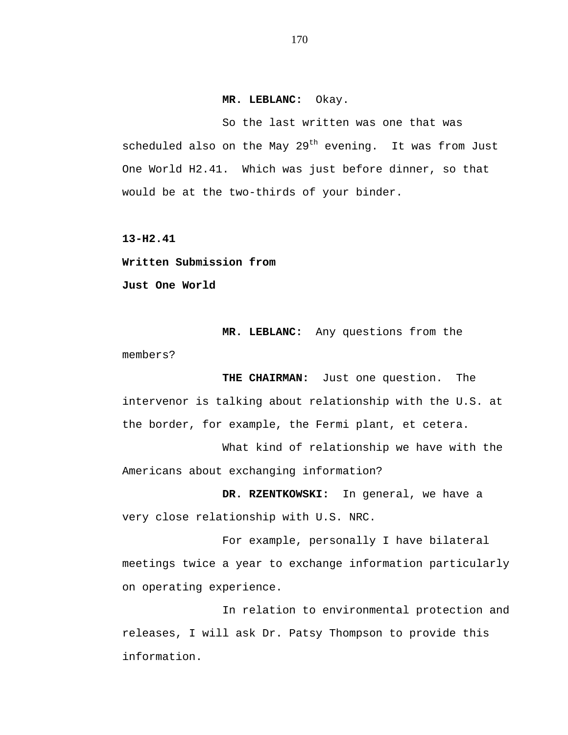**MR. LEBLANC:** Okay.

So the last written was one that was scheduled also on the May 29th evening. It was from Just One World H2.41. Which was just before dinner, so that would be at the two-thirds of your binder.

**13-H2.41**

**Written Submission from**

**Just One World**

**MR. LEBLANC:** Any questions from the members?

**THE CHAIRMAN:** Just one question. The intervenor is talking about relationship with the U.S. at the border, for example, the Fermi plant, et cetera.

What kind of relationship we have with the Americans about exchanging information?

**DR. RZENTKOWSKI:** In general, we have a very close relationship with U.S. NRC.

For example, personally I have bilateral meetings twice a year to exchange information particularly on operating experience.

In relation to environmental protection and releases, I will ask Dr. Patsy Thompson to provide this information.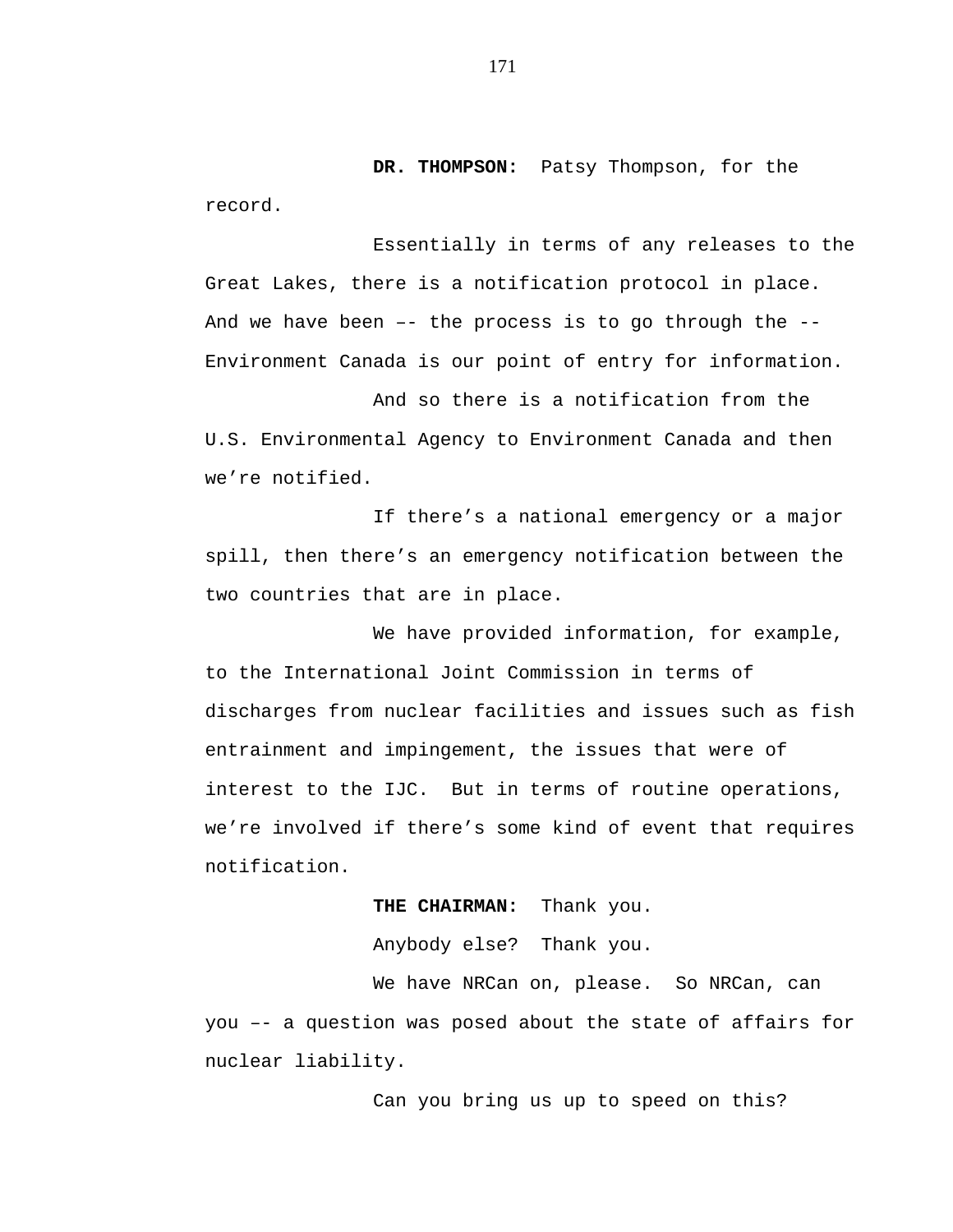**DR. THOMPSON:** Patsy Thompson, for the record.

Essentially in terms of any releases to the Great Lakes, there is a notification protocol in place. And we have been –- the process is to go through the -- Environment Canada is our point of entry for information.

And so there is a notification from the U.S. Environmental Agency to Environment Canada and then we're notified.

If there's a national emergency or a major spill, then there's an emergency notification between the two countries that are in place.

We have provided information, for example, to the International Joint Commission in terms of discharges from nuclear facilities and issues such as fish entrainment and impingement, the issues that were of interest to the IJC. But in terms of routine operations, we're involved if there's some kind of event that requires notification.

**THE CHAIRMAN:** Thank you.

Anybody else? Thank you.

We have NRCan on, please. So NRCan, can you –- a question was posed about the state of affairs for nuclear liability.

Can you bring us up to speed on this?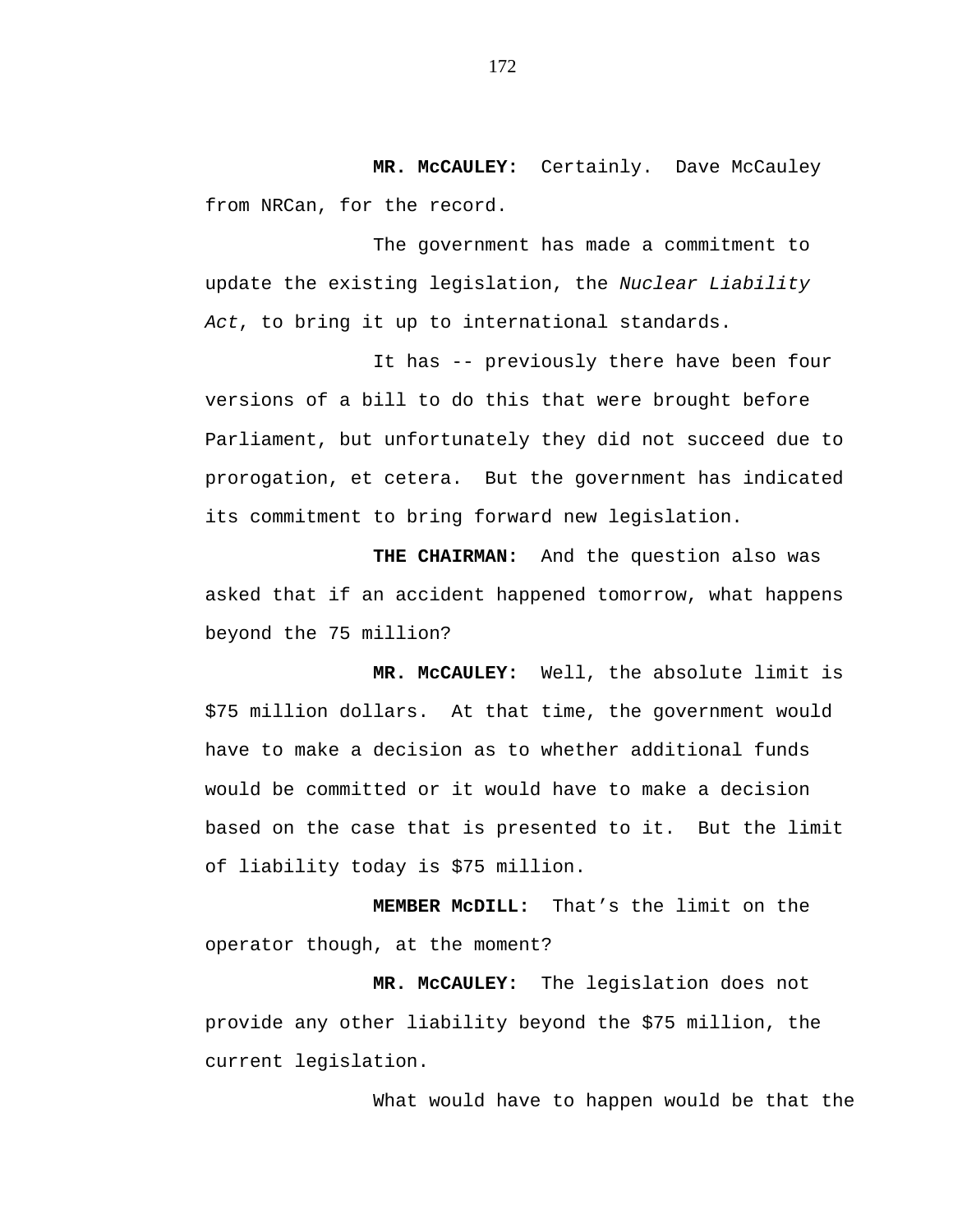**MR. McCAULEY:** Certainly. Dave McCauley from NRCan, for the record.

The government has made a commitment to update the existing legislation, the *Nuclear Liability Act*, to bring it up to international standards.

It has -- previously there have been four versions of a bill to do this that were brought before Parliament, but unfortunately they did not succeed due to prorogation, et cetera. But the government has indicated its commitment to bring forward new legislation.

**THE CHAIRMAN:** And the question also was asked that if an accident happened tomorrow, what happens beyond the 75 million?

**MR. McCAULEY:** Well, the absolute limit is $75 million dollars. At that time, the government would have to make a decision as to whether additional funds would be committed or it would have to make a decision based on the case that is presented to it. But the limit of liability today is $75 million.

**MEMBER McDILL:** That's the limit on the operator though, at the moment?

**MR. McCAULEY:** The legislation does not provide any other liability beyond the $75 million, the current legislation.

What would have to happen would be that the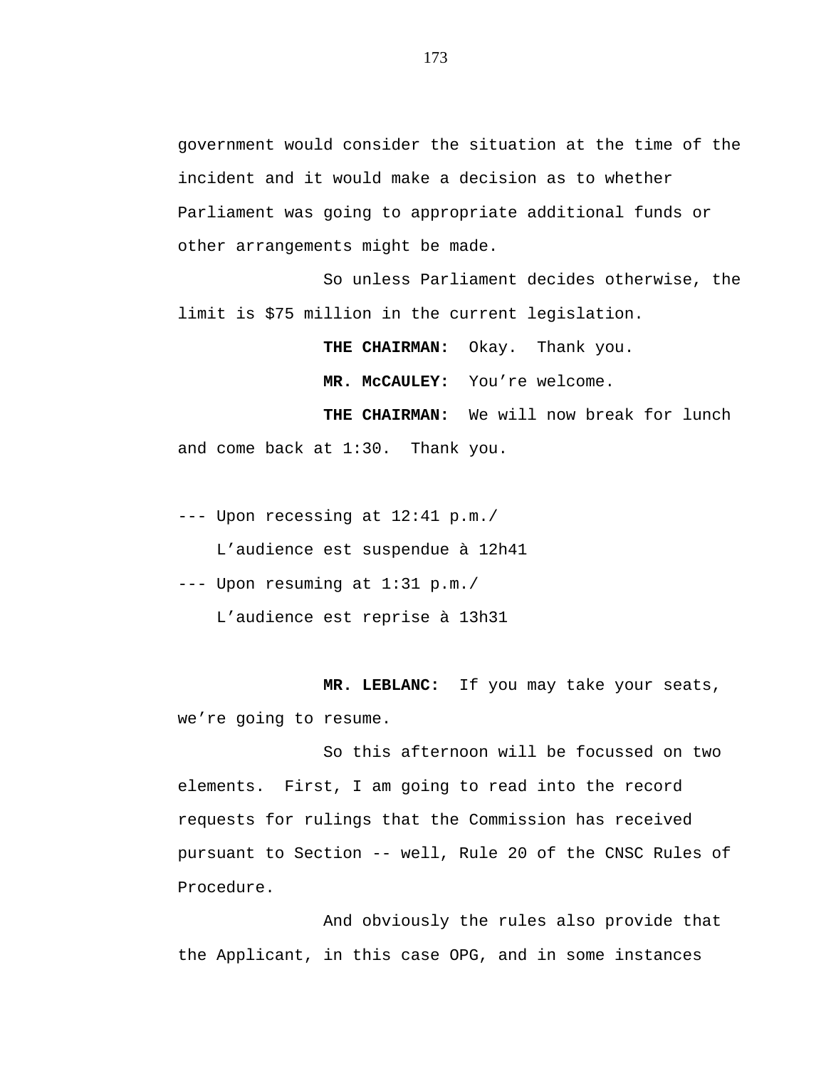government would consider the situation at the time of the incident and it would make a decision as to whether Parliament was going to appropriate additional funds or other arrangements might be made.

So unless Parliament decides otherwise, the limit is $75 million in the current legislation.

**THE CHAIRMAN:** Okay. Thank you.

**MR. McCAULEY:** You’re welcome.

**THE CHAIRMAN:** We will now break for lunch and come back at 1:30. Thank you.

--- Upon recessing at 12:41 p.m./
L’audience est suspendue à 12h41

--- Upon resuming at 1:31 p.m./
L’audience est reprise à 13h31

**MR. LEBLANC:** If you may take your seats, we’re going to resume.

So this afternoon will be focussed on two elements. First, I am going to read into the record requests for rulings that the Commission has received pursuant to Section -- well, Rule 20 of the CNSC Rules of Procedure.

And obviously the rules also provide that the Applicant, in this case OPG, and in some instances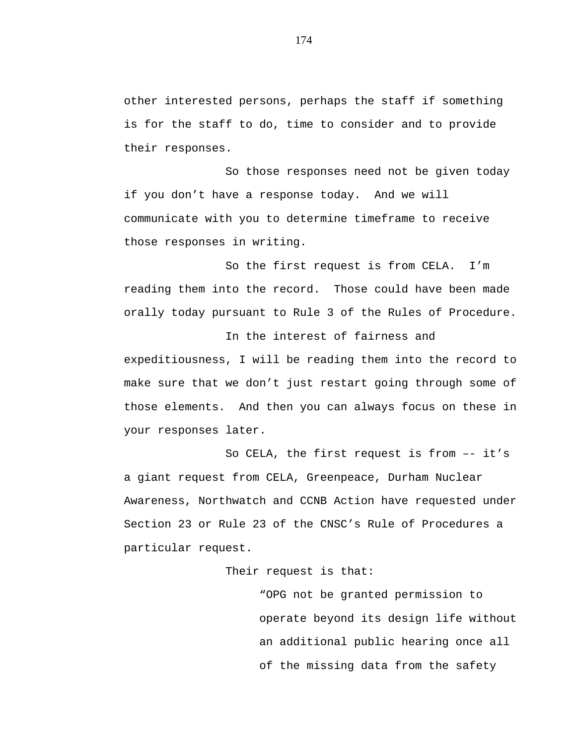other interested persons, perhaps the staff if something is for the staff to do, time to consider and to provide their responses.

So those responses need not be given today if you don't have a response today. And we will communicate with you to determine timeframe to receive those responses in writing.

So the first request is from CELA. I'm reading them into the record. Those could have been made orally today pursuant to Rule 3 of the Rules of Procedure.

In the interest of fairness and expeditiousness, I will be reading them into the record to make sure that we don't just restart going through some of those elements. And then you can always focus on these in your responses later.

So CELA, the first request is from –- it's a giant request from CELA, Greenpeace, Durham Nuclear Awareness, Northwatch and CCNB Action have requested under Section 23 or Rule 23 of the CNSC's Rule of Procedures a particular request.

Their request is that:

> "OPG not be granted permission to operate beyond its design life without an additional public hearing once all of the missing data from the safety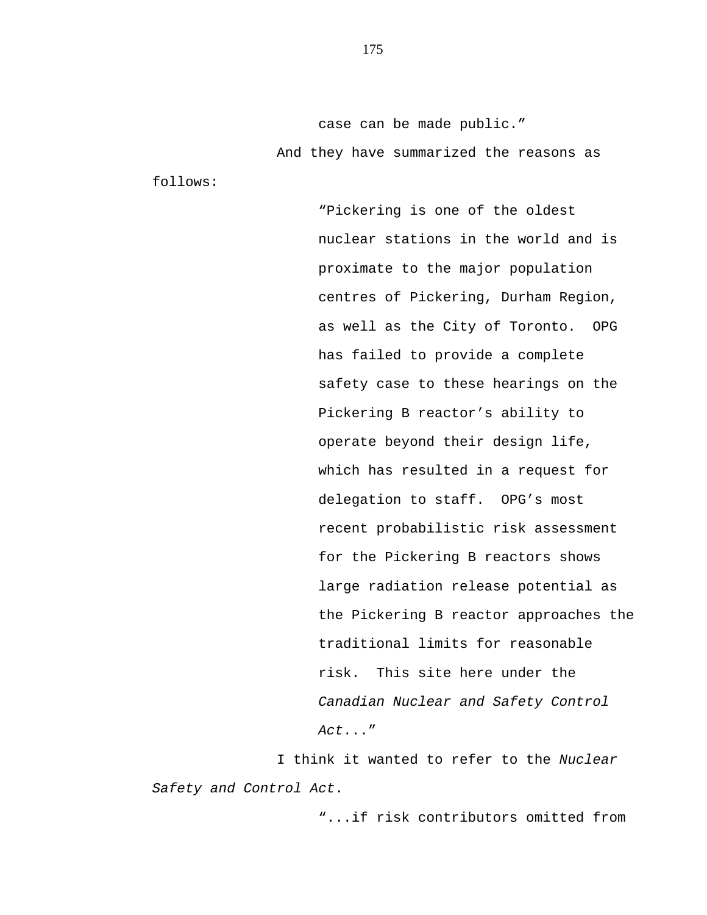case can be made public."

And they have summarized the reasons as follows:

> "Pickering is one of the oldest nuclear stations in the world and is proximate to the major population centres of Pickering, Durham Region, as well as the City of Toronto. OPG has failed to provide a complete safety case to these hearings on the Pickering B reactor's ability to operate beyond their design life, which has resulted in a request for delegation to staff. OPG's most recent probabilistic risk assessment for the Pickering B reactors shows large radiation release potential as the Pickering B reactor approaches the traditional limits for reasonable risk. This site here under the *Canadian Nuclear and Safety Control Act*..."

I think it wanted to refer to the *Nuclear Safety and Control Act*.

> "...if risk contributors omitted from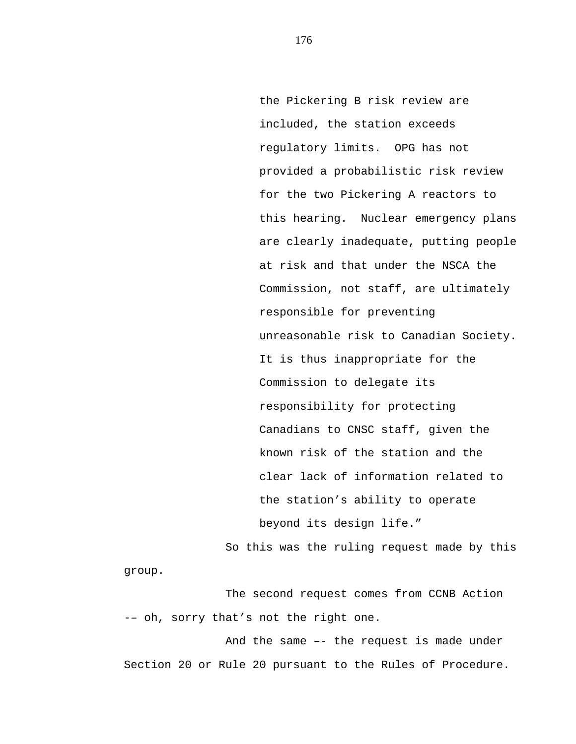> the Pickering B risk review are included, the station exceeds regulatory limits. OPG has not provided a probabilistic risk review for the two Pickering A reactors to this hearing. Nuclear emergency plans are clearly inadequate, putting people at risk and that under the NSCA the Commission, not staff, are ultimately responsible for preventing unreasonable risk to Canadian Society. It is thus inappropriate for the Commission to delegate its responsibility for protecting Canadians to CNSC staff, given the known risk of the station and the clear lack of information related to the station's ability to operate beyond its design life."

So this was the ruling request made by this group.

The second request comes from CCNB Action -– oh, sorry that's not the right one.

And the same –- the request is made under Section 20 or Rule 20 pursuant to the Rules of Procedure.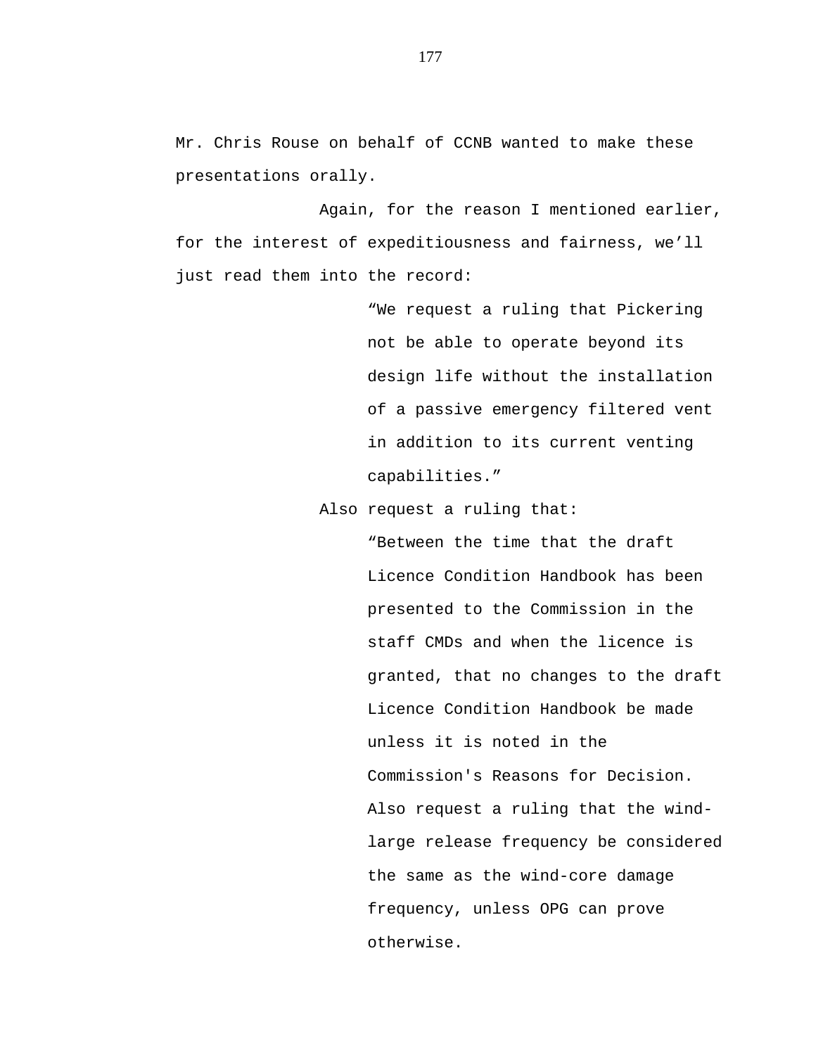Mr. Chris Rouse on behalf of CCNB wanted to make these presentations orally.

Again, for the reason I mentioned earlier, for the interest of expeditiousness and fairness, we’ll just read them into the record:

> “We request a ruling that Pickering not be able to operate beyond its design life without the installation of a passive emergency filtered vent in addition to its current venting capabilities.”

Also request a ruling that:

> “Between the time that the draft Licence Condition Handbook has been presented to the Commission in the staff CMDs and when the licence is granted, that no changes to the draft Licence Condition Handbook be made unless it is noted in the Commission's Reasons for Decision. Also request a ruling that the wind-large release frequency be considered the same as the wind-core damage frequency, unless OPG can prove otherwise.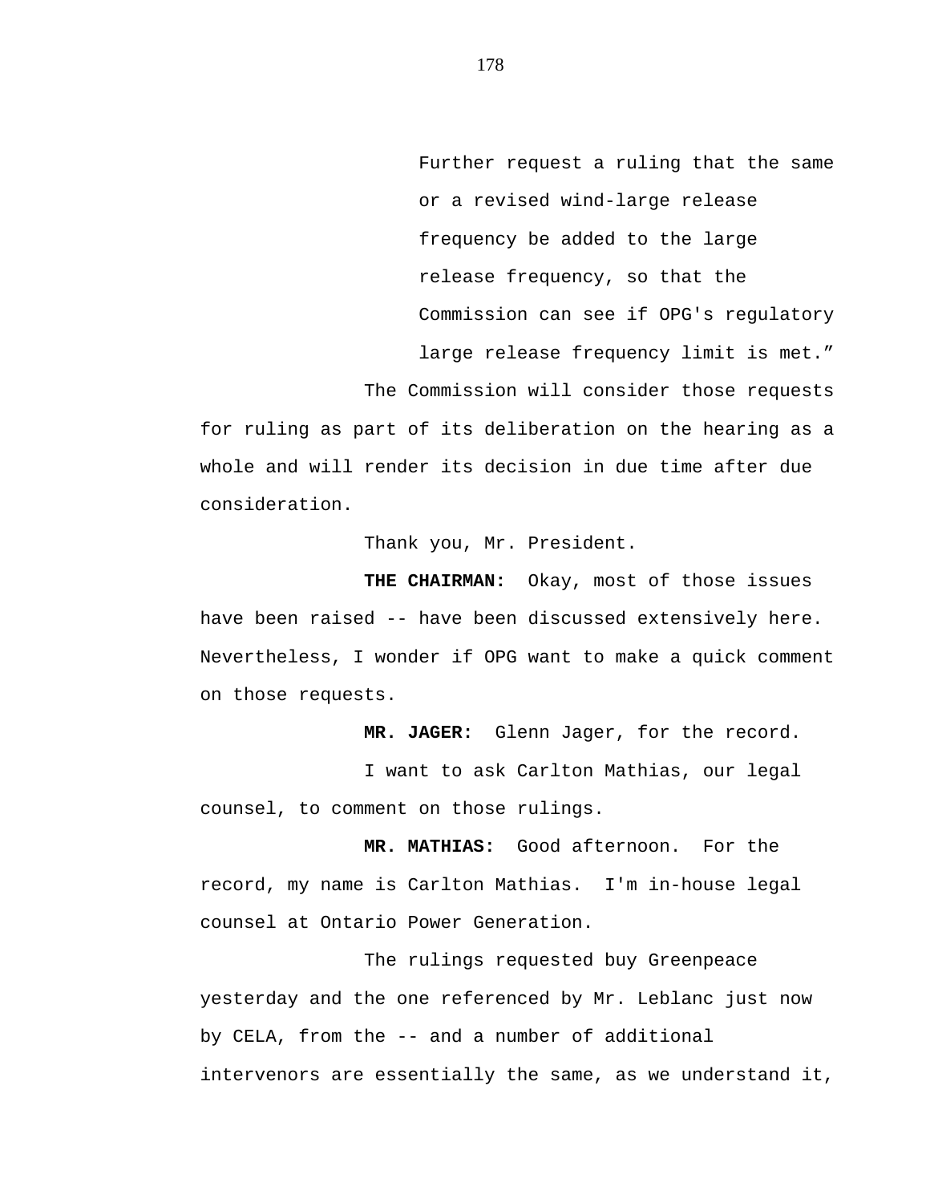> Further request a ruling that the same or a revised wind-large release frequency be added to the large release frequency, so that the Commission can see if OPG's regulatory large release frequency limit is met.”

The Commission will consider those requests for ruling as part of its deliberation on the hearing as a whole and will render its decision in due time after due consideration.

Thank you, Mr. President.

**THE CHAIRMAN:** Okay, most of those issues have been raised -- have been discussed extensively here. Nevertheless, I wonder if OPG want to make a quick comment on those requests.

**MR. JAGER:** Glenn Jager, for the record.

I want to ask Carlton Mathias, our legal counsel, to comment on those rulings.

**MR. MATHIAS:** Good afternoon. For the record, my name is Carlton Mathias. I'm in-house legal counsel at Ontario Power Generation.

The rulings requested buy Greenpeace yesterday and the one referenced by Mr. Leblanc just now by CELA, from the -- and a number of additional intervenors are essentially the same, as we understand it,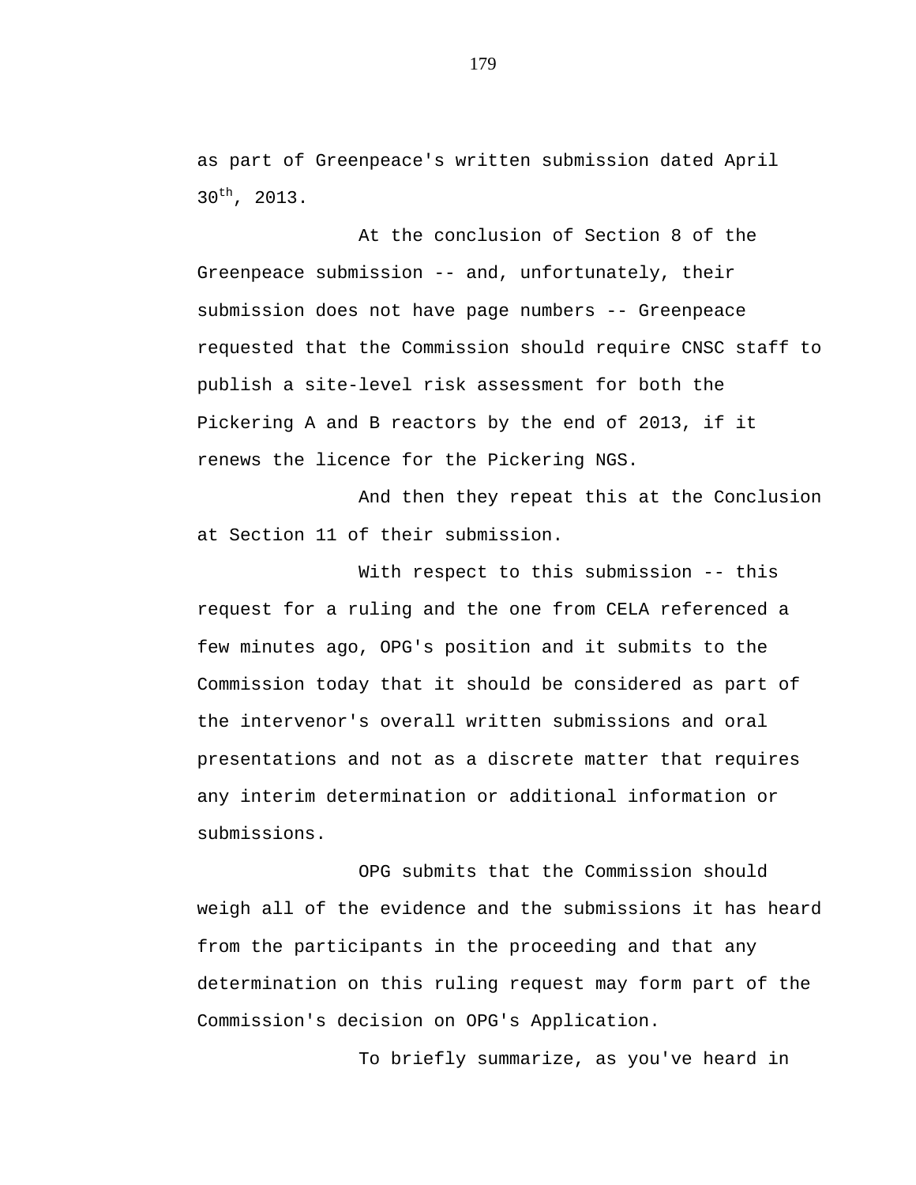as part of Greenpeace's written submission dated April 30th, 2013.

At the conclusion of Section 8 of the Greenpeace submission -- and, unfortunately, their submission does not have page numbers -- Greenpeace requested that the Commission should require CNSC staff to publish a site-level risk assessment for both the Pickering A and B reactors by the end of 2013, if it renews the licence for the Pickering NGS.

And then they repeat this at the Conclusion at Section 11 of their submission.

With respect to this submission -- this request for a ruling and the one from CELA referenced a few minutes ago, OPG's position and it submits to the Commission today that it should be considered as part of the intervenor's overall written submissions and oral presentations and not as a discrete matter that requires any interim determination or additional information or submissions.

OPG submits that the Commission should weigh all of the evidence and the submissions it has heard from the participants in the proceeding and that any determination on this ruling request may form part of the Commission's decision on OPG's Application.

To briefly summarize, as you've heard in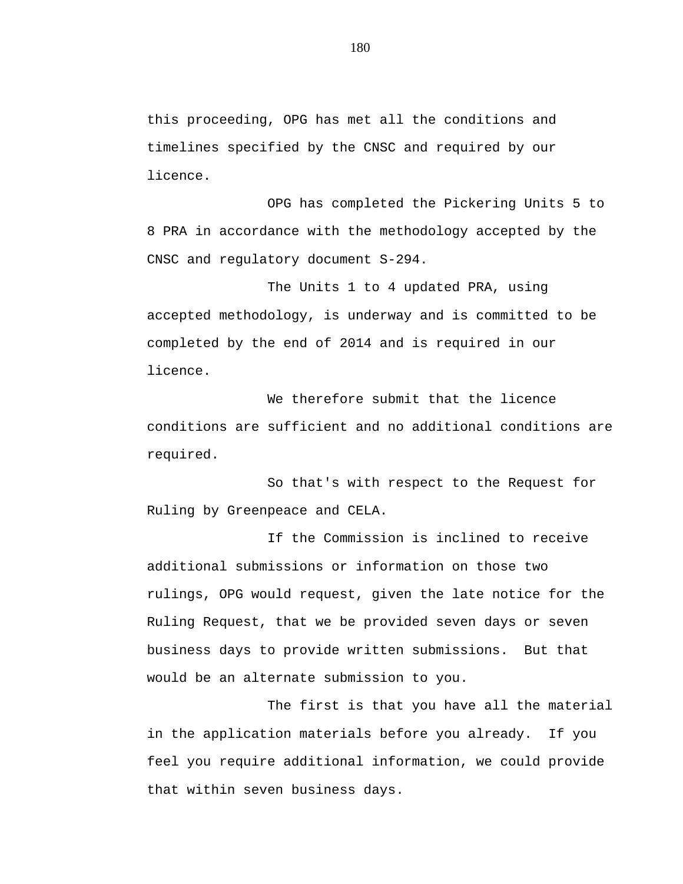this proceeding, OPG has met all the conditions and timelines specified by the CNSC and required by our licence.

OPG has completed the Pickering Units 5 to 8 PRA in accordance with the methodology accepted by the CNSC and regulatory document S-294.

The Units 1 to 4 updated PRA, using accepted methodology, is underway and is committed to be completed by the end of 2014 and is required in our licence.

We therefore submit that the licence conditions are sufficient and no additional conditions are required.

So that's with respect to the Request for Ruling by Greenpeace and CELA.

If the Commission is inclined to receive additional submissions or information on those two rulings, OPG would request, given the late notice for the Ruling Request, that we be provided seven days or seven business days to provide written submissions. But that would be an alternate submission to you.

The first is that you have all the material in the application materials before you already. If you feel you require additional information, we could provide that within seven business days.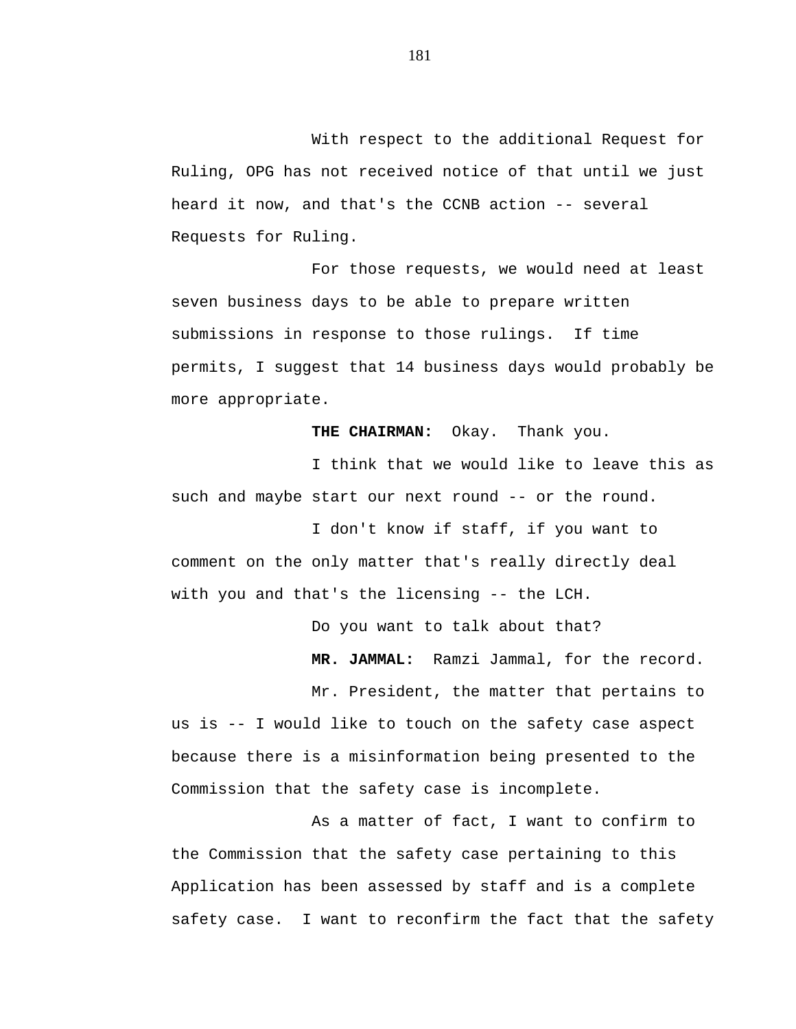With respect to the additional Request for Ruling, OPG has not received notice of that until we just heard it now, and that's the CCNB action -- several Requests for Ruling.

For those requests, we would need at least seven business days to be able to prepare written submissions in response to those rulings. If time permits, I suggest that 14 business days would probably be more appropriate.

**THE CHAIRMAN:** Okay. Thank you.

I think that we would like to leave this as such and maybe start our next round -- or the round.

I don't know if staff, if you want to comment on the only matter that's really directly deal with you and that's the licensing -- the LCH.

Do you want to talk about that?

**MR. JAMMAL:** Ramzi Jammal, for the record.

Mr. President, the matter that pertains to us is -- I would like to touch on the safety case aspect because there is a misinformation being presented to the Commission that the safety case is incomplete.

As a matter of fact, I want to confirm to the Commission that the safety case pertaining to this Application has been assessed by staff and is a complete safety case. I want to reconfirm the fact that the safety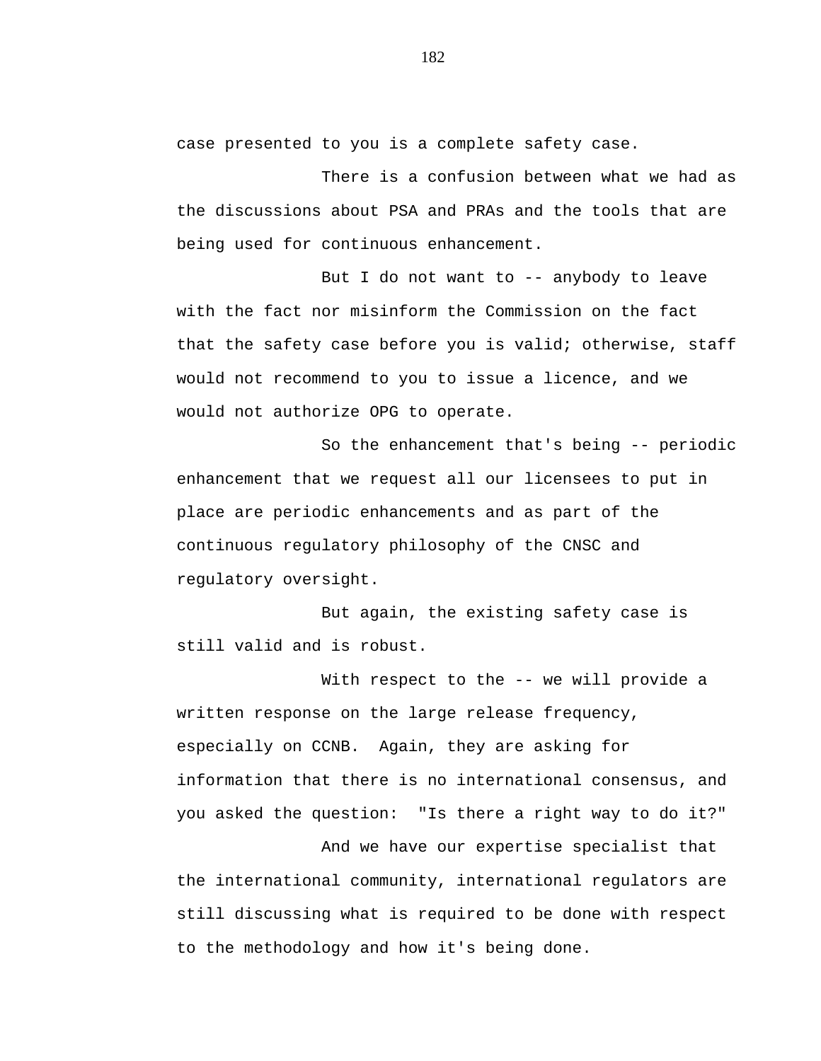case presented to you is a complete safety case.

There is a confusion between what we had as the discussions about PSA and PRAs and the tools that are being used for continuous enhancement.

But I do not want to -- anybody to leave with the fact nor misinform the Commission on the fact that the safety case before you is valid; otherwise, staff would not recommend to you to issue a licence, and we would not authorize OPG to operate.

So the enhancement that's being -- periodic enhancement that we request all our licensees to put in place are periodic enhancements and as part of the continuous regulatory philosophy of the CNSC and regulatory oversight.

But again, the existing safety case is still valid and is robust.

With respect to the -- we will provide a written response on the large release frequency, especially on CCNB. Again, they are asking for information that there is no international consensus, and you asked the question: "Is there a right way to do it?"

And we have our expertise specialist that the international community, international regulators are still discussing what is required to be done with respect to the methodology and how it's being done.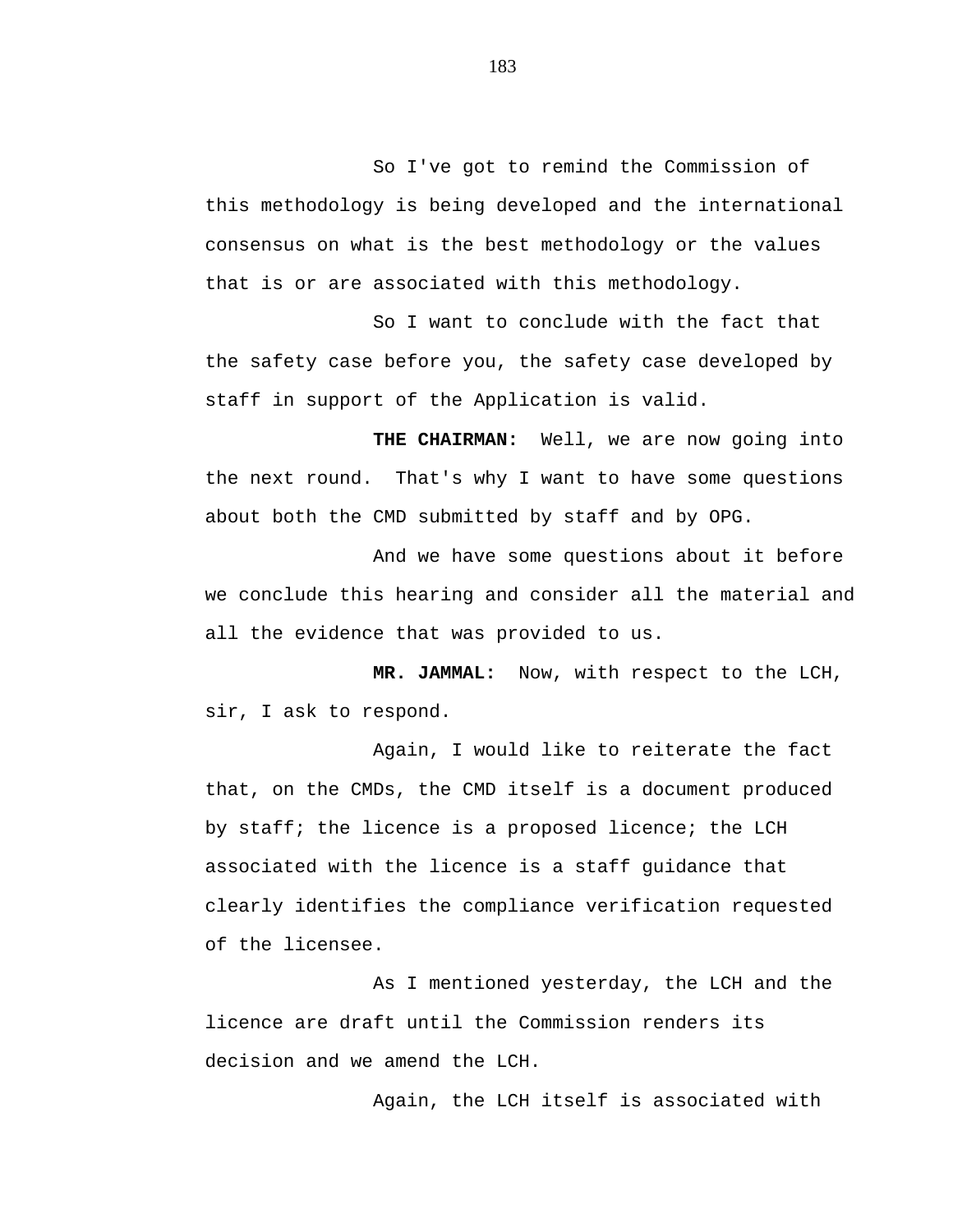So I've got to remind the Commission of this methodology is being developed and the international consensus on what is the best methodology or the values that is or are associated with this methodology.

So I want to conclude with the fact that the safety case before you, the safety case developed by staff in support of the Application is valid.

**THE CHAIRMAN:** Well, we are now going into the next round. That's why I want to have some questions about both the CMD submitted by staff and by OPG.

And we have some questions about it before we conclude this hearing and consider all the material and all the evidence that was provided to us.

**MR. JAMMAL:** Now, with respect to the LCH, sir, I ask to respond.

Again, I would like to reiterate the fact that, on the CMDs, the CMD itself is a document produced by staff; the licence is a proposed licence; the LCH associated with the licence is a staff guidance that clearly identifies the compliance verification requested of the licensee.

As I mentioned yesterday, the LCH and the licence are draft until the Commission renders its decision and we amend the LCH.

Again, the LCH itself is associated with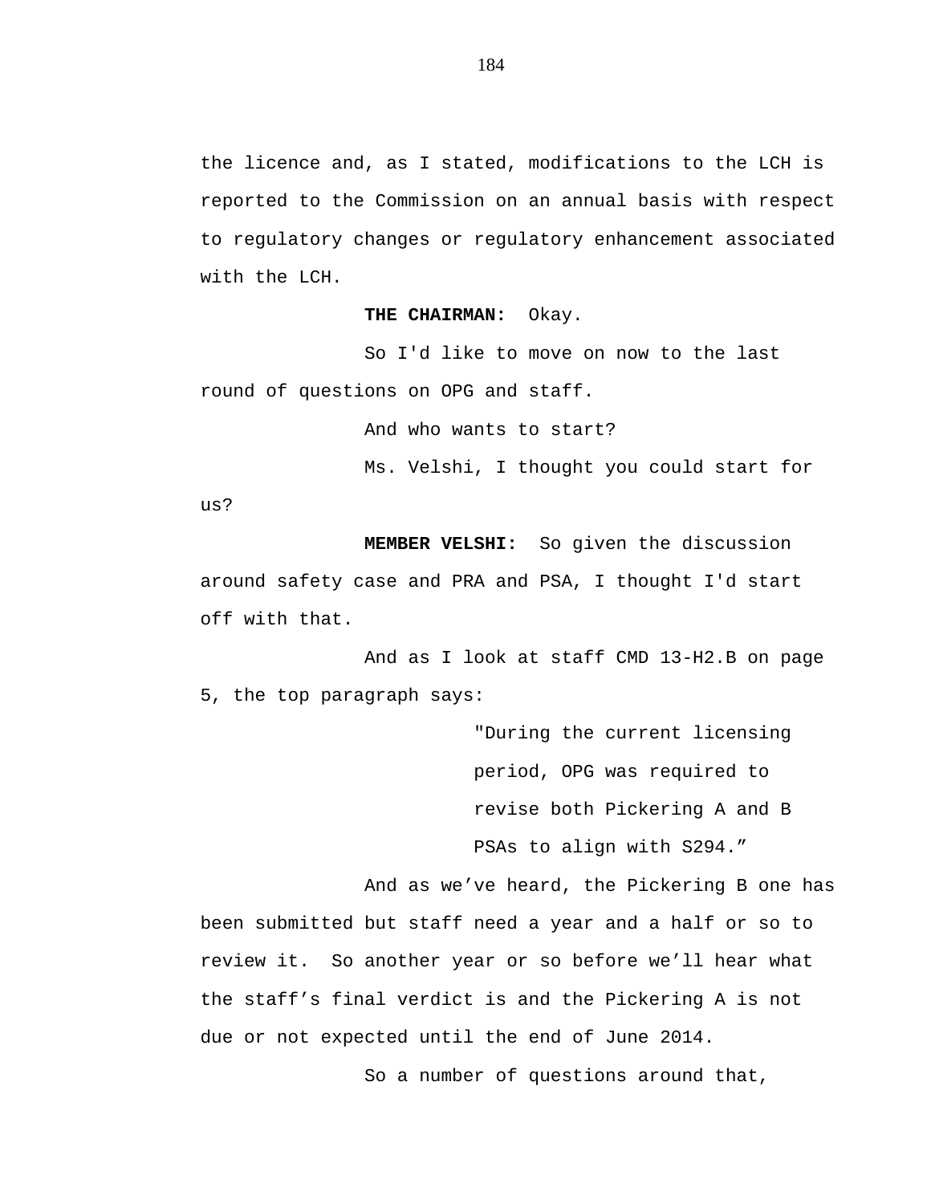the licence and, as I stated, modifications to the LCH is reported to the Commission on an annual basis with respect to regulatory changes or regulatory enhancement associated with the LCH.

**THE CHAIRMAN:** Okay.

So I'd like to move on now to the last round of questions on OPG and staff.

And who wants to start?

Ms. Velshi, I thought you could start for us?

**MEMBER VELSHI:** So given the discussion around safety case and PRA and PSA, I thought I'd start off with that.

And as I look at staff CMD 13-H2.B on page 5, the top paragraph says:

> "During the current licensing period, OPG was required to revise both Pickering A and B PSAs to align with S294."

And as we've heard, the Pickering B one has been submitted but staff need a year and a half or so to review it. So another year or so before we'll hear what the staff's final verdict is and the Pickering A is not due or not expected until the end of June 2014.

So a number of questions around that,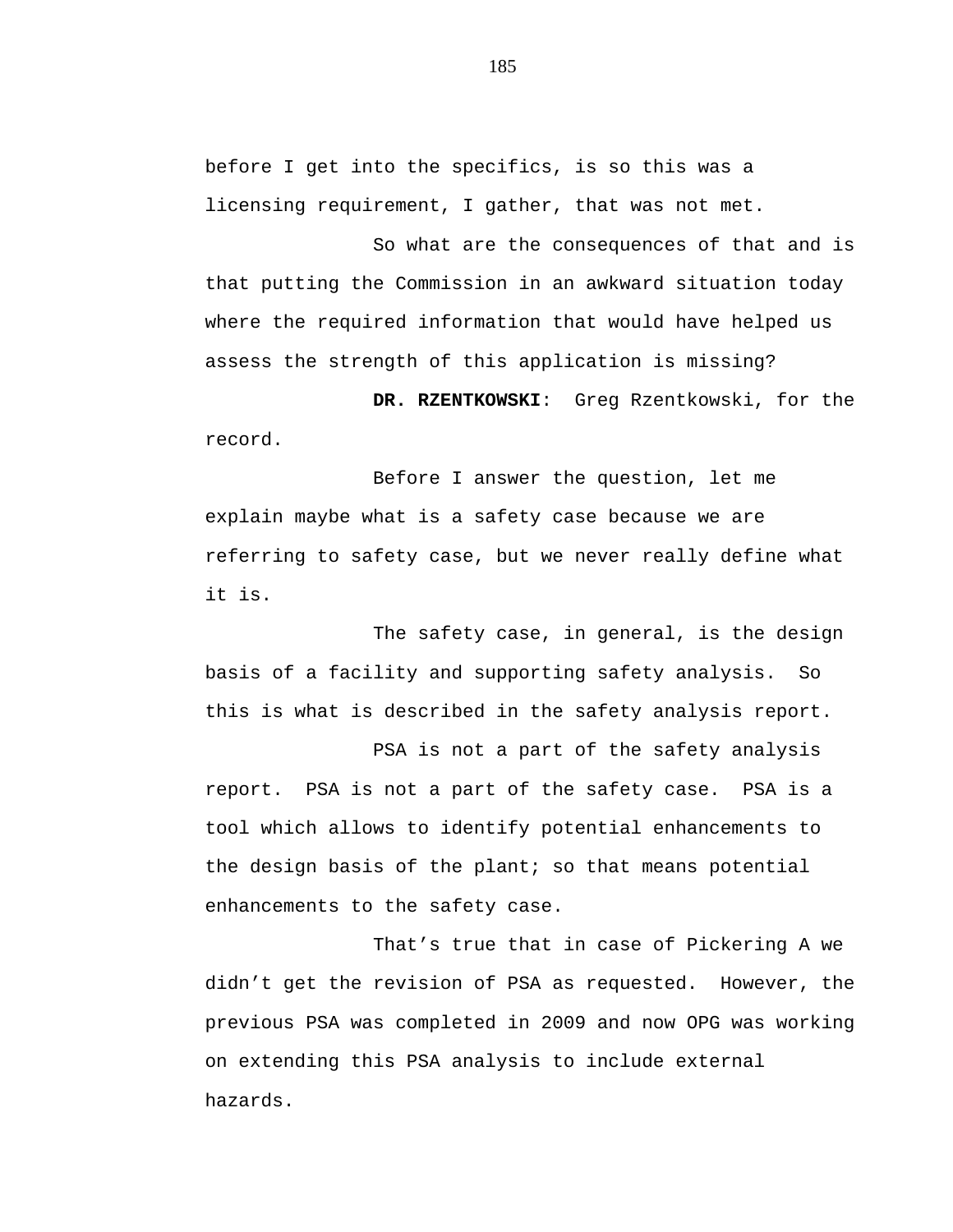before I get into the specifics, is so this was a licensing requirement, I gather, that was not met.

So what are the consequences of that and is that putting the Commission in an awkward situation today where the required information that would have helped us assess the strength of this application is missing?

**DR. RZENTKOWSKI**: Greg Rzentkowski, for the record.

Before I answer the question, let me explain maybe what is a safety case because we are referring to safety case, but we never really define what it is.

The safety case, in general, is the design basis of a facility and supporting safety analysis. So this is what is described in the safety analysis report.

PSA is not a part of the safety analysis report. PSA is not a part of the safety case. PSA is a tool which allows to identify potential enhancements to the design basis of the plant; so that means potential enhancements to the safety case.

That's true that in case of Pickering A we didn't get the revision of PSA as requested. However, the previous PSA was completed in 2009 and now OPG was working on extending this PSA analysis to include external hazards.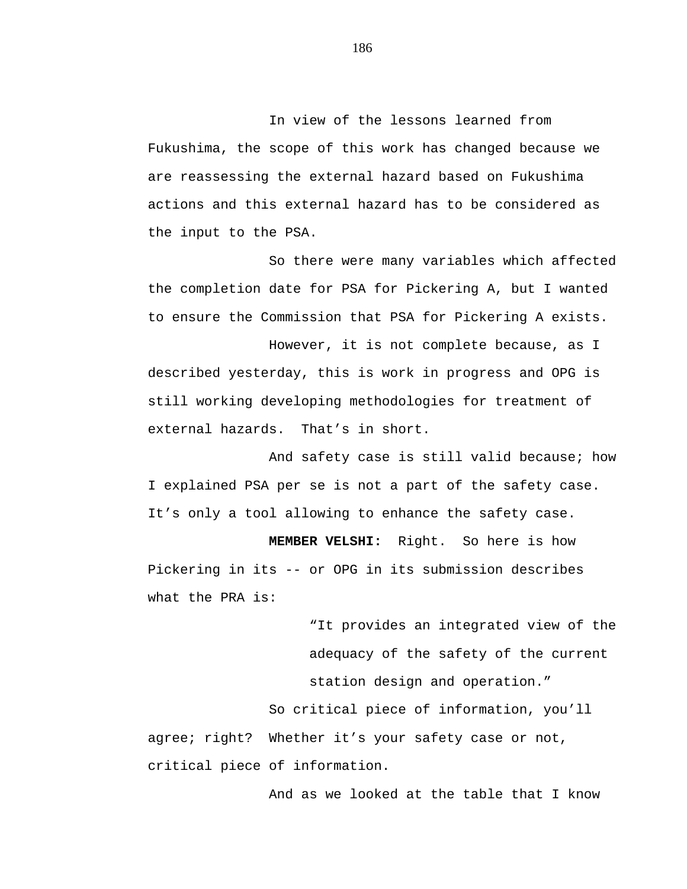In view of the lessons learned from Fukushima, the scope of this work has changed because we are reassessing the external hazard based on Fukushima actions and this external hazard has to be considered as the input to the PSA.

So there were many variables which affected the completion date for PSA for Pickering A, but I wanted to ensure the Commission that PSA for Pickering A exists.

However, it is not complete because, as I described yesterday, this is work in progress and OPG is still working developing methodologies for treatment of external hazards. That’s in short.

And safety case is still valid because; how I explained PSA per se is not a part of the safety case. It’s only a tool allowing to enhance the safety case.

**MEMBER VELSHI:** Right. So here is how Pickering in its -- or OPG in its submission describes what the PRA is:

> “It provides an integrated view of the adequacy of the safety of the current station design and operation.”

So critical piece of information, you’ll agree; right? Whether it’s your safety case or not, critical piece of information.

And as we looked at the table that I know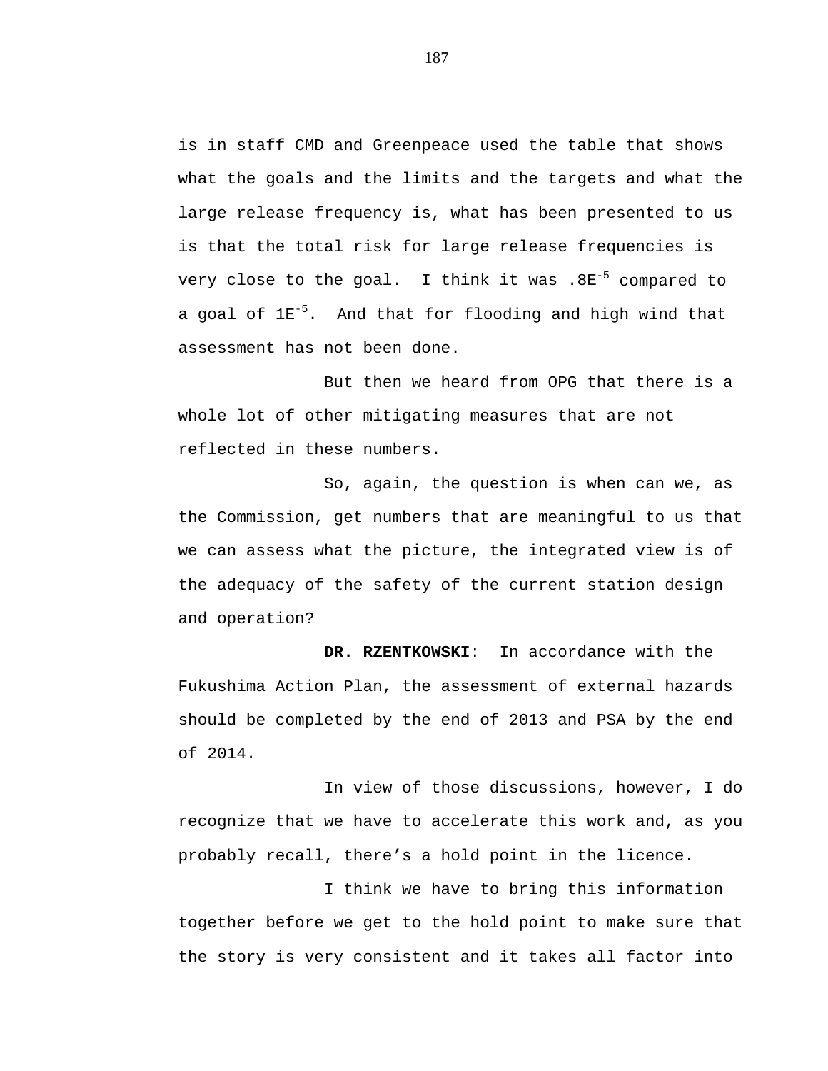is in staff CMD and Greenpeace used the table that shows what the goals and the limits and the targets and what the large release frequency is, what has been presented to us is that the total risk for large release frequencies is very close to the goal. I think it was $.8E^{-5}$ compared to a goal of $1E^{-5}$. And that for flooding and high wind that assessment has not been done.

But then we heard from OPG that there is a whole lot of other mitigating measures that are not reflected in these numbers.

So, again, the question is when can we, as the Commission, get numbers that are meaningful to us that we can assess what the picture, the integrated view is of the adequacy of the safety of the current station design and operation?

**DR. RZENTKOWSKI**: In accordance with the Fukushima Action Plan, the assessment of external hazards should be completed by the end of 2013 and PSA by the end of 2014.

In view of those discussions, however, I do recognize that we have to accelerate this work and, as you probably recall, there's a hold point in the licence.

I think we have to bring this information together before we get to the hold point to make sure that the story is very consistent and it takes all factor into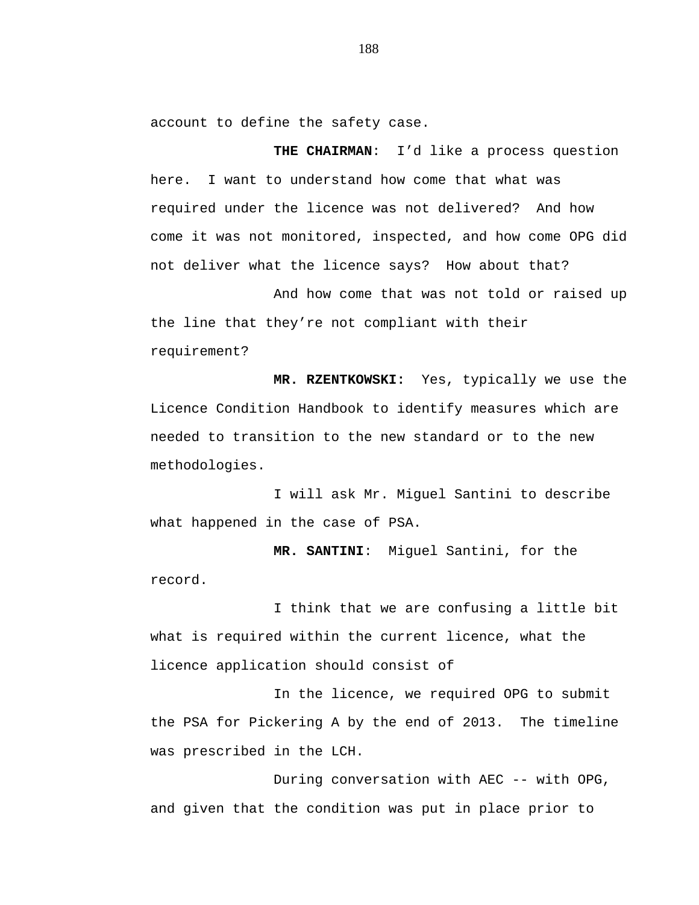account to define the safety case.

**THE CHAIRMAN**: I'd like a process question here. I want to understand how come that what was required under the licence was not delivered? And how come it was not monitored, inspected, and how come OPG did not deliver what the licence says? How about that?

And how come that was not told or raised up the line that they're not compliant with their requirement?

**MR. RZENTKOWSKI:** Yes, typically we use the Licence Condition Handbook to identify measures which are needed to transition to the new standard or to the new methodologies.

I will ask Mr. Miguel Santini to describe what happened in the case of PSA.

**MR. SANTINI**: Miguel Santini, for the record.

I think that we are confusing a little bit what is required within the current licence, what the licence application should consist of

In the licence, we required OPG to submit the PSA for Pickering A by the end of 2013. The timeline was prescribed in the LCH.

During conversation with AEC -- with OPG, and given that the condition was put in place prior to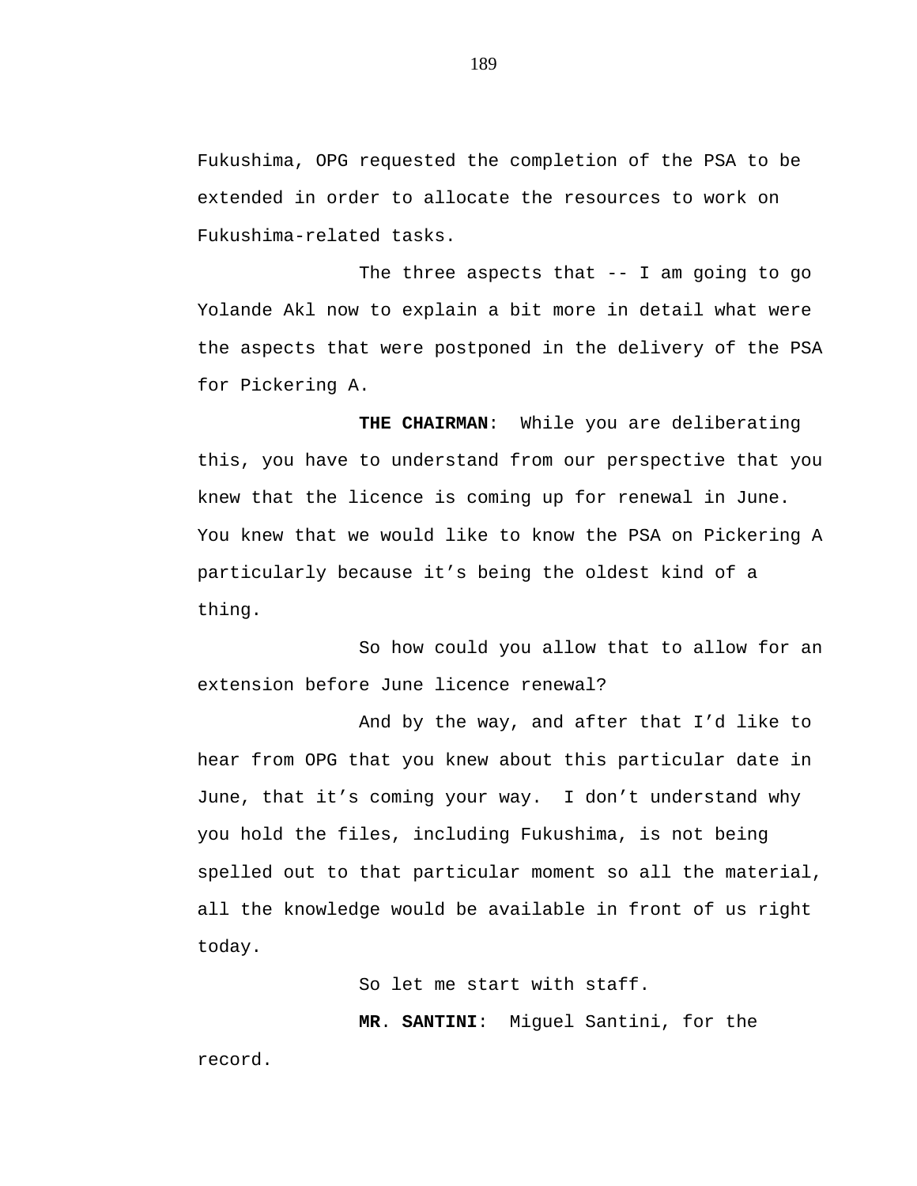Fukushima, OPG requested the completion of the PSA to be extended in order to allocate the resources to work on Fukushima-related tasks.

The three aspects that -- I am going to go Yolande Akl now to explain a bit more in detail what were the aspects that were postponed in the delivery of the PSA for Pickering A.

**THE CHAIRMAN**: While you are deliberating this, you have to understand from our perspective that you knew that the licence is coming up for renewal in June. You knew that we would like to know the PSA on Pickering A particularly because it’s being the oldest kind of a thing.

So how could you allow that to allow for an extension before June licence renewal?

And by the way, and after that I’d like to hear from OPG that you knew about this particular date in June, that it’s coming your way. I don’t understand why you hold the files, including Fukushima, is not being spelled out to that particular moment so all the material, all the knowledge would be available in front of us right today.

So let me start with staff.

**MR. SANTINI**: Miguel Santini, for the record.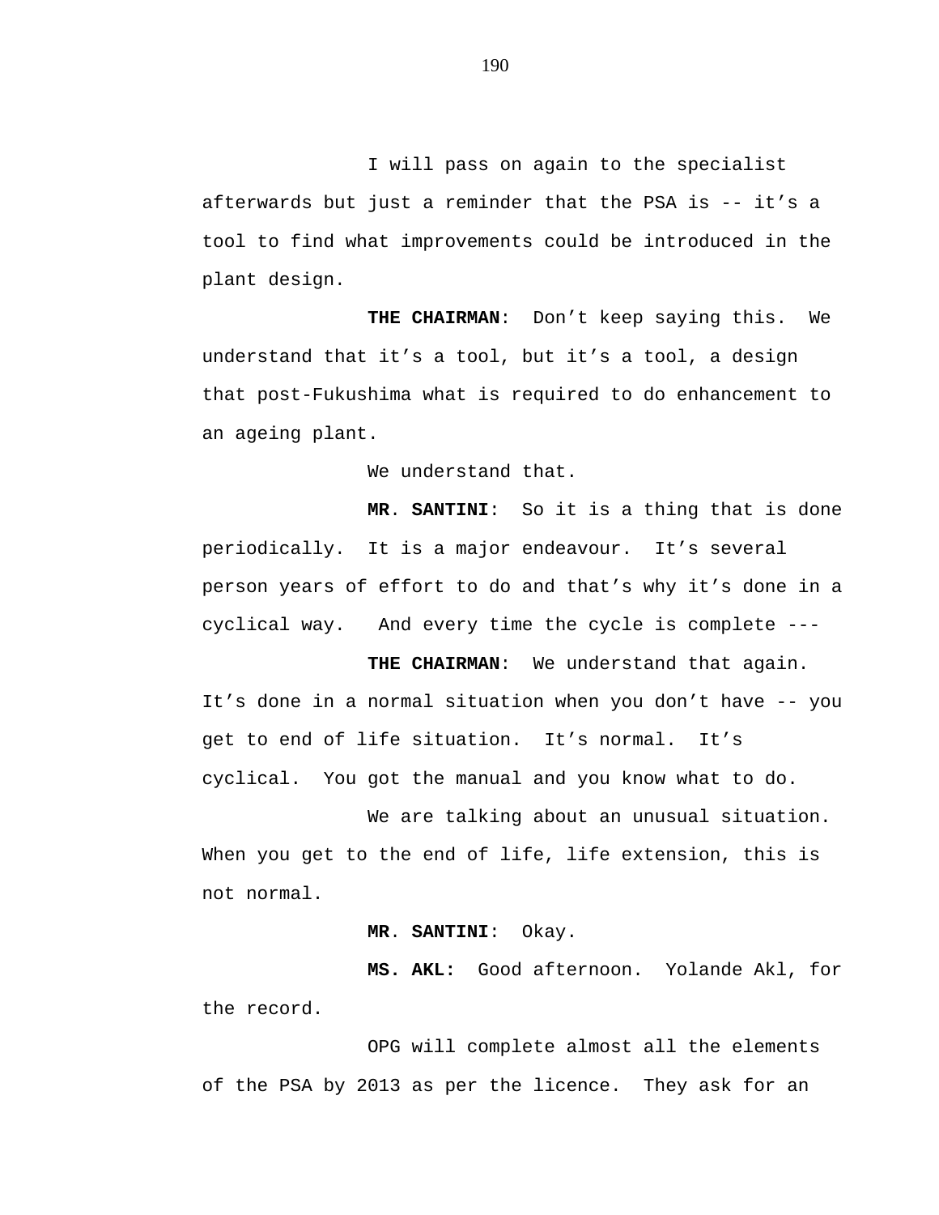I will pass on again to the specialist afterwards but just a reminder that the PSA is -- it's a tool to find what improvements could be introduced in the plant design.

**THE CHAIRMAN**: Don't keep saying this. We understand that it's a tool, but it's a tool, a design that post-Fukushima what is required to do enhancement to an ageing plant.

We understand that.

**MR. SANTINI**: So it is a thing that is done periodically. It is a major endeavour. It's several person years of effort to do and that's why it's done in a cyclical way. And every time the cycle is complete ---

**THE CHAIRMAN**: We understand that again. It's done in a normal situation when you don't have -- you get to end of life situation. It's normal. It's cyclical. You got the manual and you know what to do.

We are talking about an unusual situation. When you get to the end of life, life extension, this is not normal.

**MR. SANTINI**: Okay.

**MS. AKL:** Good afternoon. Yolande Akl, for the record.

OPG will complete almost all the elements of the PSA by 2013 as per the licence. They ask for an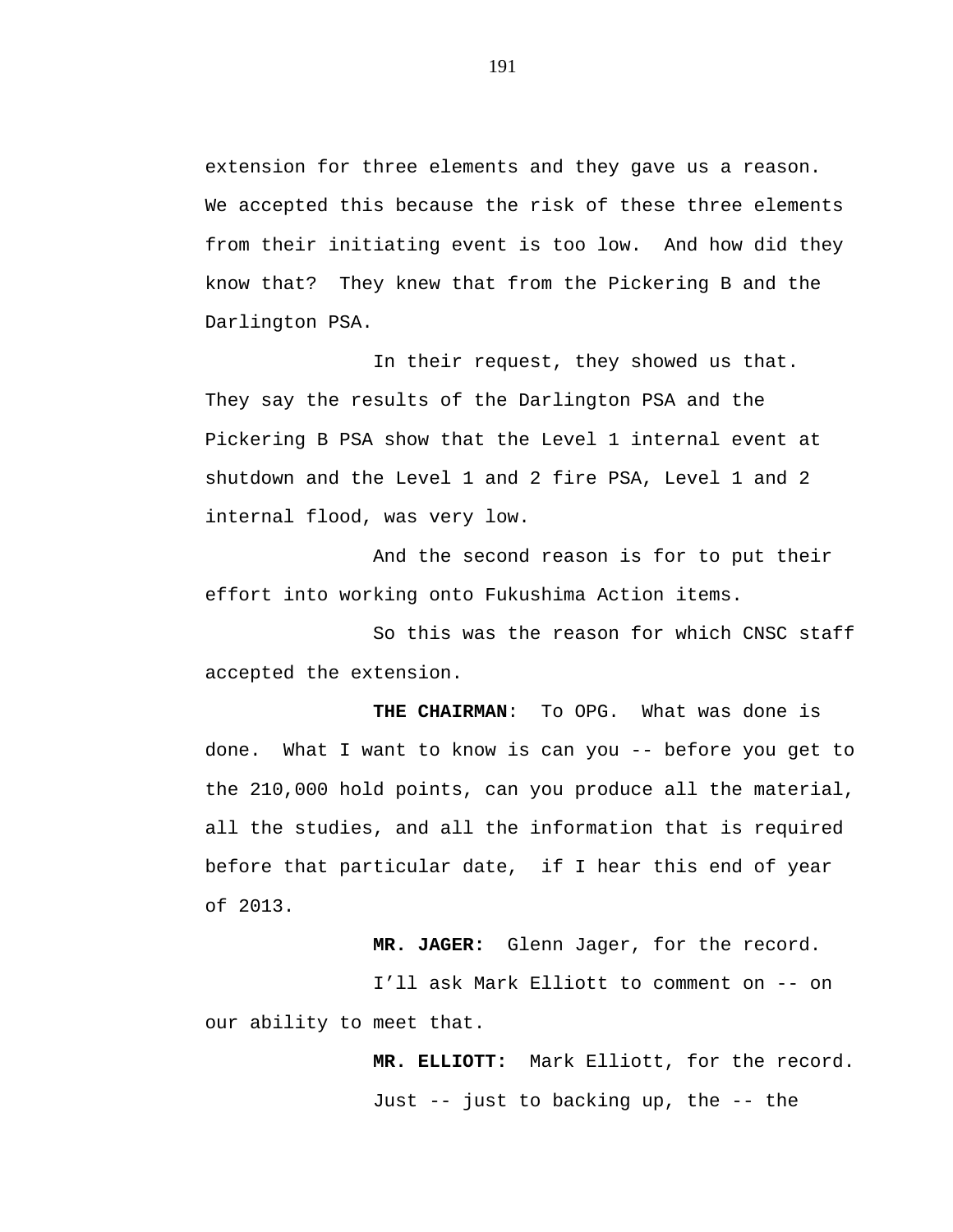extension for three elements and they gave us a reason. We accepted this because the risk of these three elements from their initiating event is too low. And how did they know that? They knew that from the Pickering B and the Darlington PSA.

In their request, they showed us that. They say the results of the Darlington PSA and the Pickering B PSA show that the Level 1 internal event at shutdown and the Level 1 and 2 fire PSA, Level 1 and 2 internal flood, was very low.

And the second reason is for to put their effort into working onto Fukushima Action items.

So this was the reason for which CNSC staff accepted the extension.

**THE CHAIRMAN**: To OPG. What was done is done. What I want to know is can you -- before you get to the 210,000 hold points, can you produce all the material, all the studies, and all the information that is required before that particular date, if I hear this end of year of 2013.

**MR. JAGER:** Glenn Jager, for the record.

I'll ask Mark Elliott to comment on -- on our ability to meet that.

**MR. ELLIOTT:** Mark Elliott, for the record.

Just -- just to backing up, the -- the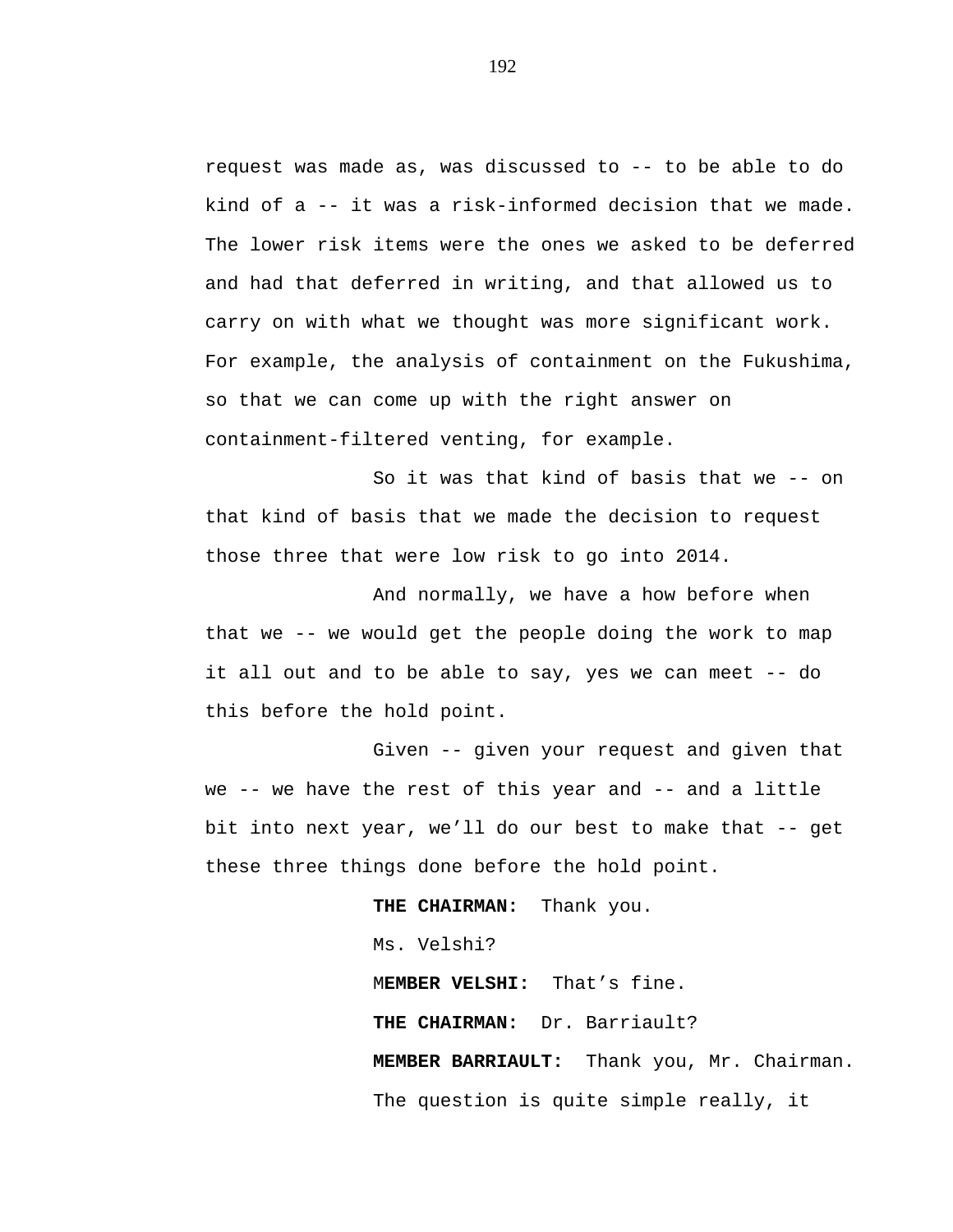request was made as, was discussed to -- to be able to do kind of a -- it was a risk-informed decision that we made. The lower risk items were the ones we asked to be deferred and had that deferred in writing, and that allowed us to carry on with what we thought was more significant work. For example, the analysis of containment on the Fukushima, so that we can come up with the right answer on containment-filtered venting, for example.

So it was that kind of basis that we -- on that kind of basis that we made the decision to request those three that were low risk to go into 2014.

And normally, we have a how before when that we -- we would get the people doing the work to map it all out and to be able to say, yes we can meet -- do this before the hold point.

Given -- given your request and given that we -- we have the rest of this year and -- and a little bit into next year, we'll do our best to make that -- get these three things done before the hold point.

**THE CHAIRMAN:** Thank you.

Ms. Velshi?

M**EMBER VELSHI:** That's fine.

**THE CHAIRMAN:** Dr. Barriault?

**MEMBER BARRIAULT:** Thank you, Mr. Chairman.

The question is quite simple really, it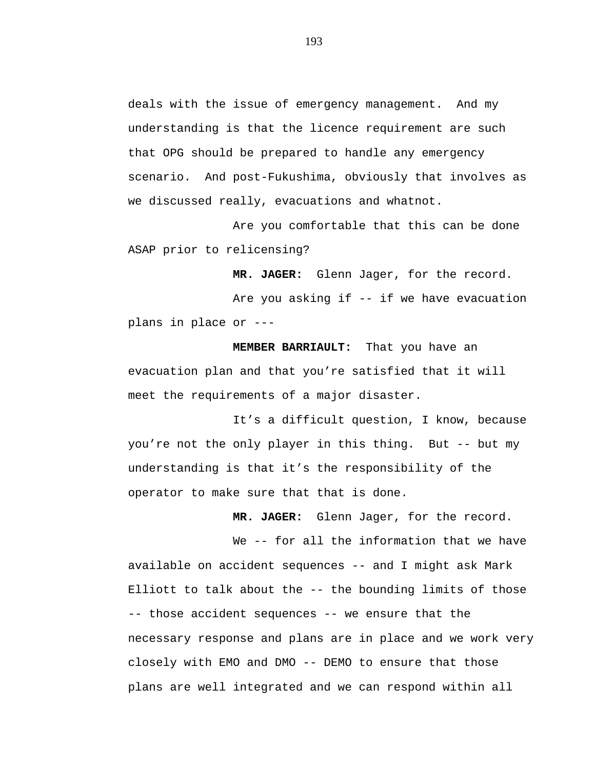deals with the issue of emergency management. And my understanding is that the licence requirement are such that OPG should be prepared to handle any emergency scenario. And post-Fukushima, obviously that involves as we discussed really, evacuations and whatnot.

Are you comfortable that this can be done ASAP prior to relicensing?

**MR. JAGER:** Glenn Jager, for the record.

Are you asking if -- if we have evacuation plans in place or ---

**MEMBER BARRIAULT:** That you have an evacuation plan and that you're satisfied that it will meet the requirements of a major disaster.

It's a difficult question, I know, because you're not the only player in this thing. But -- but my understanding is that it's the responsibility of the operator to make sure that that is done.

**MR. JAGER:** Glenn Jager, for the record.

We -- for all the information that we have available on accident sequences -- and I might ask Mark Elliott to talk about the -- the bounding limits of those -- those accident sequences -- we ensure that the necessary response and plans are in place and we work very closely with EMO and DMO -- DEMO to ensure that those plans are well integrated and we can respond within all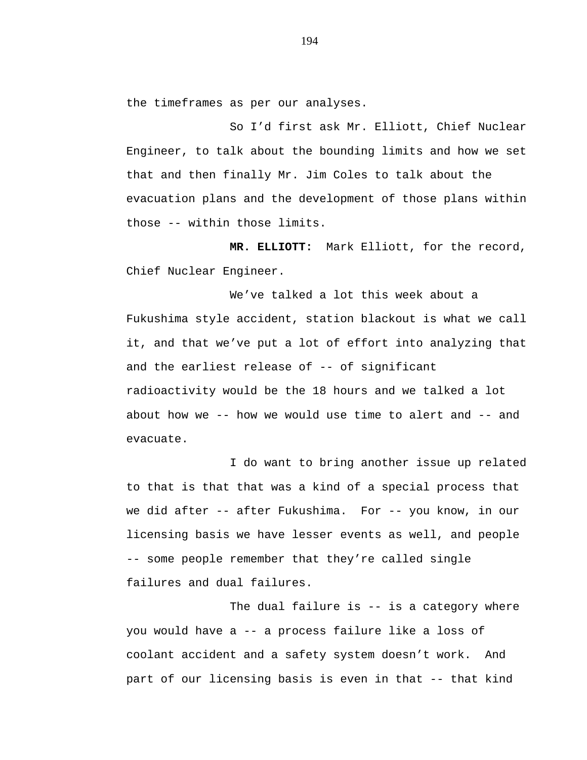the timeframes as per our analyses.

So I'd first ask Mr. Elliott, Chief Nuclear Engineer, to talk about the bounding limits and how we set that and then finally Mr. Jim Coles to talk about the evacuation plans and the development of those plans within those -- within those limits.

**MR. ELLIOTT:** Mark Elliott, for the record, Chief Nuclear Engineer.

We've talked a lot this week about a Fukushima style accident, station blackout is what we call it, and that we've put a lot of effort into analyzing that and the earliest release of -- of significant radioactivity would be the 18 hours and we talked a lot about how we -- how we would use time to alert and -- and evacuate.

I do want to bring another issue up related to that is that that was a kind of a special process that we did after -- after Fukushima. For -- you know, in our licensing basis we have lesser events as well, and people -- some people remember that they're called single failures and dual failures.

The dual failure is -- is a category where you would have a -- a process failure like a loss of coolant accident and a safety system doesn't work. And part of our licensing basis is even in that -- that kind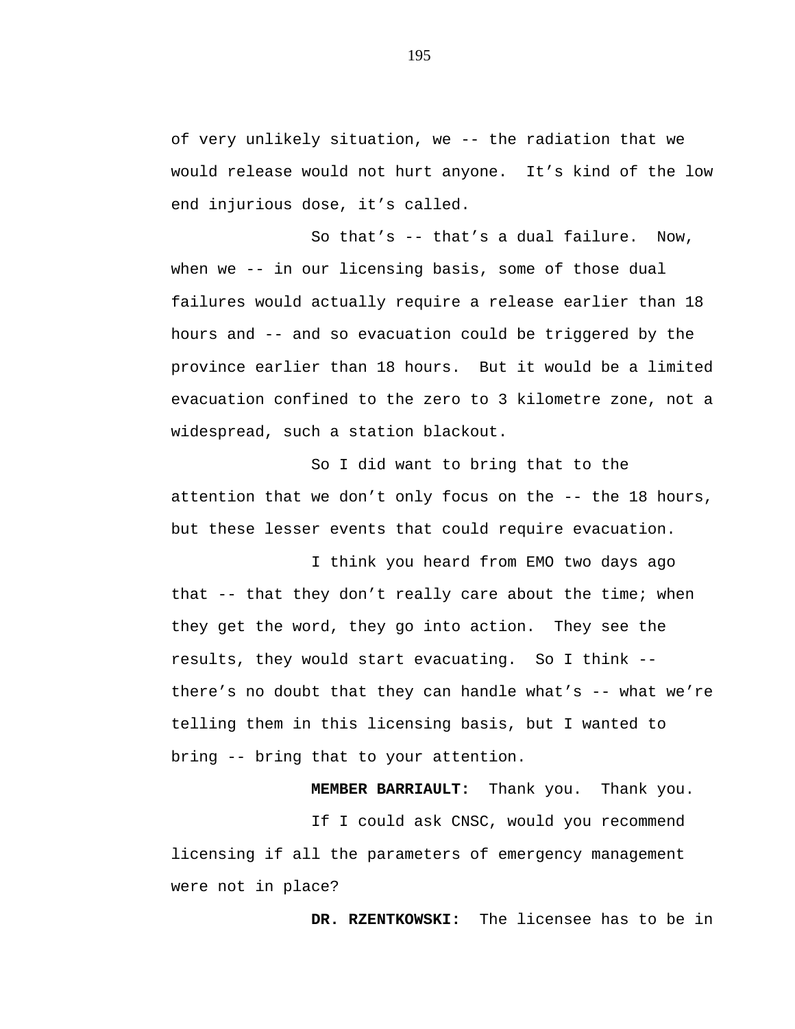of very unlikely situation, we -- the radiation that we would release would not hurt anyone. It's kind of the low end injurious dose, it's called.

So that's -- that's a dual failure. Now, when we -- in our licensing basis, some of those dual failures would actually require a release earlier than 18 hours and -- and so evacuation could be triggered by the province earlier than 18 hours. But it would be a limited evacuation confined to the zero to 3 kilometre zone, not a widespread, such a station blackout.

So I did want to bring that to the attention that we don't only focus on the -- the 18 hours, but these lesser events that could require evacuation.

I think you heard from EMO two days ago that -- that they don't really care about the time; when they get the word, they go into action. They see the results, they would start evacuating. So I think -- there's no doubt that they can handle what's -- what we're telling them in this licensing basis, but I wanted to bring -- bring that to your attention.

**MEMBER BARRIAULT:** Thank you. Thank you.

If I could ask CNSC, would you recommend licensing if all the parameters of emergency management were not in place?

**DR. RZENTKOWSKI:** The licensee has to be in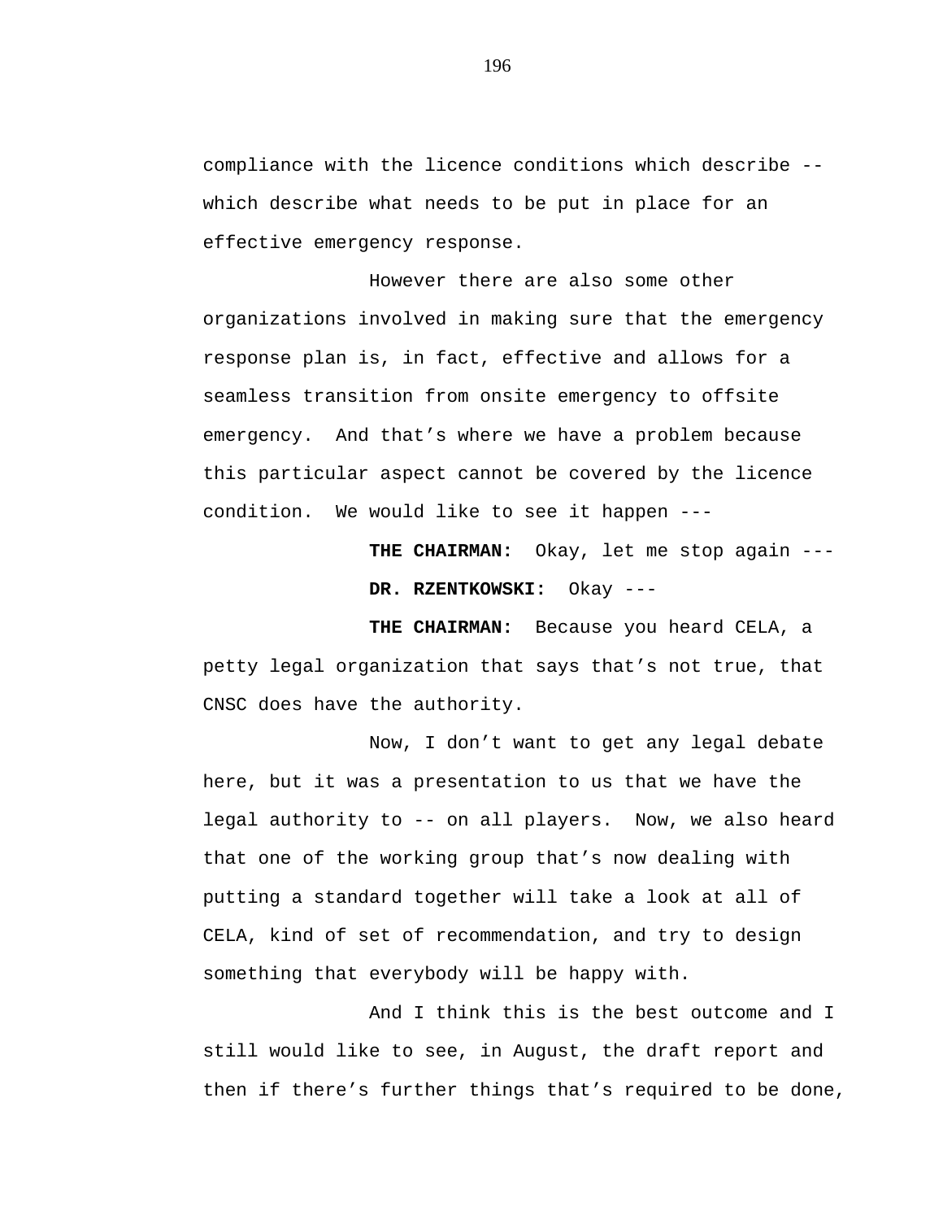compliance with the licence conditions which describe -- which describe what needs to be put in place for an effective emergency response.

However there are also some other organizations involved in making sure that the emergency response plan is, in fact, effective and allows for a seamless transition from onsite emergency to offsite emergency. And that's where we have a problem because this particular aspect cannot be covered by the licence condition. We would like to see it happen ---

**THE CHAIRMAN:** Okay, let me stop again ---

**DR. RZENTKOWSKI:** Okay ---

**THE CHAIRMAN:** Because you heard CELA, a petty legal organization that says that's not true, that CNSC does have the authority.

Now, I don't want to get any legal debate here, but it was a presentation to us that we have the legal authority to -- on all players. Now, we also heard that one of the working group that's now dealing with putting a standard together will take a look at all of CELA, kind of set of recommendation, and try to design something that everybody will be happy with.

And I think this is the best outcome and I still would like to see, in August, the draft report and then if there's further things that's required to be done,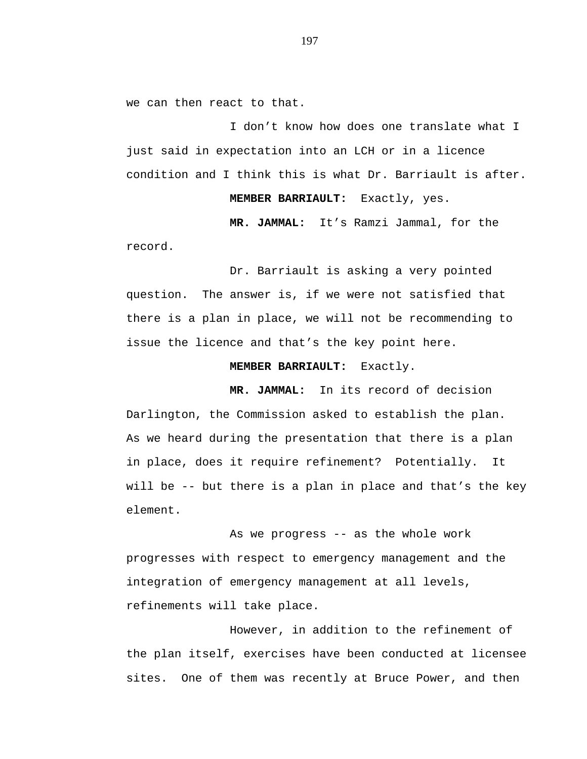we can then react to that.

I don't know how does one translate what I just said in expectation into an LCH or in a licence condition and I think this is what Dr. Barriault is after.

**MEMBER BARRIAULT:** Exactly, yes.

**MR. JAMMAL:** It's Ramzi Jammal, for the record.

Dr. Barriault is asking a very pointed question. The answer is, if we were not satisfied that there is a plan in place, we will not be recommending to issue the licence and that's the key point here.

**MEMBER BARRIAULT:** Exactly.

**MR. JAMMAL:** In its record of decision Darlington, the Commission asked to establish the plan. As we heard during the presentation that there is a plan in place, does it require refinement? Potentially. It will be -- but there is a plan in place and that's the key element.

As we progress -- as the whole work progresses with respect to emergency management and the integration of emergency management at all levels, refinements will take place.

However, in addition to the refinement of the plan itself, exercises have been conducted at licensee sites. One of them was recently at Bruce Power, and then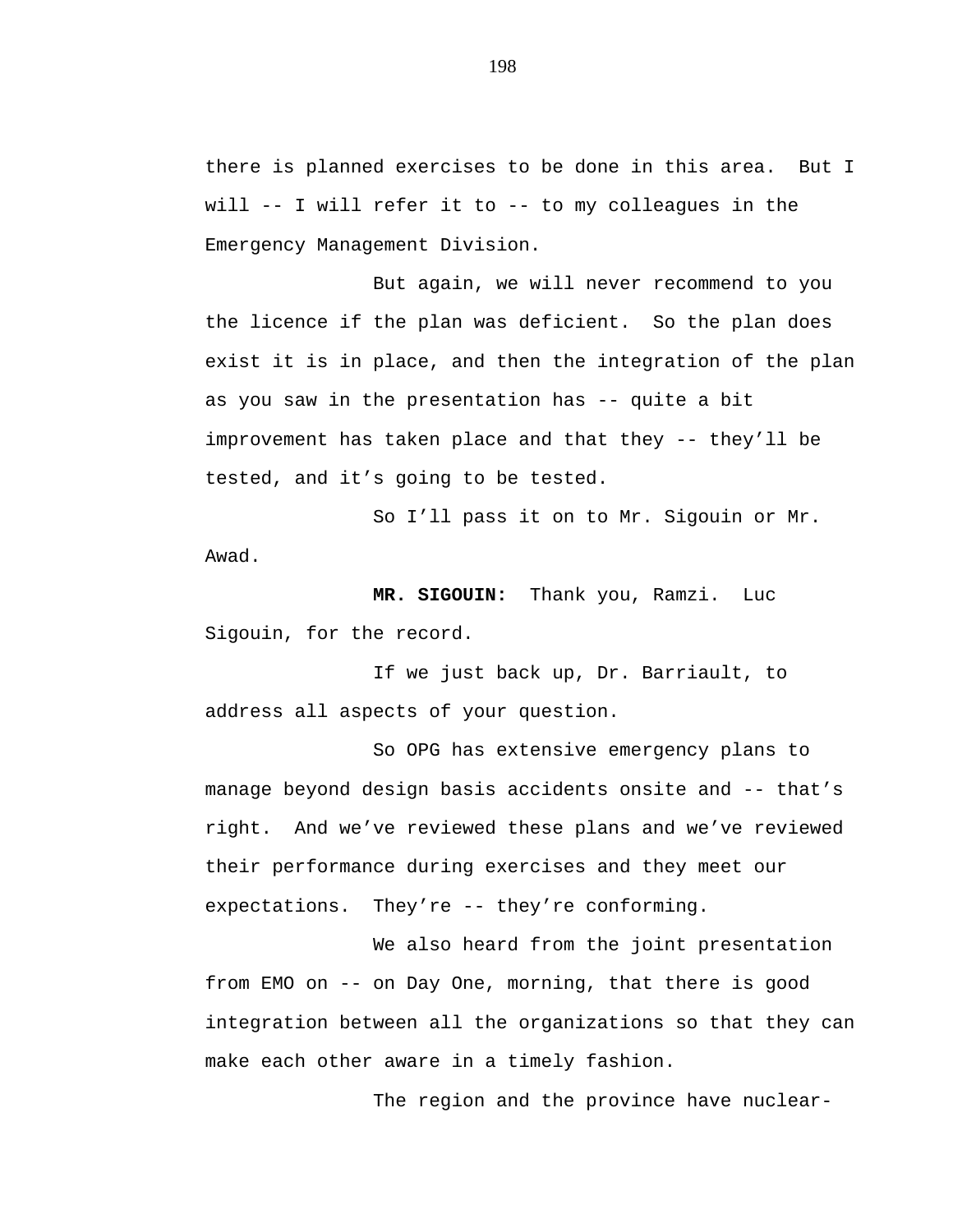there is planned exercises to be done in this area. But I will -- I will refer it to -- to my colleagues in the Emergency Management Division.

But again, we will never recommend to you the licence if the plan was deficient. So the plan does exist it is in place, and then the integration of the plan as you saw in the presentation has -- quite a bit improvement has taken place and that they -- they'll be tested, and it's going to be tested.

So I'll pass it on to Mr. Sigouin or Mr. Awad.

**MR. SIGOUIN:** Thank you, Ramzi. Luc Sigouin, for the record.

If we just back up, Dr. Barriault, to address all aspects of your question.

So OPG has extensive emergency plans to manage beyond design basis accidents onsite and -- that's right. And we've reviewed these plans and we've reviewed their performance during exercises and they meet our expectations. They're -- they're conforming.

We also heard from the joint presentation from EMO on -- on Day One, morning, that there is good integration between all the organizations so that they can make each other aware in a timely fashion.

The region and the province have nuclear-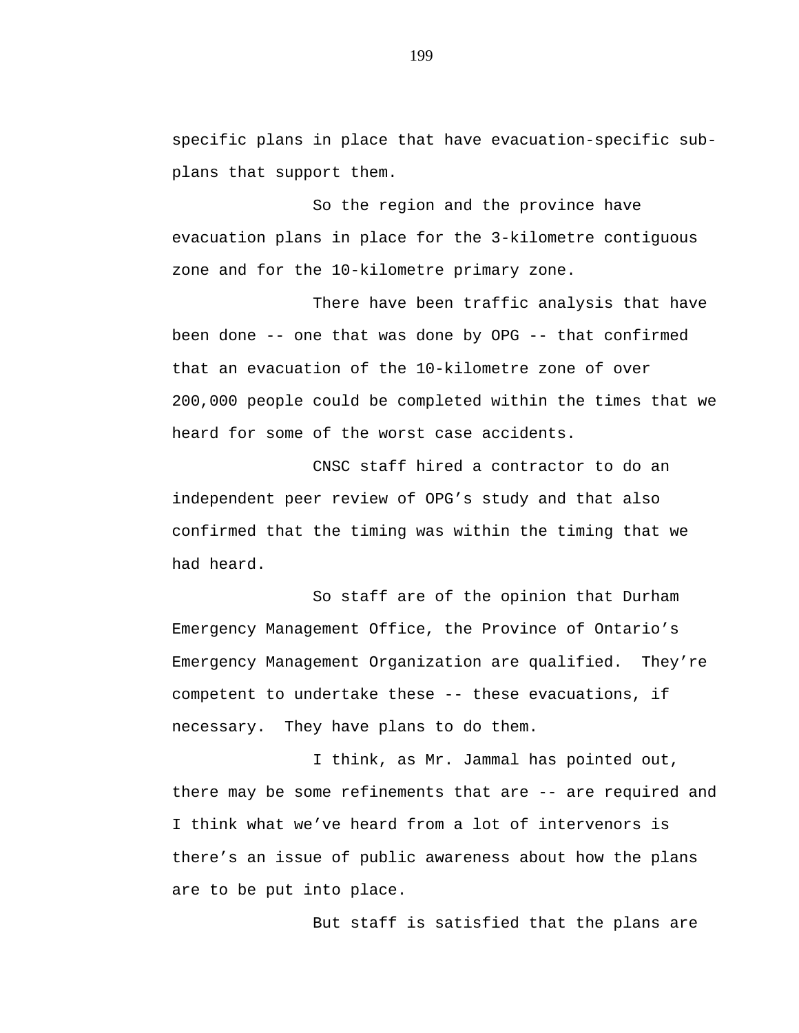specific plans in place that have evacuation-specific sub-plans that support them.

So the region and the province have evacuation plans in place for the 3-kilometre contiguous zone and for the 10-kilometre primary zone.

There have been traffic analysis that have been done -- one that was done by OPG -- that confirmed that an evacuation of the 10-kilometre zone of over 200,000 people could be completed within the times that we heard for some of the worst case accidents.

CNSC staff hired a contractor to do an independent peer review of OPG's study and that also confirmed that the timing was within the timing that we had heard.

So staff are of the opinion that Durham Emergency Management Office, the Province of Ontario's Emergency Management Organization are qualified. They're competent to undertake these -- these evacuations, if necessary. They have plans to do them.

I think, as Mr. Jammal has pointed out, there may be some refinements that are -- are required and I think what we've heard from a lot of intervenors is there's an issue of public awareness about how the plans are to be put into place.

But staff is satisfied that the plans are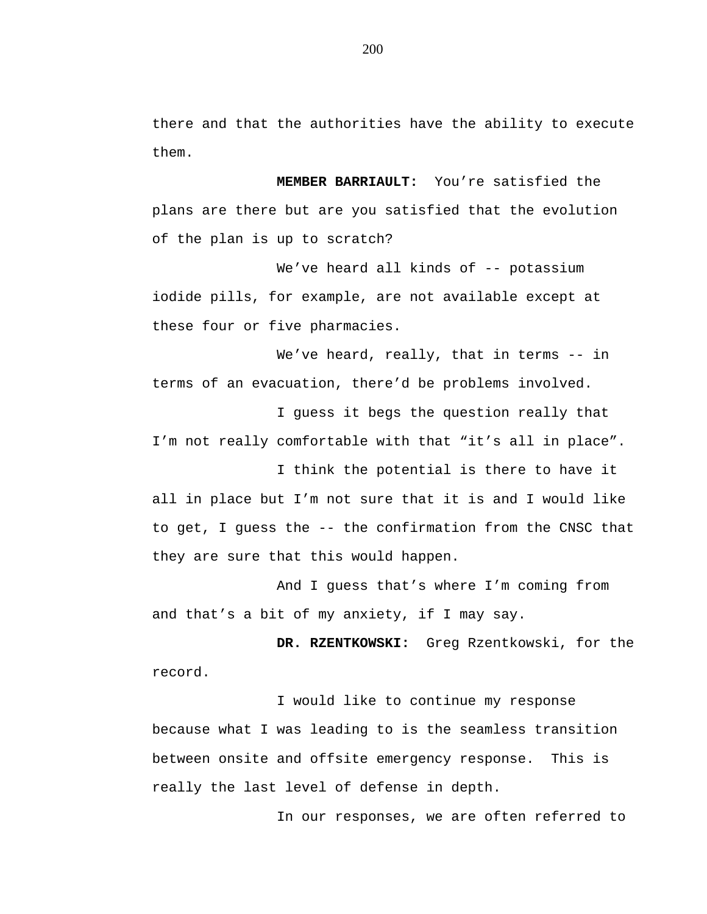there and that the authorities have the ability to execute them.

**MEMBER BARRIAULT:** You’re satisfied the plans are there but are you satisfied that the evolution of the plan is up to scratch?

We’ve heard all kinds of -- potassium iodide pills, for example, are not available except at these four or five pharmacies.

We’ve heard, really, that in terms -- in terms of an evacuation, there’d be problems involved.

I guess it begs the question really that I’m not really comfortable with that “it’s all in place”.

I think the potential is there to have it all in place but I’m not sure that it is and I would like to get, I guess the -- the confirmation from the CNSC that they are sure that this would happen.

And I guess that’s where I’m coming from and that’s a bit of my anxiety, if I may say.

**DR. RZENTKOWSKI:** Greg Rzentkowski, for the record.

I would like to continue my response because what I was leading to is the seamless transition between onsite and offsite emergency response. This is really the last level of defense in depth.

In our responses, we are often referred to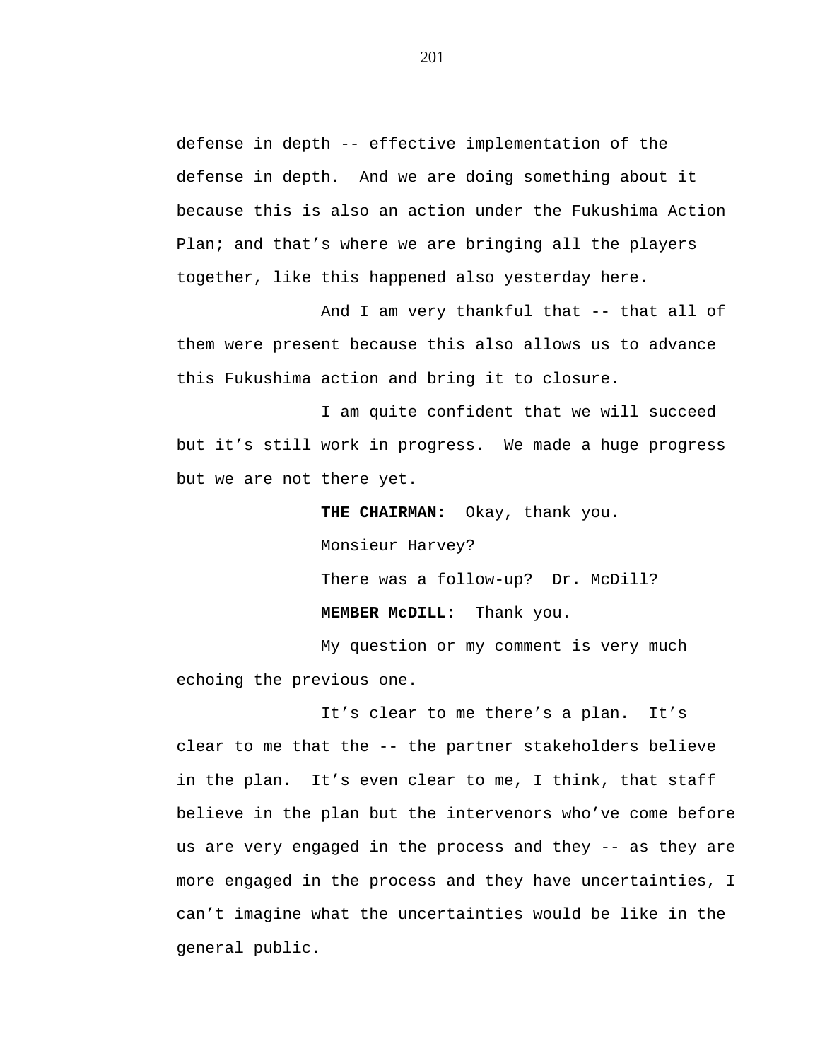defense in depth -- effective implementation of the defense in depth. And we are doing something about it because this is also an action under the Fukushima Action Plan; and that's where we are bringing all the players together, like this happened also yesterday here.

And I am very thankful that -- that all of them were present because this also allows us to advance this Fukushima action and bring it to closure.

I am quite confident that we will succeed but it's still work in progress. We made a huge progress but we are not there yet.

**THE CHAIRMAN:** Okay, thank you.

Monsieur Harvey?

There was a follow-up? Dr. McDill?

**MEMBER McDILL:** Thank you.

My question or my comment is very much echoing the previous one.

It's clear to me there's a plan. It's clear to me that the -- the partner stakeholders believe in the plan. It's even clear to me, I think, that staff believe in the plan but the intervenors who've come before us are very engaged in the process and they -- as they are more engaged in the process and they have uncertainties, I can't imagine what the uncertainties would be like in the general public.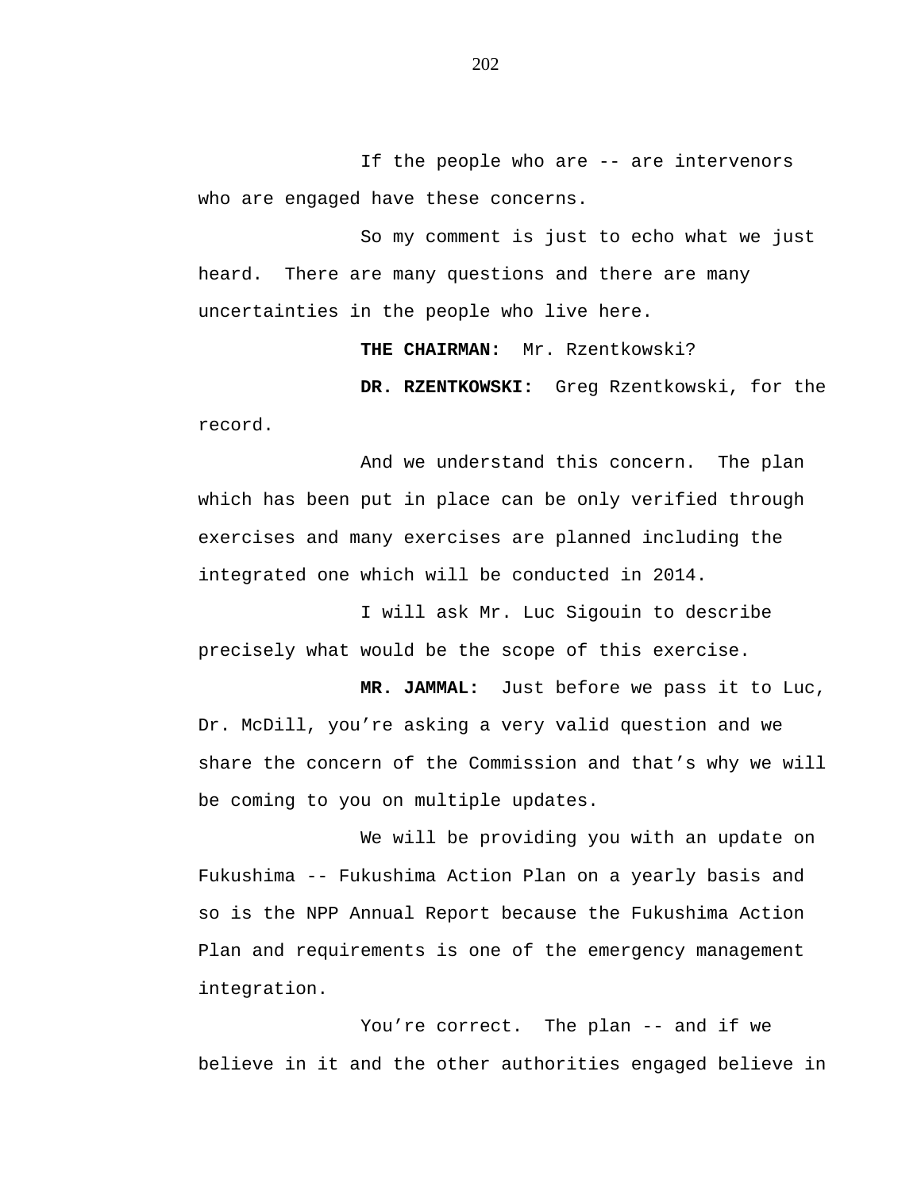If the people who are -- are intervenors who are engaged have these concerns.

So my comment is just to echo what we just heard. There are many questions and there are many uncertainties in the people who live here.

**THE CHAIRMAN:** Mr. Rzentkowski?

**DR. RZENTKOWSKI:** Greg Rzentkowski, for the record.

And we understand this concern. The plan which has been put in place can be only verified through exercises and many exercises are planned including the integrated one which will be conducted in 2014.

I will ask Mr. Luc Sigouin to describe precisely what would be the scope of this exercise.

**MR. JAMMAL:** Just before we pass it to Luc, Dr. McDill, you're asking a very valid question and we share the concern of the Commission and that's why we will be coming to you on multiple updates.

We will be providing you with an update on Fukushima -- Fukushima Action Plan on a yearly basis and so is the NPP Annual Report because the Fukushima Action Plan and requirements is one of the emergency management integration.

You're correct. The plan -- and if we believe in it and the other authorities engaged believe in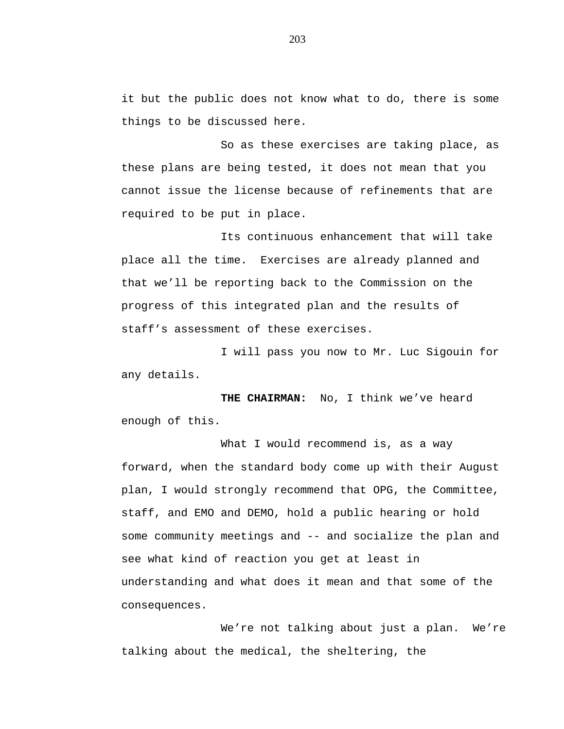it but the public does not know what to do, there is some things to be discussed here.

So as these exercises are taking place, as these plans are being tested, it does not mean that you cannot issue the license because of refinements that are required to be put in place.

Its continuous enhancement that will take place all the time. Exercises are already planned and that we'll be reporting back to the Commission on the progress of this integrated plan and the results of staff's assessment of these exercises.

I will pass you now to Mr. Luc Sigouin for any details.

**THE CHAIRMAN:** No, I think we've heard enough of this.

What I would recommend is, as a way forward, when the standard body come up with their August plan, I would strongly recommend that OPG, the Committee, staff, and EMO and DEMO, hold a public hearing or hold some community meetings and -- and socialize the plan and see what kind of reaction you get at least in understanding and what does it mean and that some of the consequences.

We're not talking about just a plan. We're talking about the medical, the sheltering, the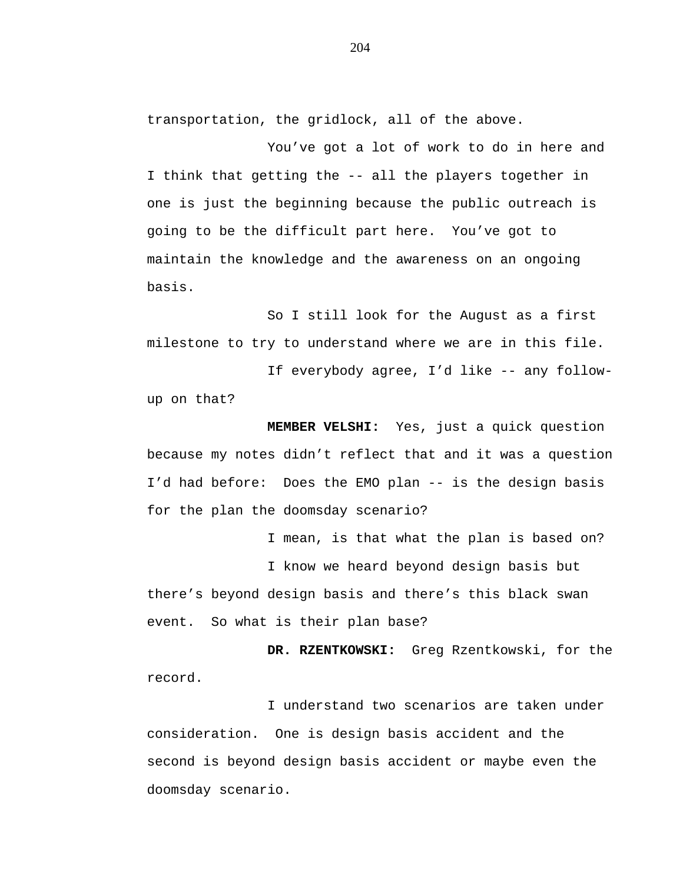transportation, the gridlock, all of the above.

You've got a lot of work to do in here and I think that getting the -- all the players together in one is just the beginning because the public outreach is going to be the difficult part here. You've got to maintain the knowledge and the awareness on an ongoing basis.

So I still look for the August as a first milestone to try to understand where we are in this file.

If everybody agree, I'd like -- any follow-up on that?

**MEMBER VELSHI:** Yes, just a quick question because my notes didn't reflect that and it was a question I'd had before: Does the EMO plan -- is the design basis for the plan the doomsday scenario?

I mean, is that what the plan is based on?

I know we heard beyond design basis but there's beyond design basis and there's this black swan event. So what is their plan base?

**DR. RZENTKOWSKI:** Greg Rzentkowski, for the record.

I understand two scenarios are taken under consideration. One is design basis accident and the second is beyond design basis accident or maybe even the doomsday scenario.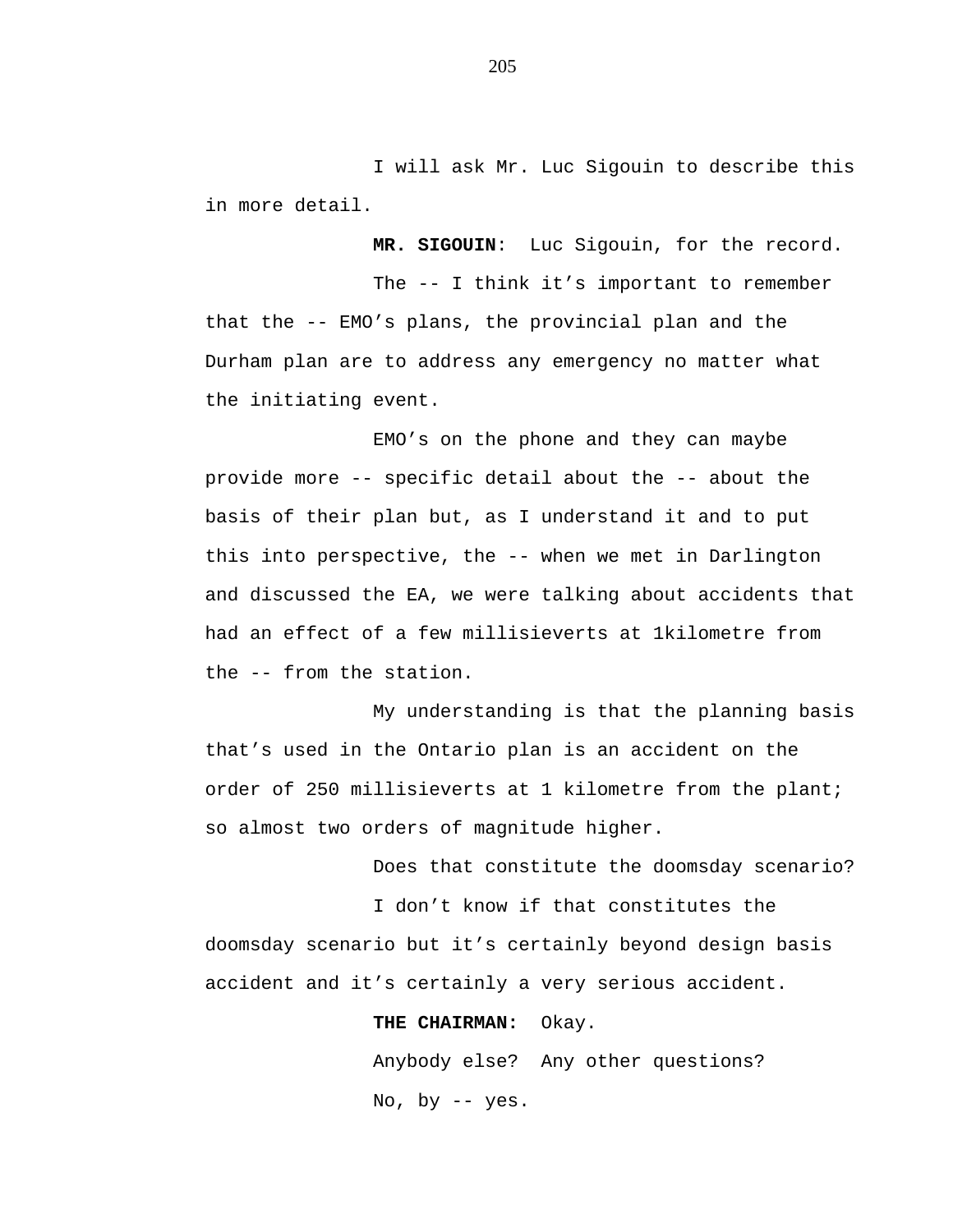I will ask Mr. Luc Sigouin to describe this in more detail.

**MR. SIGOUIN**: Luc Sigouin, for the record.

The -- I think it's important to remember that the -- EMO's plans, the provincial plan and the Durham plan are to address any emergency no matter what the initiating event.

EMO's on the phone and they can maybe provide more -- specific detail about the -- about the basis of their plan but, as I understand it and to put this into perspective, the -- when we met in Darlington and discussed the EA, we were talking about accidents that had an effect of a few millisieverts at 1kilometre from the -- from the station.

My understanding is that the planning basis that's used in the Ontario plan is an accident on the order of 250 millisieverts at 1 kilometre from the plant; so almost two orders of magnitude higher.

Does that constitute the doomsday scenario?

I don't know if that constitutes the doomsday scenario but it's certainly beyond design basis accident and it's certainly a very serious accident.

**THE CHAIRMAN:** Okay.

Anybody else? Any other questions?

No, by -- yes.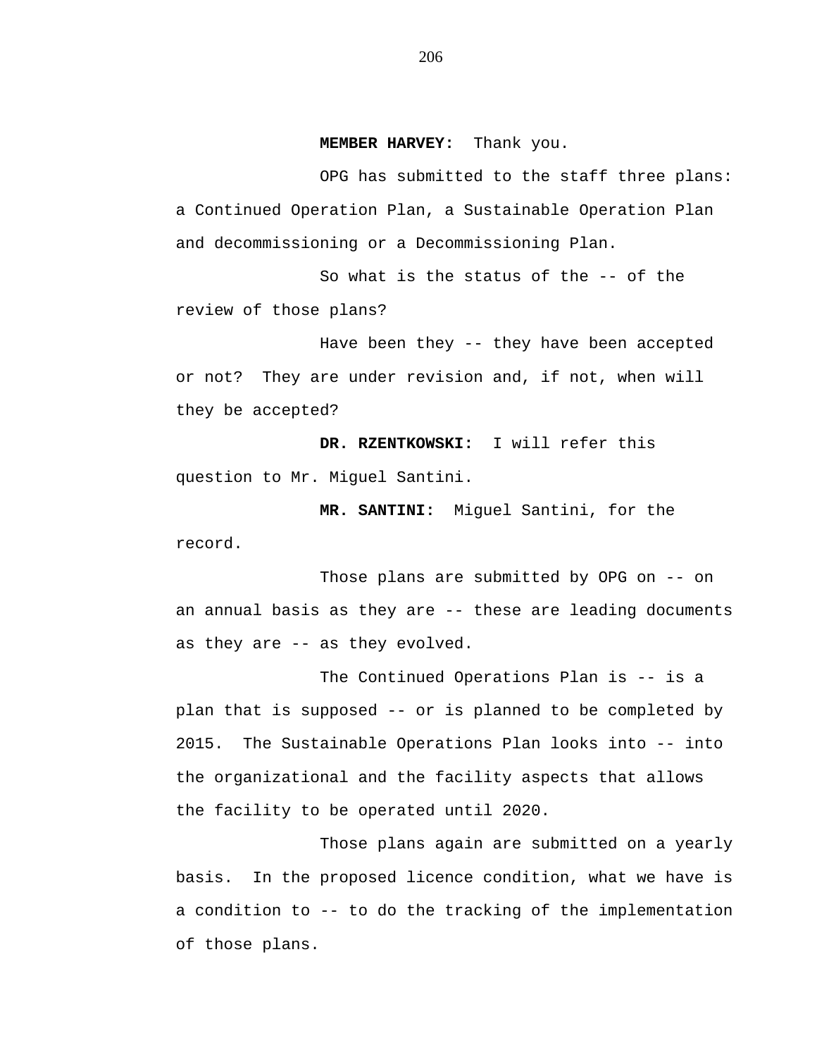**MEMBER HARVEY:** Thank you.

OPG has submitted to the staff three plans: a Continued Operation Plan, a Sustainable Operation Plan and decommissioning or a Decommissioning Plan.

So what is the status of the -- of the review of those plans?

Have been they -- they have been accepted or not? They are under revision and, if not, when will they be accepted?

**DR. RZENTKOWSKI:** I will refer this question to Mr. Miguel Santini.

**MR. SANTINI:** Miguel Santini, for the record.

Those plans are submitted by OPG on -- on an annual basis as they are -- these are leading documents as they are -- as they evolved.

The Continued Operations Plan is -- is a plan that is supposed -- or is planned to be completed by 2015. The Sustainable Operations Plan looks into -- into the organizational and the facility aspects that allows the facility to be operated until 2020.

Those plans again are submitted on a yearly basis. In the proposed licence condition, what we have is a condition to -- to do the tracking of the implementation of those plans.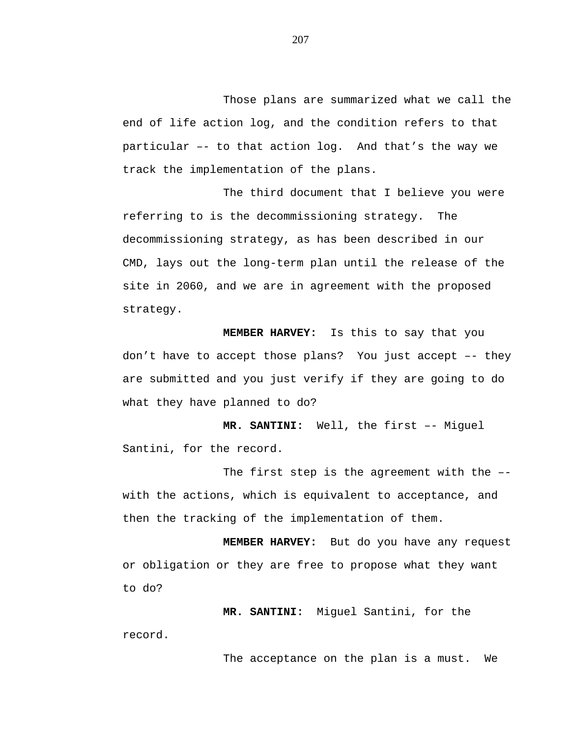Those plans are summarized what we call the end of life action log, and the condition refers to that particular –- to that action log.  And that’s the way we track the implementation of the plans.

The third document that I believe you were referring to is the decommissioning strategy.  The decommissioning strategy, as has been described in our CMD, lays out the long-term plan until the release of the site in 2060, and we are in agreement with the proposed strategy.

**MEMBER HARVEY:** Is this to say that you don’t have to accept those plans?  You just accept –- they are submitted and you just verify if they are going to do what they have planned to do?

**MR. SANTINI:** Well, the first –- Miguel Santini, for the record.

The first step is the agreement with the –- with the actions, which is equivalent to acceptance, and then the tracking of the implementation of them.

**MEMBER HARVEY:** But do you have any request or obligation or they are free to propose what they want to do?

**MR. SANTINI:** Miguel Santini, for the record.

The acceptance on the plan is a must.  We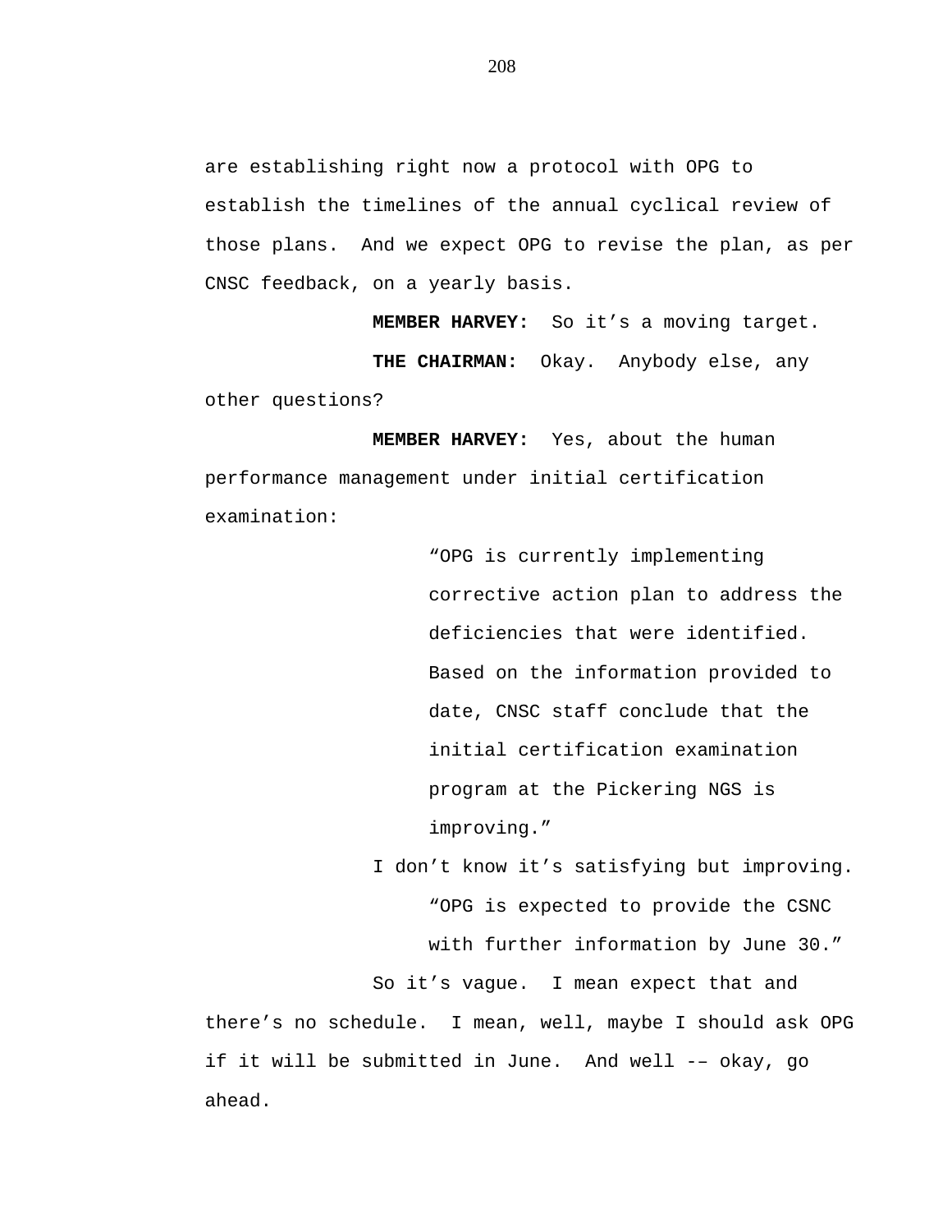are establishing right now a protocol with OPG to establish the timelines of the annual cyclical review of those plans. And we expect OPG to revise the plan, as per CNSC feedback, on a yearly basis.

**MEMBER HARVEY:** So it's a moving target.

**THE CHAIRMAN:** Okay. Anybody else, any other questions?

**MEMBER HARVEY:** Yes, about the human performance management under initial certification examination:

> "OPG is currently implementing corrective action plan to address the deficiencies that were identified. Based on the information provided to date, CNSC staff conclude that the initial certification examination program at the Pickering NGS is improving."

I don't know it's satisfying but improving.

> "OPG is expected to provide the CSNC with further information by June 30."

So it's vague. I mean expect that and there's no schedule. I mean, well, maybe I should ask OPG if it will be submitted in June. And well -– okay, go ahead.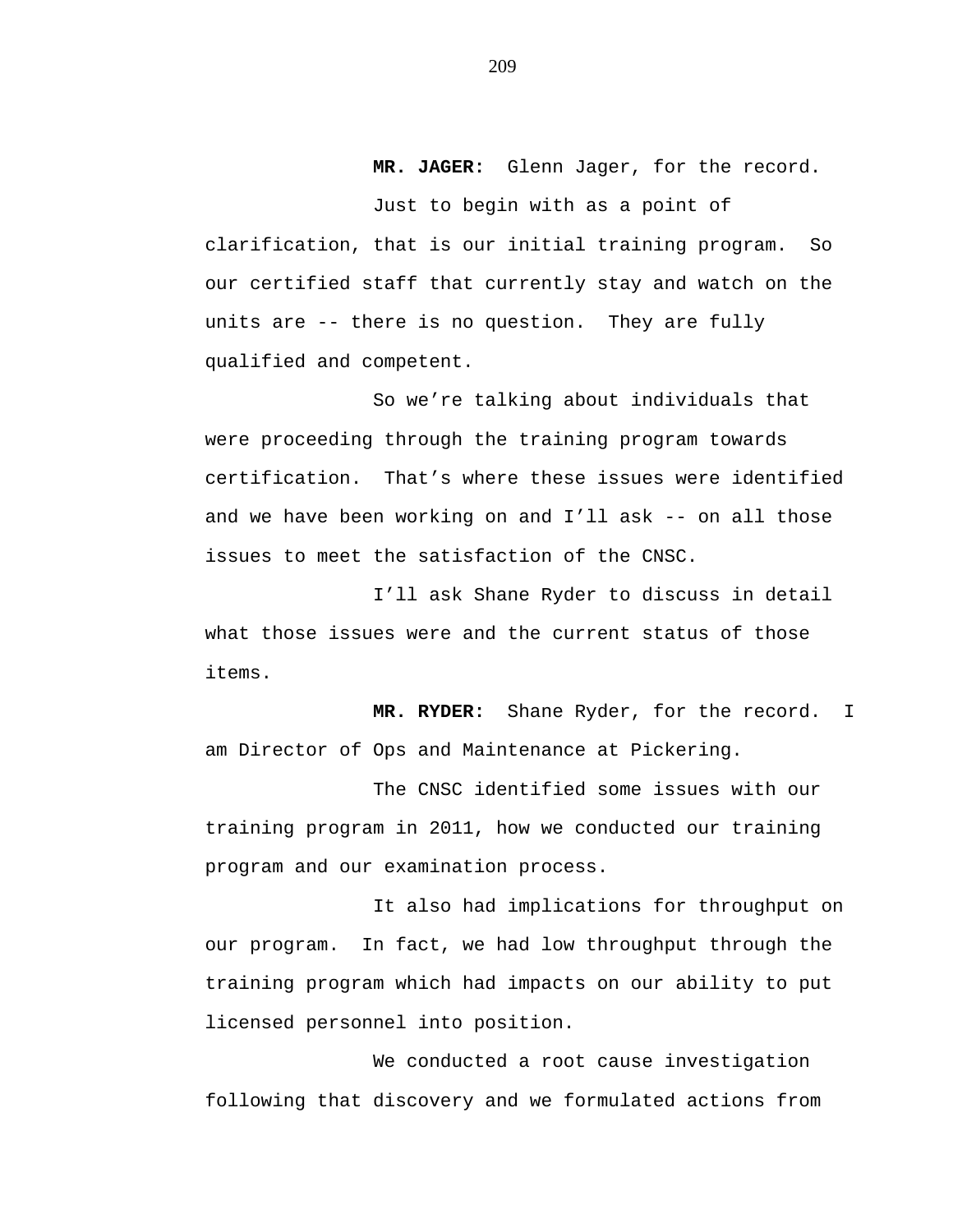**MR. JAGER:** Glenn Jager, for the record.

Just to begin with as a point of clarification, that is our initial training program. So our certified staff that currently stay and watch on the units are -- there is no question. They are fully qualified and competent.

So we're talking about individuals that were proceeding through the training program towards certification. That's where these issues were identified and we have been working on and I'll ask -- on all those issues to meet the satisfaction of the CNSC.

I'll ask Shane Ryder to discuss in detail what those issues were and the current status of those items.

**MR. RYDER:** Shane Ryder, for the record. I am Director of Ops and Maintenance at Pickering.

The CNSC identified some issues with our training program in 2011, how we conducted our training program and our examination process.

It also had implications for throughput on our program. In fact, we had low throughput through the training program which had impacts on our ability to put licensed personnel into position.

We conducted a root cause investigation following that discovery and we formulated actions from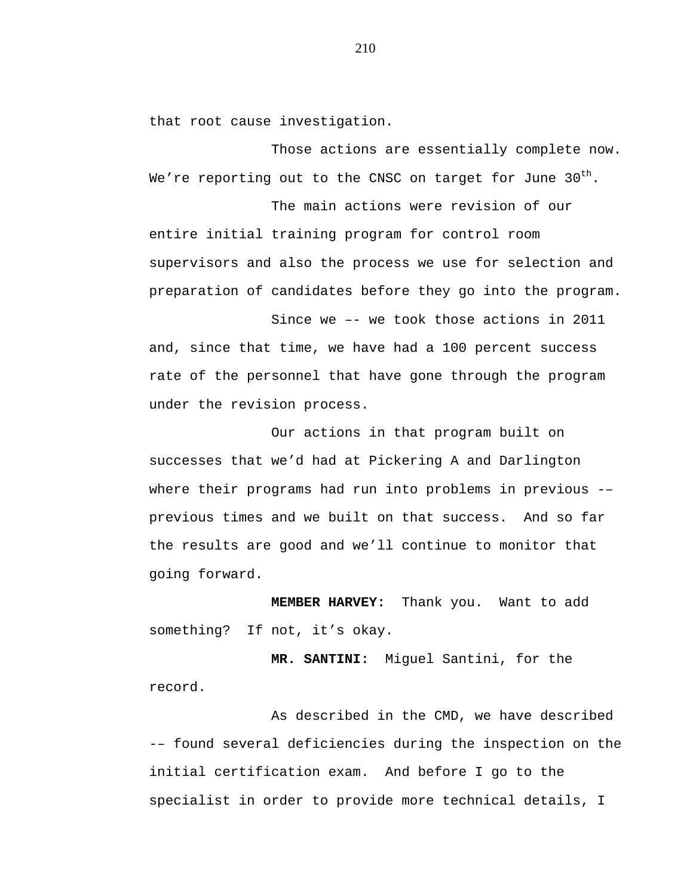that root cause investigation.

Those actions are essentially complete now. We're reporting out to the CNSC on target for June 30th.

The main actions were revision of our entire initial training program for control room supervisors and also the process we use for selection and preparation of candidates before they go into the program.

Since we –- we took those actions in 2011 and, since that time, we have had a 100 percent success rate of the personnel that have gone through the program under the revision process.

Our actions in that program built on successes that we'd had at Pickering A and Darlington where their programs had run into problems in previous -– previous times and we built on that success. And so far the results are good and we'll continue to monitor that going forward.

**MEMBER HARVEY:** Thank you. Want to add something? If not, it's okay.

**MR. SANTINI:** Miguel Santini, for the record.

As described in the CMD, we have described -– found several deficiencies during the inspection on the initial certification exam. And before I go to the specialist in order to provide more technical details, I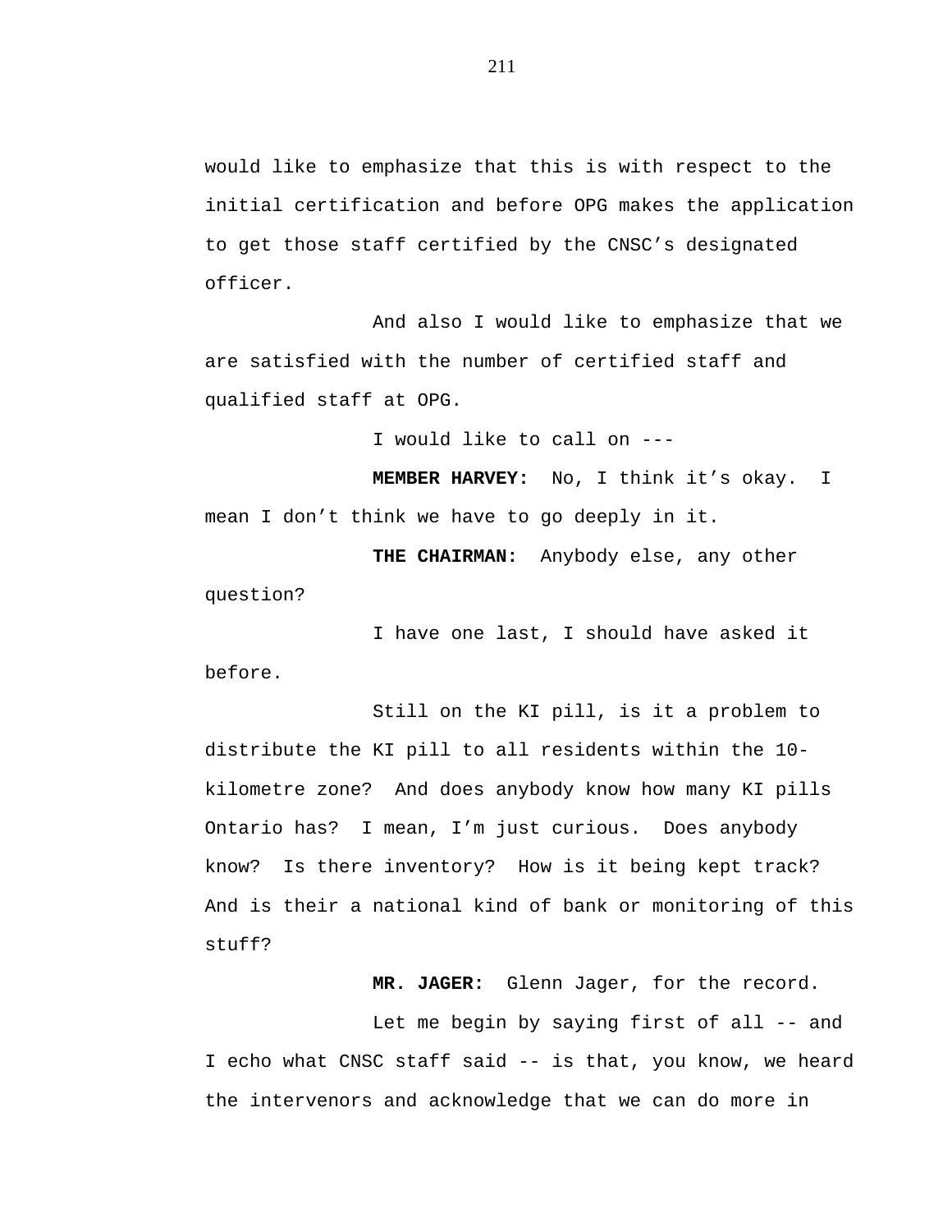would like to emphasize that this is with respect to the initial certification and before OPG makes the application to get those staff certified by the CNSC's designated officer.

And also I would like to emphasize that we are satisfied with the number of certified staff and qualified staff at OPG.

I would like to call on ---

**MEMBER HARVEY:** No, I think it's okay. I mean I don't think we have to go deeply in it.

**THE CHAIRMAN:** Anybody else, any other question?

I have one last, I should have asked it before.

Still on the KI pill, is it a problem to distribute the KI pill to all residents within the 10-kilometre zone? And does anybody know how many KI pills Ontario has? I mean, I'm just curious. Does anybody know? Is there inventory? How is it being kept track? And is their a national kind of bank or monitoring of this stuff?

**MR. JAGER:** Glenn Jager, for the record.

Let me begin by saying first of all -- and I echo what CNSC staff said -- is that, you know, we heard the intervenors and acknowledge that we can do more in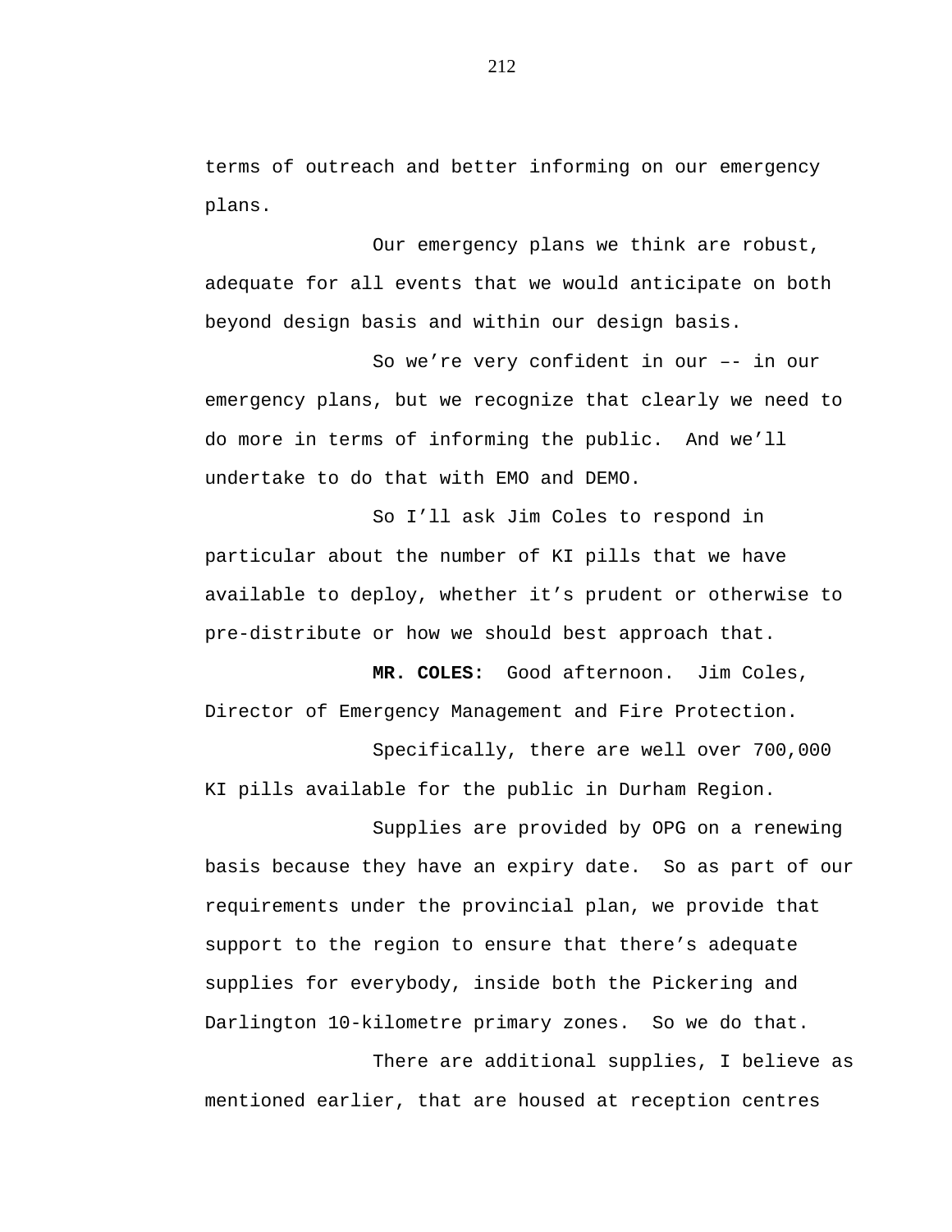terms of outreach and better informing on our emergency plans.

Our emergency plans we think are robust, adequate for all events that we would anticipate on both beyond design basis and within our design basis.

So we're very confident in our –- in our emergency plans, but we recognize that clearly we need to do more in terms of informing the public. And we'll undertake to do that with EMO and DEMO.

So I'll ask Jim Coles to respond in particular about the number of KI pills that we have available to deploy, whether it's prudent or otherwise to pre-distribute or how we should best approach that.

**MR. COLES:** Good afternoon. Jim Coles, Director of Emergency Management and Fire Protection.

Specifically, there are well over 700,000 KI pills available for the public in Durham Region.

Supplies are provided by OPG on a renewing basis because they have an expiry date. So as part of our requirements under the provincial plan, we provide that support to the region to ensure that there's adequate supplies for everybody, inside both the Pickering and Darlington 10-kilometre primary zones. So we do that.

There are additional supplies, I believe as mentioned earlier, that are housed at reception centres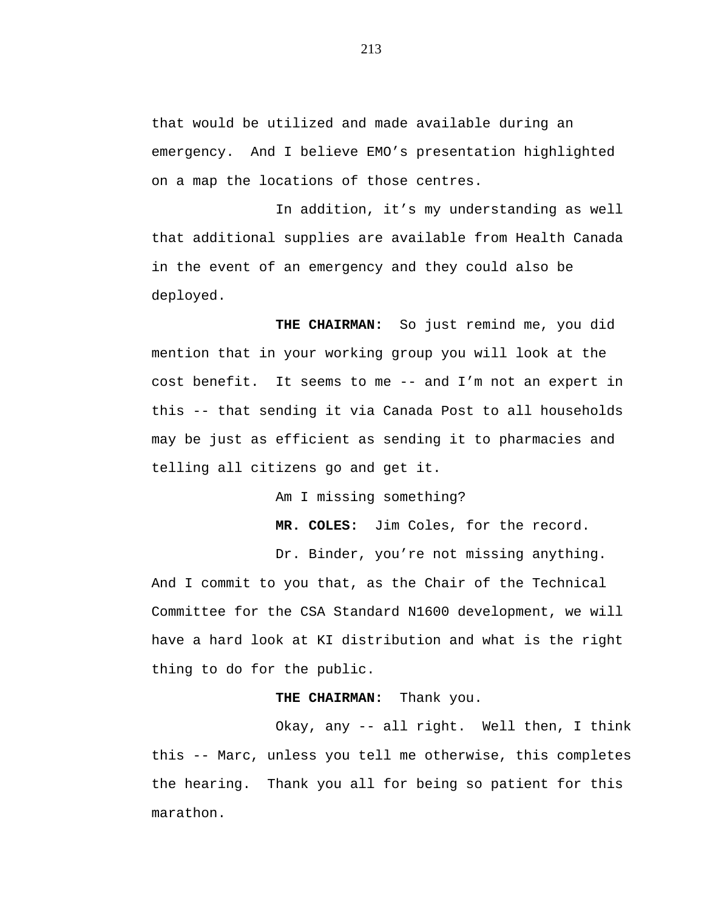that would be utilized and made available during an emergency. And I believe EMO's presentation highlighted on a map the locations of those centres.

In addition, it's my understanding as well that additional supplies are available from Health Canada in the event of an emergency and they could also be deployed.

**THE CHAIRMAN:** So just remind me, you did mention that in your working group you will look at the cost benefit. It seems to me -- and I'm not an expert in this -- that sending it via Canada Post to all households may be just as efficient as sending it to pharmacies and telling all citizens go and get it.

Am I missing something?

**MR. COLES:** Jim Coles, for the record.

Dr. Binder, you're not missing anything. And I commit to you that, as the Chair of the Technical Committee for the CSA Standard N1600 development, we will have a hard look at KI distribution and what is the right thing to do for the public.

**THE CHAIRMAN:** Thank you.

Okay, any -- all right. Well then, I think this -- Marc, unless you tell me otherwise, this completes the hearing. Thank you all for being so patient for this marathon.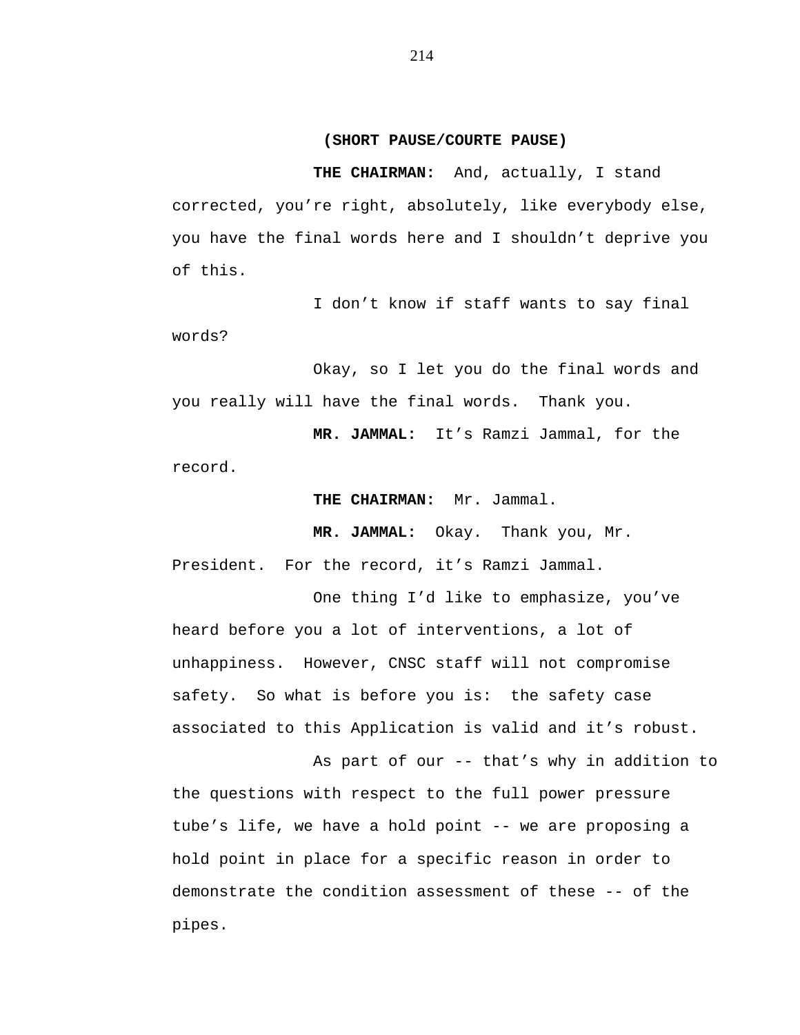**(SHORT PAUSE/COURTE PAUSE)**

**THE CHAIRMAN:** And, actually, I stand corrected, you're right, absolutely, like everybody else, you have the final words here and I shouldn't deprive you of this.

I don't know if staff wants to say final words?

Okay, so I let you do the final words and you really will have the final words. Thank you.

**MR. JAMMAL:** It's Ramzi Jammal, for the record.

**THE CHAIRMAN:** Mr. Jammal.

**MR. JAMMAL:** Okay. Thank you, Mr. President. For the record, it's Ramzi Jammal.

One thing I'd like to emphasize, you've heard before you a lot of interventions, a lot of unhappiness. However, CNSC staff will not compromise safety. So what is before you is: the safety case associated to this Application is valid and it's robust.

As part of our -- that's why in addition to the questions with respect to the full power pressure tube's life, we have a hold point -- we are proposing a hold point in place for a specific reason in order to demonstrate the condition assessment of these -- of the pipes.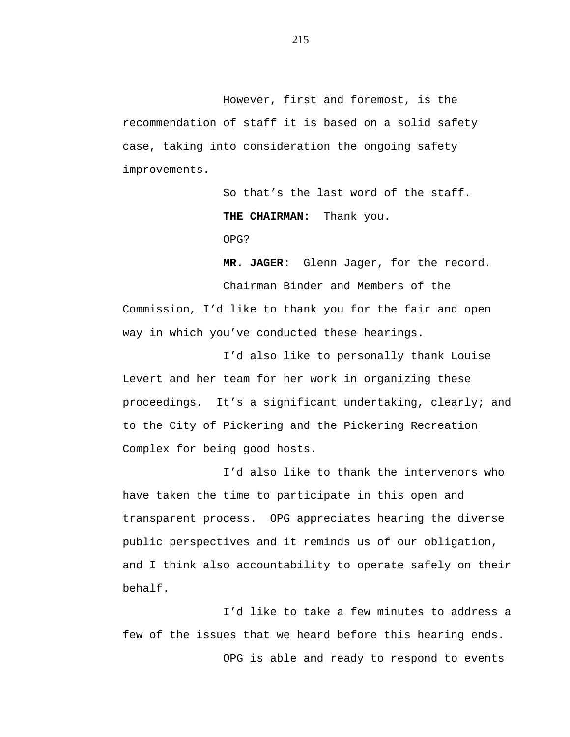However, first and foremost, is the recommendation of staff it is based on a solid safety case, taking into consideration the ongoing safety improvements.

So that’s the last word of the staff.

**THE CHAIRMAN:** Thank you.

OPG?

**MR. JAGER:** Glenn Jager, for the record.

Chairman Binder and Members of the Commission, I’d like to thank you for the fair and open way in which you’ve conducted these hearings.

I’d also like to personally thank Louise Levert and her team for her work in organizing these proceedings. It’s a significant undertaking, clearly; and to the City of Pickering and the Pickering Recreation Complex for being good hosts.

I’d also like to thank the intervenors who have taken the time to participate in this open and transparent process. OPG appreciates hearing the diverse public perspectives and it reminds us of our obligation, and I think also accountability to operate safely on their behalf.

I’d like to take a few minutes to address a few of the issues that we heard before this hearing ends.

OPG is able and ready to respond to events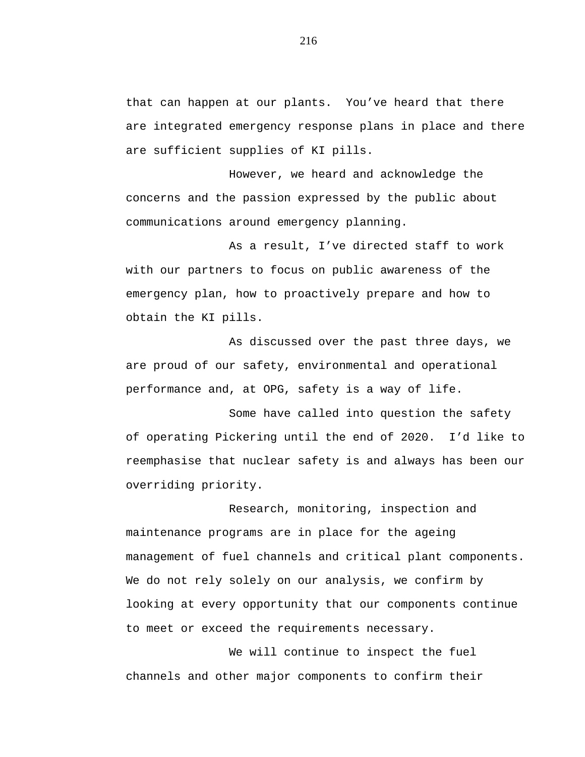that can happen at our plants. You've heard that there are integrated emergency response plans in place and there are sufficient supplies of KI pills.

However, we heard and acknowledge the concerns and the passion expressed by the public about communications around emergency planning.

As a result, I've directed staff to work with our partners to focus on public awareness of the emergency plan, how to proactively prepare and how to obtain the KI pills.

As discussed over the past three days, we are proud of our safety, environmental and operational performance and, at OPG, safety is a way of life.

Some have called into question the safety of operating Pickering until the end of 2020. I'd like to reemphasise that nuclear safety is and always has been our overriding priority.

Research, monitoring, inspection and maintenance programs are in place for the ageing management of fuel channels and critical plant components. We do not rely solely on our analysis, we confirm by looking at every opportunity that our components continue to meet or exceed the requirements necessary.

We will continue to inspect the fuel channels and other major components to confirm their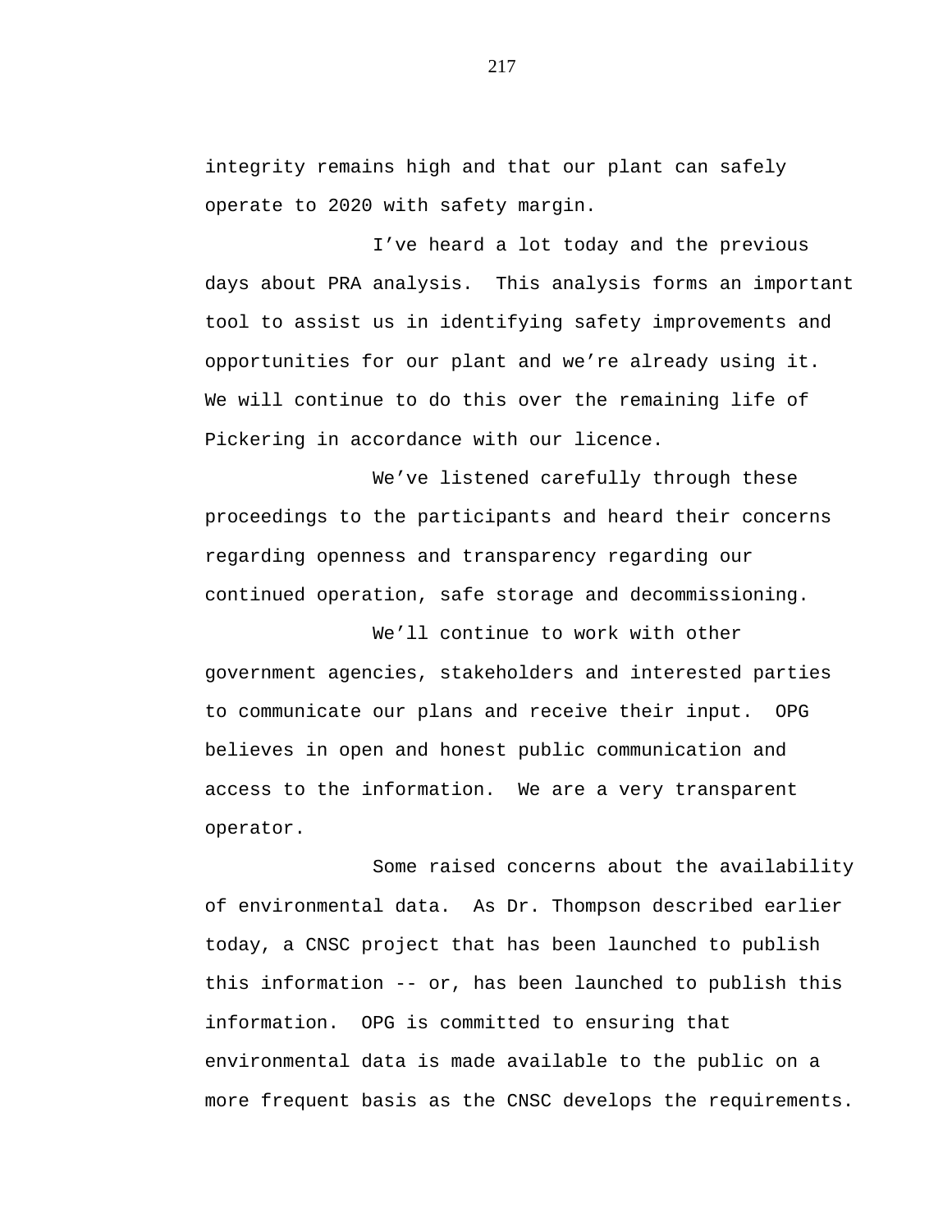integrity remains high and that our plant can safely operate to 2020 with safety margin.

I've heard a lot today and the previous days about PRA analysis. This analysis forms an important tool to assist us in identifying safety improvements and opportunities for our plant and we're already using it. We will continue to do this over the remaining life of Pickering in accordance with our licence.

We've listened carefully through these proceedings to the participants and heard their concerns regarding openness and transparency regarding our continued operation, safe storage and decommissioning.

We'll continue to work with other government agencies, stakeholders and interested parties to communicate our plans and receive their input. OPG believes in open and honest public communication and access to the information. We are a very transparent operator.

Some raised concerns about the availability of environmental data. As Dr. Thompson described earlier today, a CNSC project that has been launched to publish this information -- or, has been launched to publish this information. OPG is committed to ensuring that environmental data is made available to the public on a more frequent basis as the CNSC develops the requirements.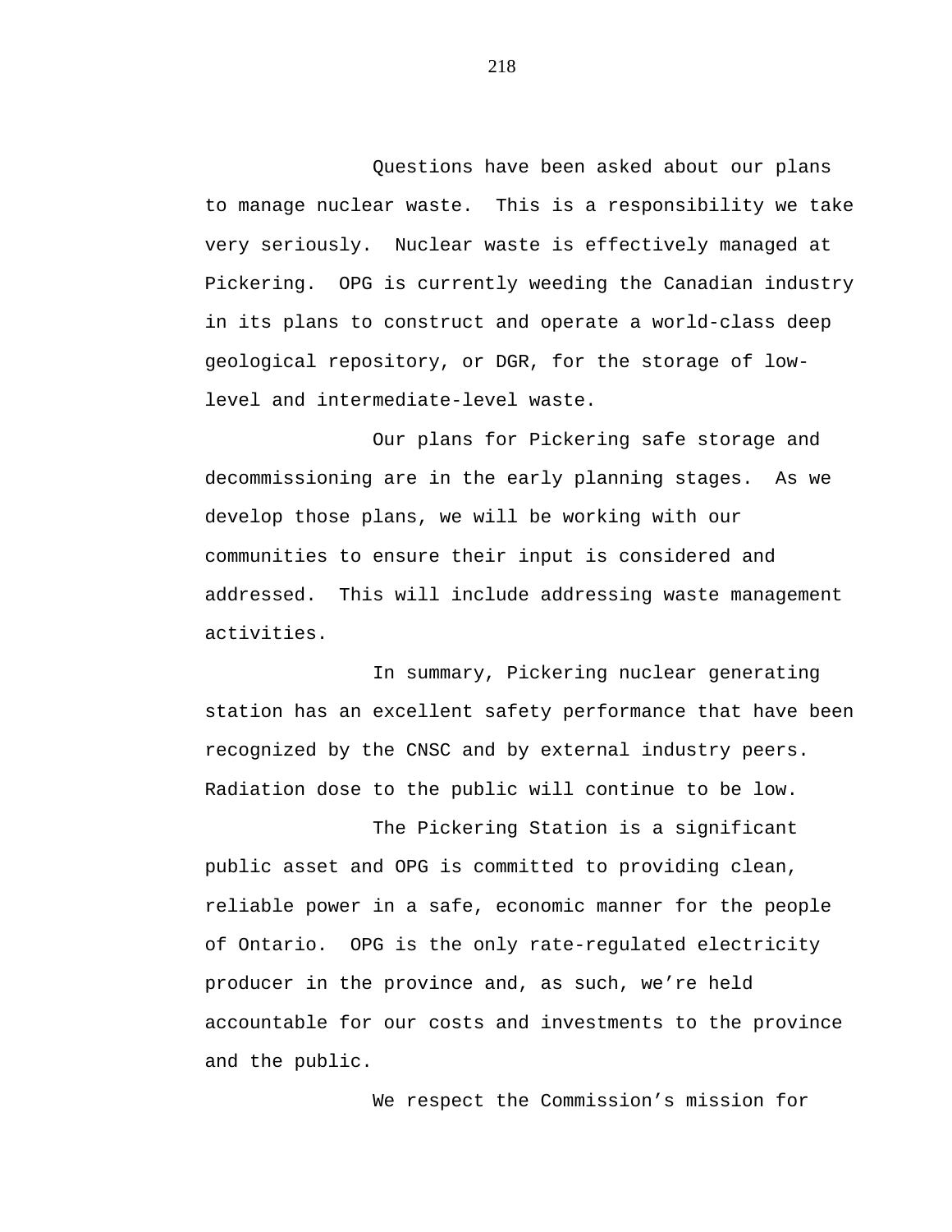Questions have been asked about our plans to manage nuclear waste. This is a responsibility we take very seriously. Nuclear waste is effectively managed at Pickering. OPG is currently weeding the Canadian industry in its plans to construct and operate a world-class deep geological repository, or DGR, for the storage of low-level and intermediate-level waste.

Our plans for Pickering safe storage and decommissioning are in the early planning stages. As we develop those plans, we will be working with our communities to ensure their input is considered and addressed. This will include addressing waste management activities.

In summary, Pickering nuclear generating station has an excellent safety performance that have been recognized by the CNSC and by external industry peers. Radiation dose to the public will continue to be low.

The Pickering Station is a significant public asset and OPG is committed to providing clean, reliable power in a safe, economic manner for the people of Ontario. OPG is the only rate-regulated electricity producer in the province and, as such, we're held accountable for our costs and investments to the province and the public.

We respect the Commission's mission for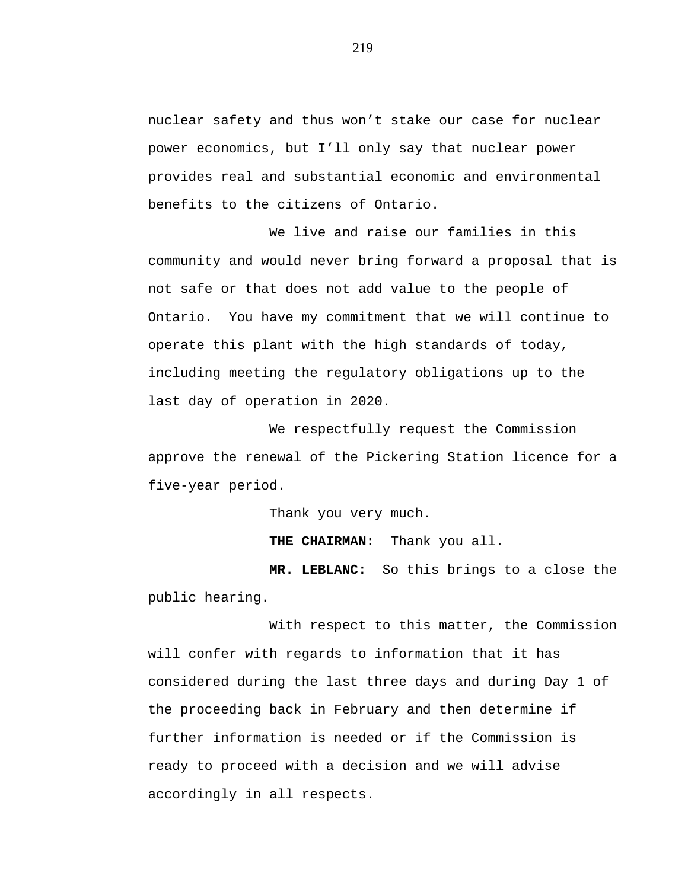nuclear safety and thus won’t stake our case for nuclear power economics, but I’ll only say that nuclear power provides real and substantial economic and environmental benefits to the citizens of Ontario.

We live and raise our families in this community and would never bring forward a proposal that is not safe or that does not add value to the people of Ontario. You have my commitment that we will continue to operate this plant with the high standards of today, including meeting the regulatory obligations up to the last day of operation in 2020.

We respectfully request the Commission approve the renewal of the Pickering Station licence for a five-year period.

Thank you very much.

**THE CHAIRMAN:** Thank you all.

**MR. LEBLANC:** So this brings to a close the public hearing.

With respect to this matter, the Commission will confer with regards to information that it has considered during the last three days and during Day 1 of the proceeding back in February and then determine if further information is needed or if the Commission is ready to proceed with a decision and we will advise accordingly in all respects.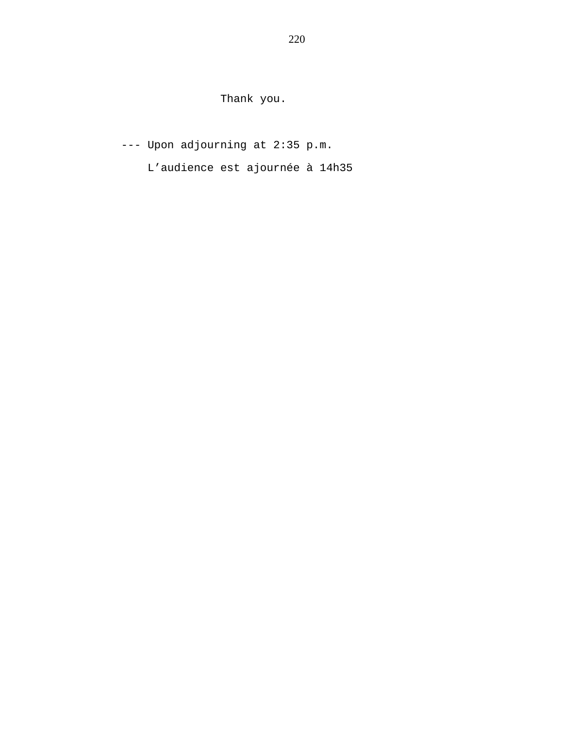Thank you.

--- Upon adjourning at 2:35 p.m.

L’audience est ajournée à 14h35